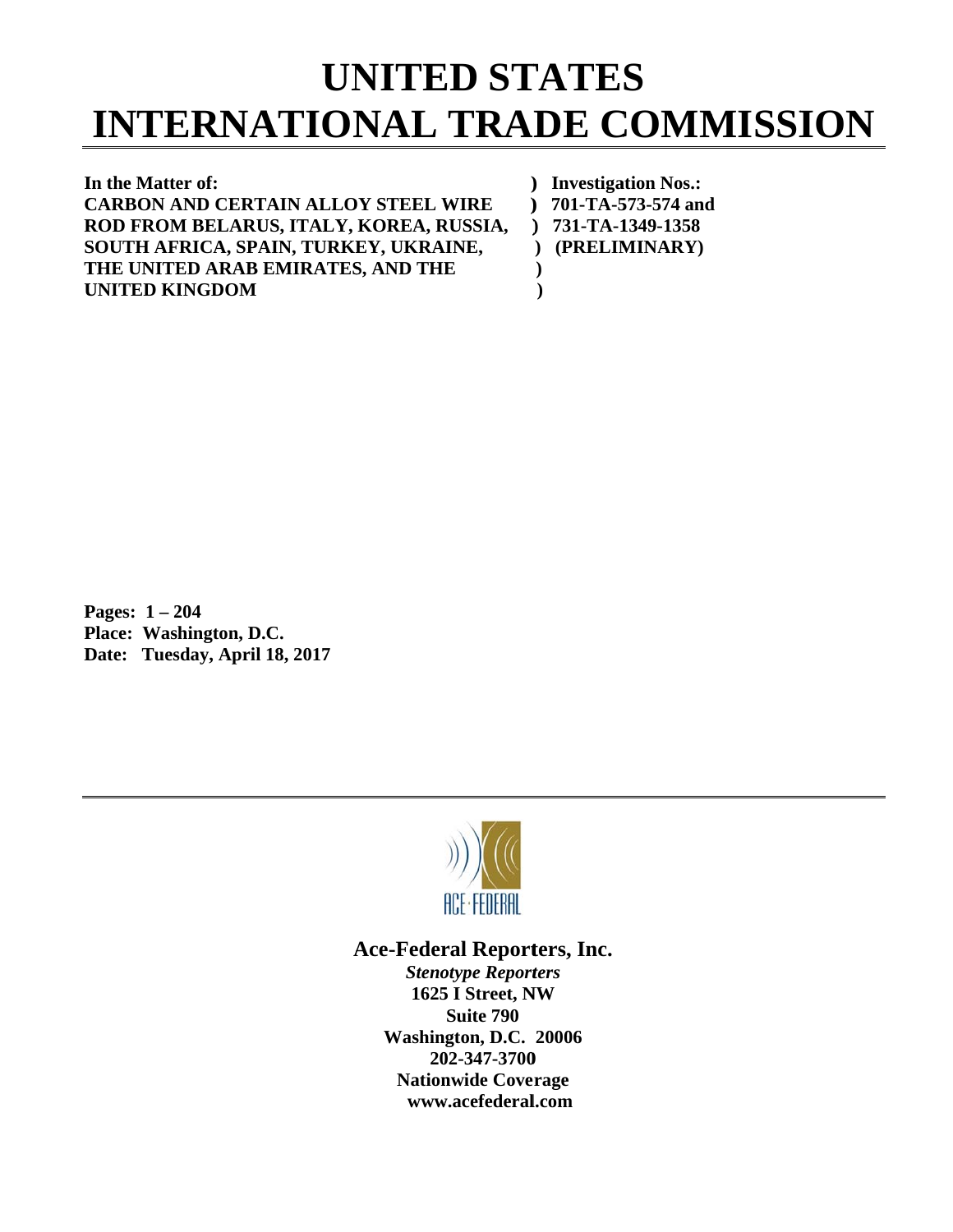# UNITED STATES INTERNATIONAL TRADE COMMISSION

| | |
|---|---|
| **In the Matter of:** | **) Investigation Nos.:** |
| **CARBON AND CERTAIN ALLOY STEEL WIRE** | **) 701-TA-573-574 and** |
| **ROD FROM BELARUS, ITALY, KOREA, RUSSIA,** | **) 731-TA-1349-1358** |
| **SOUTH AFRICA, SPAIN, TURKEY, UKRAINE,** | **) (PRELIMINARY)** |
| **THE UNITED ARAB EMIRATES, AND THE** | **)** |
| **UNITED KINGDOM** | **)** |

**Pages: 1 – 204**
**Place: Washington, D.C.**
**Date: Tuesday, April 18, 2017**

ACE·FEDERAL

**Ace-Federal Reporters, Inc.**
***Stenotype Reporters***
**1625 I Street, NW**
**Suite 790**
**Washington, D.C. 20006**
**202-347-3700**
**Nationwide Coverage**
**www.acefederal.com**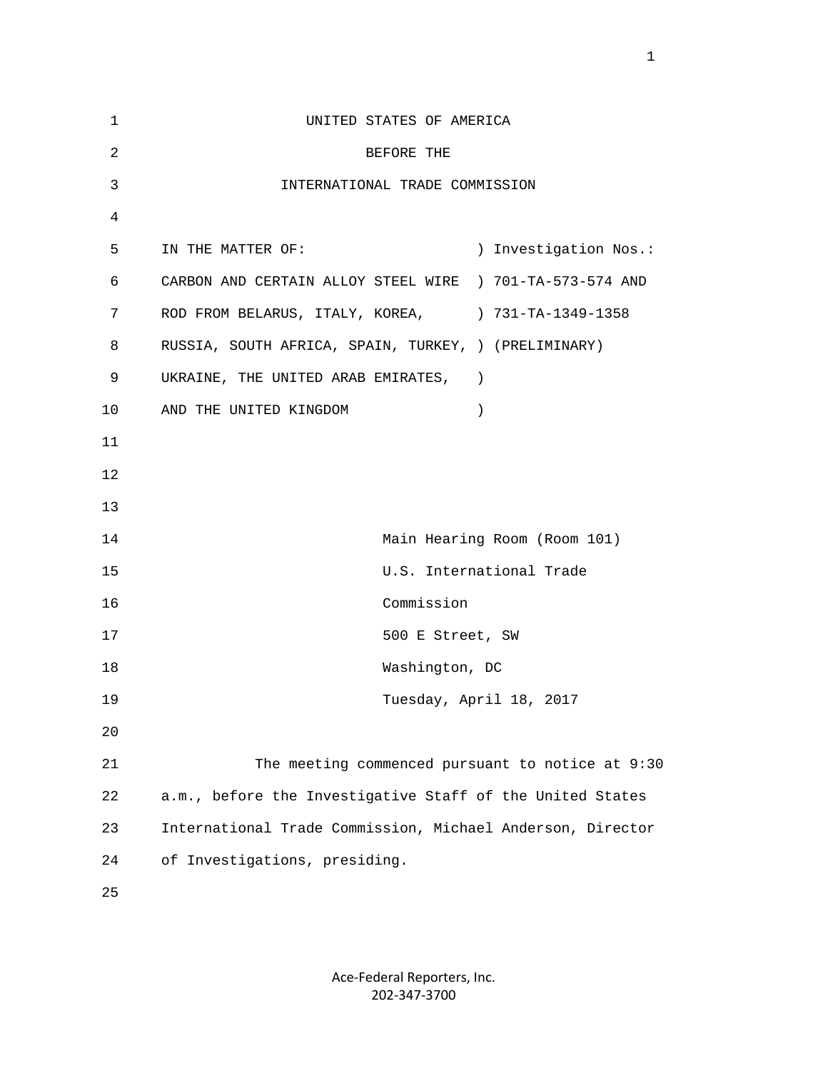UNITED STATES OF AMERICA

BEFORE THE

INTERNATIONAL TRADE COMMISSION

| IN THE MATTER OF: | ) Investigation Nos.: |
|---|---|
| CARBON AND CERTAIN ALLOY STEEL WIRE | ) 701-TA-573-574 AND |
| ROD FROM BELARUS, ITALY, KOREA, | ) 731-TA-1349-1358 |
| RUSSIA, SOUTH AFRICA, SPAIN, TURKEY, | ) (PRELIMINARY) |
| UKRAINE, THE UNITED ARAB EMIRATES, | ) |
| AND THE UNITED KINGDOM | ) |

Main Hearing Room (Room 101)
U.S. International Trade
Commission
500 E Street, SW
Washington, DC
Tuesday, April 18, 2017

The meeting commenced pursuant to notice at 9:30 a.m., before the Investigative Staff of the United States International Trade Commission, Michael Anderson, Director of Investigations, presiding.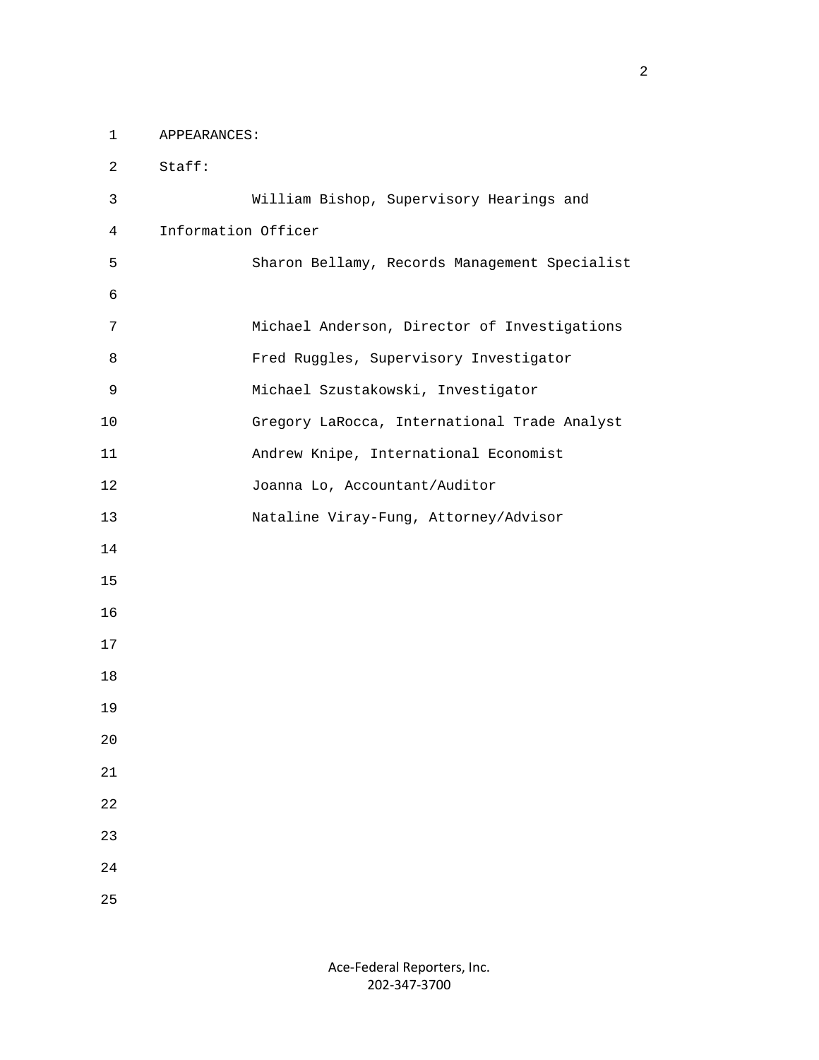APPEARANCES:

Staff:

William Bishop, Supervisory Hearings and Information Officer

Sharon Bellamy, Records Management Specialist

Michael Anderson, Director of Investigations

Fred Ruggles, Supervisory Investigator

Michael Szustakowski, Investigator

Gregory LaRocca, International Trade Analyst

Andrew Knipe, International Economist

Joanna Lo, Accountant/Auditor

Nataline Viray-Fung, Attorney/Advisor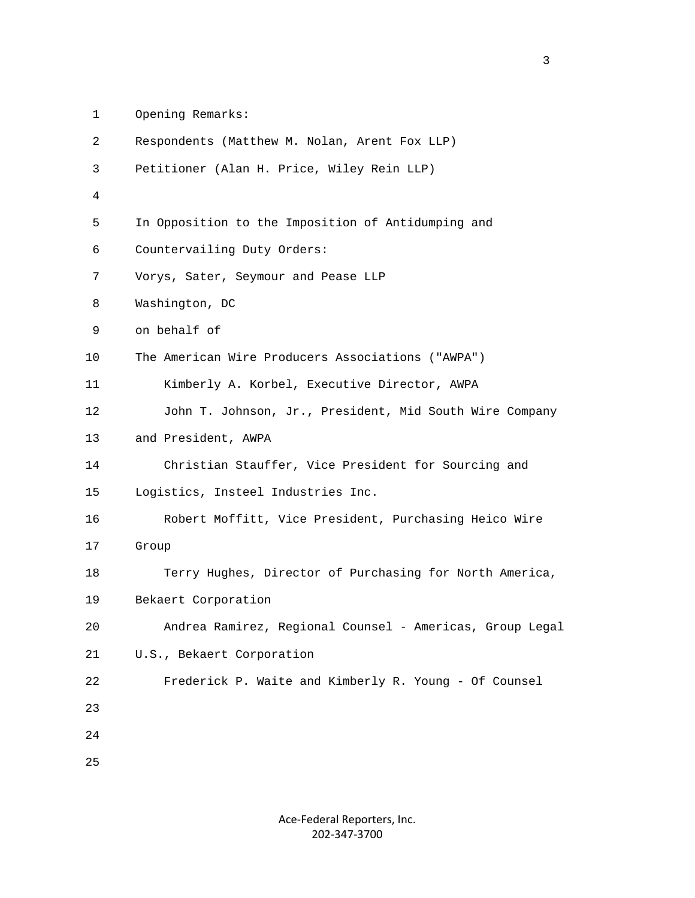Opening Remarks:

Respondents (Matthew M. Nolan, Arent Fox LLP)

Petitioner (Alan H. Price, Wiley Rein LLP)

In Opposition to the Imposition of Antidumping and Countervailing Duty Orders:

Vorys, Sater, Seymour and Pease LLP
Washington, DC
on behalf of

The American Wire Producers Associations ("AWPA")

Kimberly A. Korbel, Executive Director, AWPA

John T. Johnson, Jr., President, Mid South Wire Company and President, AWPA

Christian Stauffer, Vice President for Sourcing and Logistics, Insteel Industries Inc.

Robert Moffitt, Vice President, Purchasing Heico Wire Group

Terry Hughes, Director of Purchasing for North America, Bekaert Corporation

Andrea Ramirez, Regional Counsel - Americas, Group Legal U.S., Bekaert Corporation

Frederick P. Waite and Kimberly R. Young - Of Counsel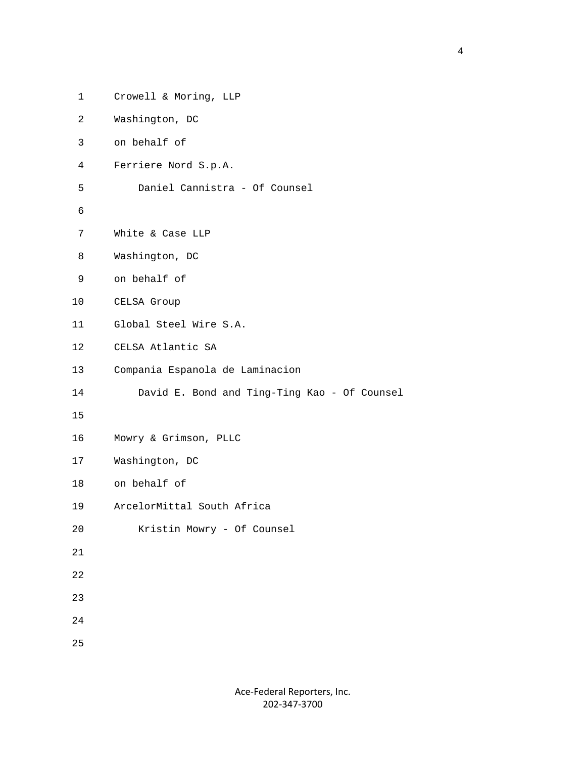Crowell & Moring, LLP
Washington, DC
on behalf of
Ferriere Nord S.p.A.
    Daniel Cannistra - Of Counsel

White & Case LLP
Washington, DC
on behalf of
CELSA Group
Global Steel Wire S.A.
CELSA Atlantic SA
Compania Espanola de Laminacion
    David E. Bond and Ting-Ting Kao - Of Counsel

Mowry & Grimson, PLLC
Washington, DC
on behalf of
ArcelorMittal South Africa
    Kristin Mowry - Of Counsel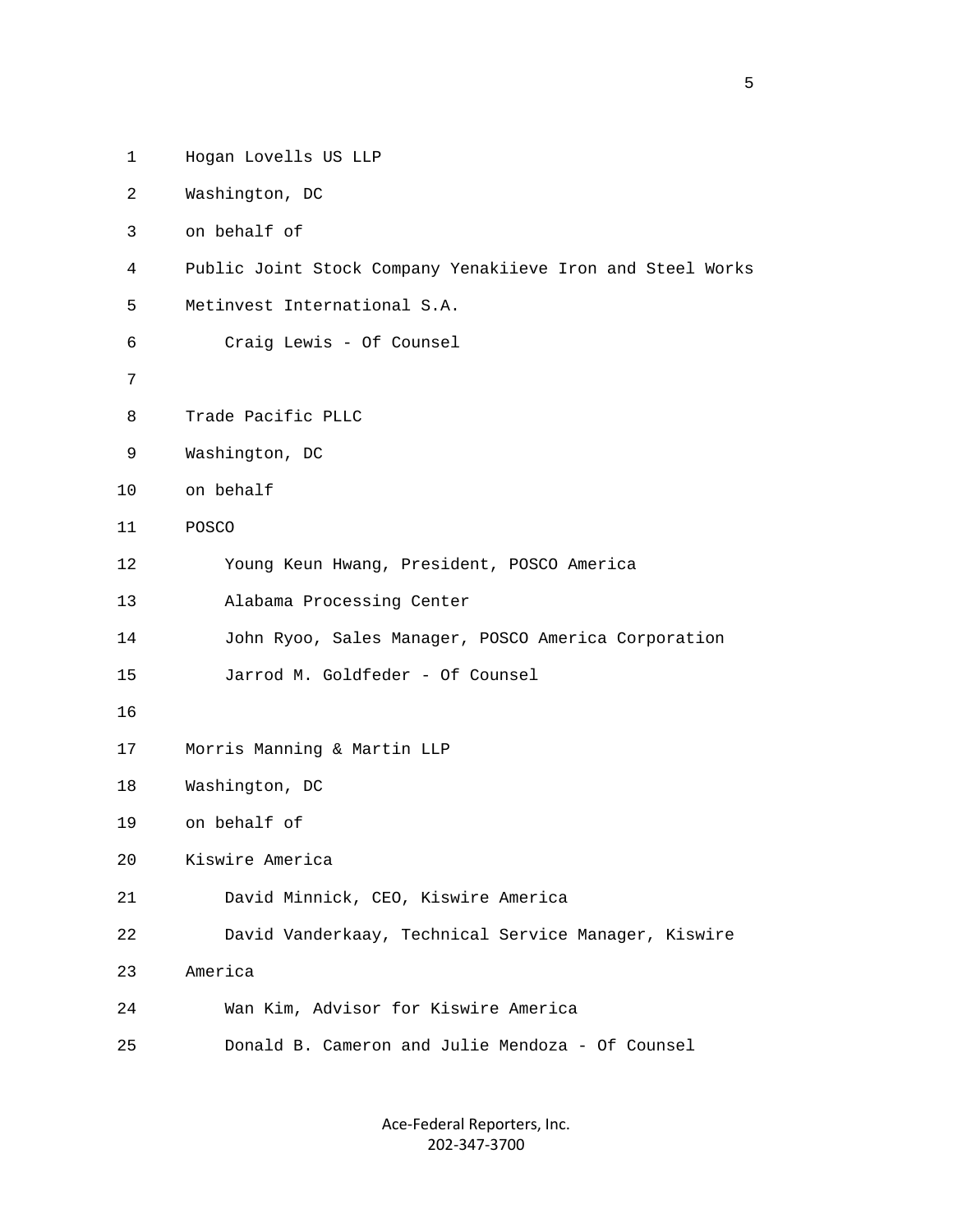Hogan Lovells US LLP
Washington, DC
on behalf of
Public Joint Stock Company Yenakiieve Iron and Steel Works
Metinvest International S.A.
    Craig Lewis - Of Counsel

Trade Pacific PLLC
Washington, DC
on behalf
POSCO
    Young Keun Hwang, President, POSCO America
    Alabama Processing Center
    John Ryoo, Sales Manager, POSCO America Corporation
    Jarrod M. Goldfeder - Of Counsel

Morris Manning & Martin LLP
Washington, DC
on behalf of
Kiswire America
    David Minnick, CEO, Kiswire America
    David Vanderkaay, Technical Service Manager, Kiswire
America
    Wan Kim, Advisor for Kiswire America
    Donald B. Cameron and Julie Mendoza - Of Counsel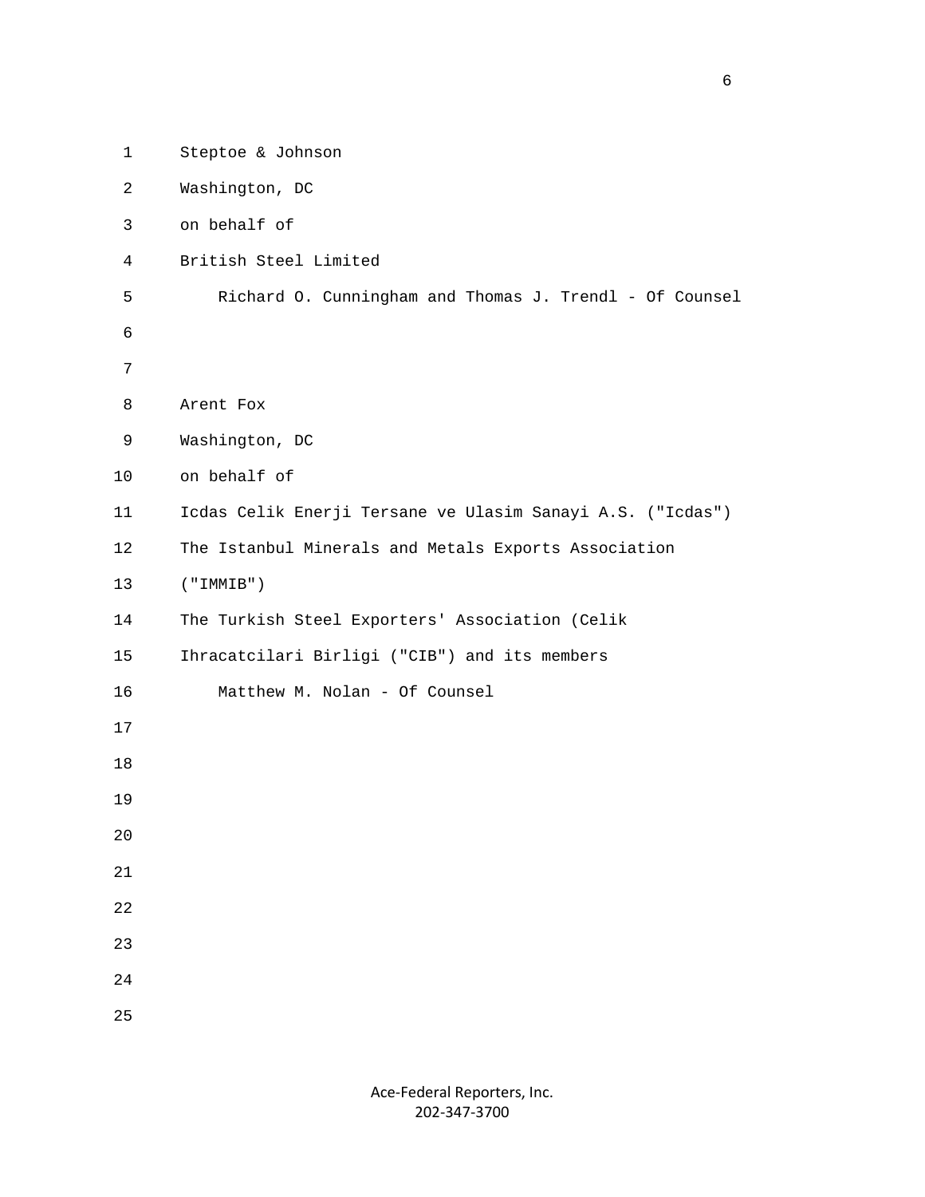Steptoe & Johnson
Washington, DC
on behalf of
British Steel Limited

Richard O. Cunningham and Thomas J. Trendl - Of Counsel

Arent Fox
Washington, DC
on behalf of
Icdas Celik Enerji Tersane ve Ulasim Sanayi A.S. ("Icdas")
The Istanbul Minerals and Metals Exports Association
("IMMIB")
The Turkish Steel Exporters' Association (Celik
Ihracatcilari Birligi ("CIB") and its members

Matthew M. Nolan - Of Counsel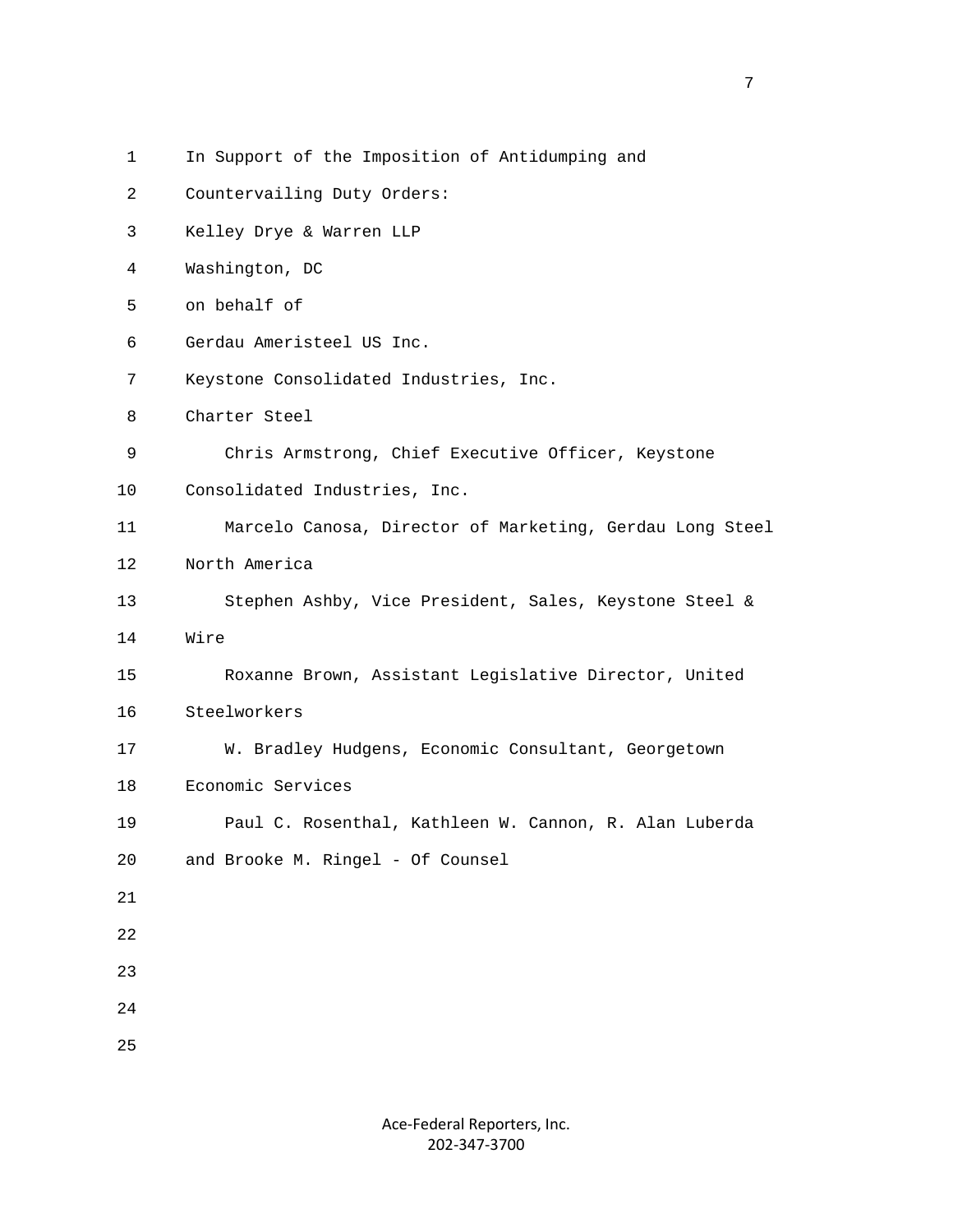In Support of the Imposition of Antidumping and Countervailing Duty Orders:

Kelley Drye & Warren LLP
Washington, DC
on behalf of

Gerdau Ameristeel US Inc.
Keystone Consolidated Industries, Inc.
Charter Steel

Chris Armstrong, Chief Executive Officer, Keystone Consolidated Industries, Inc.

Marcelo Canosa, Director of Marketing, Gerdau Long Steel North America

Stephen Ashby, Vice President, Sales, Keystone Steel & Wire

Roxanne Brown, Assistant Legislative Director, United Steelworkers

W. Bradley Hudgens, Economic Consultant, Georgetown Economic Services

Paul C. Rosenthal, Kathleen W. Cannon, R. Alan Luberda and Brooke M. Ringel - Of Counsel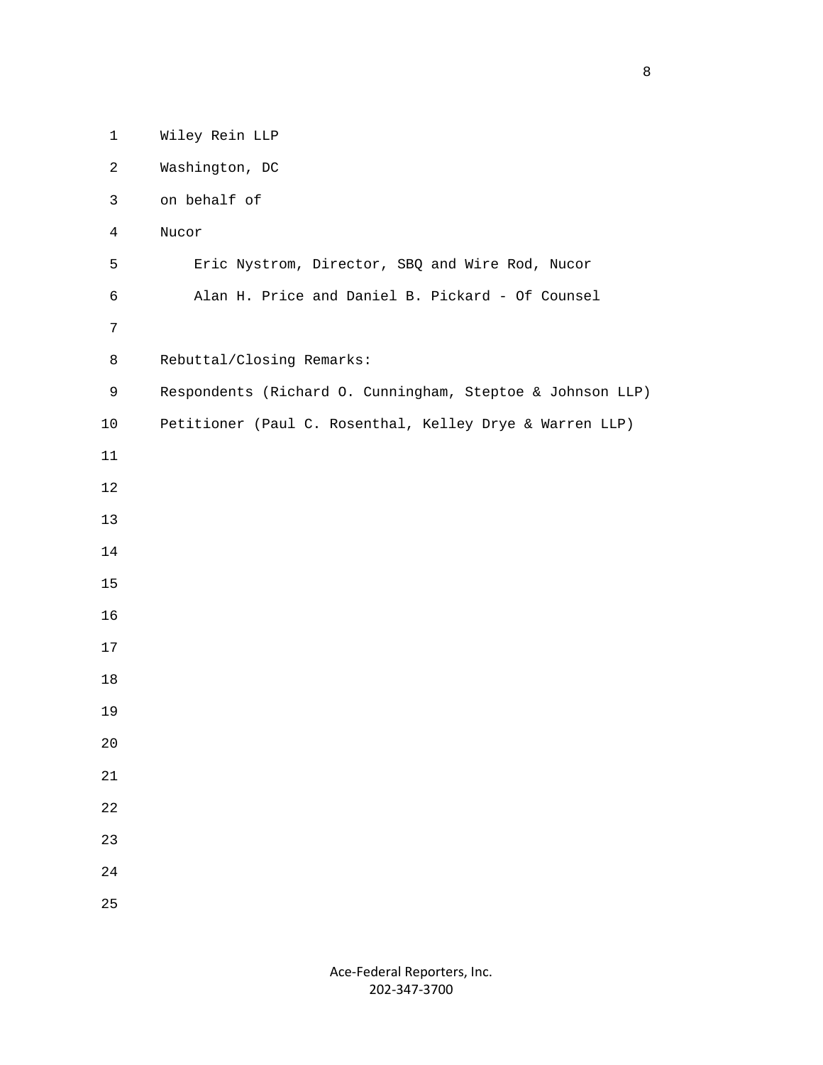Wiley Rein LLP

Washington, DC

on behalf of

Nucor

Eric Nystrom, Director, SBQ and Wire Rod, Nucor

Alan H. Price and Daniel B. Pickard - Of Counsel

Rebuttal/Closing Remarks:

Respondents (Richard O. Cunningham, Steptoe & Johnson LLP)

Petitioner (Paul C. Rosenthal, Kelley Drye & Warren LLP)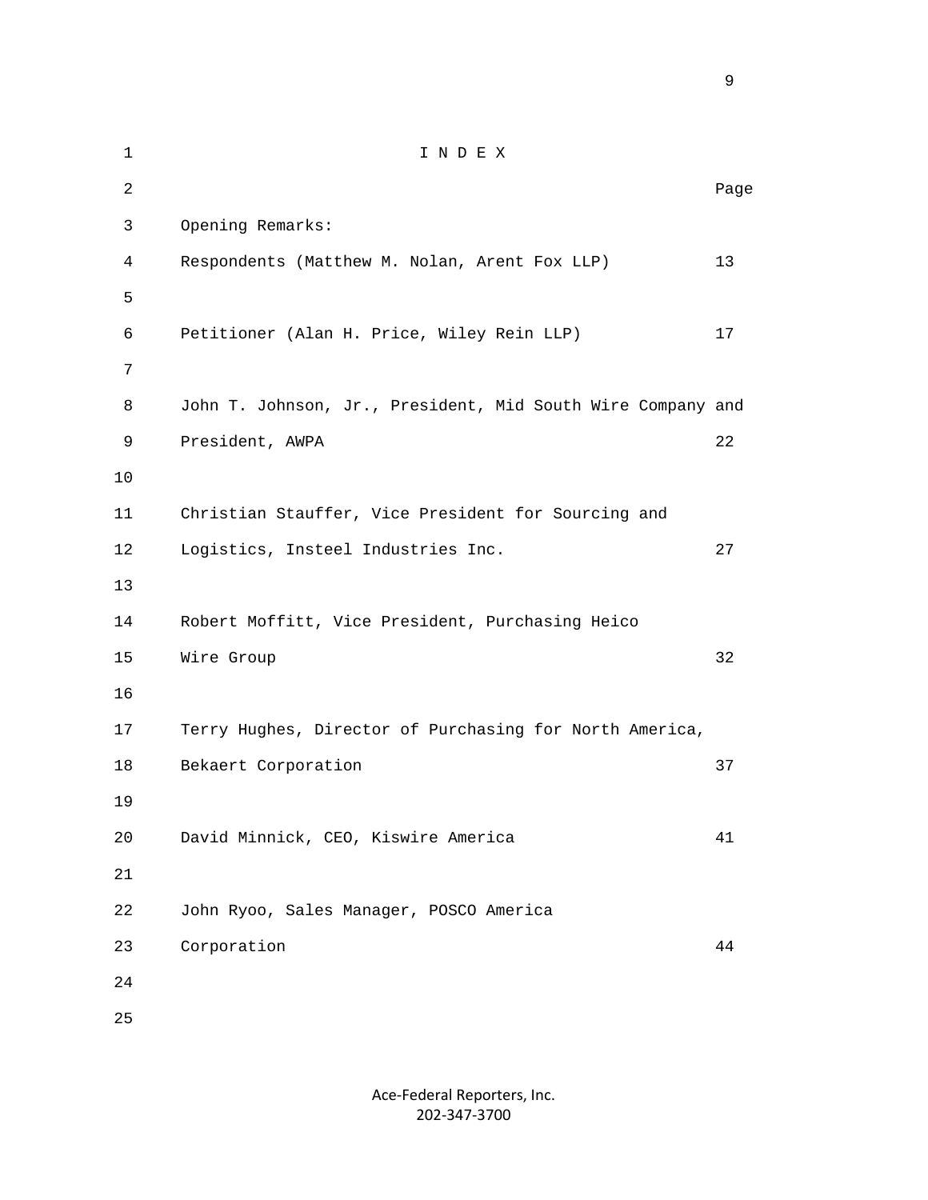# I N D E X

| | Page |
|---|---|
| Opening Remarks: | |
| Respondents (Matthew M. Nolan, Arent Fox LLP) | 13 |
| Petitioner (Alan H. Price, Wiley Rein LLP) | 17 |
| John T. Johnson, Jr., President, Mid South Wire Company and President, AWPA | 22 |
| Christian Stauffer, Vice President for Sourcing and Logistics, Insteel Industries Inc. | 27 |
| Robert Moffitt, Vice President, Purchasing Heico Wire Group | 32 |
| Terry Hughes, Director of Purchasing for North America, Bekaert Corporation | 37 |
| David Minnick, CEO, Kiswire America | 41 |
| John Ryoo, Sales Manager, POSCO America Corporation | 44 |

Ace-Federal Reporters, Inc.
202-347-3700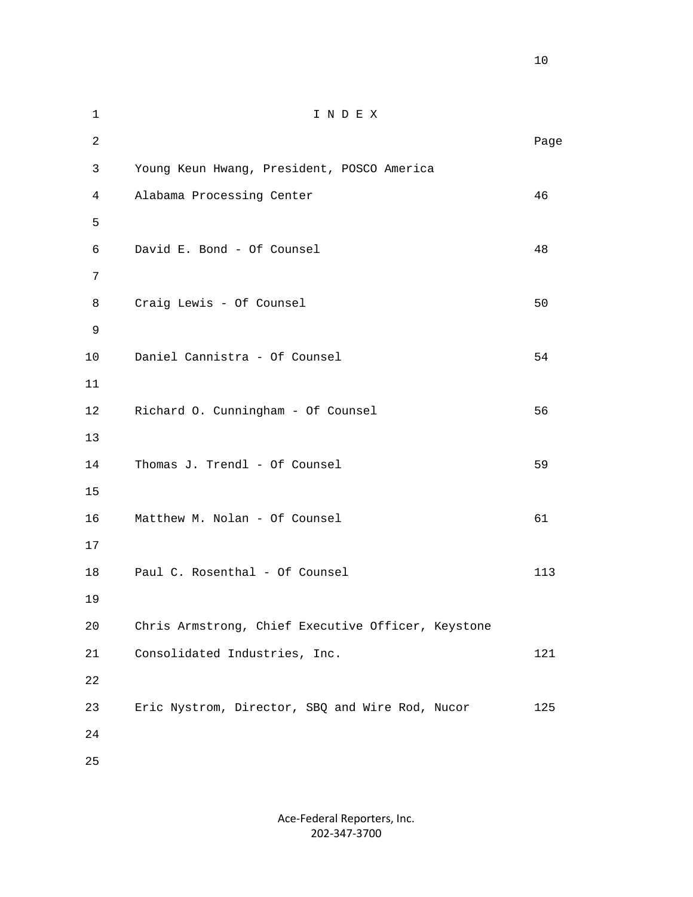# I N D E X

| | Page |
|---|---|
| Young Keun Hwang, President, POSCO America Alabama Processing Center | 46 |
| David E. Bond - Of Counsel | 48 |
| Craig Lewis - Of Counsel | 50 |
| Daniel Cannistra - Of Counsel | 54 |
| Richard O. Cunningham - Of Counsel | 56 |
| Thomas J. Trendl - Of Counsel | 59 |
| Matthew M. Nolan - Of Counsel | 61 |
| Paul C. Rosenthal - Of Counsel | 113 |
| Chris Armstrong, Chief Executive Officer, Keystone Consolidated Industries, Inc. | 121 |
| Eric Nystrom, Director, SBQ and Wire Rod, Nucor | 125 |

Ace-Federal Reporters, Inc.
202-347-3700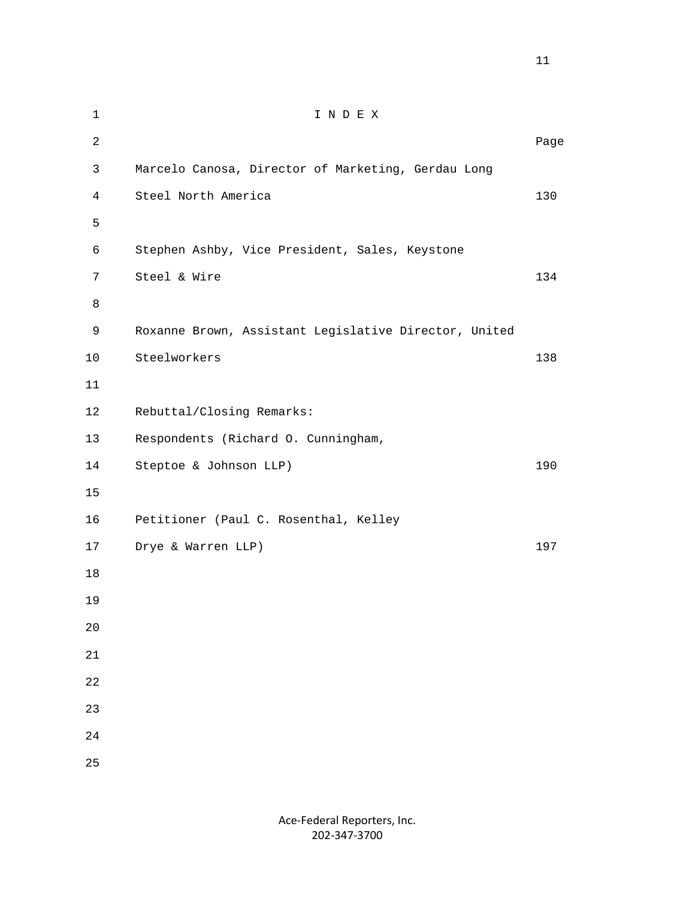# I N D E X

| | Page |
|---|---|
| Marcelo Canosa, Director of Marketing, Gerdau Long Steel North America | 130 |
| Stephen Ashby, Vice President, Sales, Keystone Steel & Wire | 134 |
| Roxanne Brown, Assistant Legislative Director, United Steelworkers | 138 |
| Rebuttal/Closing Remarks: | |
| Respondents (Richard O. Cunningham, Steptoe & Johnson LLP) | 190 |
| Petitioner (Paul C. Rosenthal, Kelley Drye & Warren LLP) | 197 |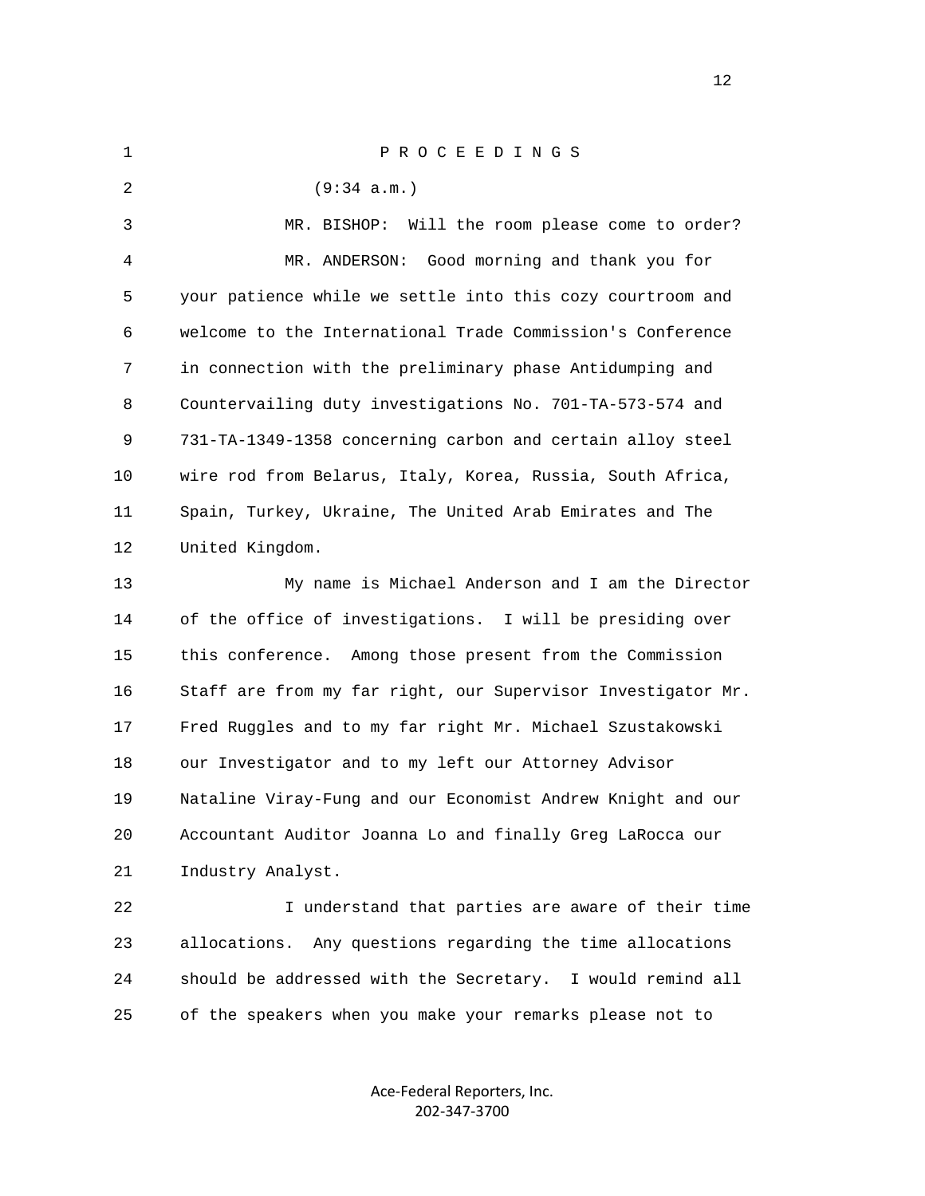P R O C E E D I N G S

(9:34 a.m.)

MR. BISHOP: Will the room please come to order?

MR. ANDERSON: Good morning and thank you for your patience while we settle into this cozy courtroom and welcome to the International Trade Commission's Conference in connection with the preliminary phase Antidumping and Countervailing duty investigations No. 701-TA-573-574 and 731-TA-1349-1358 concerning carbon and certain alloy steel wire rod from Belarus, Italy, Korea, Russia, South Africa, Spain, Turkey, Ukraine, The United Arab Emirates and The United Kingdom.

My name is Michael Anderson and I am the Director of the office of investigations. I will be presiding over this conference. Among those present from the Commission Staff are from my far right, our Supervisor Investigator Mr. Fred Ruggles and to my far right Mr. Michael Szustakowski our Investigator and to my left our Attorney Advisor Nataline Viray-Fung and our Economist Andrew Knight and our Accountant Auditor Joanna Lo and finally Greg LaRocca our Industry Analyst.

I understand that parties are aware of their time allocations. Any questions regarding the time allocations should be addressed with the Secretary. I would remind all of the speakers when you make your remarks please not to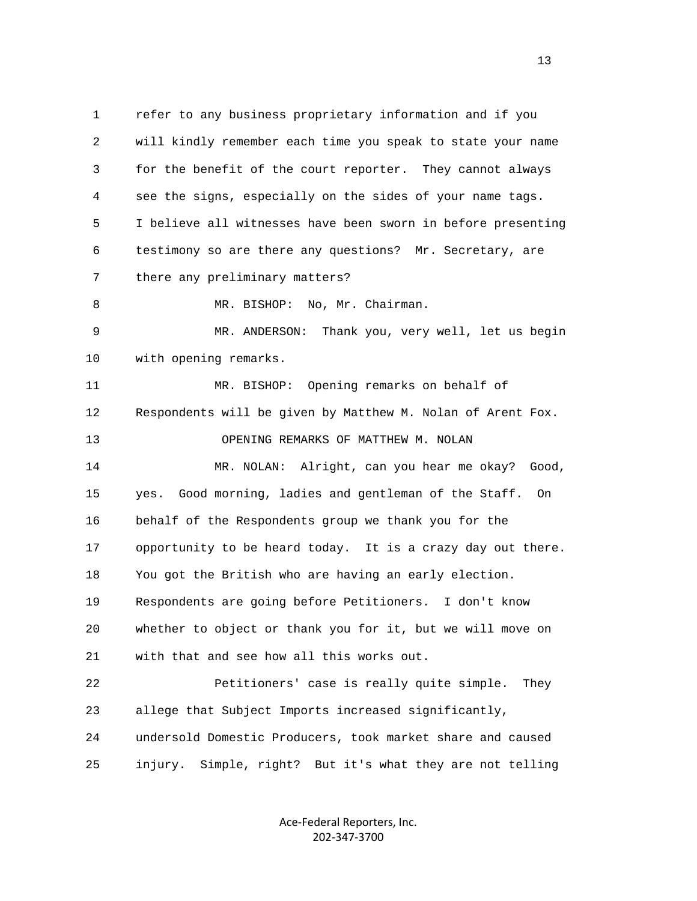refer to any business proprietary information and if you will kindly remember each time you speak to state your name for the benefit of the court reporter. They cannot always see the signs, especially on the sides of your name tags. I believe all witnesses have been sworn in before presenting testimony so are there any questions? Mr. Secretary, are there any preliminary matters?

MR. BISHOP: No, Mr. Chairman.

MR. ANDERSON: Thank you, very well, let us begin with opening remarks.

MR. BISHOP: Opening remarks on behalf of Respondents will be given by Matthew M. Nolan of Arent Fox.

OPENING REMARKS OF MATTHEW M. NOLAN

MR. NOLAN: Alright, can you hear me okay? Good, yes. Good morning, ladies and gentleman of the Staff. On behalf of the Respondents group we thank you for the opportunity to be heard today. It is a crazy day out there. You got the British who are having an early election. Respondents are going before Petitioners. I don't know whether to object or thank you for it, but we will move on with that and see how all this works out.

Petitioners' case is really quite simple. They allege that Subject Imports increased significantly, undersold Domestic Producers, took market share and caused injury. Simple, right? But it's what they are not telling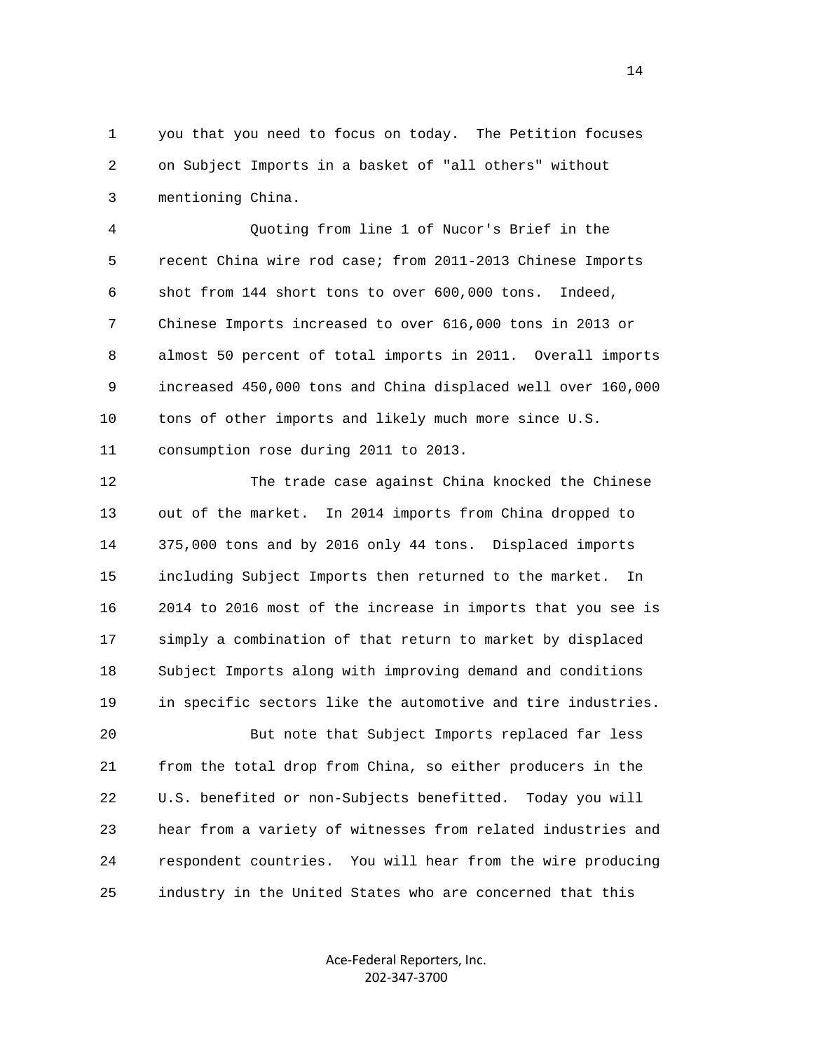you that you need to focus on today. The Petition focuses on Subject Imports in a basket of "all others" without mentioning China.

Quoting from line 1 of Nucor's Brief in the recent China wire rod case; from 2011-2013 Chinese Imports shot from 144 short tons to over 600,000 tons. Indeed, Chinese Imports increased to over 616,000 tons in 2013 or almost 50 percent of total imports in 2011. Overall imports increased 450,000 tons and China displaced well over 160,000 tons of other imports and likely much more since U.S. consumption rose during 2011 to 2013.

The trade case against China knocked the Chinese out of the market. In 2014 imports from China dropped to 375,000 tons and by 2016 only 44 tons. Displaced imports including Subject Imports then returned to the market. In 2014 to 2016 most of the increase in imports that you see is simply a combination of that return to market by displaced Subject Imports along with improving demand and conditions in specific sectors like the automotive and tire industries.

But note that Subject Imports replaced far less from the total drop from China, so either producers in the U.S. benefited or non-Subjects benefitted. Today you will hear from a variety of witnesses from related industries and respondent countries. You will hear from the wire producing industry in the United States who are concerned that this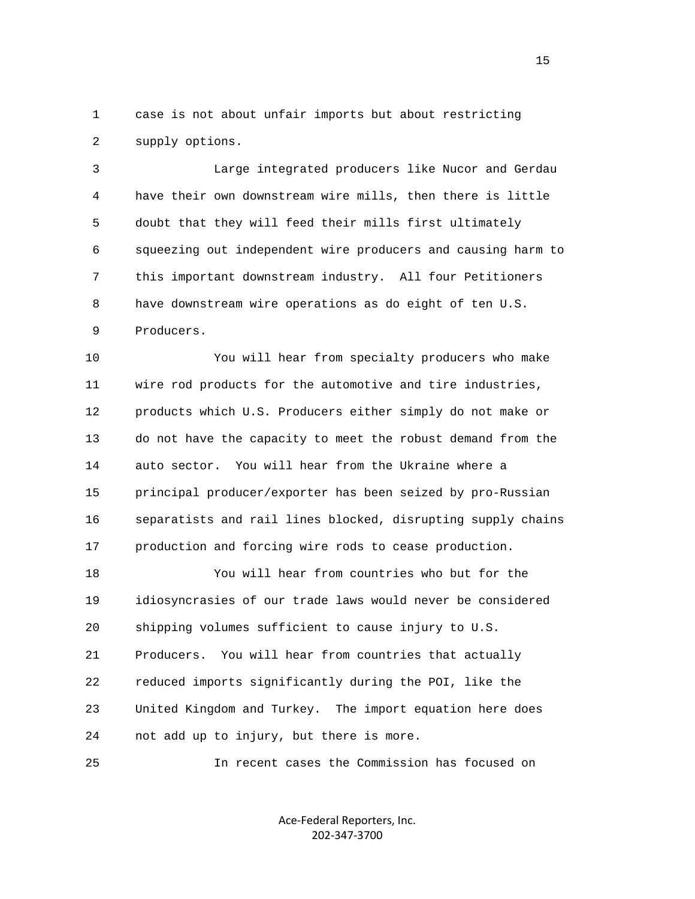case is not about unfair imports but about restricting supply options.

Large integrated producers like Nucor and Gerdau have their own downstream wire mills, then there is little doubt that they will feed their mills first ultimately squeezing out independent wire producers and causing harm to this important downstream industry. All four Petitioners have downstream wire operations as do eight of ten U.S. Producers.

You will hear from specialty producers who make wire rod products for the automotive and tire industries, products which U.S. Producers either simply do not make or do not have the capacity to meet the robust demand from the auto sector. You will hear from the Ukraine where a principal producer/exporter has been seized by pro-Russian separatists and rail lines blocked, disrupting supply chains production and forcing wire rods to cease production.

You will hear from countries who but for the idiosyncrasies of our trade laws would never be considered shipping volumes sufficient to cause injury to U.S. Producers. You will hear from countries that actually reduced imports significantly during the POI, like the United Kingdom and Turkey. The import equation here does not add up to injury, but there is more.

In recent cases the Commission has focused on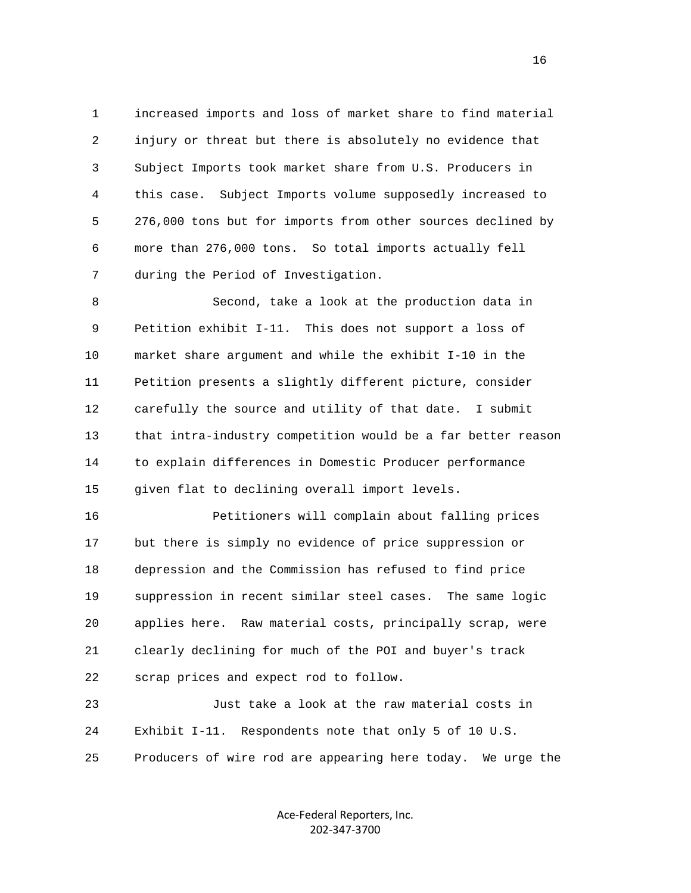1 increased imports and loss of market share to find material
2 injury or threat but there is absolutely no evidence that
3 Subject Imports took market share from U.S. Producers in
4 this case. Subject Imports volume supposedly increased to
5 276,000 tons but for imports from other sources declined by
6 more than 276,000 tons. So total imports actually fell
7 during the Period of Investigation.

8 Second, take a look at the production data in
9 Petition exhibit I-11. This does not support a loss of
10 market share argument and while the exhibit I-10 in the
11 Petition presents a slightly different picture, consider
12 carefully the source and utility of that date. I submit
13 that intra-industry competition would be a far better reason
14 to explain differences in Domestic Producer performance
15 given flat to declining overall import levels.

16 Petitioners will complain about falling prices
17 but there is simply no evidence of price suppression or
18 depression and the Commission has refused to find price
19 suppression in recent similar steel cases. The same logic
20 applies here. Raw material costs, principally scrap, were
21 clearly declining for much of the POI and buyer's track
22 scrap prices and expect rod to follow.

23 Just take a look at the raw material costs in
24 Exhibit I-11. Respondents note that only 5 of 10 U.S.
25 Producers of wire rod are appearing here today. We urge the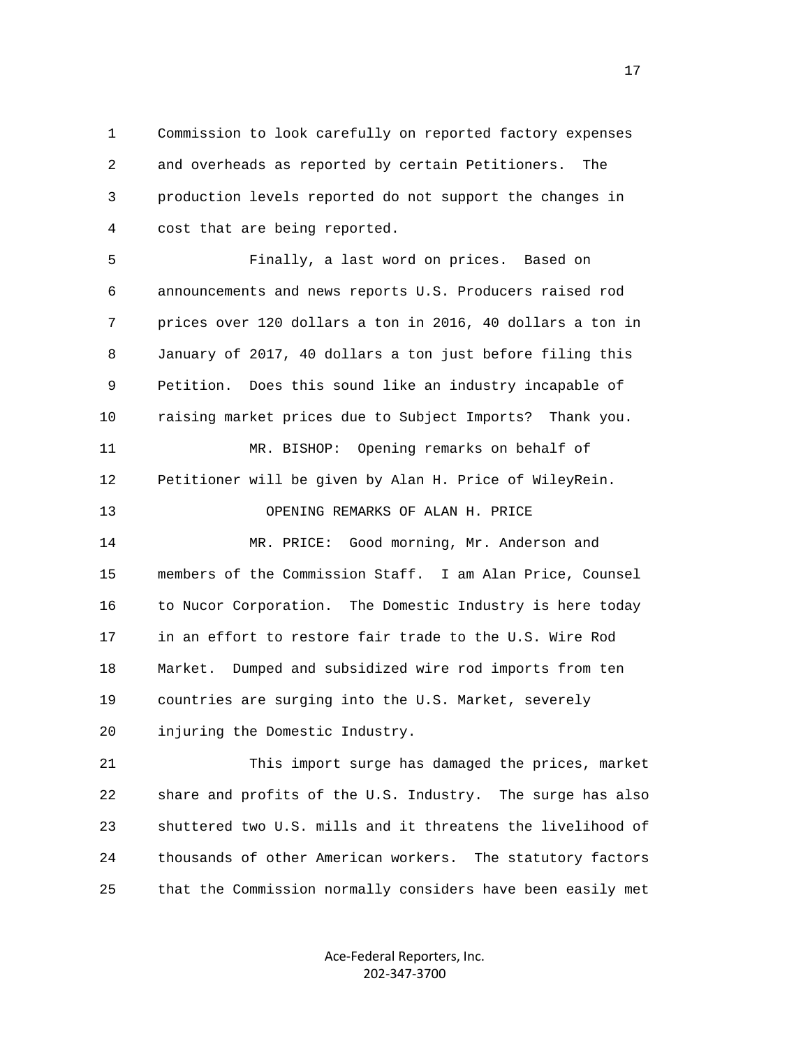Commission to look carefully on reported factory expenses and overheads as reported by certain Petitioners. The production levels reported do not support the changes in cost that are being reported.

Finally, a last word on prices. Based on announcements and news reports U.S. Producers raised rod prices over 120 dollars a ton in 2016, 40 dollars a ton in January of 2017, 40 dollars a ton just before filing this Petition. Does this sound like an industry incapable of raising market prices due to Subject Imports? Thank you.

MR. BISHOP: Opening remarks on behalf of Petitioner will be given by Alan H. Price of WileyRein.

OPENING REMARKS OF ALAN H. PRICE

MR. PRICE: Good morning, Mr. Anderson and members of the Commission Staff. I am Alan Price, Counsel to Nucor Corporation. The Domestic Industry is here today in an effort to restore fair trade to the U.S. Wire Rod Market. Dumped and subsidized wire rod imports from ten countries are surging into the U.S. Market, severely injuring the Domestic Industry.

This import surge has damaged the prices, market share and profits of the U.S. Industry. The surge has also shuttered two U.S. mills and it threatens the livelihood of thousands of other American workers. The statutory factors that the Commission normally considers have been easily met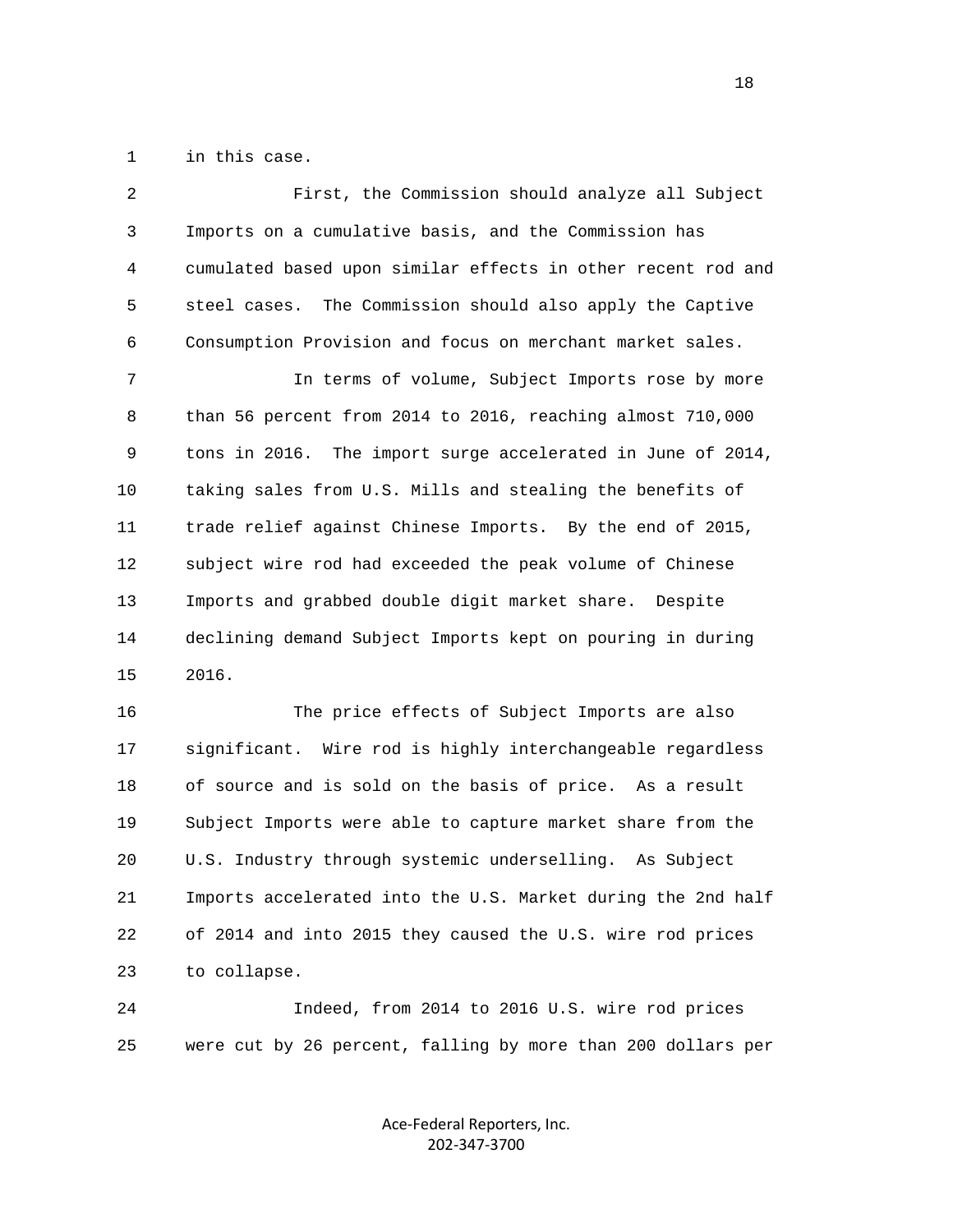in this case.

First, the Commission should analyze all Subject Imports on a cumulative basis, and the Commission has cumulated based upon similar effects in other recent rod and steel cases. The Commission should also apply the Captive Consumption Provision and focus on merchant market sales.

In terms of volume, Subject Imports rose by more than 56 percent from 2014 to 2016, reaching almost 710,000 tons in 2016. The import surge accelerated in June of 2014, taking sales from U.S. Mills and stealing the benefits of trade relief against Chinese Imports. By the end of 2015, subject wire rod had exceeded the peak volume of Chinese Imports and grabbed double digit market share. Despite declining demand Subject Imports kept on pouring in during 2016.

The price effects of Subject Imports are also significant. Wire rod is highly interchangeable regardless of source and is sold on the basis of price. As a result Subject Imports were able to capture market share from the U.S. Industry through systemic underselling. As Subject Imports accelerated into the U.S. Market during the 2nd half of 2014 and into 2015 they caused the U.S. wire rod prices to collapse.

Indeed, from 2014 to 2016 U.S. wire rod prices were cut by 26 percent, falling by more than 200 dollars per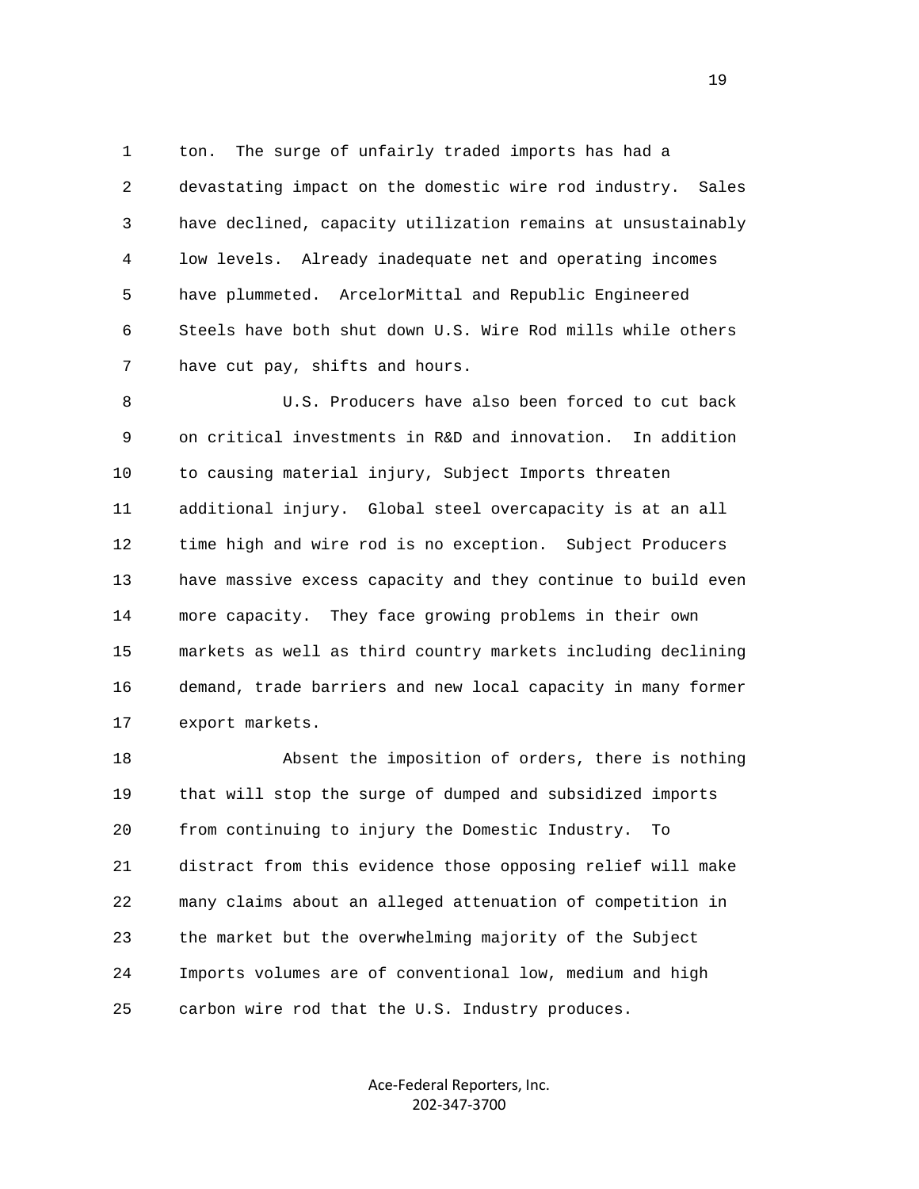ton. The surge of unfairly traded imports has had a devastating impact on the domestic wire rod industry. Sales have declined, capacity utilization remains at unsustainably low levels. Already inadequate net and operating incomes have plummeted. ArcelorMittal and Republic Engineered Steels have both shut down U.S. Wire Rod mills while others have cut pay, shifts and hours.

U.S. Producers have also been forced to cut back on critical investments in R&D and innovation. In addition to causing material injury, Subject Imports threaten additional injury. Global steel overcapacity is at an all time high and wire rod is no exception. Subject Producers have massive excess capacity and they continue to build even more capacity. They face growing problems in their own markets as well as third country markets including declining demand, trade barriers and new local capacity in many former export markets.

Absent the imposition of orders, there is nothing that will stop the surge of dumped and subsidized imports from continuing to injury the Domestic Industry. To distract from this evidence those opposing relief will make many claims about an alleged attenuation of competition in the market but the overwhelming majority of the Subject Imports volumes are of conventional low, medium and high carbon wire rod that the U.S. Industry produces.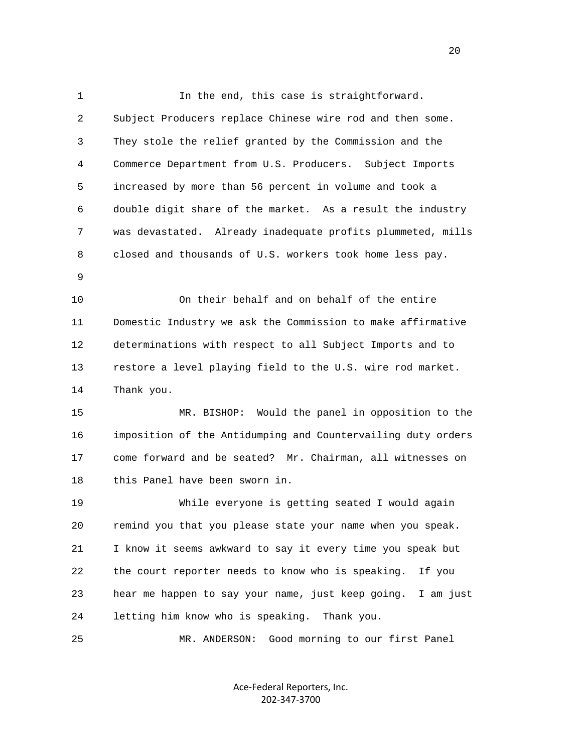In the end, this case is straightforward. Subject Producers replace Chinese wire rod and then some. They stole the relief granted by the Commission and the Commerce Department from U.S. Producers. Subject Imports increased by more than 56 percent in volume and took a double digit share of the market. As a result the industry was devastated. Already inadequate profits plummeted, mills closed and thousands of U.S. workers took home less pay.

On their behalf and on behalf of the entire Domestic Industry we ask the Commission to make affirmative determinations with respect to all Subject Imports and to restore a level playing field to the U.S. wire rod market. Thank you.

MR. BISHOP: Would the panel in opposition to the imposition of the Antidumping and Countervailing duty orders come forward and be seated? Mr. Chairman, all witnesses on this Panel have been sworn in.

While everyone is getting seated I would again remind you that you please state your name when you speak. I know it seems awkward to say it every time you speak but the court reporter needs to know who is speaking. If you hear me happen to say your name, just keep going. I am just letting him know who is speaking. Thank you.

MR. ANDERSON: Good morning to our first Panel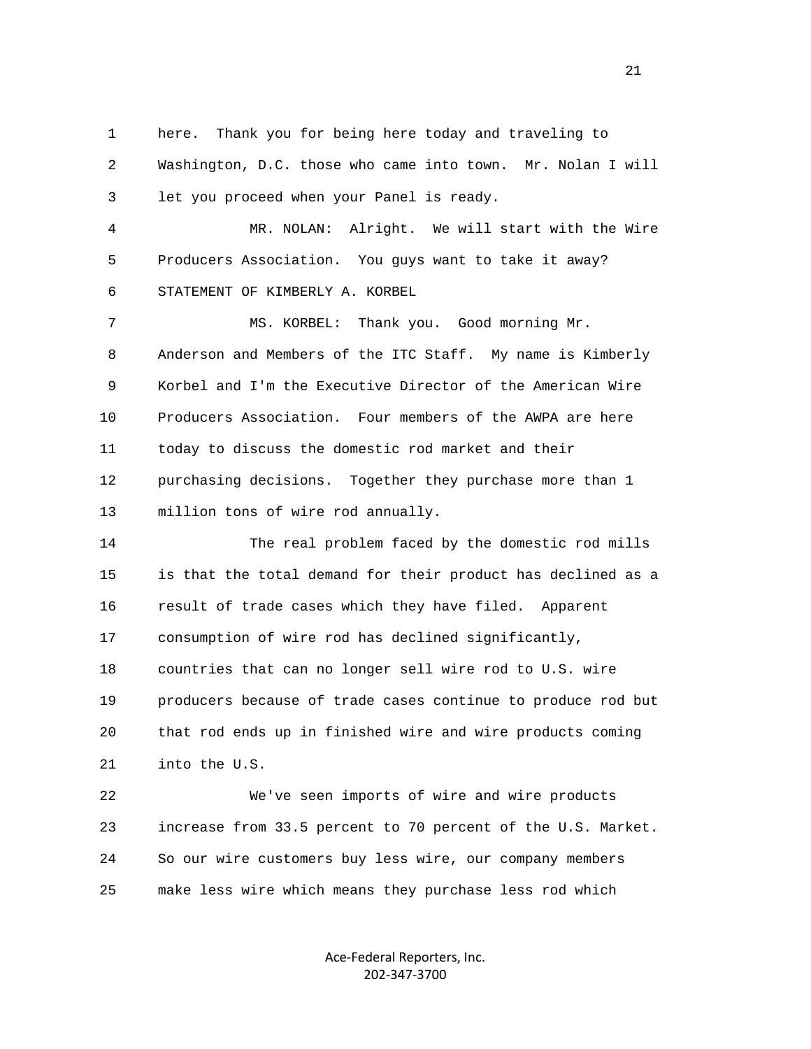here. Thank you for being here today and traveling to Washington, D.C. those who came into town. Mr. Nolan I will let you proceed when your Panel is ready.

MR. NOLAN: Alright. We will start with the Wire Producers Association. You guys want to take it away?

STATEMENT OF KIMBERLY A. KORBEL

MS. KORBEL: Thank you. Good morning Mr. Anderson and Members of the ITC Staff. My name is Kimberly Korbel and I'm the Executive Director of the American Wire Producers Association. Four members of the AWPA are here today to discuss the domestic rod market and their purchasing decisions. Together they purchase more than 1 million tons of wire rod annually.

The real problem faced by the domestic rod mills is that the total demand for their product has declined as a result of trade cases which they have filed. Apparent consumption of wire rod has declined significantly, countries that can no longer sell wire rod to U.S. wire producers because of trade cases continue to produce rod but that rod ends up in finished wire and wire products coming into the U.S.

We've seen imports of wire and wire products increase from 33.5 percent to 70 percent of the U.S. Market. So our wire customers buy less wire, our company members make less wire which means they purchase less rod which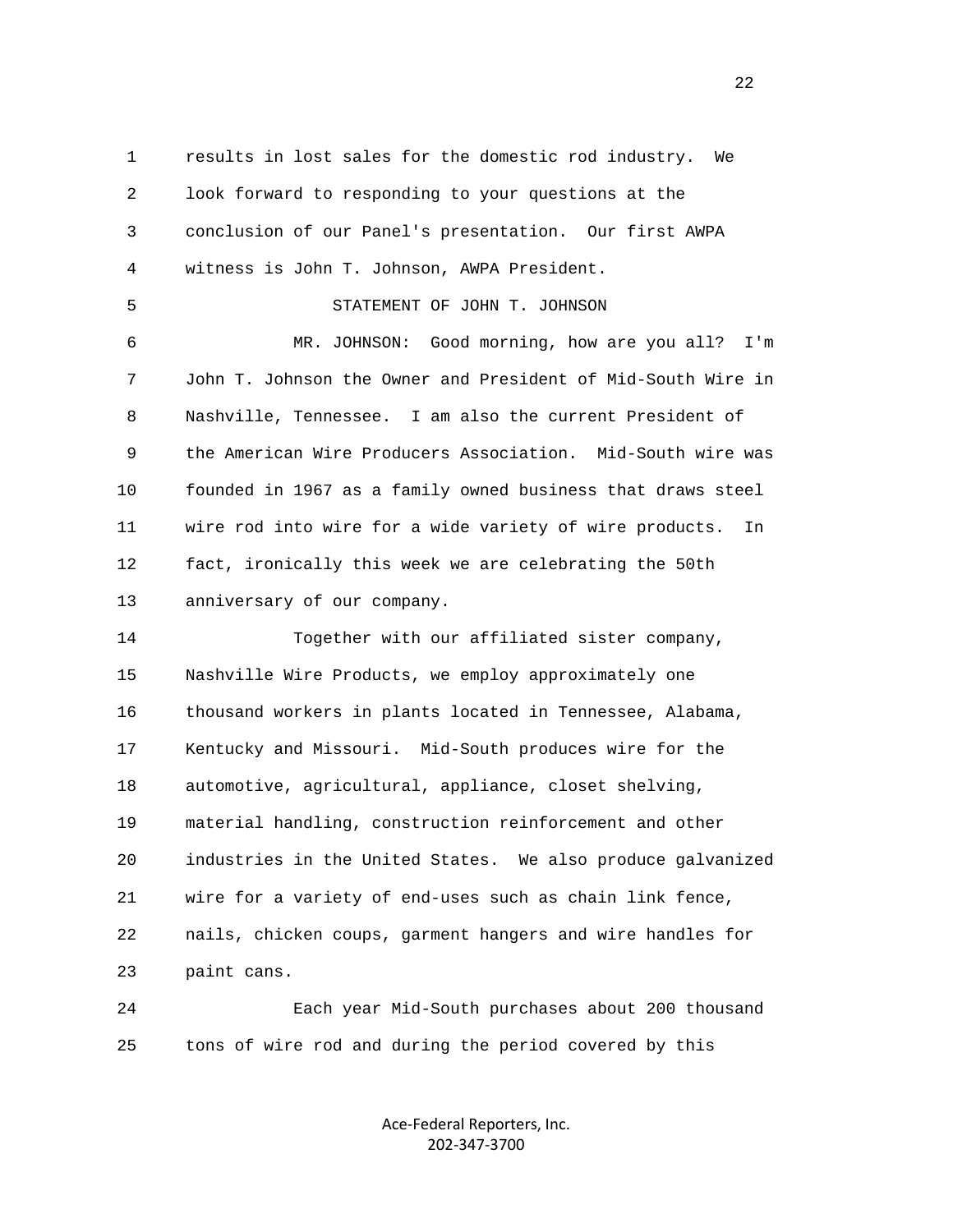results in lost sales for the domestic rod industry. We look forward to responding to your questions at the conclusion of our Panel's presentation. Our first AWPA witness is John T. Johnson, AWPA President.

STATEMENT OF JOHN T. JOHNSON

MR. JOHNSON: Good morning, how are you all? I'm John T. Johnson the Owner and President of Mid-South Wire in Nashville, Tennessee. I am also the current President of the American Wire Producers Association. Mid-South wire was founded in 1967 as a family owned business that draws steel wire rod into wire for a wide variety of wire products. In fact, ironically this week we are celebrating the 50th anniversary of our company.

Together with our affiliated sister company, Nashville Wire Products, we employ approximately one thousand workers in plants located in Tennessee, Alabama, Kentucky and Missouri. Mid-South produces wire for the automotive, agricultural, appliance, closet shelving, material handling, construction reinforcement and other industries in the United States. We also produce galvanized wire for a variety of end-uses such as chain link fence, nails, chicken coups, garment hangers and wire handles for paint cans.

Each year Mid-South purchases about 200 thousand tons of wire rod and during the period covered by this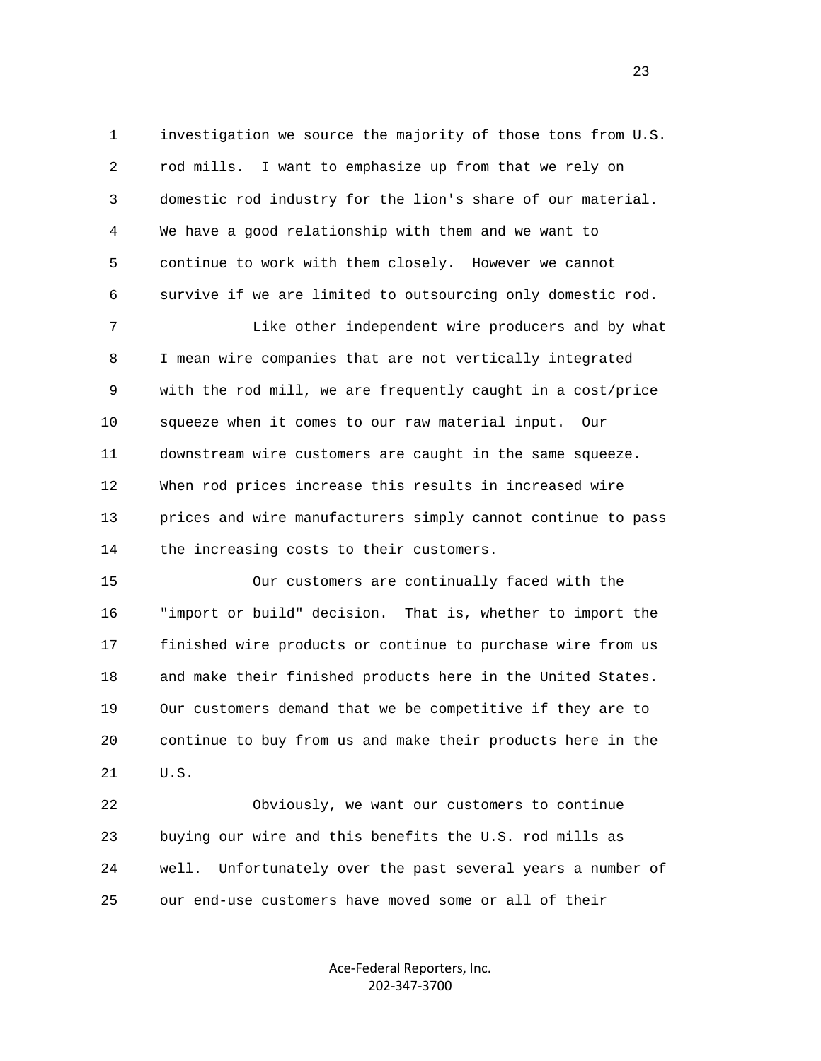investigation we source the majority of those tons from U.S. rod mills. I want to emphasize up from that we rely on domestic rod industry for the lion's share of our material. We have a good relationship with them and we want to continue to work with them closely. However we cannot survive if we are limited to outsourcing only domestic rod.

Like other independent wire producers and by what I mean wire companies that are not vertically integrated with the rod mill, we are frequently caught in a cost/price squeeze when it comes to our raw material input. Our downstream wire customers are caught in the same squeeze. When rod prices increase this results in increased wire prices and wire manufacturers simply cannot continue to pass the increasing costs to their customers.

Our customers are continually faced with the "import or build" decision. That is, whether to import the finished wire products or continue to purchase wire from us and make their finished products here in the United States. Our customers demand that we be competitive if they are to continue to buy from us and make their products here in the U.S.

Obviously, we want our customers to continue buying our wire and this benefits the U.S. rod mills as well. Unfortunately over the past several years a number of our end-use customers have moved some or all of their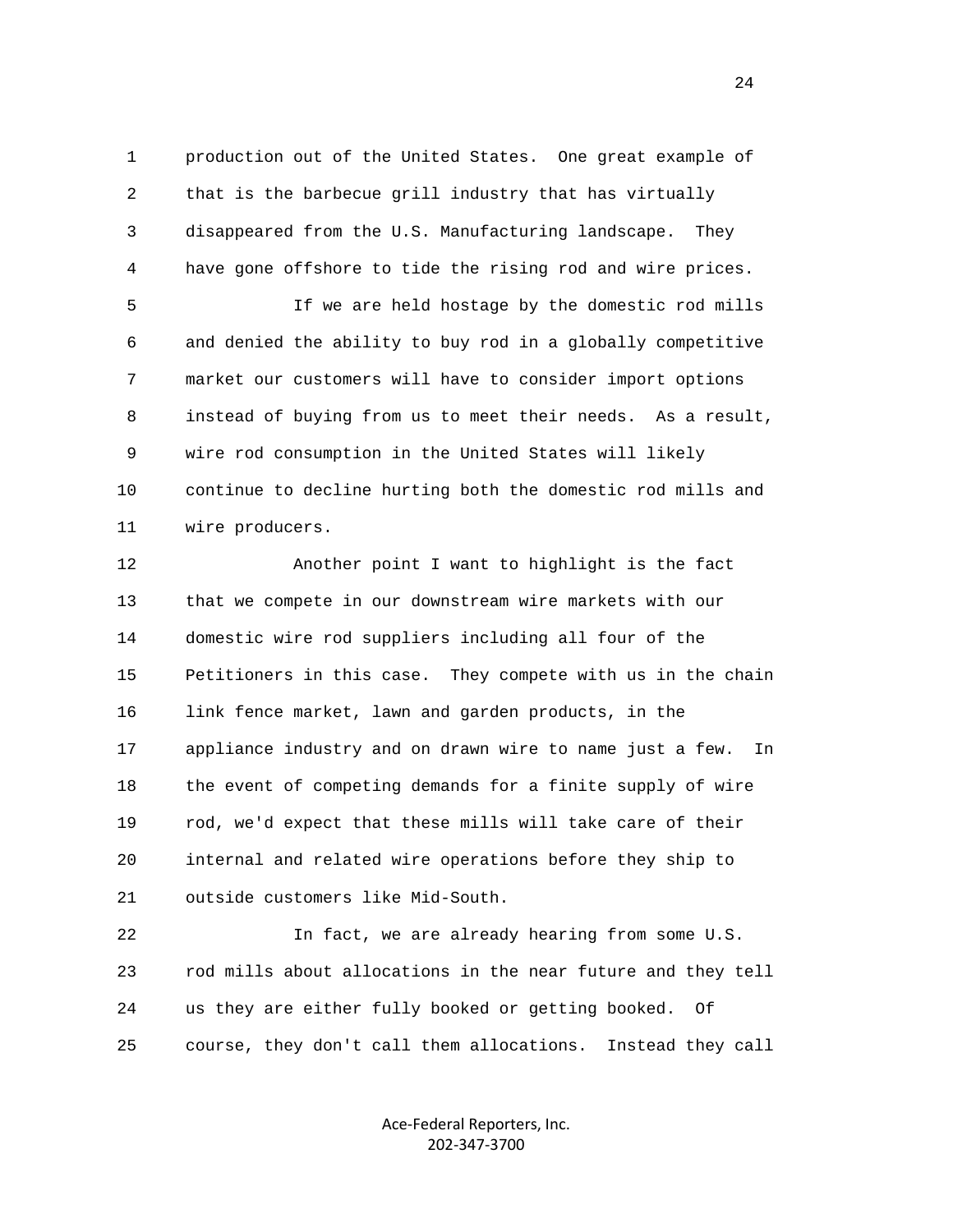production out of the United States. One great example of that is the barbecue grill industry that has virtually disappeared from the U.S. Manufacturing landscape. They have gone offshore to tide the rising rod and wire prices.

If we are held hostage by the domestic rod mills and denied the ability to buy rod in a globally competitive market our customers will have to consider import options instead of buying from us to meet their needs. As a result, wire rod consumption in the United States will likely continue to decline hurting both the domestic rod mills and wire producers.

Another point I want to highlight is the fact that we compete in our downstream wire markets with our domestic wire rod suppliers including all four of the Petitioners in this case. They compete with us in the chain link fence market, lawn and garden products, in the appliance industry and on drawn wire to name just a few. In the event of competing demands for a finite supply of wire rod, we'd expect that these mills will take care of their internal and related wire operations before they ship to outside customers like Mid-South.

In fact, we are already hearing from some U.S. rod mills about allocations in the near future and they tell us they are either fully booked or getting booked. Of course, they don't call them allocations. Instead they call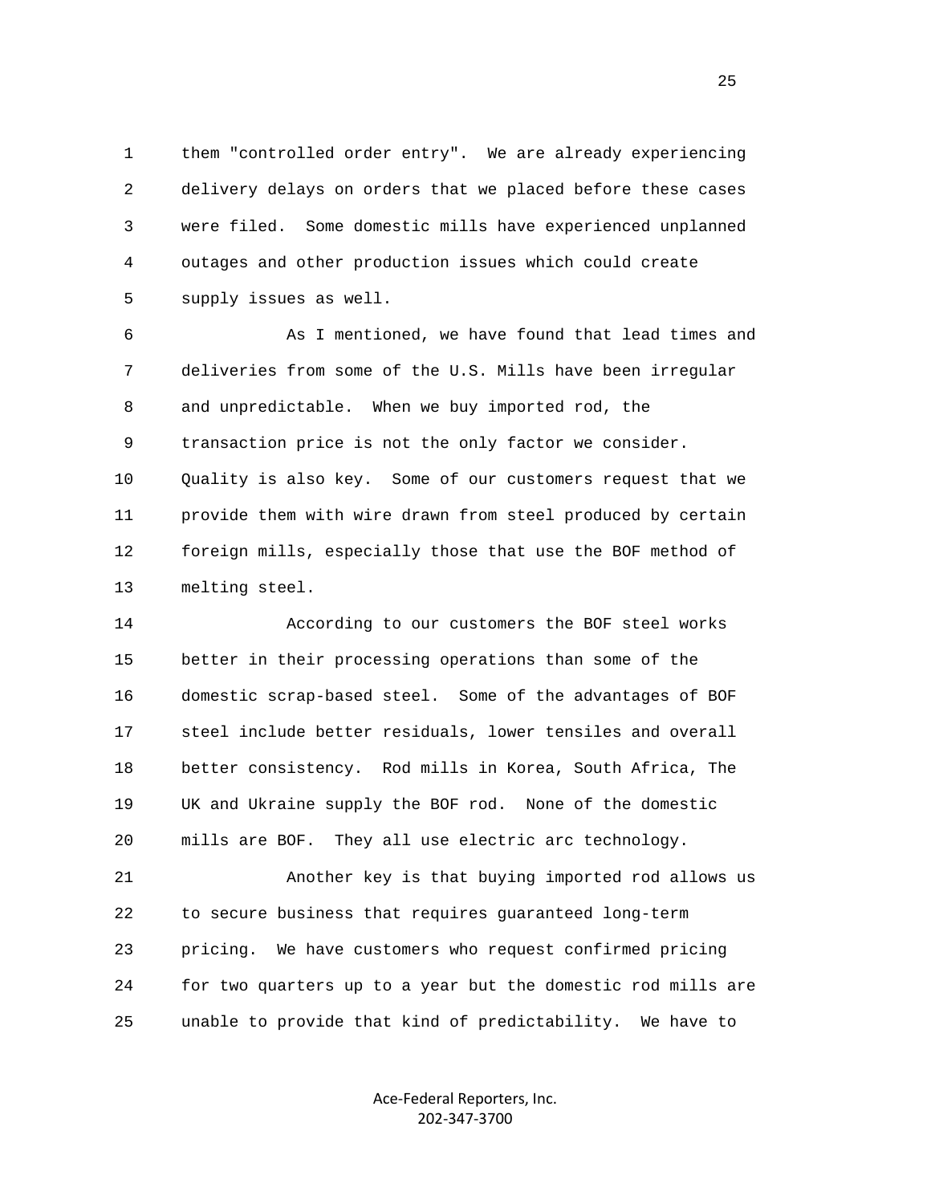them "controlled order entry". We are already experiencing delivery delays on orders that we placed before these cases were filed. Some domestic mills have experienced unplanned outages and other production issues which could create supply issues as well.

As I mentioned, we have found that lead times and deliveries from some of the U.S. Mills have been irregular and unpredictable. When we buy imported rod, the transaction price is not the only factor we consider. Quality is also key. Some of our customers request that we provide them with wire drawn from steel produced by certain foreign mills, especially those that use the BOF method of melting steel.

According to our customers the BOF steel works better in their processing operations than some of the domestic scrap-based steel. Some of the advantages of BOF steel include better residuals, lower tensiles and overall better consistency. Rod mills in Korea, South Africa, The UK and Ukraine supply the BOF rod. None of the domestic mills are BOF. They all use electric arc technology.

Another key is that buying imported rod allows us to secure business that requires guaranteed long-term pricing. We have customers who request confirmed pricing for two quarters up to a year but the domestic rod mills are unable to provide that kind of predictability. We have to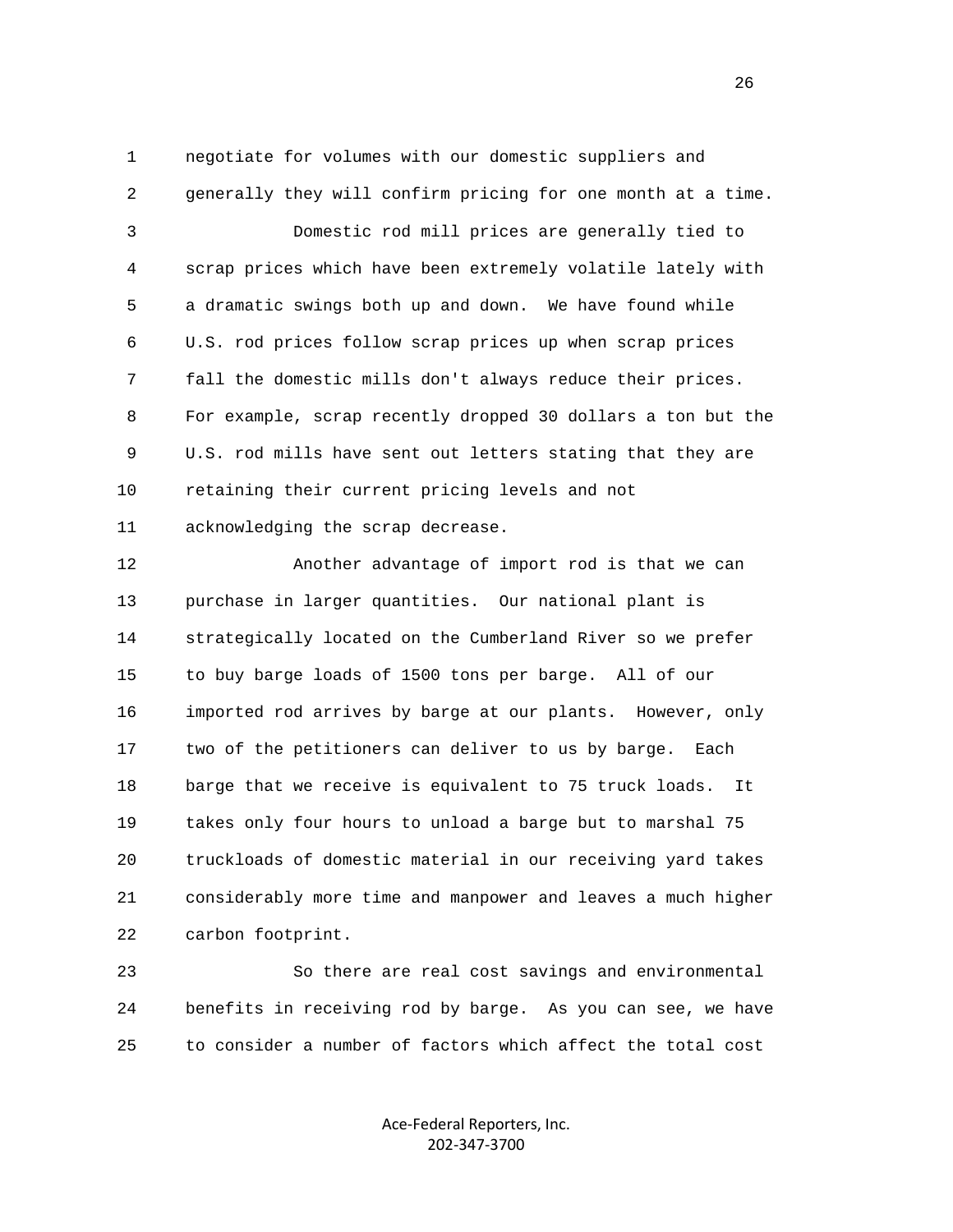negotiate for volumes with our domestic suppliers and generally they will confirm pricing for one month at a time.

Domestic rod mill prices are generally tied to scrap prices which have been extremely volatile lately with a dramatic swings both up and down. We have found while U.S. rod prices follow scrap prices up when scrap prices fall the domestic mills don't always reduce their prices. For example, scrap recently dropped 30 dollars a ton but the U.S. rod mills have sent out letters stating that they are retaining their current pricing levels and not acknowledging the scrap decrease.

Another advantage of import rod is that we can purchase in larger quantities. Our national plant is strategically located on the Cumberland River so we prefer to buy barge loads of 1500 tons per barge. All of our imported rod arrives by barge at our plants. However, only two of the petitioners can deliver to us by barge. Each barge that we receive is equivalent to 75 truck loads. It takes only four hours to unload a barge but to marshal 75 truckloads of domestic material in our receiving yard takes considerably more time and manpower and leaves a much higher carbon footprint.

So there are real cost savings and environmental benefits in receiving rod by barge. As you can see, we have to consider a number of factors which affect the total cost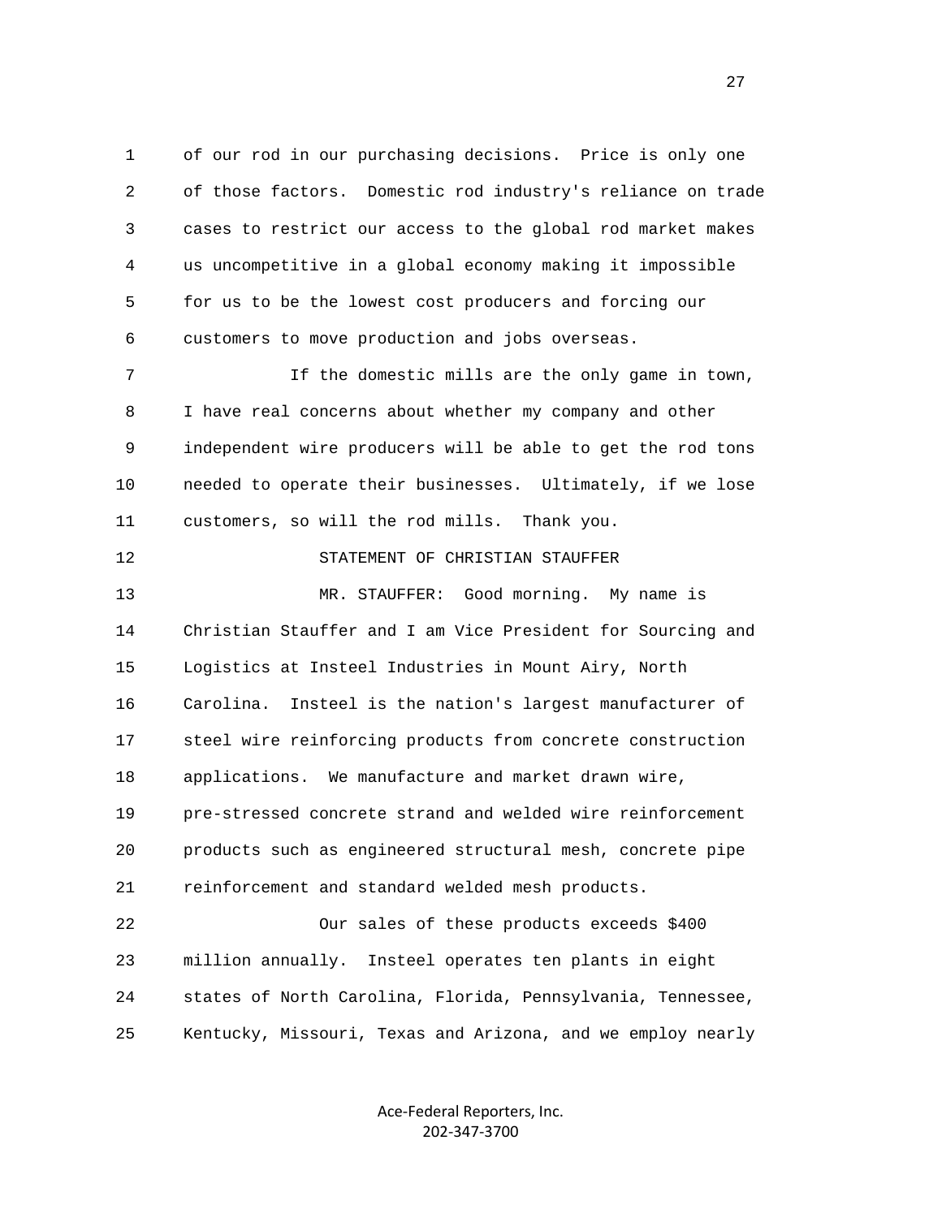of our rod in our purchasing decisions. Price is only one of those factors. Domestic rod industry's reliance on trade cases to restrict our access to the global rod market makes us uncompetitive in a global economy making it impossible for us to be the lowest cost producers and forcing our customers to move production and jobs overseas.

If the domestic mills are the only game in town, I have real concerns about whether my company and other independent wire producers will be able to get the rod tons needed to operate their businesses. Ultimately, if we lose customers, so will the rod mills. Thank you.

STATEMENT OF CHRISTIAN STAUFFER

MR. STAUFFER: Good morning. My name is Christian Stauffer and I am Vice President for Sourcing and Logistics at Insteel Industries in Mount Airy, North Carolina. Insteel is the nation's largest manufacturer of steel wire reinforcing products from concrete construction applications. We manufacture and market drawn wire, pre-stressed concrete strand and welded wire reinforcement products such as engineered structural mesh, concrete pipe reinforcement and standard welded mesh products.

Our sales of these products exceeds $400 million annually. Insteel operates ten plants in eight states of North Carolina, Florida, Pennsylvania, Tennessee, Kentucky, Missouri, Texas and Arizona, and we employ nearly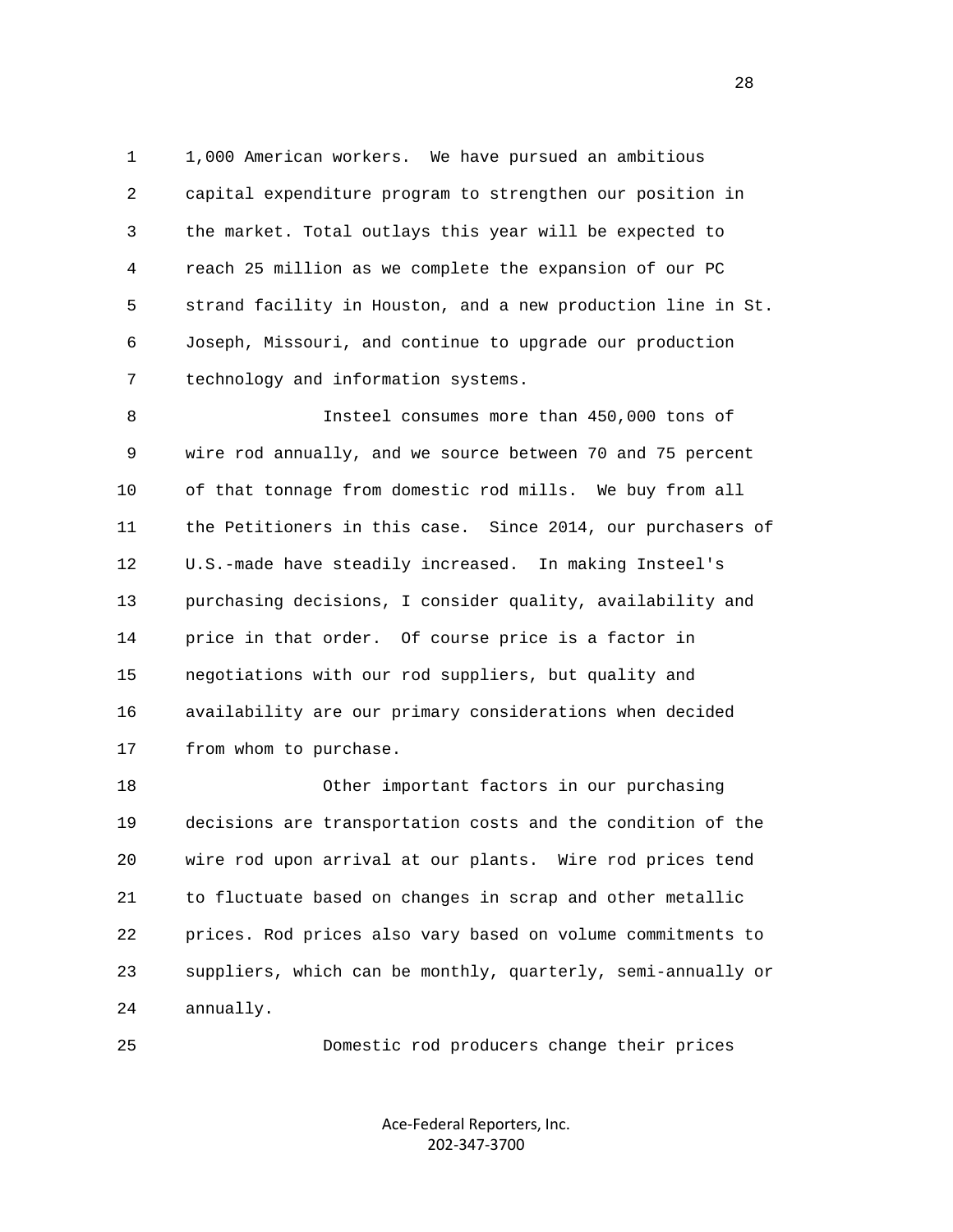1,000 American workers. We have pursued an ambitious capital expenditure program to strengthen our position in the market. Total outlays this year will be expected to reach 25 million as we complete the expansion of our PC strand facility in Houston, and a new production line in St. Joseph, Missouri, and continue to upgrade our production technology and information systems.

Insteel consumes more than 450,000 tons of wire rod annually, and we source between 70 and 75 percent of that tonnage from domestic rod mills. We buy from all the Petitioners in this case. Since 2014, our purchasers of U.S.-made have steadily increased. In making Insteel's purchasing decisions, I consider quality, availability and price in that order. Of course price is a factor in negotiations with our rod suppliers, but quality and availability are our primary considerations when decided from whom to purchase.

Other important factors in our purchasing decisions are transportation costs and the condition of the wire rod upon arrival at our plants. Wire rod prices tend to fluctuate based on changes in scrap and other metallic prices. Rod prices also vary based on volume commitments to suppliers, which can be monthly, quarterly, semi-annually or annually.

Domestic rod producers change their prices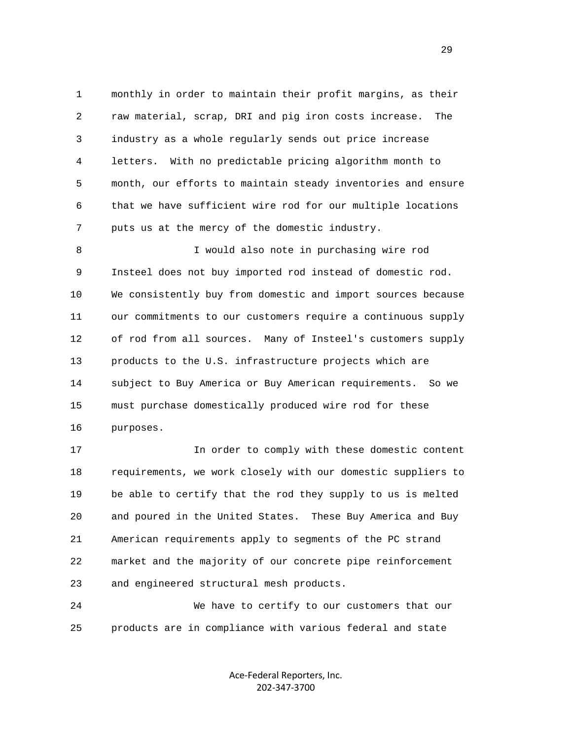monthly in order to maintain their profit margins, as their raw material, scrap, DRI and pig iron costs increase. The industry as a whole regularly sends out price increase letters. With no predictable pricing algorithm month to month, our efforts to maintain steady inventories and ensure that we have sufficient wire rod for our multiple locations puts us at the mercy of the domestic industry.

I would also note in purchasing wire rod Insteel does not buy imported rod instead of domestic rod. We consistently buy from domestic and import sources because our commitments to our customers require a continuous supply of rod from all sources. Many of Insteel's customers supply products to the U.S. infrastructure projects which are subject to Buy America or Buy American requirements. So we must purchase domestically produced wire rod for these purposes.

In order to comply with these domestic content requirements, we work closely with our domestic suppliers to be able to certify that the rod they supply to us is melted and poured in the United States. These Buy America and Buy American requirements apply to segments of the PC strand market and the majority of our concrete pipe reinforcement and engineered structural mesh products.

We have to certify to our customers that our products are in compliance with various federal and state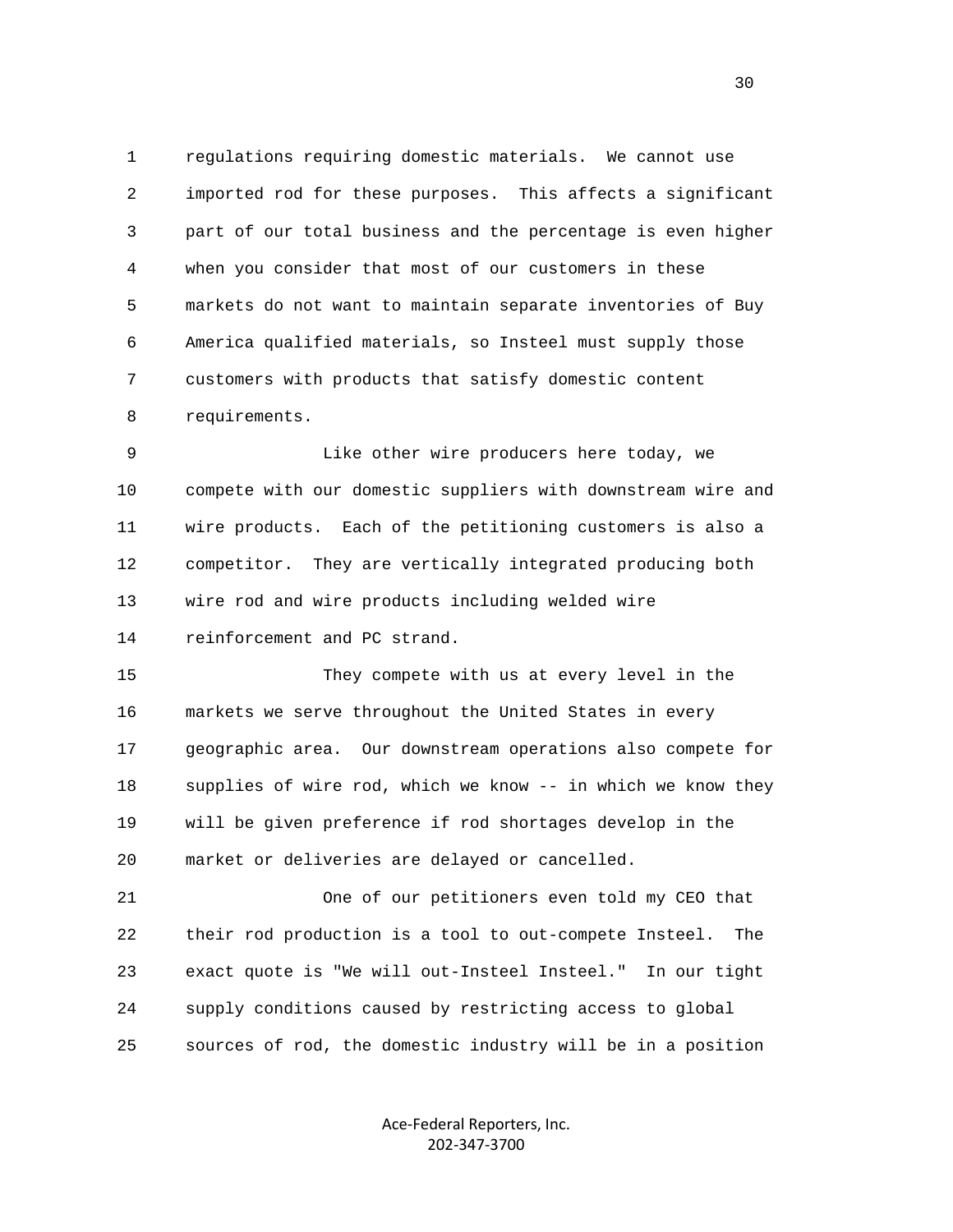regulations requiring domestic materials. We cannot use imported rod for these purposes. This affects a significant part of our total business and the percentage is even higher when you consider that most of our customers in these markets do not want to maintain separate inventories of Buy America qualified materials, so Insteel must supply those customers with products that satisfy domestic content requirements.

Like other wire producers here today, we compete with our domestic suppliers with downstream wire and wire products. Each of the petitioning customers is also a competitor. They are vertically integrated producing both wire rod and wire products including welded wire reinforcement and PC strand.

They compete with us at every level in the markets we serve throughout the United States in every geographic area. Our downstream operations also compete for supplies of wire rod, which we know -- in which we know they will be given preference if rod shortages develop in the market or deliveries are delayed or cancelled.

One of our petitioners even told my CEO that their rod production is a tool to out-compete Insteel. The exact quote is "We will out-Insteel Insteel." In our tight supply conditions caused by restricting access to global sources of rod, the domestic industry will be in a position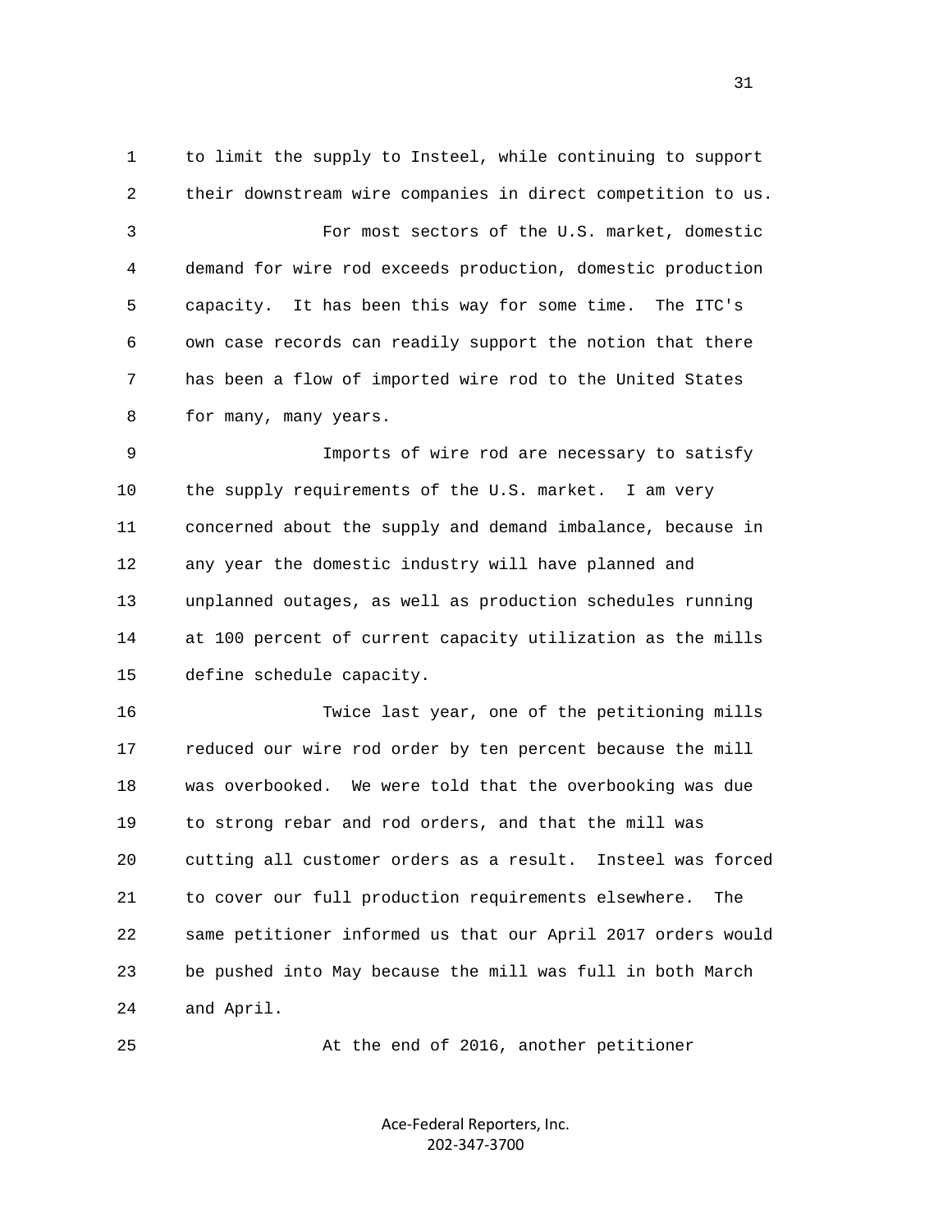to limit the supply to Insteel, while continuing to support their downstream wire companies in direct competition to us.

For most sectors of the U.S. market, domestic demand for wire rod exceeds production, domestic production capacity. It has been this way for some time. The ITC's own case records can readily support the notion that there has been a flow of imported wire rod to the United States for many, many years.

Imports of wire rod are necessary to satisfy the supply requirements of the U.S. market. I am very concerned about the supply and demand imbalance, because in any year the domestic industry will have planned and unplanned outages, as well as production schedules running at 100 percent of current capacity utilization as the mills define schedule capacity.

Twice last year, one of the petitioning mills reduced our wire rod order by ten percent because the mill was overbooked. We were told that the overbooking was due to strong rebar and rod orders, and that the mill was cutting all customer orders as a result. Insteel was forced to cover our full production requirements elsewhere. The same petitioner informed us that our April 2017 orders would be pushed into May because the mill was full in both March and April.

At the end of 2016, another petitioner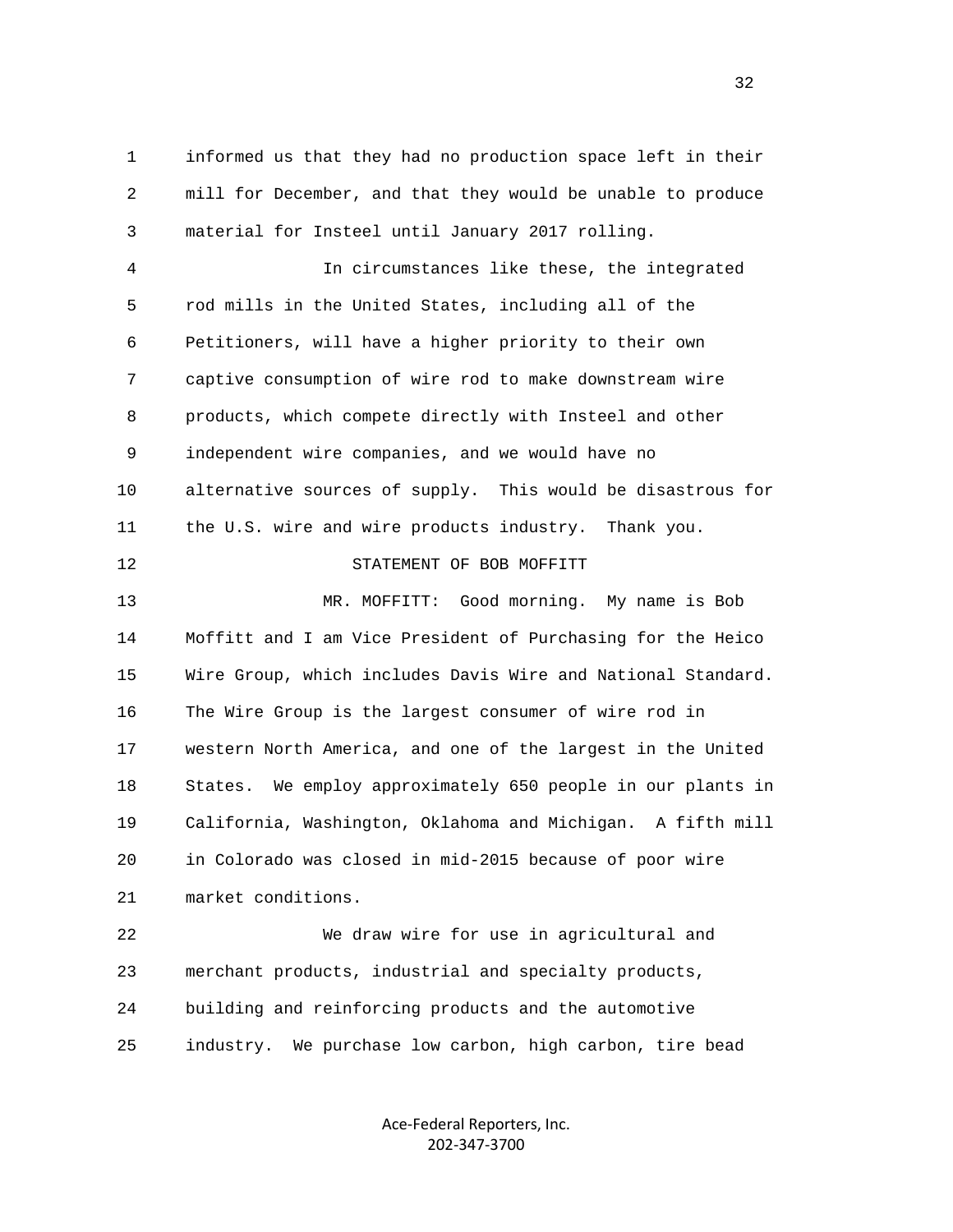informed us that they had no production space left in their mill for December, and that they would be unable to produce material for Insteel until January 2017 rolling.

In circumstances like these, the integrated rod mills in the United States, including all of the Petitioners, will have a higher priority to their own captive consumption of wire rod to make downstream wire products, which compete directly with Insteel and other independent wire companies, and we would have no alternative sources of supply. This would be disastrous for the U.S. wire and wire products industry. Thank you.

STATEMENT OF BOB MOFFITT

MR. MOFFITT: Good morning. My name is Bob Moffitt and I am Vice President of Purchasing for the Heico Wire Group, which includes Davis Wire and National Standard. The Wire Group is the largest consumer of wire rod in western North America, and one of the largest in the United States. We employ approximately 650 people in our plants in California, Washington, Oklahoma and Michigan. A fifth mill in Colorado was closed in mid-2015 because of poor wire market conditions.

We draw wire for use in agricultural and merchant products, industrial and specialty products, building and reinforcing products and the automotive industry. We purchase low carbon, high carbon, tire bead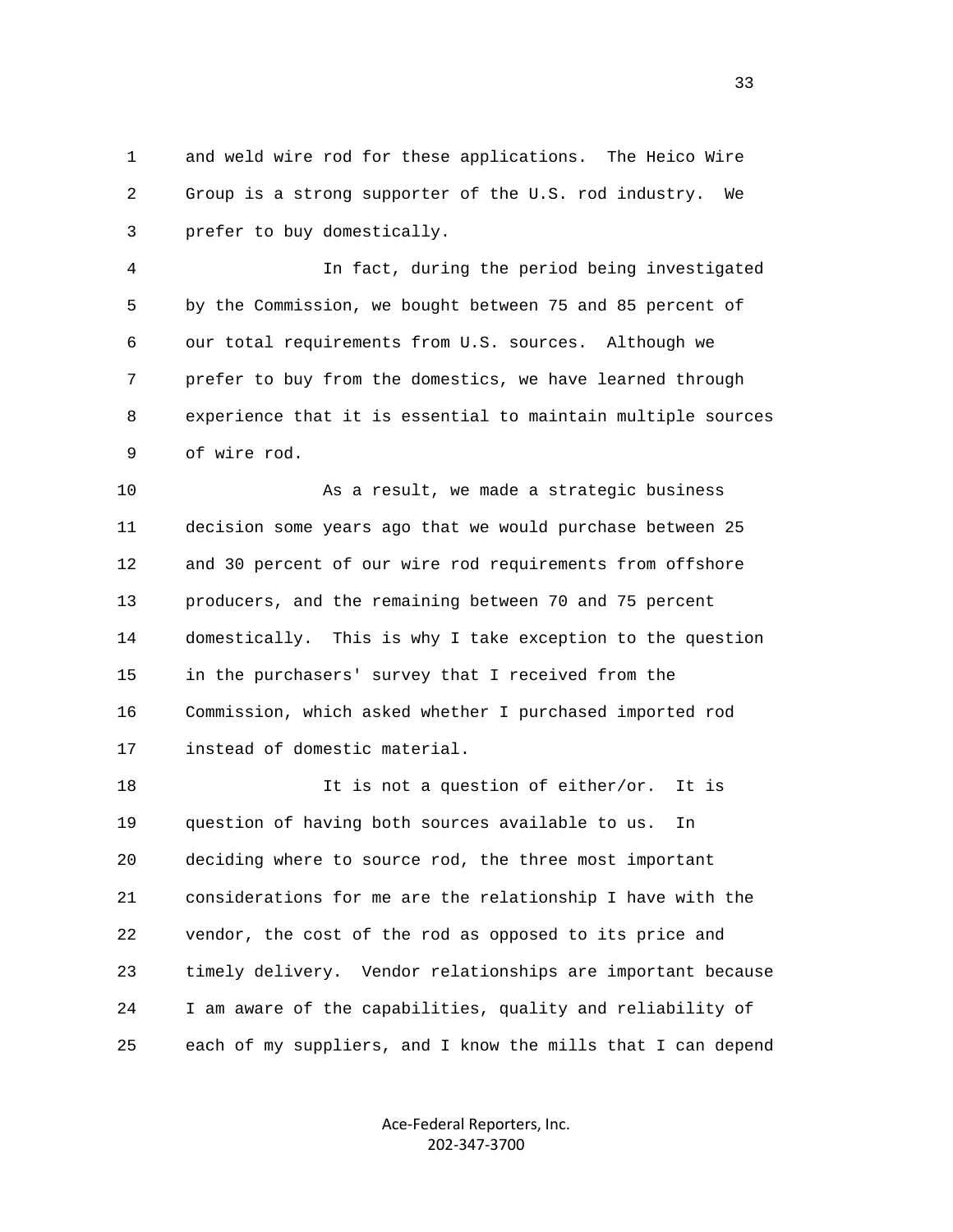and weld wire rod for these applications. The Heico Wire Group is a strong supporter of the U.S. rod industry. We prefer to buy domestically.

In fact, during the period being investigated by the Commission, we bought between 75 and 85 percent of our total requirements from U.S. sources. Although we prefer to buy from the domestics, we have learned through experience that it is essential to maintain multiple sources of wire rod.

As a result, we made a strategic business decision some years ago that we would purchase between 25 and 30 percent of our wire rod requirements from offshore producers, and the remaining between 70 and 75 percent domestically. This is why I take exception to the question in the purchasers' survey that I received from the Commission, which asked whether I purchased imported rod instead of domestic material.

It is not a question of either/or. It is question of having both sources available to us. In deciding where to source rod, the three most important considerations for me are the relationship I have with the vendor, the cost of the rod as opposed to its price and timely delivery. Vendor relationships are important because I am aware of the capabilities, quality and reliability of each of my suppliers, and I know the mills that I can depend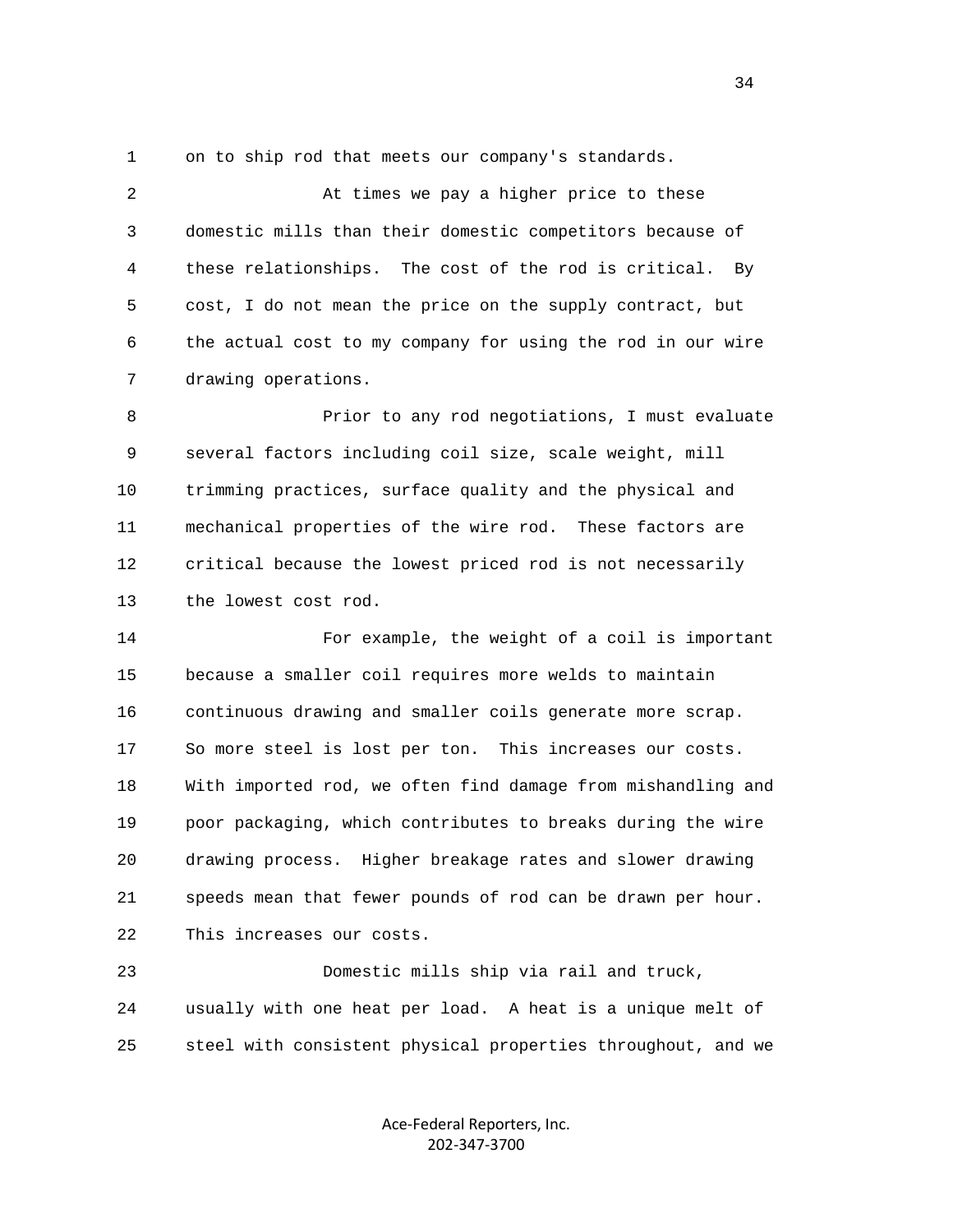on to ship rod that meets our company's standards.

At times we pay a higher price to these domestic mills than their domestic competitors because of these relationships. The cost of the rod is critical. By cost, I do not mean the price on the supply contract, but the actual cost to my company for using the rod in our wire drawing operations.

Prior to any rod negotiations, I must evaluate several factors including coil size, scale weight, mill trimming practices, surface quality and the physical and mechanical properties of the wire rod. These factors are critical because the lowest priced rod is not necessarily the lowest cost rod.

For example, the weight of a coil is important because a smaller coil requires more welds to maintain continuous drawing and smaller coils generate more scrap. So more steel is lost per ton. This increases our costs. With imported rod, we often find damage from mishandling and poor packaging, which contributes to breaks during the wire drawing process. Higher breakage rates and slower drawing speeds mean that fewer pounds of rod can be drawn per hour. This increases our costs.

Domestic mills ship via rail and truck, usually with one heat per load. A heat is a unique melt of steel with consistent physical properties throughout, and we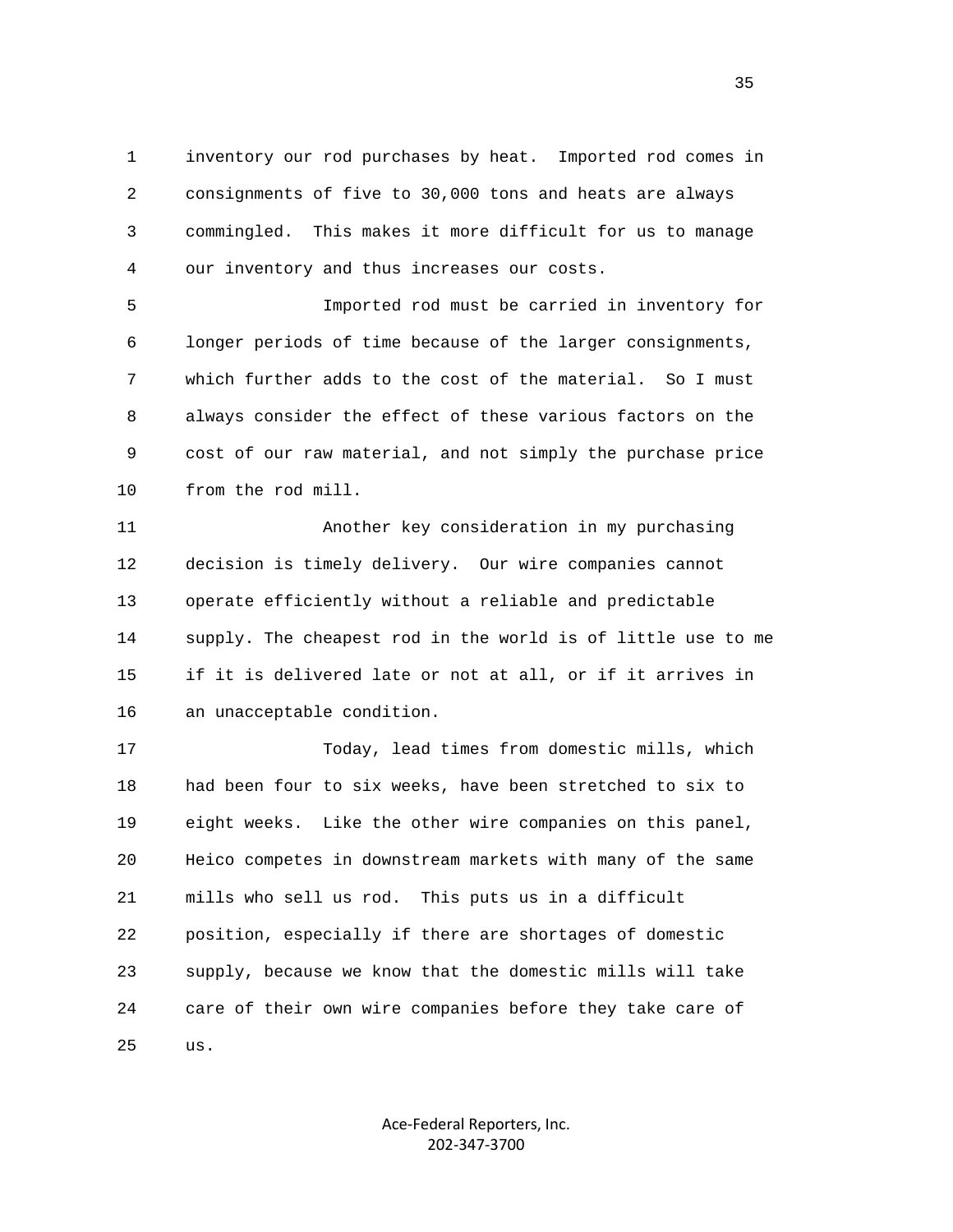inventory our rod purchases by heat. Imported rod comes in consignments of five to 30,000 tons and heats are always commingled. This makes it more difficult for us to manage our inventory and thus increases our costs.

Imported rod must be carried in inventory for longer periods of time because of the larger consignments, which further adds to the cost of the material. So I must always consider the effect of these various factors on the cost of our raw material, and not simply the purchase price from the rod mill.

Another key consideration in my purchasing decision is timely delivery. Our wire companies cannot operate efficiently without a reliable and predictable supply. The cheapest rod in the world is of little use to me if it is delivered late or not at all, or if it arrives in an unacceptable condition.

Today, lead times from domestic mills, which had been four to six weeks, have been stretched to six to eight weeks. Like the other wire companies on this panel, Heico competes in downstream markets with many of the same mills who sell us rod. This puts us in a difficult position, especially if there are shortages of domestic supply, because we know that the domestic mills will take care of their own wire companies before they take care of us.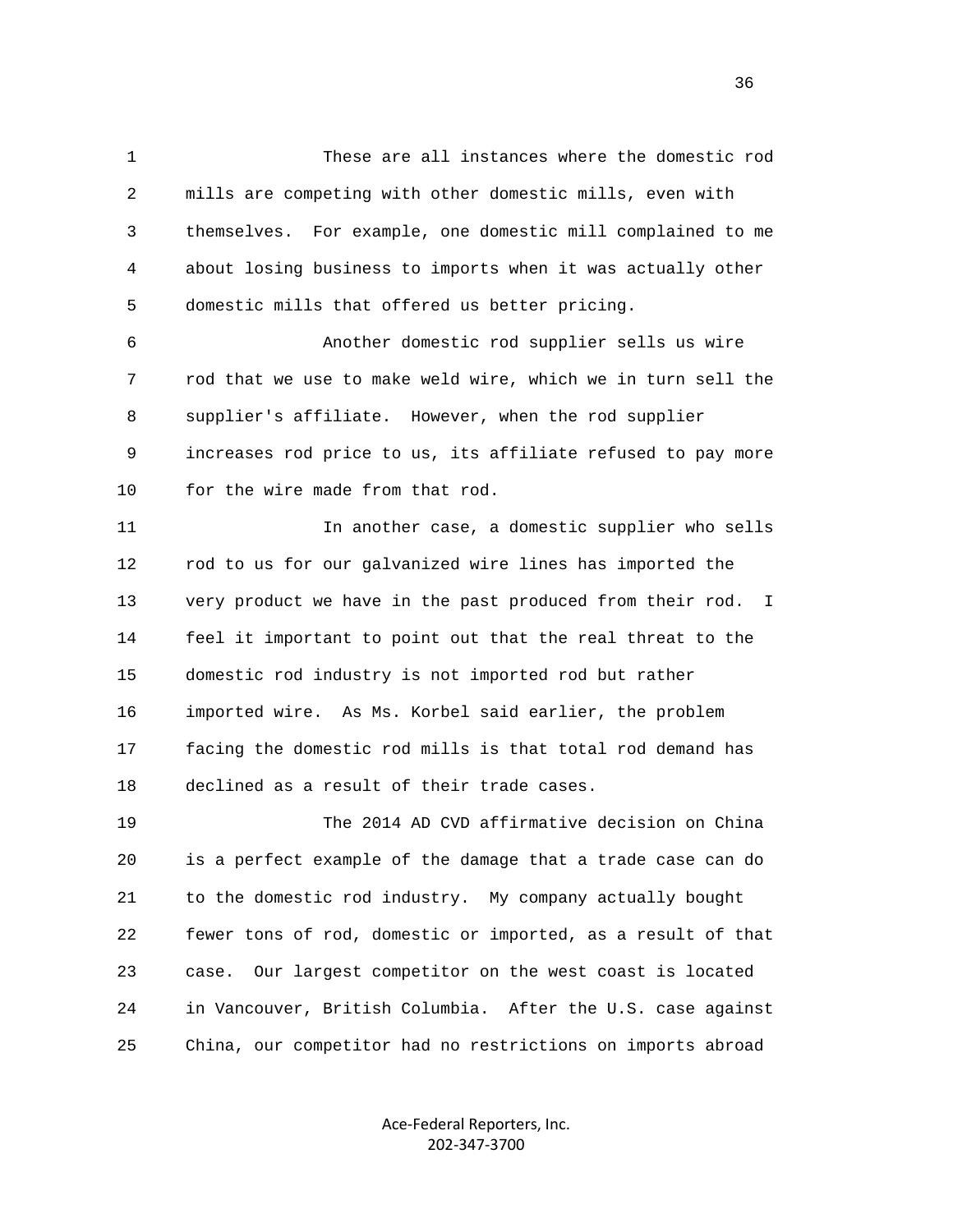These are all instances where the domestic rod mills are competing with other domestic mills, even with themselves. For example, one domestic mill complained to me about losing business to imports when it was actually other domestic mills that offered us better pricing.

Another domestic rod supplier sells us wire rod that we use to make weld wire, which we in turn sell the supplier's affiliate. However, when the rod supplier increases rod price to us, its affiliate refused to pay more for the wire made from that rod.

In another case, a domestic supplier who sells rod to us for our galvanized wire lines has imported the very product we have in the past produced from their rod. I feel it important to point out that the real threat to the domestic rod industry is not imported rod but rather imported wire. As Ms. Korbel said earlier, the problem facing the domestic rod mills is that total rod demand has declined as a result of their trade cases.

The 2014 AD CVD affirmative decision on China is a perfect example of the damage that a trade case can do to the domestic rod industry. My company actually bought fewer tons of rod, domestic or imported, as a result of that case. Our largest competitor on the west coast is located in Vancouver, British Columbia. After the U.S. case against China, our competitor had no restrictions on imports abroad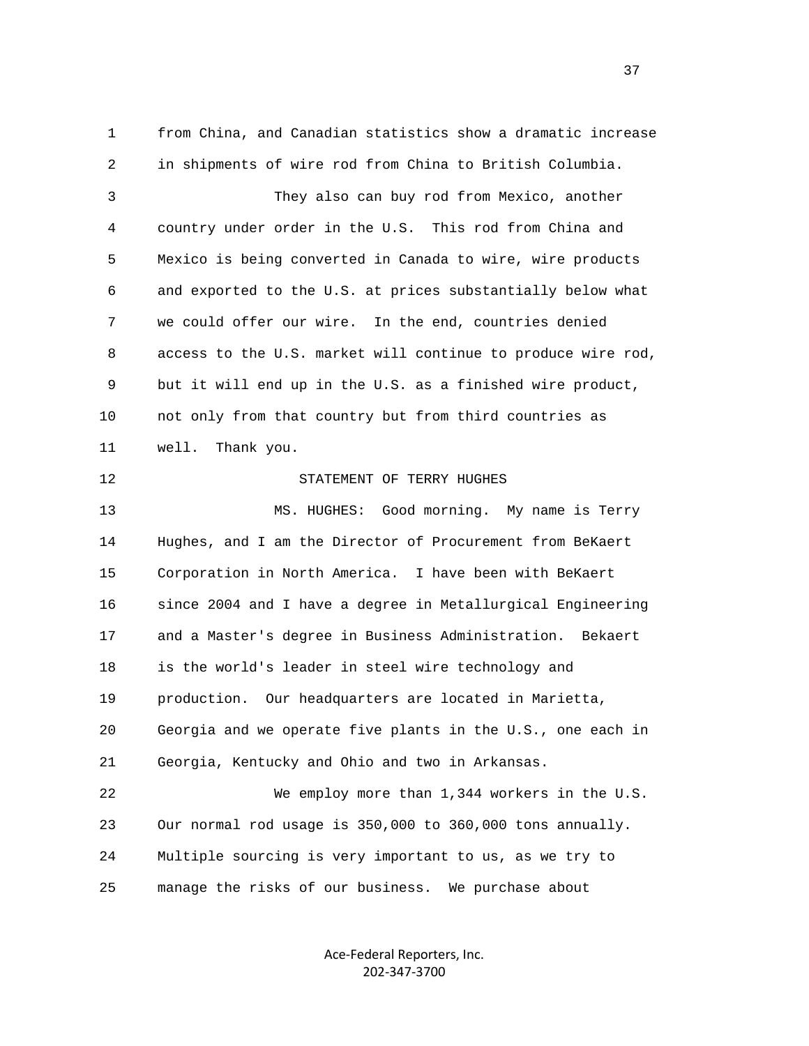from China, and Canadian statistics show a dramatic increase in shipments of wire rod from China to British Columbia.

They also can buy rod from Mexico, another country under order in the U.S. This rod from China and Mexico is being converted in Canada to wire, wire products and exported to the U.S. at prices substantially below what we could offer our wire. In the end, countries denied access to the U.S. market will continue to produce wire rod, but it will end up in the U.S. as a finished wire product, not only from that country but from third countries as well. Thank you.

STATEMENT OF TERRY HUGHES

MS. HUGHES: Good morning. My name is Terry Hughes, and I am the Director of Procurement from BeKaert Corporation in North America. I have been with BeKaert since 2004 and I have a degree in Metallurgical Engineering and a Master's degree in Business Administration. Bekaert is the world's leader in steel wire technology and production. Our headquarters are located in Marietta, Georgia and we operate five plants in the U.S., one each in Georgia, Kentucky and Ohio and two in Arkansas.

We employ more than 1,344 workers in the U.S. Our normal rod usage is 350,000 to 360,000 tons annually. Multiple sourcing is very important to us, as we try to manage the risks of our business. We purchase about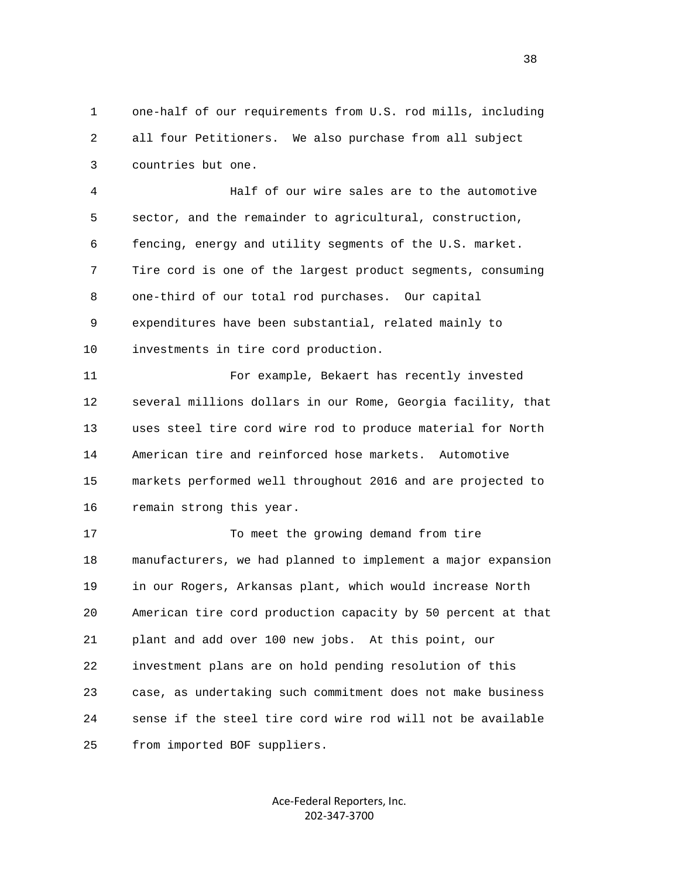one-half of our requirements from U.S. rod mills, including all four Petitioners. We also purchase from all subject countries but one.

Half of our wire sales are to the automotive sector, and the remainder to agricultural, construction, fencing, energy and utility segments of the U.S. market. Tire cord is one of the largest product segments, consuming one-third of our total rod purchases. Our capital expenditures have been substantial, related mainly to investments in tire cord production.

For example, Bekaert has recently invested several millions dollars in our Rome, Georgia facility, that uses steel tire cord wire rod to produce material for North American tire and reinforced hose markets. Automotive markets performed well throughout 2016 and are projected to remain strong this year.

To meet the growing demand from tire manufacturers, we had planned to implement a major expansion in our Rogers, Arkansas plant, which would increase North American tire cord production capacity by 50 percent at that plant and add over 100 new jobs. At this point, our investment plans are on hold pending resolution of this case, as undertaking such commitment does not make business sense if the steel tire cord wire rod will not be available from imported BOF suppliers.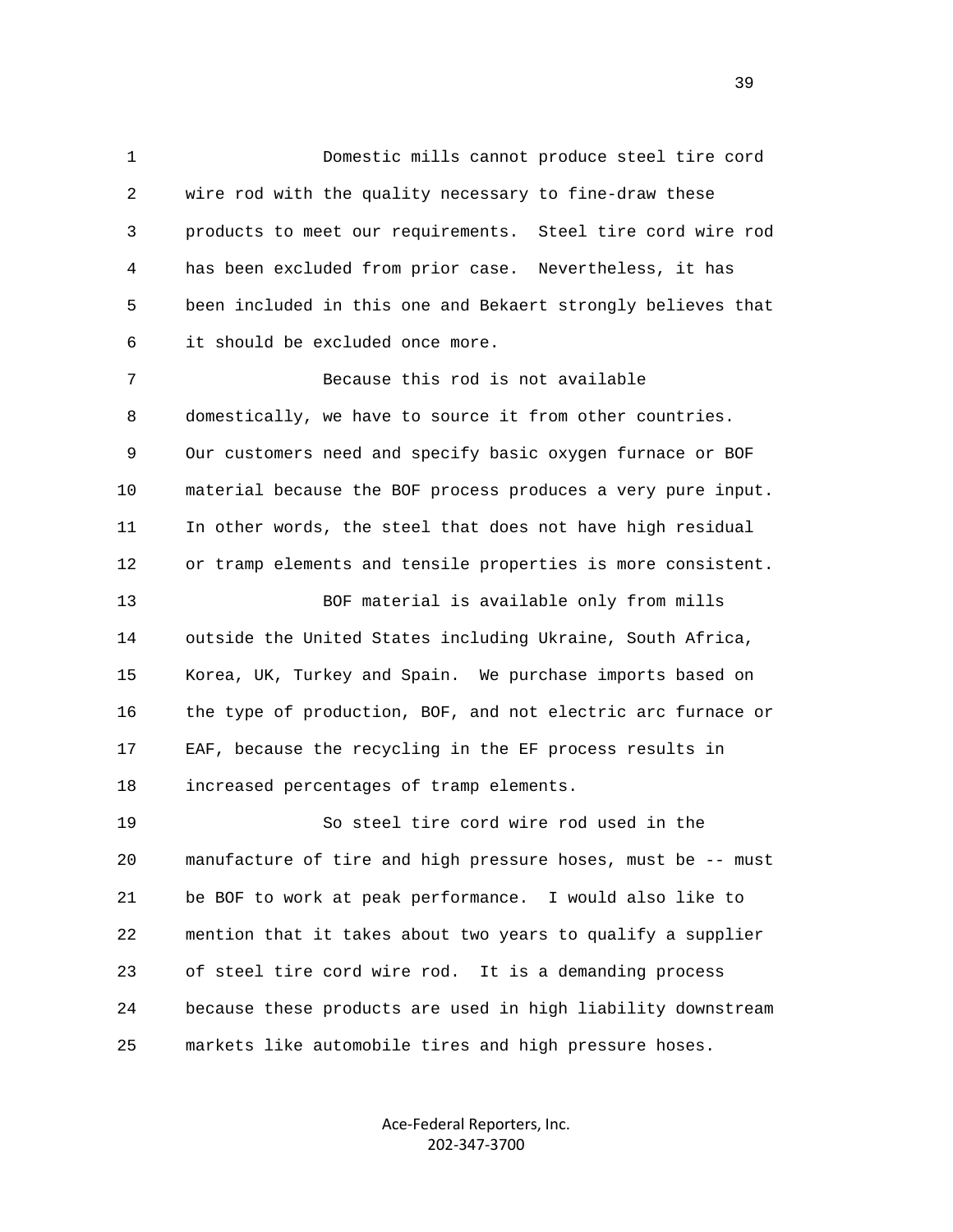Domestic mills cannot produce steel tire cord wire rod with the quality necessary to fine-draw these products to meet our requirements. Steel tire cord wire rod has been excluded from prior case. Nevertheless, it has been included in this one and Bekaert strongly believes that it should be excluded once more.

Because this rod is not available domestically, we have to source it from other countries. Our customers need and specify basic oxygen furnace or BOF material because the BOF process produces a very pure input. In other words, the steel that does not have high residual or tramp elements and tensile properties is more consistent.

BOF material is available only from mills outside the United States including Ukraine, South Africa, Korea, UK, Turkey and Spain. We purchase imports based on the type of production, BOF, and not electric arc furnace or EAF, because the recycling in the EF process results in increased percentages of tramp elements.

So steel tire cord wire rod used in the manufacture of tire and high pressure hoses, must be -- must be BOF to work at peak performance. I would also like to mention that it takes about two years to qualify a supplier of steel tire cord wire rod. It is a demanding process because these products are used in high liability downstream markets like automobile tires and high pressure hoses.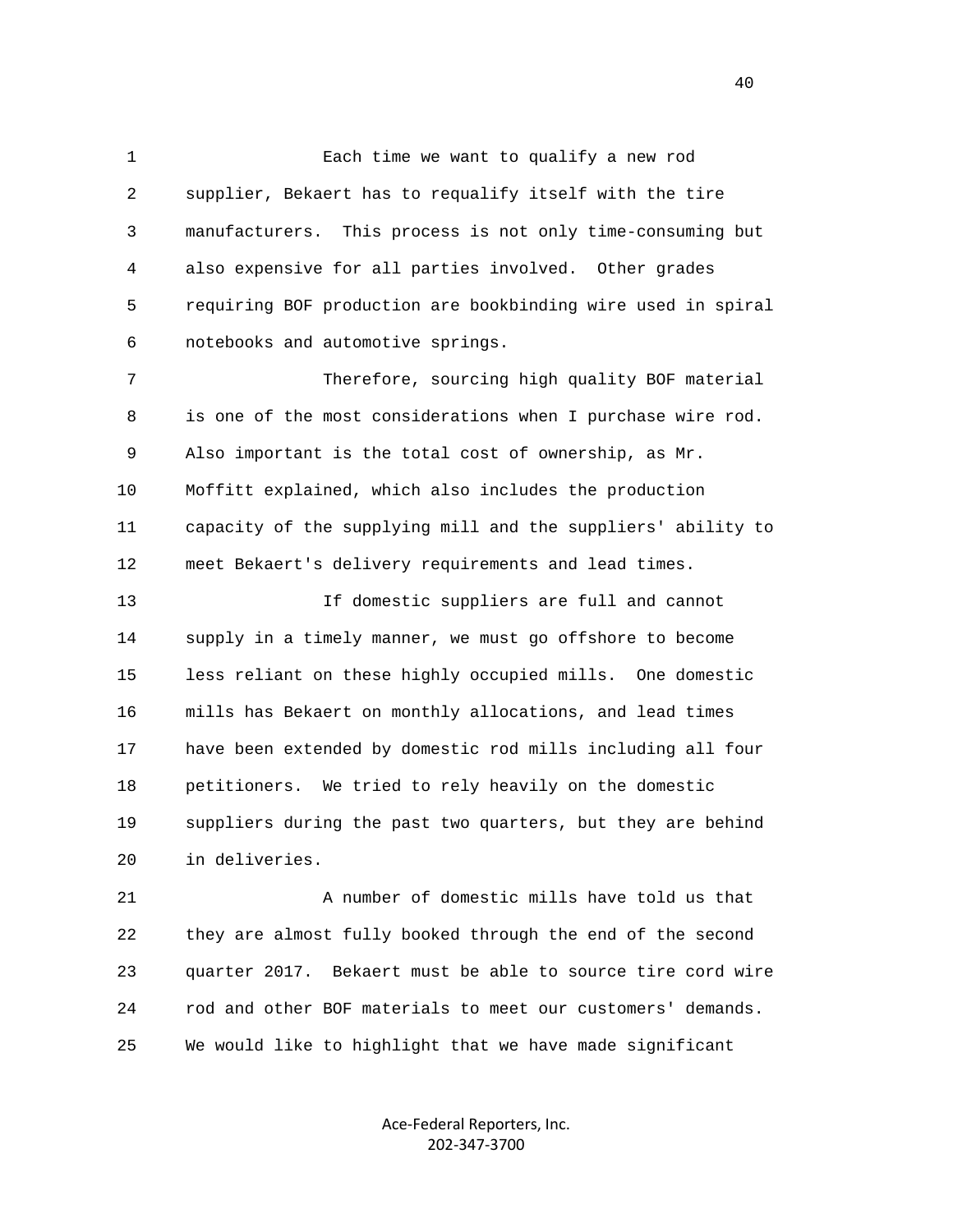Each time we want to qualify a new rod supplier, Bekaert has to requalify itself with the tire manufacturers. This process is not only time-consuming but also expensive for all parties involved. Other grades requiring BOF production are bookbinding wire used in spiral notebooks and automotive springs.

Therefore, sourcing high quality BOF material is one of the most considerations when I purchase wire rod. Also important is the total cost of ownership, as Mr. Moffitt explained, which also includes the production capacity of the supplying mill and the suppliers' ability to meet Bekaert's delivery requirements and lead times.

If domestic suppliers are full and cannot supply in a timely manner, we must go offshore to become less reliant on these highly occupied mills. One domestic mills has Bekaert on monthly allocations, and lead times have been extended by domestic rod mills including all four petitioners. We tried to rely heavily on the domestic suppliers during the past two quarters, but they are behind in deliveries.

A number of domestic mills have told us that they are almost fully booked through the end of the second quarter 2017. Bekaert must be able to source tire cord wire rod and other BOF materials to meet our customers' demands. We would like to highlight that we have made significant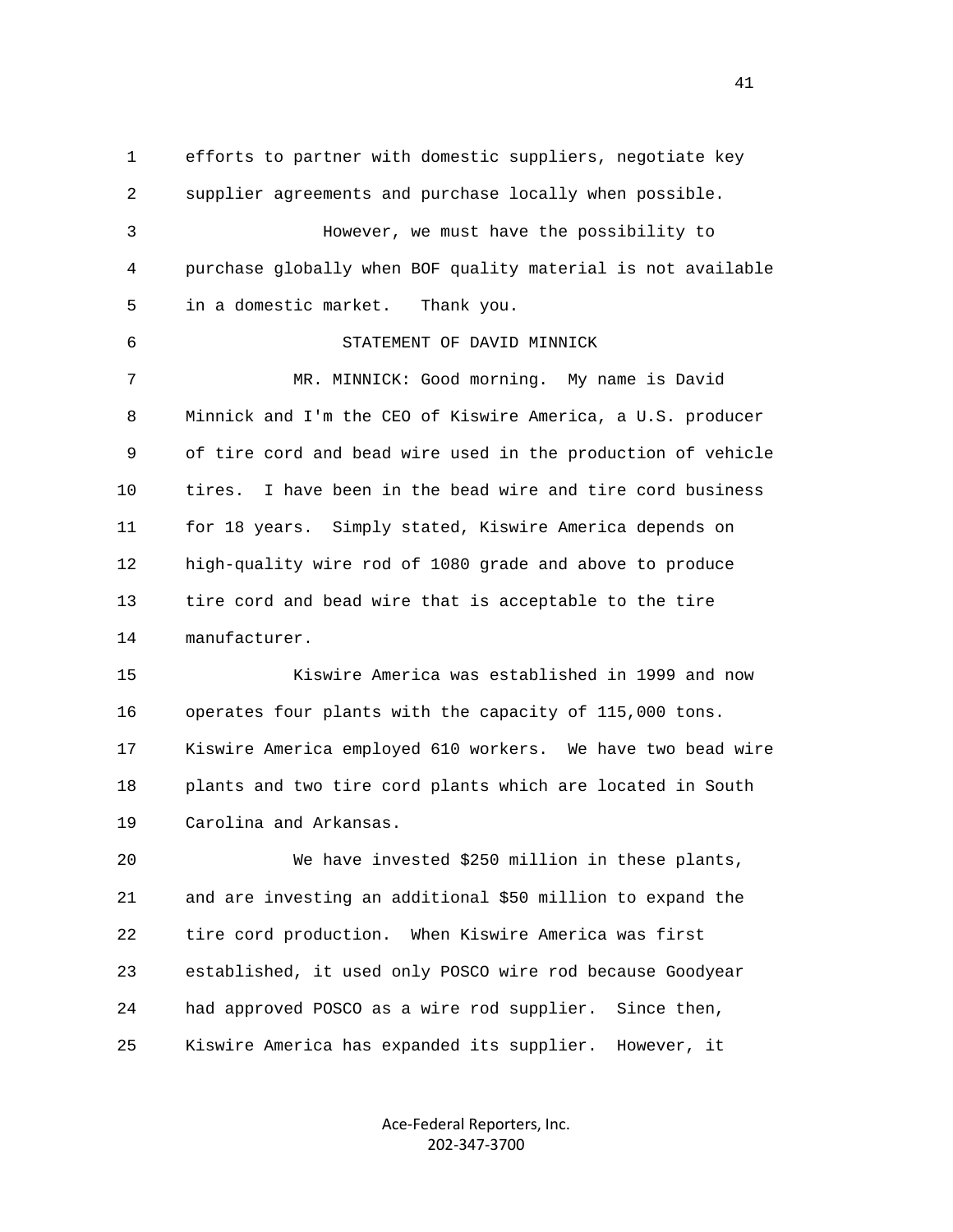efforts to partner with domestic suppliers, negotiate key supplier agreements and purchase locally when possible.

However, we must have the possibility to purchase globally when BOF quality material is not available in a domestic market. Thank you.

STATEMENT OF DAVID MINNICK

MR. MINNICK: Good morning. My name is David Minnick and I'm the CEO of Kiswire America, a U.S. producer of tire cord and bead wire used in the production of vehicle tires. I have been in the bead wire and tire cord business for 18 years. Simply stated, Kiswire America depends on high-quality wire rod of 1080 grade and above to produce tire cord and bead wire that is acceptable to the tire manufacturer.

Kiswire America was established in 1999 and now operates four plants with the capacity of 115,000 tons. Kiswire America employed 610 workers. We have two bead wire plants and two tire cord plants which are located in South Carolina and Arkansas.

We have invested $250 million in these plants, and are investing an additional $50 million to expand the tire cord production. When Kiswire America was first established, it used only POSCO wire rod because Goodyear had approved POSCO as a wire rod supplier. Since then, Kiswire America has expanded its supplier. However, it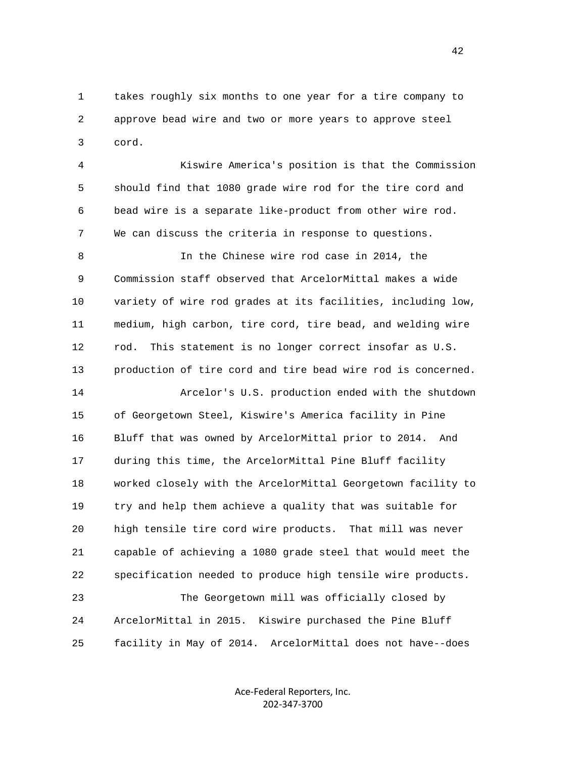takes roughly six months to one year for a tire company to approve bead wire and two or more years to approve steel cord.

Kiswire America's position is that the Commission should find that 1080 grade wire rod for the tire cord and bead wire is a separate like-product from other wire rod. We can discuss the criteria in response to questions.

In the Chinese wire rod case in 2014, the Commission staff observed that ArcelorMittal makes a wide variety of wire rod grades at its facilities, including low, medium, high carbon, tire cord, tire bead, and welding wire rod. This statement is no longer correct insofar as U.S. production of tire cord and tire bead wire rod is concerned.

Arcelor's U.S. production ended with the shutdown of Georgetown Steel, Kiswire's America facility in Pine Bluff that was owned by ArcelorMittal prior to 2014. And during this time, the ArcelorMittal Pine Bluff facility worked closely with the ArcelorMittal Georgetown facility to try and help them achieve a quality that was suitable for high tensile tire cord wire products. That mill was never capable of achieving a 1080 grade steel that would meet the specification needed to produce high tensile wire products.

The Georgetown mill was officially closed by ArcelorMittal in 2015. Kiswire purchased the Pine Bluff facility in May of 2014. ArcelorMittal does not have--does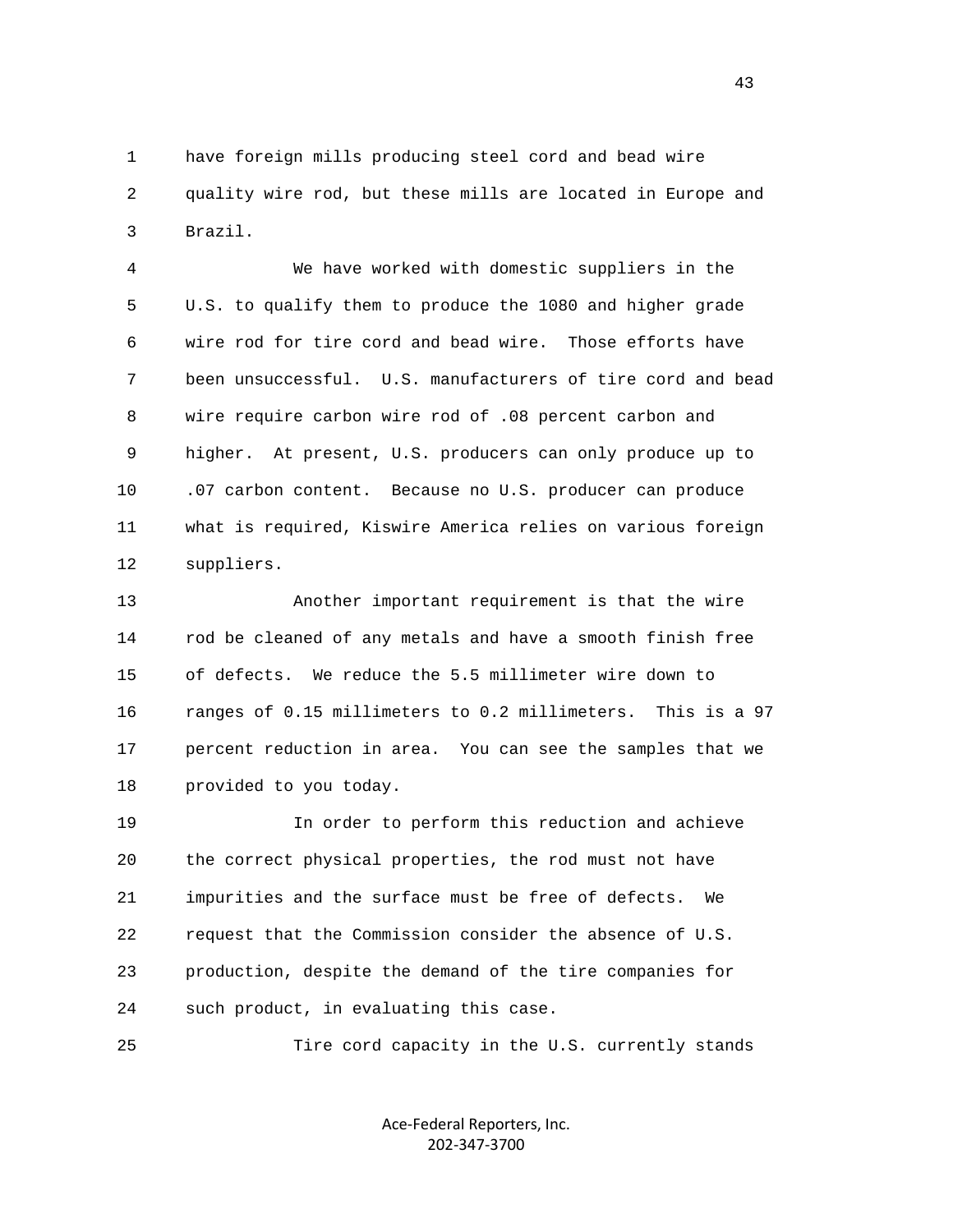have foreign mills producing steel cord and bead wire quality wire rod, but these mills are located in Europe and Brazil.

We have worked with domestic suppliers in the U.S. to qualify them to produce the 1080 and higher grade wire rod for tire cord and bead wire. Those efforts have been unsuccessful. U.S. manufacturers of tire cord and bead wire require carbon wire rod of .08 percent carbon and higher. At present, U.S. producers can only produce up to .07 carbon content. Because no U.S. producer can produce what is required, Kiswire America relies on various foreign suppliers.

Another important requirement is that the wire rod be cleaned of any metals and have a smooth finish free of defects. We reduce the 5.5 millimeter wire down to ranges of 0.15 millimeters to 0.2 millimeters. This is a 97 percent reduction in area. You can see the samples that we provided to you today.

In order to perform this reduction and achieve the correct physical properties, the rod must not have impurities and the surface must be free of defects. We request that the Commission consider the absence of U.S. production, despite the demand of the tire companies for such product, in evaluating this case.

Tire cord capacity in the U.S. currently stands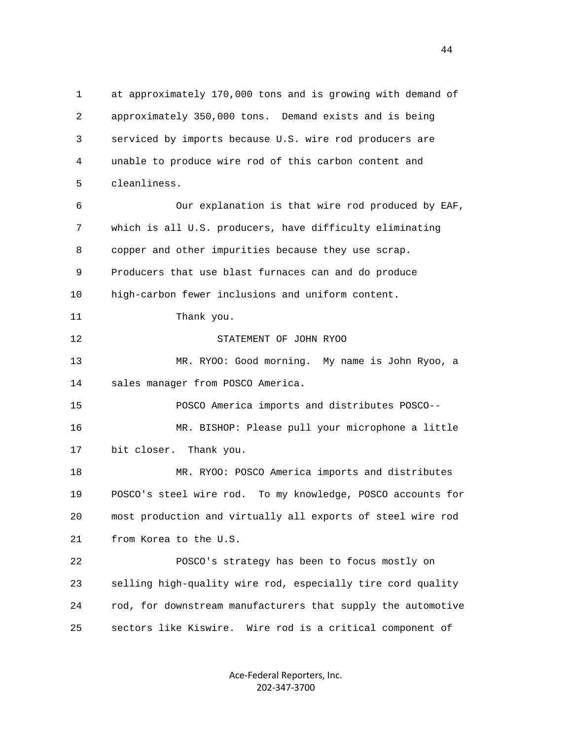at approximately 170,000 tons and is growing with demand of approximately 350,000 tons. Demand exists and is being serviced by imports because U.S. wire rod producers are unable to produce wire rod of this carbon content and cleanliness.

Our explanation is that wire rod produced by EAF, which is all U.S. producers, have difficulty eliminating copper and other impurities because they use scrap. Producers that use blast furnaces can and do produce high-carbon fewer inclusions and uniform content.

Thank you.

STATEMENT OF JOHN RYOO

MR. RYOO: Good morning. My name is John Ryoo, a sales manager from POSCO America.

POSCO America imports and distributes POSCO--

MR. BISHOP: Please pull your microphone a little bit closer. Thank you.

MR. RYOO: POSCO America imports and distributes POSCO's steel wire rod. To my knowledge, POSCO accounts for most production and virtually all exports of steel wire rod from Korea to the U.S.

POSCO's strategy has been to focus mostly on selling high-quality wire rod, especially tire cord quality rod, for downstream manufacturers that supply the automotive sectors like Kiswire. Wire rod is a critical component of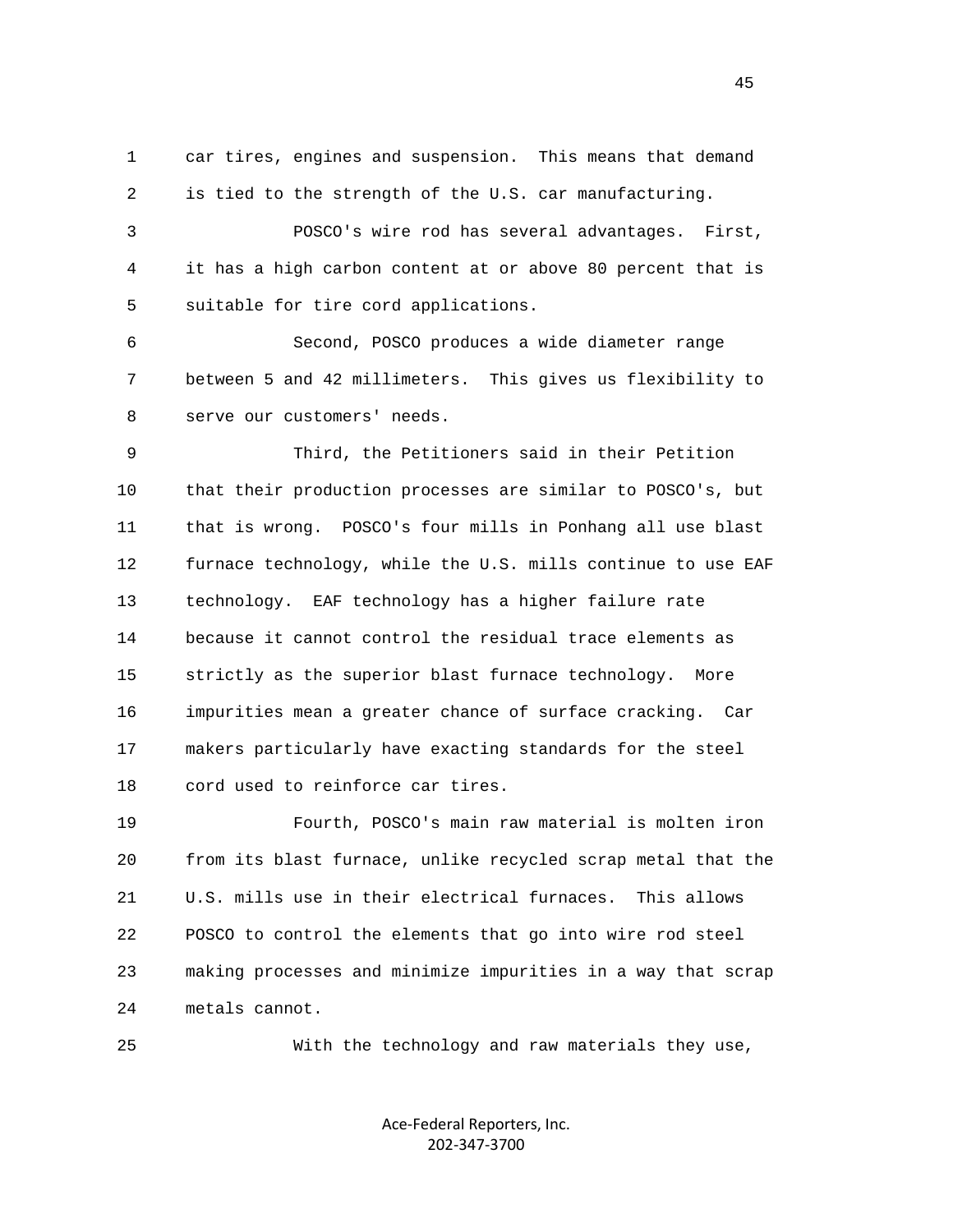car tires, engines and suspension. This means that demand is tied to the strength of the U.S. car manufacturing.

POSCO's wire rod has several advantages. First, it has a high carbon content at or above 80 percent that is suitable for tire cord applications.

Second, POSCO produces a wide diameter range between 5 and 42 millimeters. This gives us flexibility to serve our customers' needs.

Third, the Petitioners said in their Petition that their production processes are similar to POSCO's, but that is wrong. POSCO's four mills in Ponhang all use blast furnace technology, while the U.S. mills continue to use EAF technology. EAF technology has a higher failure rate because it cannot control the residual trace elements as strictly as the superior blast furnace technology. More impurities mean a greater chance of surface cracking. Car makers particularly have exacting standards for the steel cord used to reinforce car tires.

Fourth, POSCO's main raw material is molten iron from its blast furnace, unlike recycled scrap metal that the U.S. mills use in their electrical furnaces. This allows POSCO to control the elements that go into wire rod steel making processes and minimize impurities in a way that scrap metals cannot.

With the technology and raw materials they use,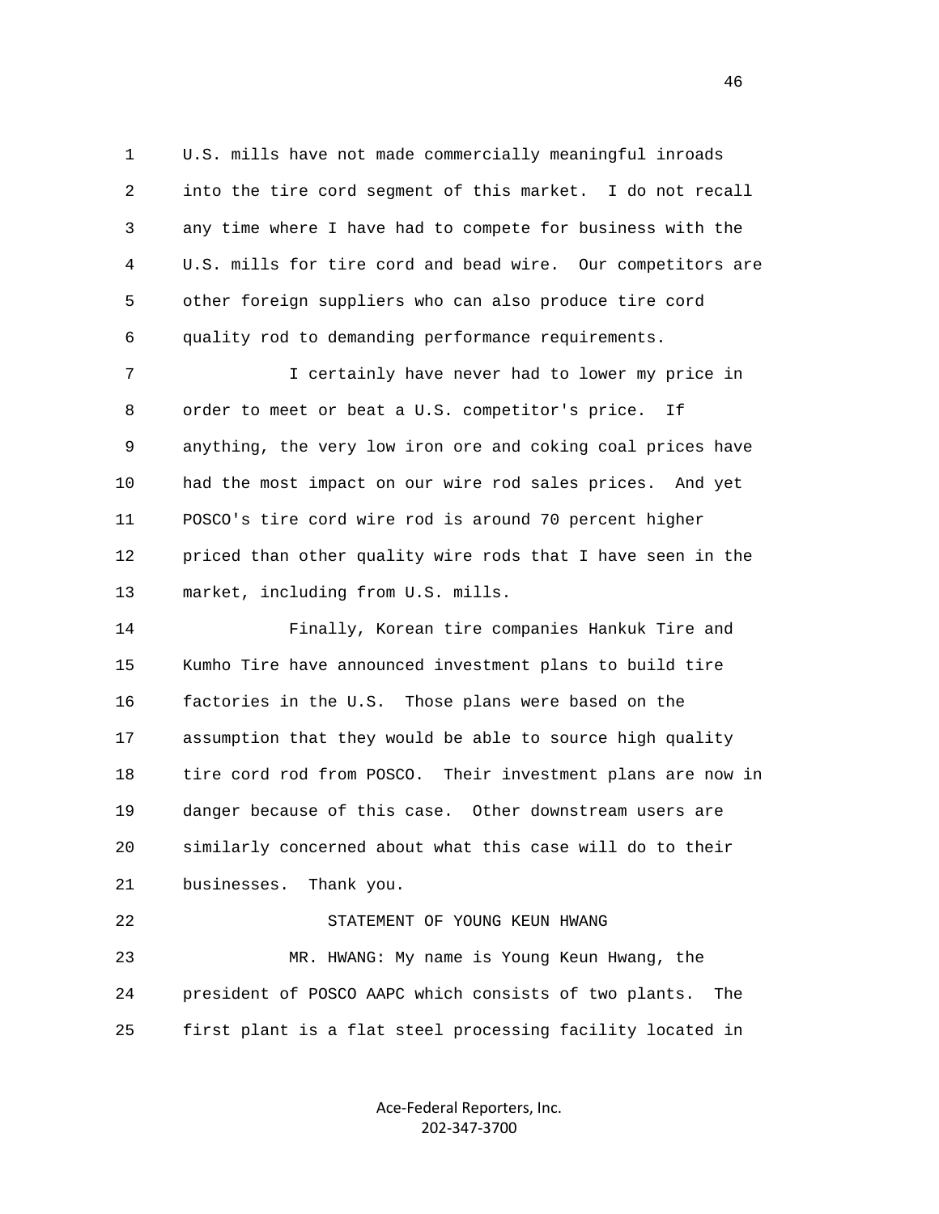U.S. mills have not made commercially meaningful inroads into the tire cord segment of this market. I do not recall any time where I have had to compete for business with the U.S. mills for tire cord and bead wire. Our competitors are other foreign suppliers who can also produce tire cord quality rod to demanding performance requirements.

I certainly have never had to lower my price in order to meet or beat a U.S. competitor's price. If anything, the very low iron ore and coking coal prices have had the most impact on our wire rod sales prices. And yet POSCO's tire cord wire rod is around 70 percent higher priced than other quality wire rods that I have seen in the market, including from U.S. mills.

Finally, Korean tire companies Hankuk Tire and Kumho Tire have announced investment plans to build tire factories in the U.S. Those plans were based on the assumption that they would be able to source high quality tire cord rod from POSCO. Their investment plans are now in danger because of this case. Other downstream users are similarly concerned about what this case will do to their businesses. Thank you.

STATEMENT OF YOUNG KEUN HWANG

MR. HWANG: My name is Young Keun Hwang, the president of POSCO AAPC which consists of two plants. The first plant is a flat steel processing facility located in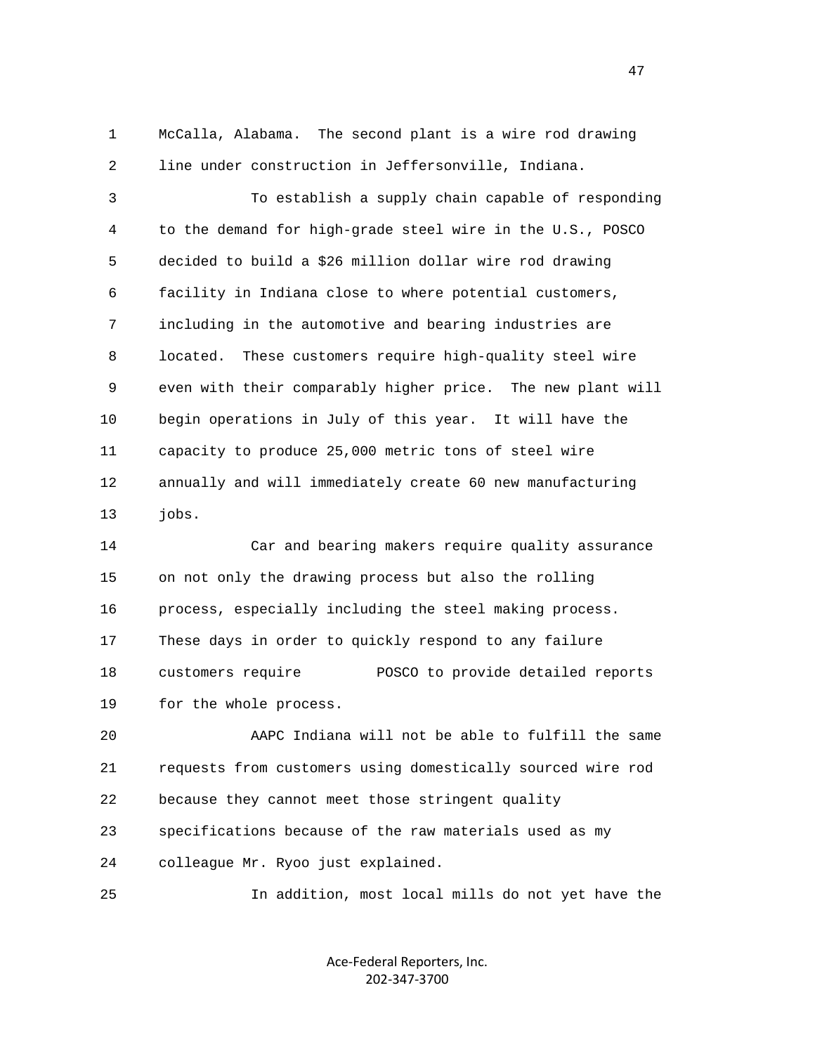McCalla, Alabama. The second plant is a wire rod drawing line under construction in Jeffersonville, Indiana.

To establish a supply chain capable of responding to the demand for high-grade steel wire in the U.S., POSCO decided to build a $26 million dollar wire rod drawing facility in Indiana close to where potential customers, including in the automotive and bearing industries are located. These customers require high-quality steel wire even with their comparably higher price. The new plant will begin operations in July of this year. It will have the capacity to produce 25,000 metric tons of steel wire annually and will immediately create 60 new manufacturing jobs.

Car and bearing makers require quality assurance on not only the drawing process but also the rolling process, especially including the steel making process. These days in order to quickly respond to any failure customers require POSCO to provide detailed reports for the whole process.

AAPC Indiana will not be able to fulfill the same requests from customers using domestically sourced wire rod because they cannot meet those stringent quality specifications because of the raw materials used as my colleague Mr. Ryoo just explained.

In addition, most local mills do not yet have the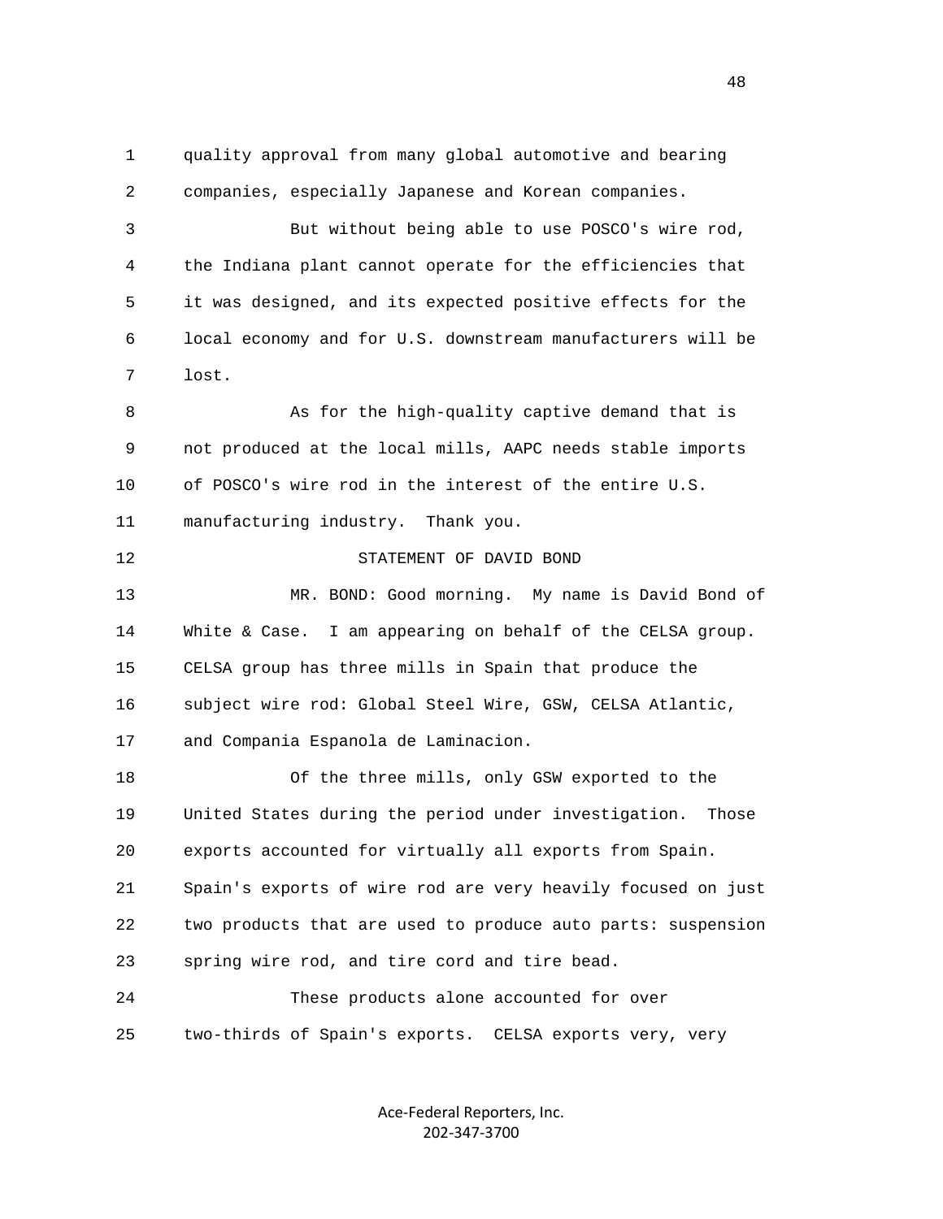quality approval from many global automotive and bearing companies, especially Japanese and Korean companies.

But without being able to use POSCO's wire rod, the Indiana plant cannot operate for the efficiencies that it was designed, and its expected positive effects for the local economy and for U.S. downstream manufacturers will be lost.

As for the high-quality captive demand that is not produced at the local mills, AAPC needs stable imports of POSCO's wire rod in the interest of the entire U.S. manufacturing industry. Thank you.

STATEMENT OF DAVID BOND

MR. BOND: Good morning. My name is David Bond of White & Case. I am appearing on behalf of the CELSA group. CELSA group has three mills in Spain that produce the subject wire rod: Global Steel Wire, GSW, CELSA Atlantic, and Compania Espanola de Laminacion.

Of the three mills, only GSW exported to the United States during the period under investigation. Those exports accounted for virtually all exports from Spain. Spain's exports of wire rod are very heavily focused on just two products that are used to produce auto parts: suspension spring wire rod, and tire cord and tire bead.

These products alone accounted for over two-thirds of Spain's exports. CELSA exports very, very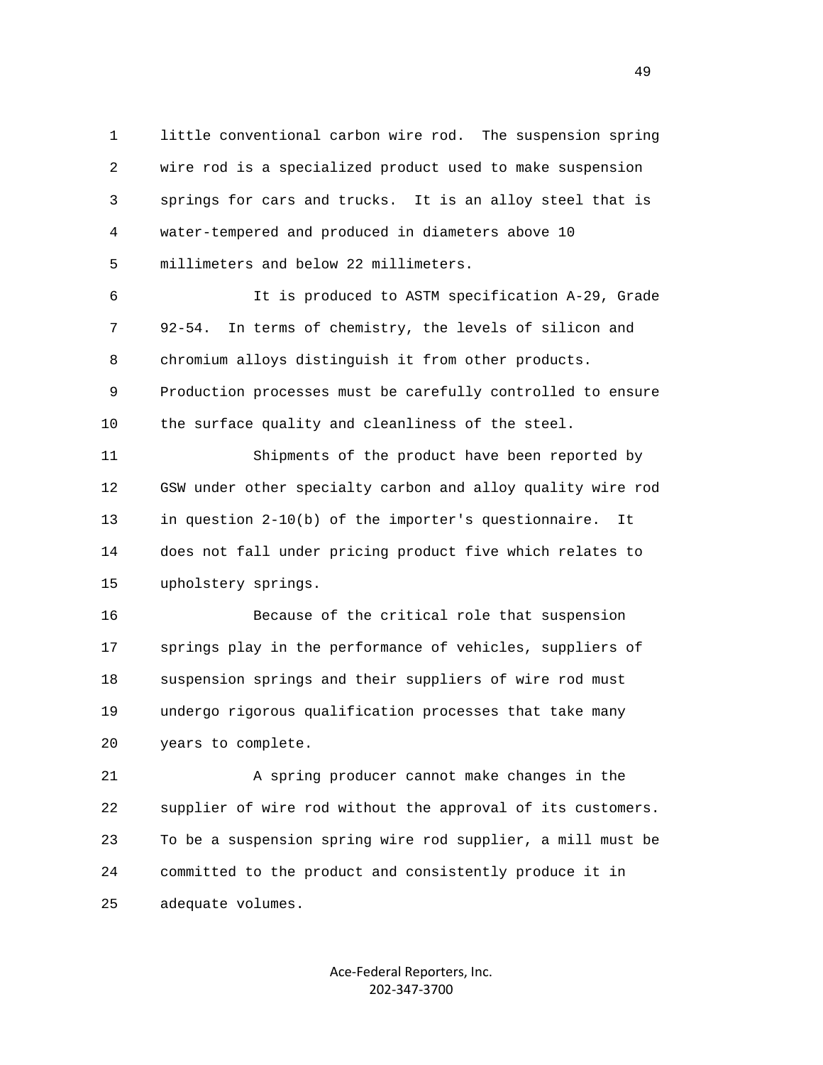little conventional carbon wire rod. The suspension spring wire rod is a specialized product used to make suspension springs for cars and trucks. It is an alloy steel that is water-tempered and produced in diameters above 10 millimeters and below 22 millimeters.

It is produced to ASTM specification A-29, Grade 92-54. In terms of chemistry, the levels of silicon and chromium alloys distinguish it from other products. Production processes must be carefully controlled to ensure the surface quality and cleanliness of the steel.

Shipments of the product have been reported by GSW under other specialty carbon and alloy quality wire rod in question 2-10(b) of the importer's questionnaire. It does not fall under pricing product five which relates to upholstery springs.

Because of the critical role that suspension springs play in the performance of vehicles, suppliers of suspension springs and their suppliers of wire rod must undergo rigorous qualification processes that take many years to complete.

A spring producer cannot make changes in the supplier of wire rod without the approval of its customers. To be a suspension spring wire rod supplier, a mill must be committed to the product and consistently produce it in adequate volumes.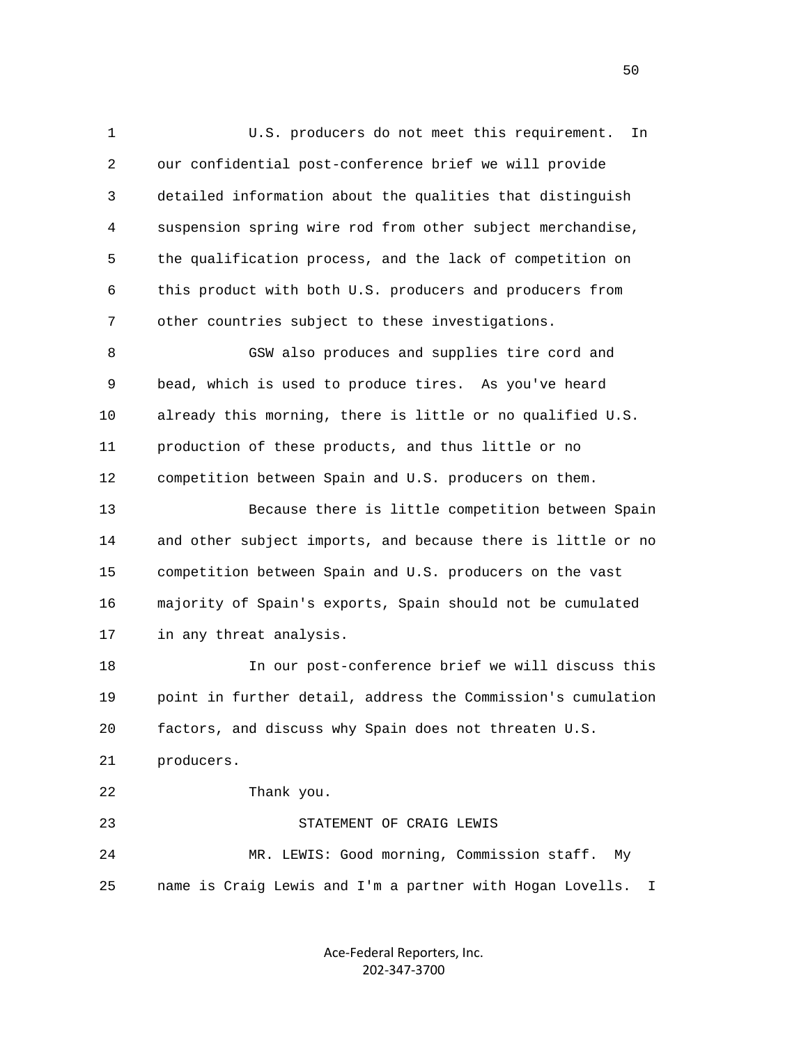U.S. producers do not meet this requirement. In our confidential post-conference brief we will provide detailed information about the qualities that distinguish suspension spring wire rod from other subject merchandise, the qualification process, and the lack of competition on this product with both U.S. producers and producers from other countries subject to these investigations.

GSW also produces and supplies tire cord and bead, which is used to produce tires. As you've heard already this morning, there is little or no qualified U.S. production of these products, and thus little or no competition between Spain and U.S. producers on them.

Because there is little competition between Spain and other subject imports, and because there is little or no competition between Spain and U.S. producers on the vast majority of Spain's exports, Spain should not be cumulated in any threat analysis.

In our post-conference brief we will discuss this point in further detail, address the Commission's cumulation factors, and discuss why Spain does not threaten U.S. producers.

Thank you.

STATEMENT OF CRAIG LEWIS

MR. LEWIS: Good morning, Commission staff. My name is Craig Lewis and I'm a partner with Hogan Lovells. I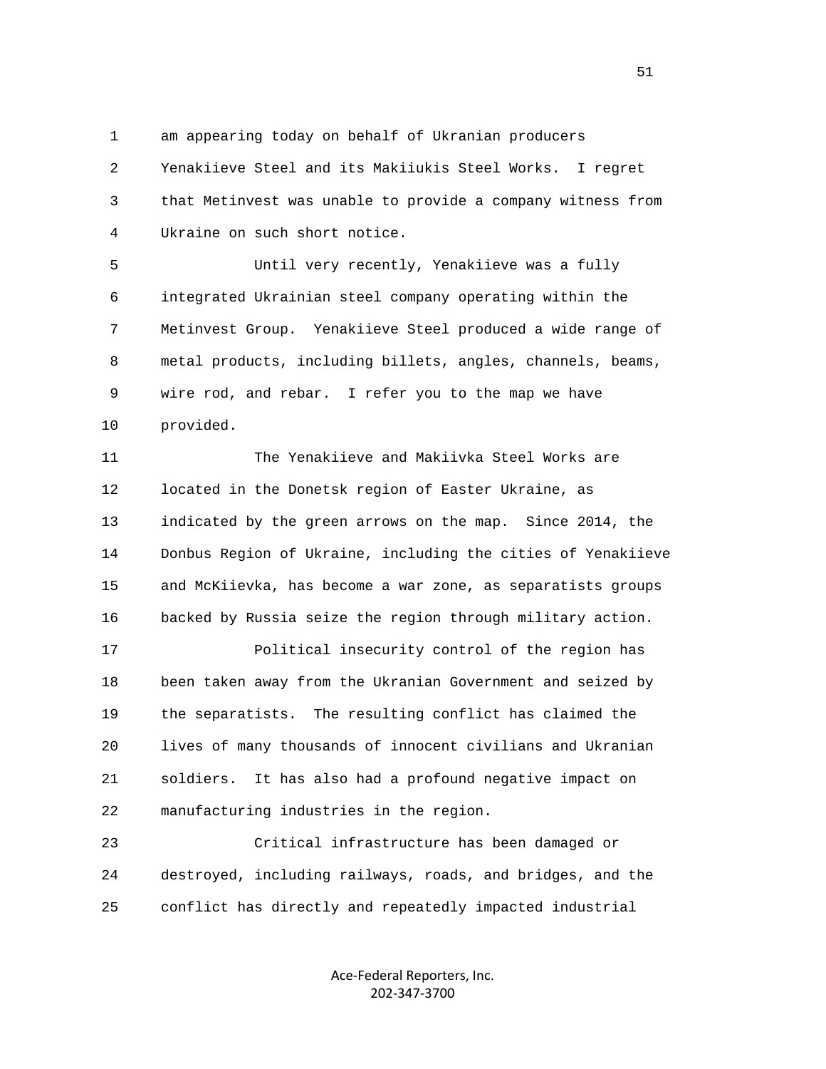am appearing today on behalf of Ukranian producers Yenakiieve Steel and its Makiiukis Steel Works. I regret that Metinvest was unable to provide a company witness from Ukraine on such short notice.

Until very recently, Yenakiieve was a fully integrated Ukrainian steel company operating within the Metinvest Group. Yenakiieve Steel produced a wide range of metal products, including billets, angles, channels, beams, wire rod, and rebar. I refer you to the map we have provided.

The Yenakiieve and Makiivka Steel Works are located in the Donetsk region of Easter Ukraine, as indicated by the green arrows on the map. Since 2014, the Donbus Region of Ukraine, including the cities of Yenakiieve and McKiievka, has become a war zone, as separatists groups backed by Russia seize the region through military action.

Political insecurity control of the region has been taken away from the Ukranian Government and seized by the separatists. The resulting conflict has claimed the lives of many thousands of innocent civilians and Ukranian soldiers. It has also had a profound negative impact on manufacturing industries in the region.

Critical infrastructure has been damaged or destroyed, including railways, roads, and bridges, and the conflict has directly and repeatedly impacted industrial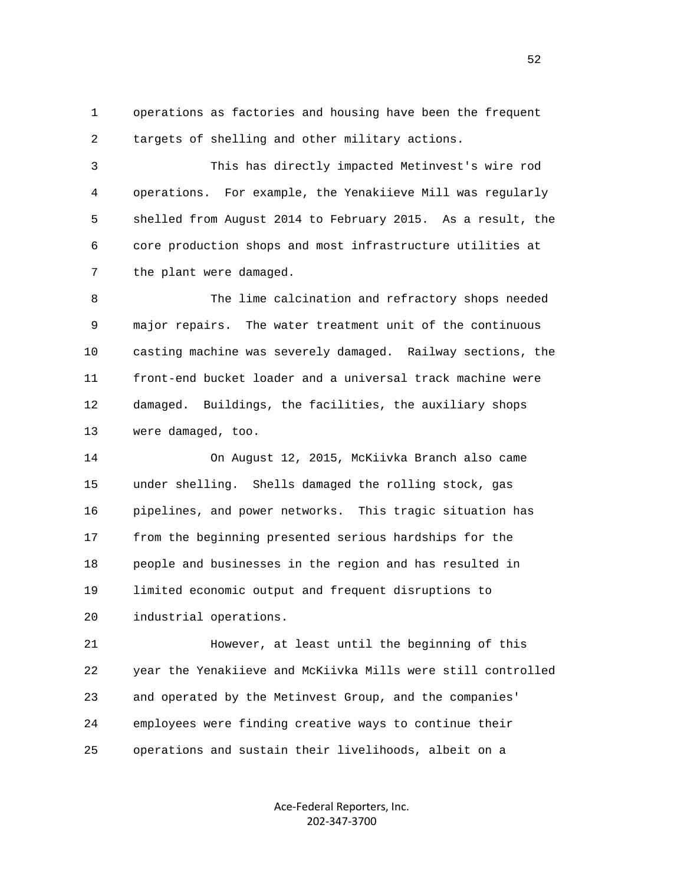operations as factories and housing have been the frequent targets of shelling and other military actions.

This has directly impacted Metinvest's wire rod operations. For example, the Yenakiieve Mill was regularly shelled from August 2014 to February 2015. As a result, the core production shops and most infrastructure utilities at the plant were damaged.

The lime calcination and refractory shops needed major repairs. The water treatment unit of the continuous casting machine was severely damaged. Railway sections, the front-end bucket loader and a universal track machine were damaged. Buildings, the facilities, the auxiliary shops were damaged, too.

On August 12, 2015, McKiivka Branch also came under shelling. Shells damaged the rolling stock, gas pipelines, and power networks. This tragic situation has from the beginning presented serious hardships for the people and businesses in the region and has resulted in limited economic output and frequent disruptions to industrial operations.

However, at least until the beginning of this year the Yenakiieve and McKiivka Mills were still controlled and operated by the Metinvest Group, and the companies' employees were finding creative ways to continue their operations and sustain their livelihoods, albeit on a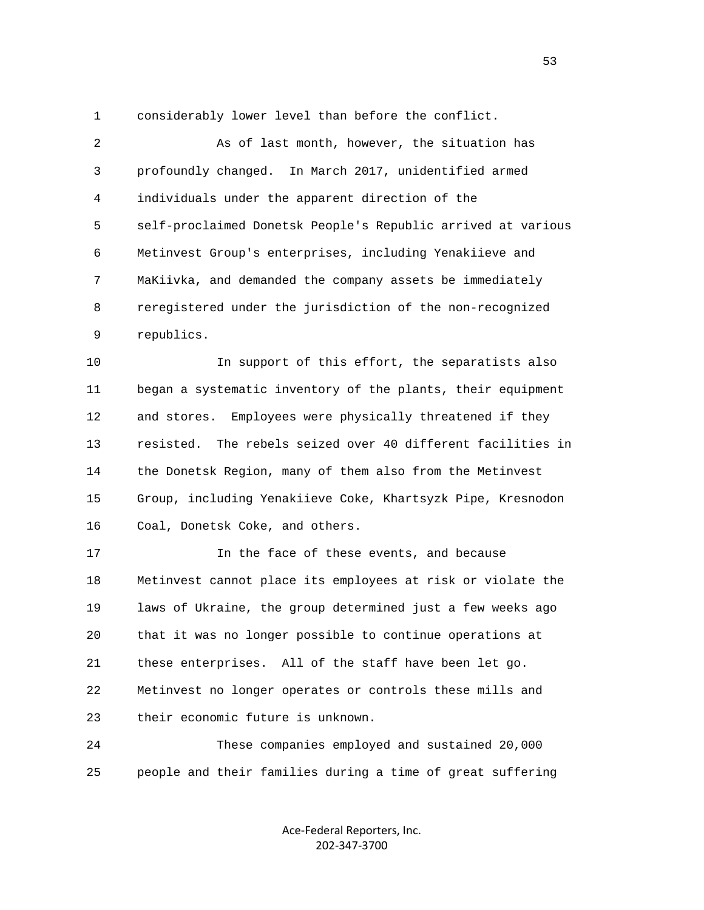considerably lower level than before the conflict.

As of last month, however, the situation has profoundly changed. In March 2017, unidentified armed individuals under the apparent direction of the self-proclaimed Donetsk People's Republic arrived at various Metinvest Group's enterprises, including Yenakiieve and MaKiivka, and demanded the company assets be immediately reregistered under the jurisdiction of the non-recognized republics.

In support of this effort, the separatists also began a systematic inventory of the plants, their equipment and stores. Employees were physically threatened if they resisted. The rebels seized over 40 different facilities in the Donetsk Region, many of them also from the Metinvest Group, including Yenakiieve Coke, Khartsyzk Pipe, Kresnodon Coal, Donetsk Coke, and others.

In the face of these events, and because Metinvest cannot place its employees at risk or violate the laws of Ukraine, the group determined just a few weeks ago that it was no longer possible to continue operations at these enterprises. All of the staff have been let go. Metinvest no longer operates or controls these mills and their economic future is unknown.

These companies employed and sustained 20,000 people and their families during a time of great suffering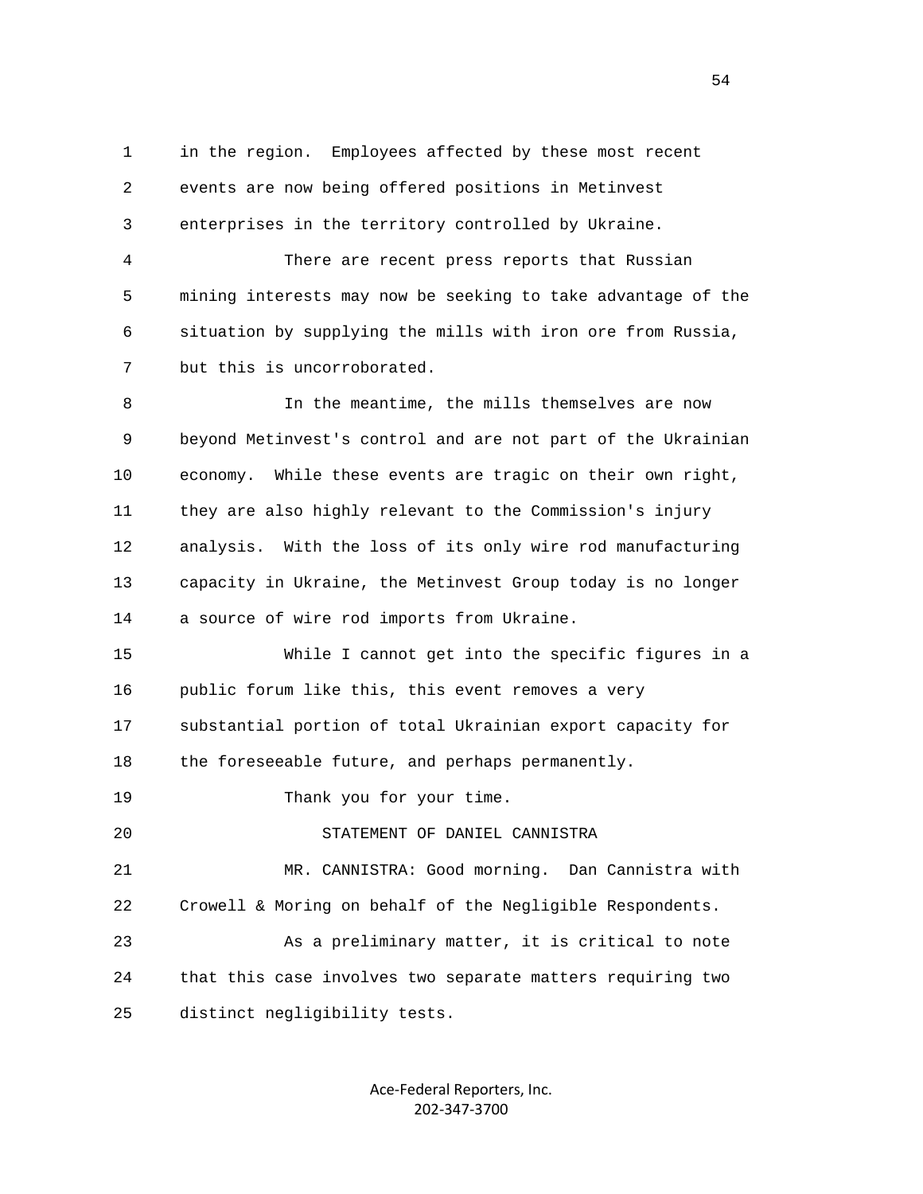in the region. Employees affected by these most recent events are now being offered positions in Metinvest enterprises in the territory controlled by Ukraine.

There are recent press reports that Russian mining interests may now be seeking to take advantage of the situation by supplying the mills with iron ore from Russia, but this is uncorroborated.

In the meantime, the mills themselves are now beyond Metinvest's control and are not part of the Ukrainian economy. While these events are tragic on their own right, they are also highly relevant to the Commission's injury analysis. With the loss of its only wire rod manufacturing capacity in Ukraine, the Metinvest Group today is no longer a source of wire rod imports from Ukraine.

While I cannot get into the specific figures in a public forum like this, this event removes a very substantial portion of total Ukrainian export capacity for the foreseeable future, and perhaps permanently.

Thank you for your time.

STATEMENT OF DANIEL CANNISTRA

MR. CANNISTRA: Good morning. Dan Cannistra with Crowell & Moring on behalf of the Negligible Respondents.

As a preliminary matter, it is critical to note that this case involves two separate matters requiring two distinct negligibility tests.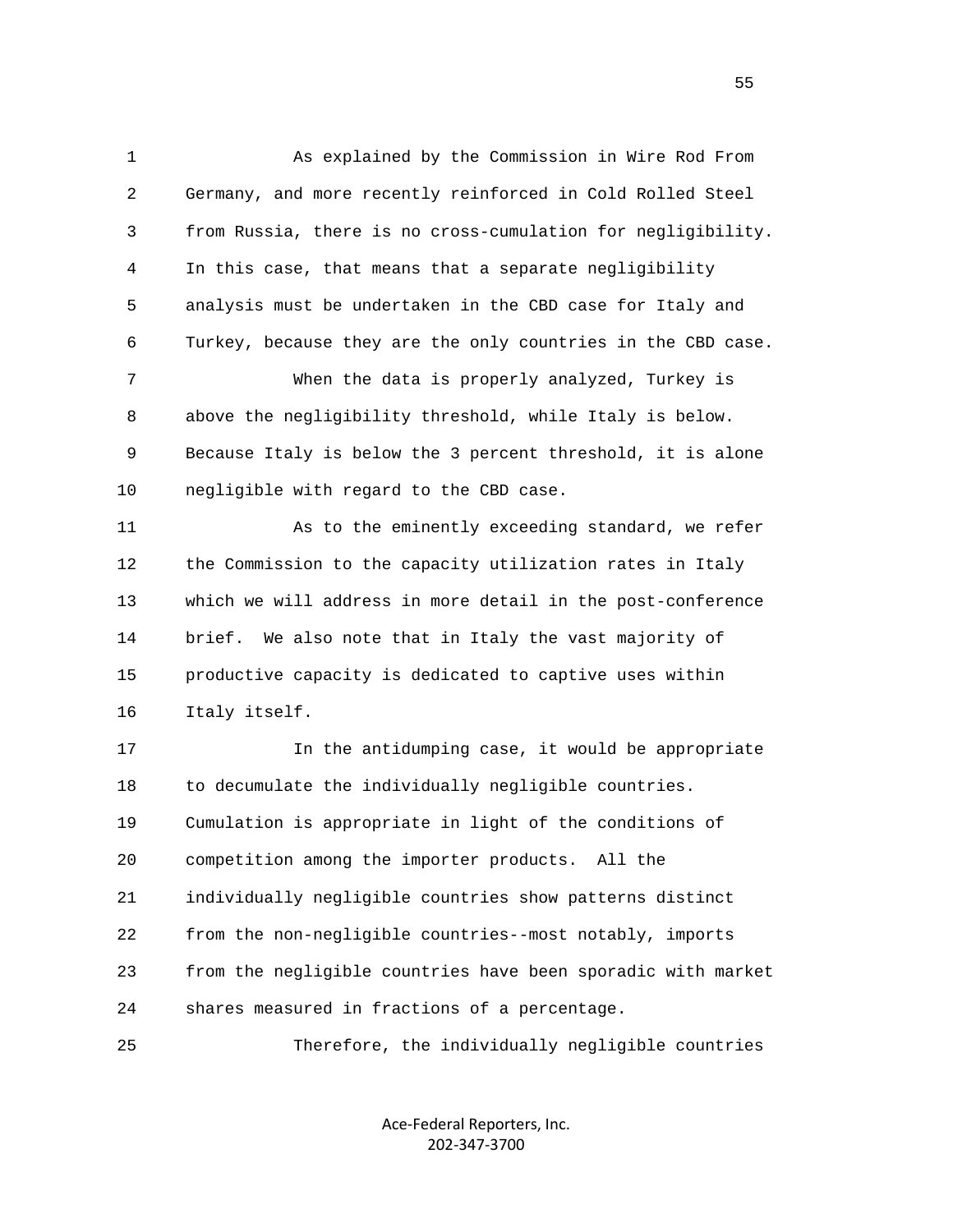As explained by the Commission in Wire Rod From Germany, and more recently reinforced in Cold Rolled Steel from Russia, there is no cross-cumulation for negligibility. In this case, that means that a separate negligibility analysis must be undertaken in the CBD case for Italy and Turkey, because they are the only countries in the CBD case.

When the data is properly analyzed, Turkey is above the negligibility threshold, while Italy is below. Because Italy is below the 3 percent threshold, it is alone negligible with regard to the CBD case.

As to the eminently exceeding standard, we refer the Commission to the capacity utilization rates in Italy which we will address in more detail in the post-conference brief. We also note that in Italy the vast majority of productive capacity is dedicated to captive uses within Italy itself.

In the antidumping case, it would be appropriate to decumulate the individually negligible countries. Cumulation is appropriate in light of the conditions of competition among the importer products. All the individually negligible countries show patterns distinct from the non-negligible countries--most notably, imports from the negligible countries have been sporadic with market shares measured in fractions of a percentage.

Therefore, the individually negligible countries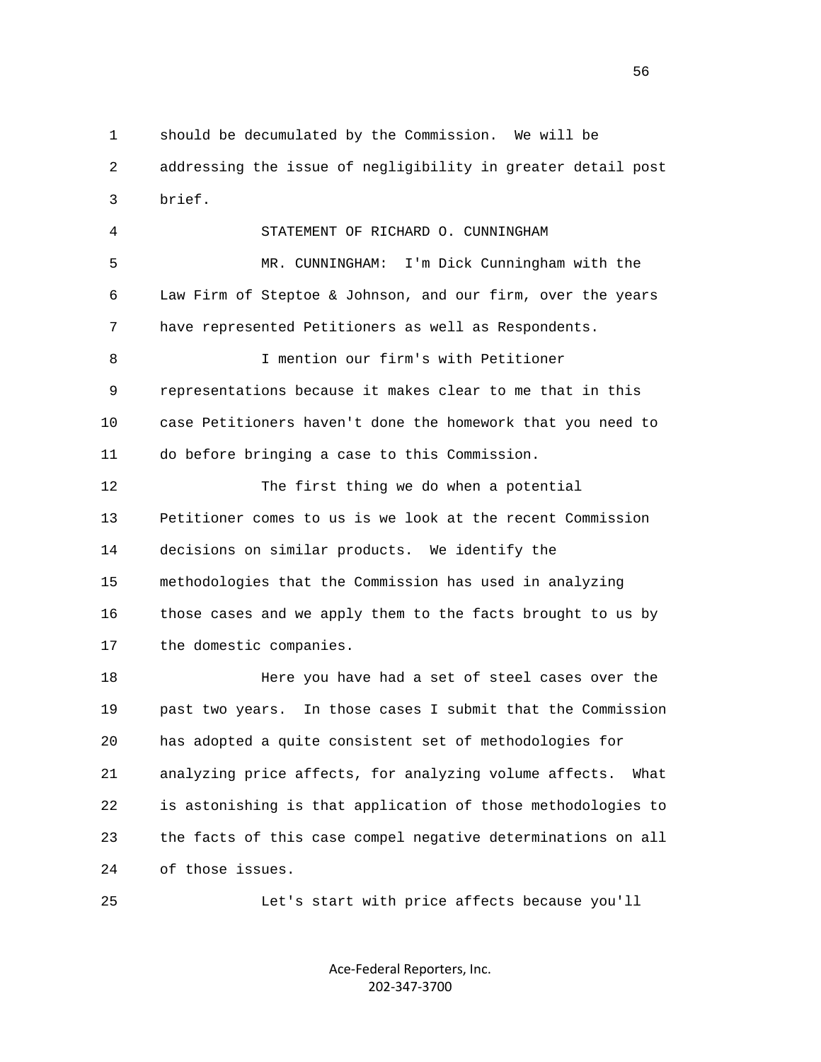should be decumulated by the Commission. We will be addressing the issue of negligibility in greater detail post brief.

STATEMENT OF RICHARD O. CUNNINGHAM

MR. CUNNINGHAM: I'm Dick Cunningham with the Law Firm of Steptoe & Johnson, and our firm, over the years have represented Petitioners as well as Respondents.

I mention our firm's with Petitioner representations because it makes clear to me that in this case Petitioners haven't done the homework that you need to do before bringing a case to this Commission.

The first thing we do when a potential Petitioner comes to us is we look at the recent Commission decisions on similar products. We identify the methodologies that the Commission has used in analyzing those cases and we apply them to the facts brought to us by the domestic companies.

Here you have had a set of steel cases over the past two years. In those cases I submit that the Commission has adopted a quite consistent set of methodologies for analyzing price affects, for analyzing volume affects. What is astonishing is that application of those methodologies to the facts of this case compel negative determinations on all of those issues.

Let's start with price affects because you'll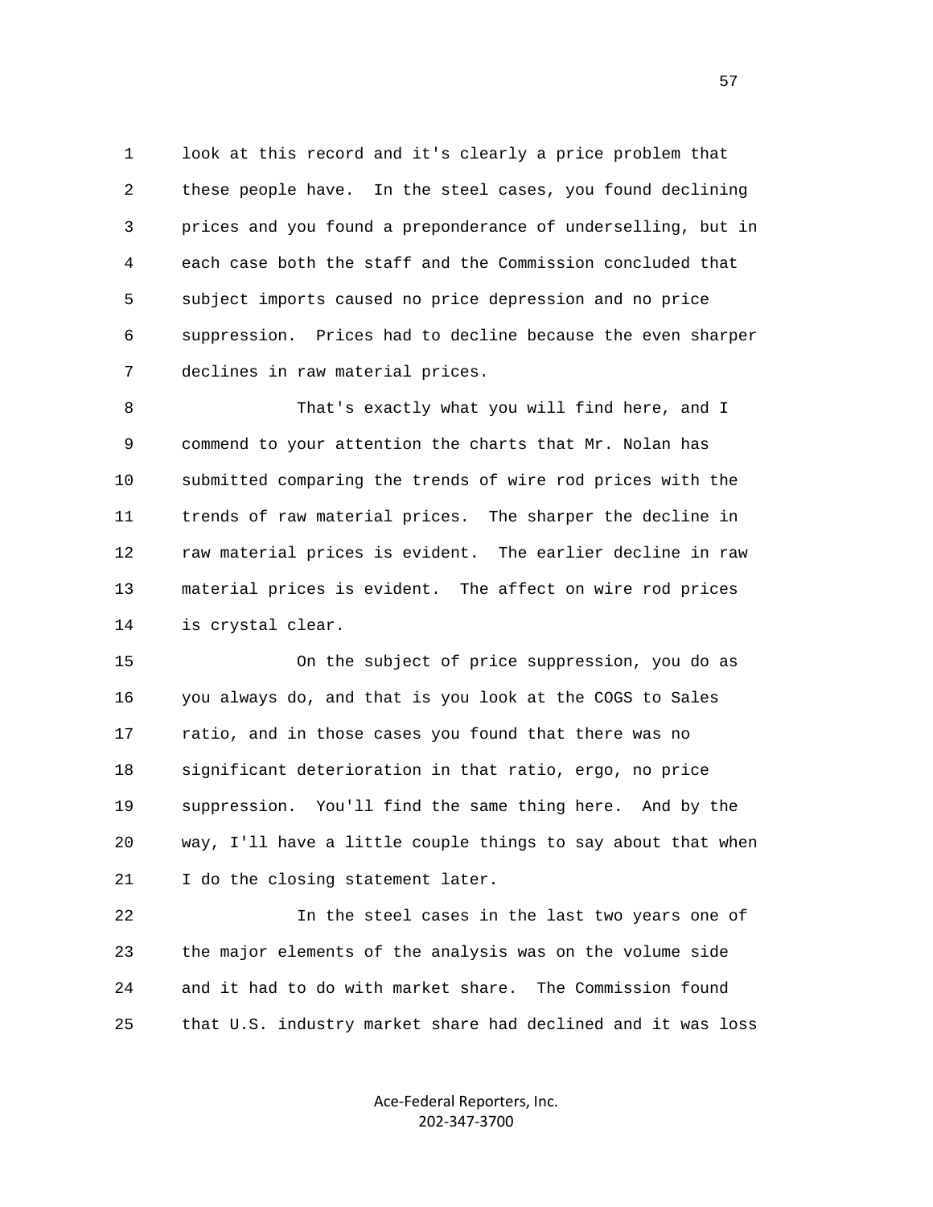look at this record and it's clearly a price problem that these people have. In the steel cases, you found declining prices and you found a preponderance of underselling, but in each case both the staff and the Commission concluded that subject imports caused no price depression and no price suppression. Prices had to decline because the even sharper declines in raw material prices.

That's exactly what you will find here, and I commend to your attention the charts that Mr. Nolan has submitted comparing the trends of wire rod prices with the trends of raw material prices. The sharper the decline in raw material prices is evident. The earlier decline in raw material prices is evident. The affect on wire rod prices is crystal clear.

On the subject of price suppression, you do as you always do, and that is you look at the COGS to Sales ratio, and in those cases you found that there was no significant deterioration in that ratio, ergo, no price suppression. You'll find the same thing here. And by the way, I'll have a little couple things to say about that when I do the closing statement later.

In the steel cases in the last two years one of the major elements of the analysis was on the volume side and it had to do with market share. The Commission found that U.S. industry market share had declined and it was loss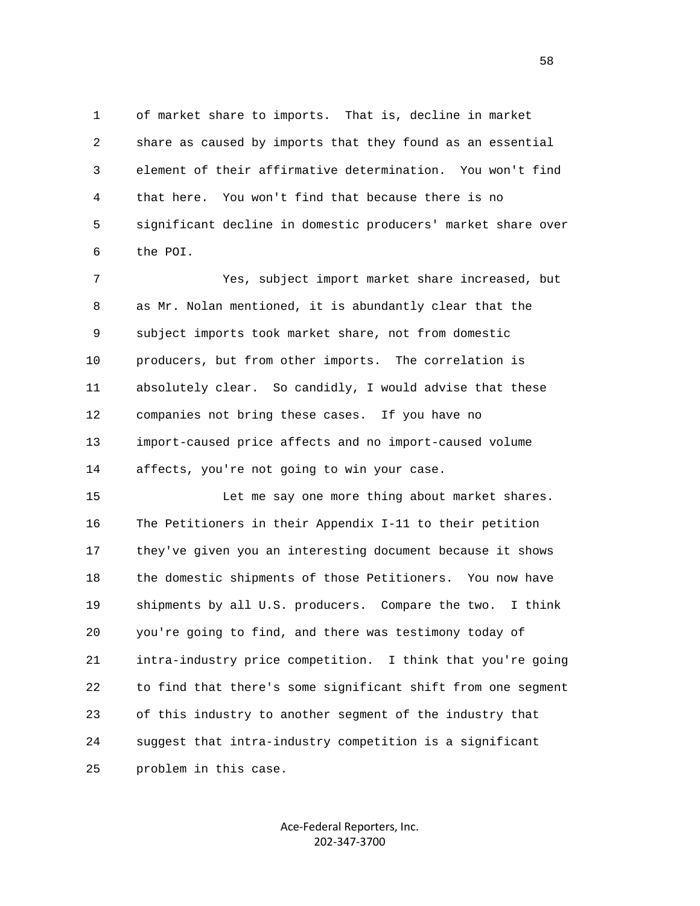of market share to imports. That is, decline in market share as caused by imports that they found as an essential element of their affirmative determination. You won't find that here. You won't find that because there is no significant decline in domestic producers' market share over the POI.

Yes, subject import market share increased, but as Mr. Nolan mentioned, it is abundantly clear that the subject imports took market share, not from domestic producers, but from other imports. The correlation is absolutely clear. So candidly, I would advise that these companies not bring these cases. If you have no import-caused price affects and no import-caused volume affects, you're not going to win your case.

Let me say one more thing about market shares. The Petitioners in their Appendix I-11 to their petition they've given you an interesting document because it shows the domestic shipments of those Petitioners. You now have shipments by all U.S. producers. Compare the two. I think you're going to find, and there was testimony today of intra-industry price competition. I think that you're going to find that there's some significant shift from one segment of this industry to another segment of the industry that suggest that intra-industry competition is a significant problem in this case.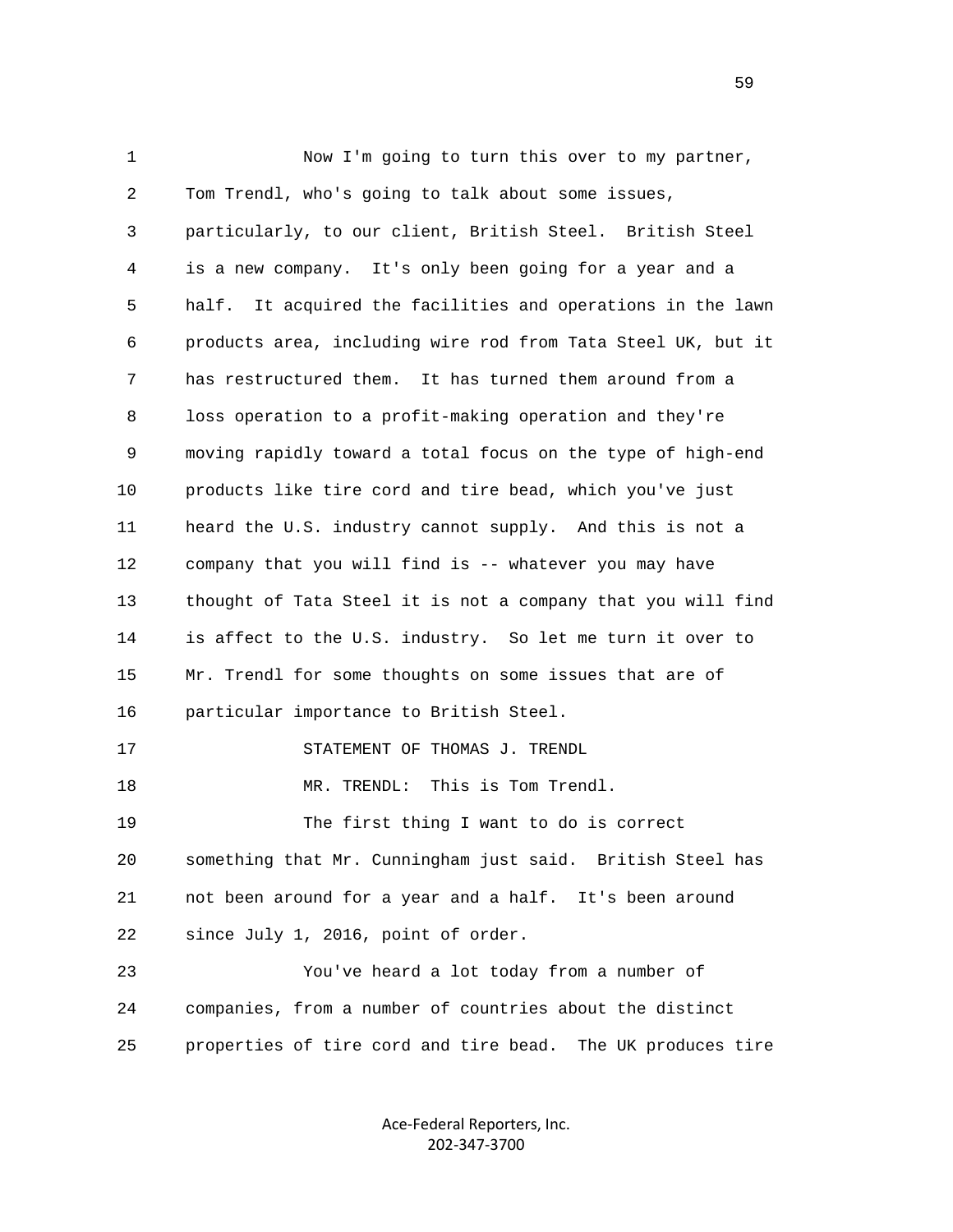Now I'm going to turn this over to my partner, Tom Trendl, who's going to talk about some issues, particularly, to our client, British Steel. British Steel is a new company. It's only been going for a year and a half. It acquired the facilities and operations in the lawn products area, including wire rod from Tata Steel UK, but it has restructured them. It has turned them around from a loss operation to a profit-making operation and they're moving rapidly toward a total focus on the type of high-end products like tire cord and tire bead, which you've just heard the U.S. industry cannot supply. And this is not a company that you will find is -- whatever you may have thought of Tata Steel it is not a company that you will find is affect to the U.S. industry. So let me turn it over to Mr. Trendl for some thoughts on some issues that are of particular importance to British Steel.

STATEMENT OF THOMAS J. TRENDL

MR. TRENDL: This is Tom Trendl.

The first thing I want to do is correct something that Mr. Cunningham just said. British Steel has not been around for a year and a half. It's been around since July 1, 2016, point of order.

You've heard a lot today from a number of companies, from a number of countries about the distinct properties of tire cord and tire bead. The UK produces tire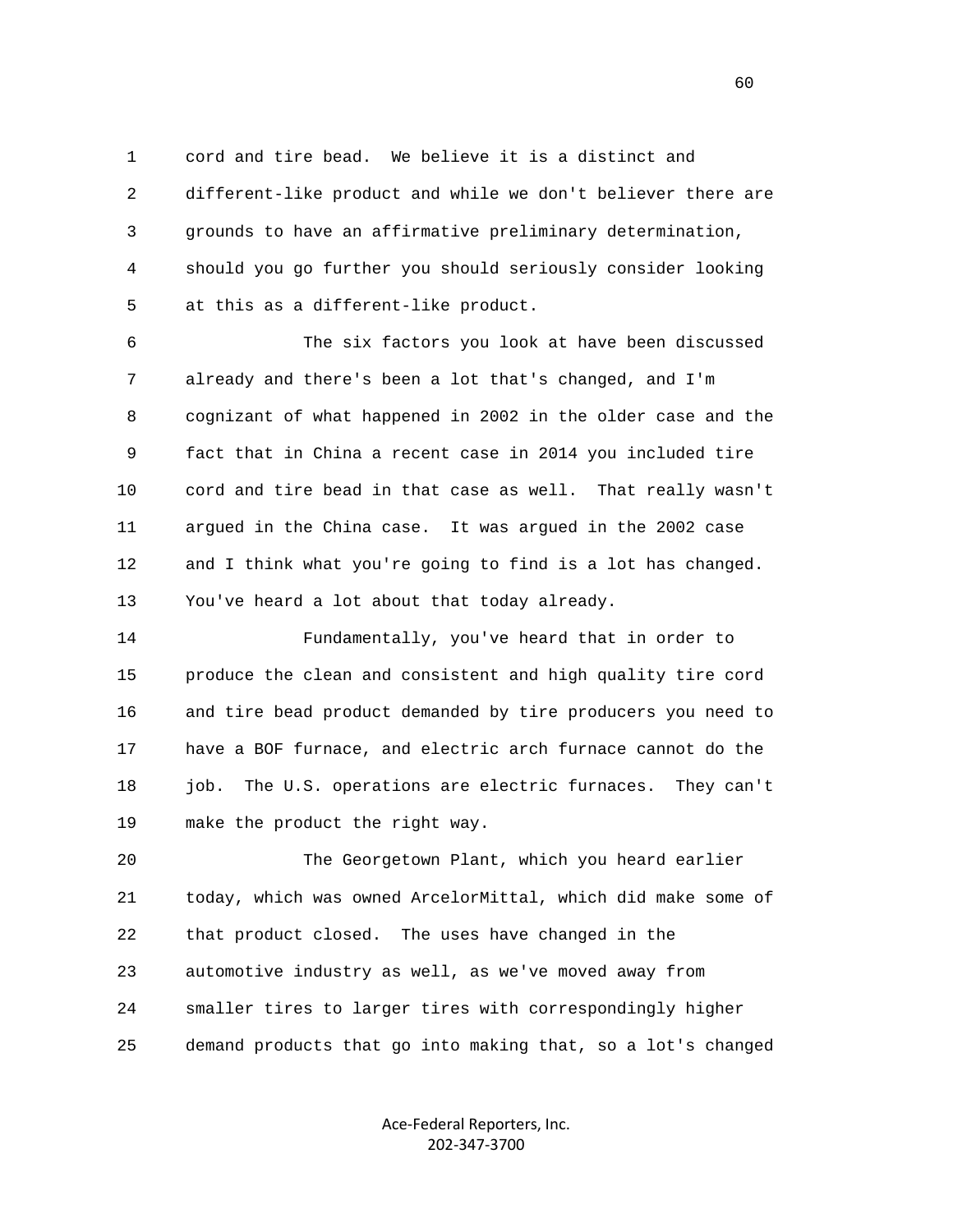cord and tire bead. We believe it is a distinct and different-like product and while we don't believer there are grounds to have an affirmative preliminary determination, should you go further you should seriously consider looking at this as a different-like product.

The six factors you look at have been discussed already and there's been a lot that's changed, and I'm cognizant of what happened in 2002 in the older case and the fact that in China a recent case in 2014 you included tire cord and tire bead in that case as well. That really wasn't argued in the China case. It was argued in the 2002 case and I think what you're going to find is a lot has changed. You've heard a lot about that today already.

Fundamentally, you've heard that in order to produce the clean and consistent and high quality tire cord and tire bead product demanded by tire producers you need to have a BOF furnace, and electric arch furnace cannot do the job. The U.S. operations are electric furnaces. They can't make the product the right way.

The Georgetown Plant, which you heard earlier today, which was owned ArcelorMittal, which did make some of that product closed. The uses have changed in the automotive industry as well, as we've moved away from smaller tires to larger tires with correspondingly higher demand products that go into making that, so a lot's changed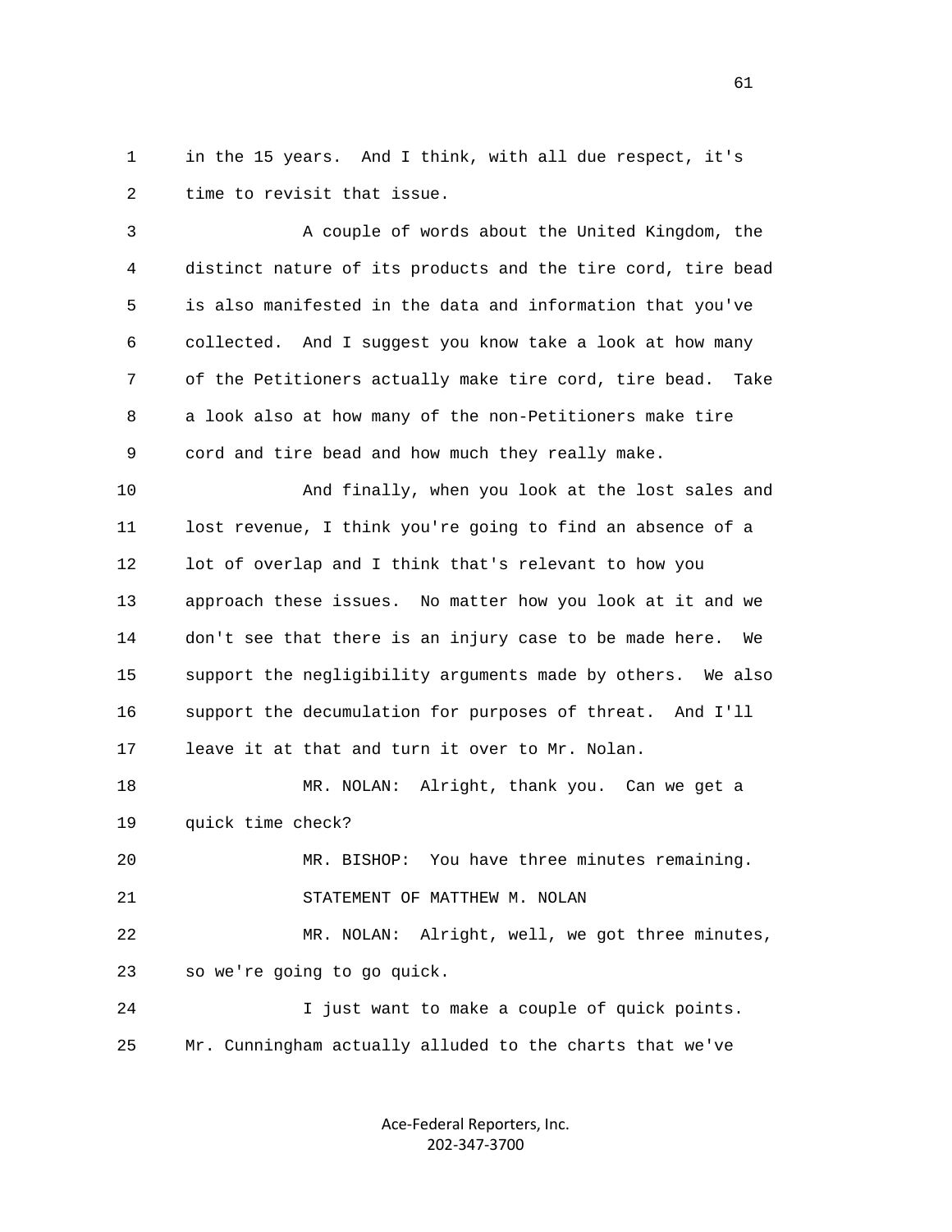in the 15 years. And I think, with all due respect, it's time to revisit that issue.

A couple of words about the United Kingdom, the distinct nature of its products and the tire cord, tire bead is also manifested in the data and information that you've collected. And I suggest you know take a look at how many of the Petitioners actually make tire cord, tire bead. Take a look also at how many of the non-Petitioners make tire cord and tire bead and how much they really make.

And finally, when you look at the lost sales and lost revenue, I think you're going to find an absence of a lot of overlap and I think that's relevant to how you approach these issues. No matter how you look at it and we don't see that there is an injury case to be made here. We support the negligibility arguments made by others. We also support the decumulation for purposes of threat. And I'll leave it at that and turn it over to Mr. Nolan.

MR. NOLAN: Alright, thank you. Can we get a quick time check?

MR. BISHOP: You have three minutes remaining.

STATEMENT OF MATTHEW M. NOLAN

MR. NOLAN: Alright, well, we got three minutes, so we're going to go quick.

I just want to make a couple of quick points. Mr. Cunningham actually alluded to the charts that we've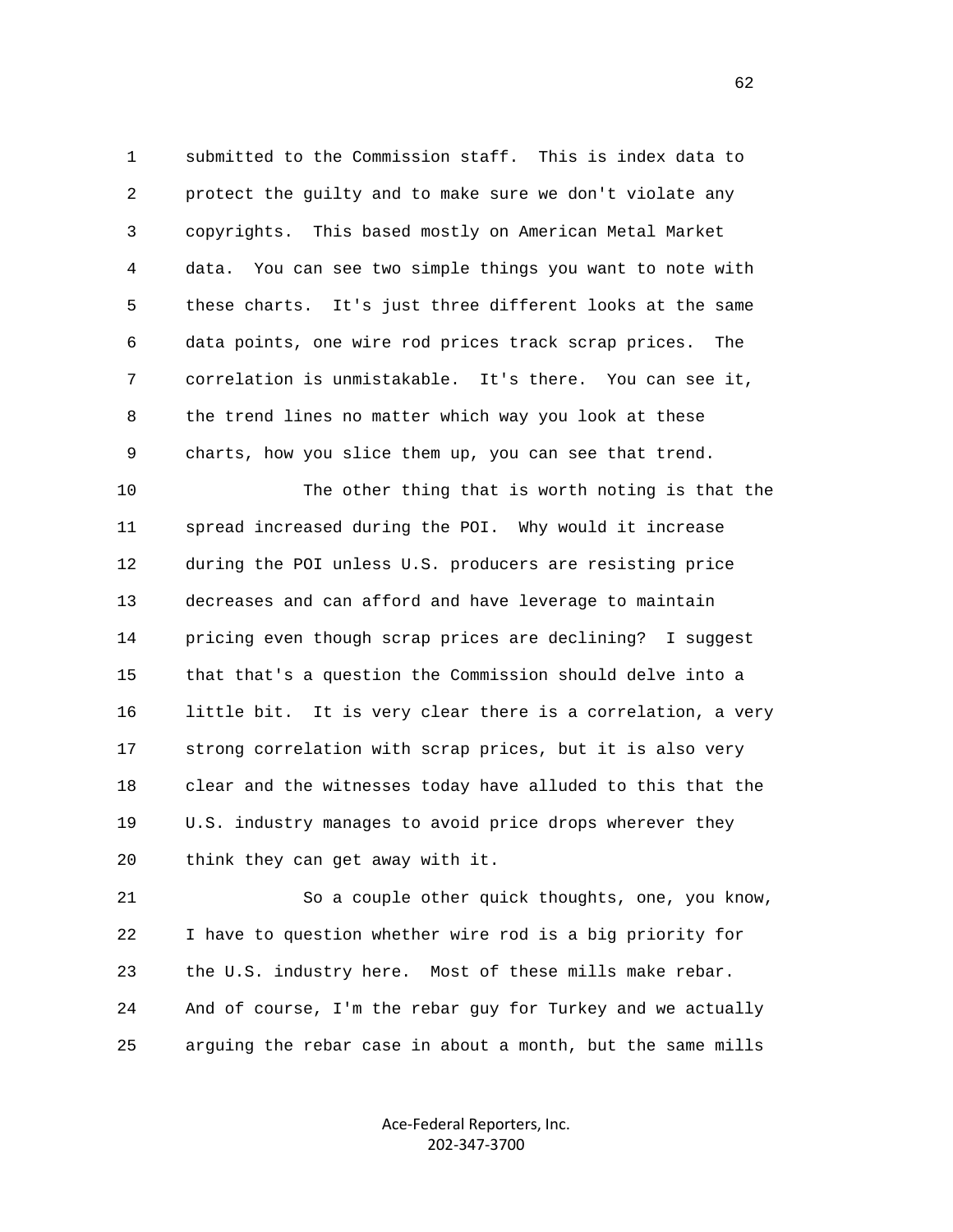submitted to the Commission staff. This is index data to protect the guilty and to make sure we don't violate any copyrights. This based mostly on American Metal Market data. You can see two simple things you want to note with these charts. It's just three different looks at the same data points, one wire rod prices track scrap prices. The correlation is unmistakable. It's there. You can see it, the trend lines no matter which way you look at these charts, how you slice them up, you can see that trend.

The other thing that is worth noting is that the spread increased during the POI. Why would it increase during the POI unless U.S. producers are resisting price decreases and can afford and have leverage to maintain pricing even though scrap prices are declining? I suggest that that's a question the Commission should delve into a little bit. It is very clear there is a correlation, a very strong correlation with scrap prices, but it is also very clear and the witnesses today have alluded to this that the U.S. industry manages to avoid price drops wherever they think they can get away with it.

So a couple other quick thoughts, one, you know, I have to question whether wire rod is a big priority for the U.S. industry here. Most of these mills make rebar. And of course, I'm the rebar guy for Turkey and we actually arguing the rebar case in about a month, but the same mills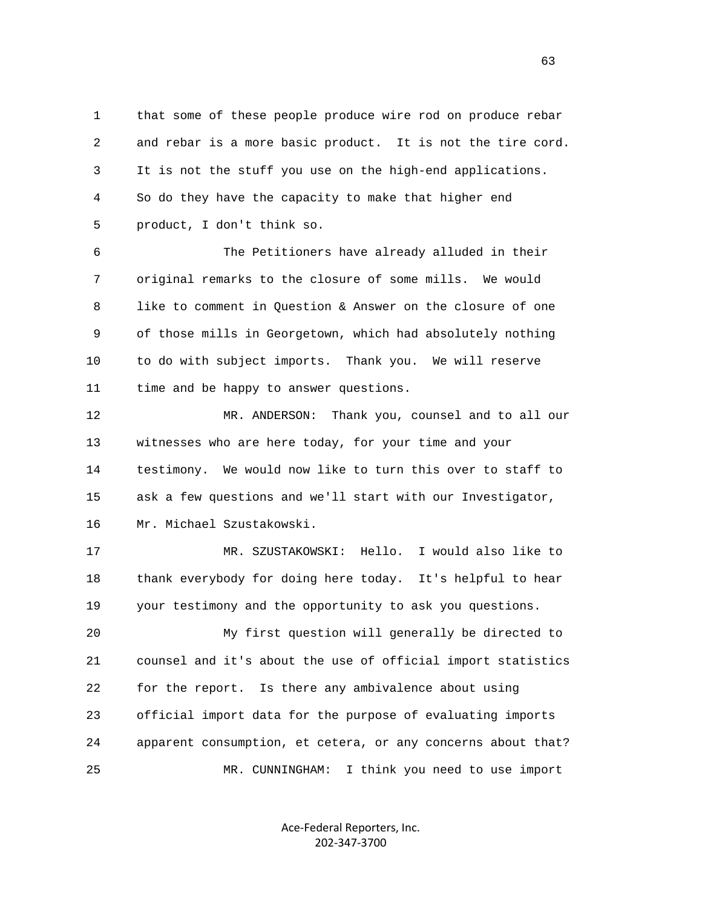1 that some of these people produce wire rod on produce rebar
2 and rebar is a more basic product. It is not the tire cord.
3 It is not the stuff you use on the high-end applications.
4 So do they have the capacity to make that higher end
5 product, I don't think so.

6 The Petitioners have already alluded in their
7 original remarks to the closure of some mills. We would
8 like to comment in Question & Answer on the closure of one
9 of those mills in Georgetown, which had absolutely nothing
10 to do with subject imports. Thank you. We will reserve
11 time and be happy to answer questions.

12 MR. ANDERSON: Thank you, counsel and to all our
13 witnesses who are here today, for your time and your
14 testimony. We would now like to turn this over to staff to
15 ask a few questions and we'll start with our Investigator,
16 Mr. Michael Szustakowski.

17 MR. SZUSTAKOWSKI: Hello. I would also like to
18 thank everybody for doing here today. It's helpful to hear
19 your testimony and the opportunity to ask you questions.

20 My first question will generally be directed to
21 counsel and it's about the use of official import statistics
22 for the report. Is there any ambivalence about using
23 official import data for the purpose of evaluating imports
24 apparent consumption, et cetera, or any concerns about that?

25 MR. CUNNINGHAM: I think you need to use import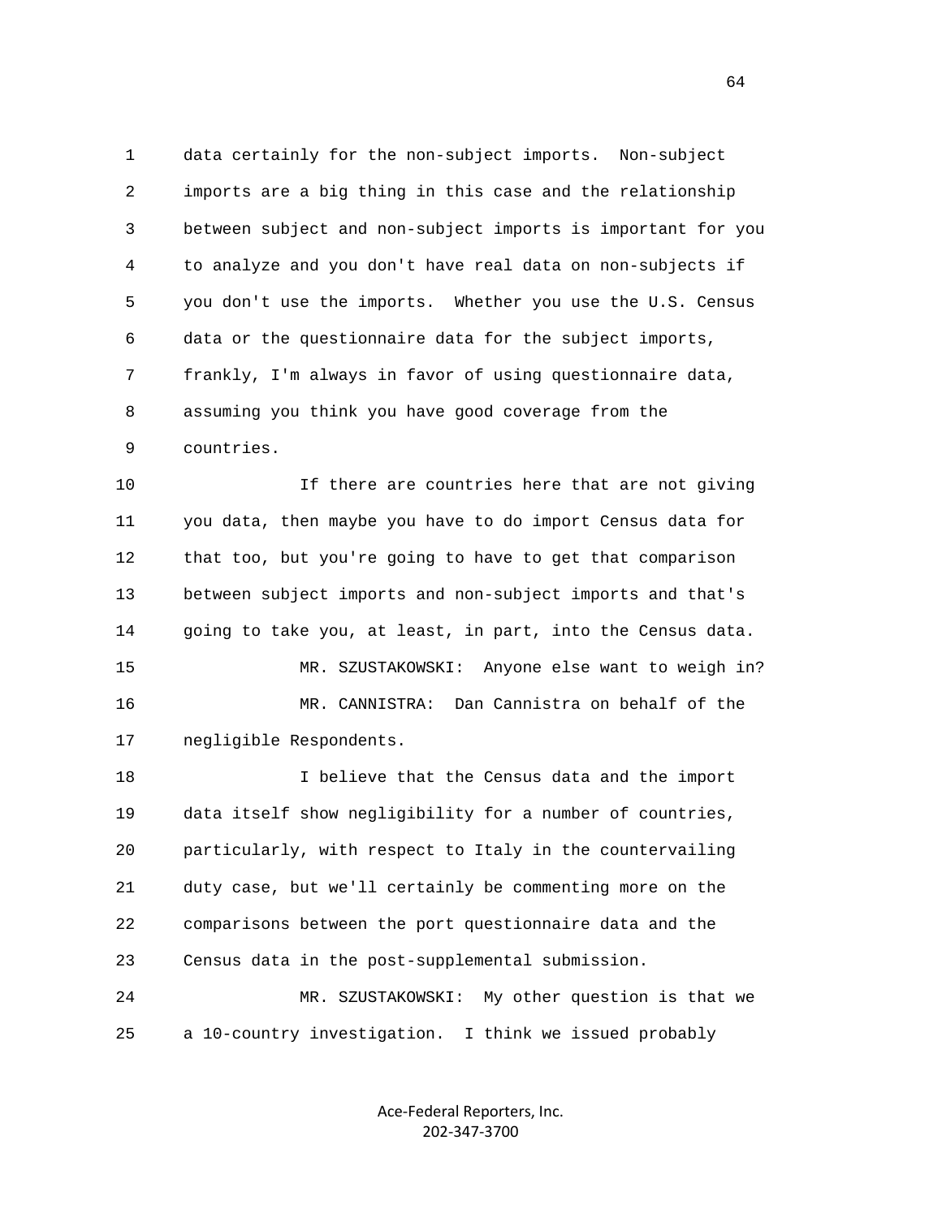data certainly for the non-subject imports. Non-subject imports are a big thing in this case and the relationship between subject and non-subject imports is important for you to analyze and you don't have real data on non-subjects if you don't use the imports. Whether you use the U.S. Census data or the questionnaire data for the subject imports, frankly, I'm always in favor of using questionnaire data, assuming you think you have good coverage from the countries.

If there are countries here that are not giving you data, then maybe you have to do import Census data for that too, but you're going to have to get that comparison between subject imports and non-subject imports and that's going to take you, at least, in part, into the Census data.

MR. SZUSTAKOWSKI: Anyone else want to weigh in?

MR. CANNISTRA: Dan Cannistra on behalf of the negligible Respondents.

I believe that the Census data and the import data itself show negligibility for a number of countries, particularly, with respect to Italy in the countervailing duty case, but we'll certainly be commenting more on the comparisons between the port questionnaire data and the Census data in the post-supplemental submission.

MR. SZUSTAKOWSKI: My other question is that we a 10-country investigation. I think we issued probably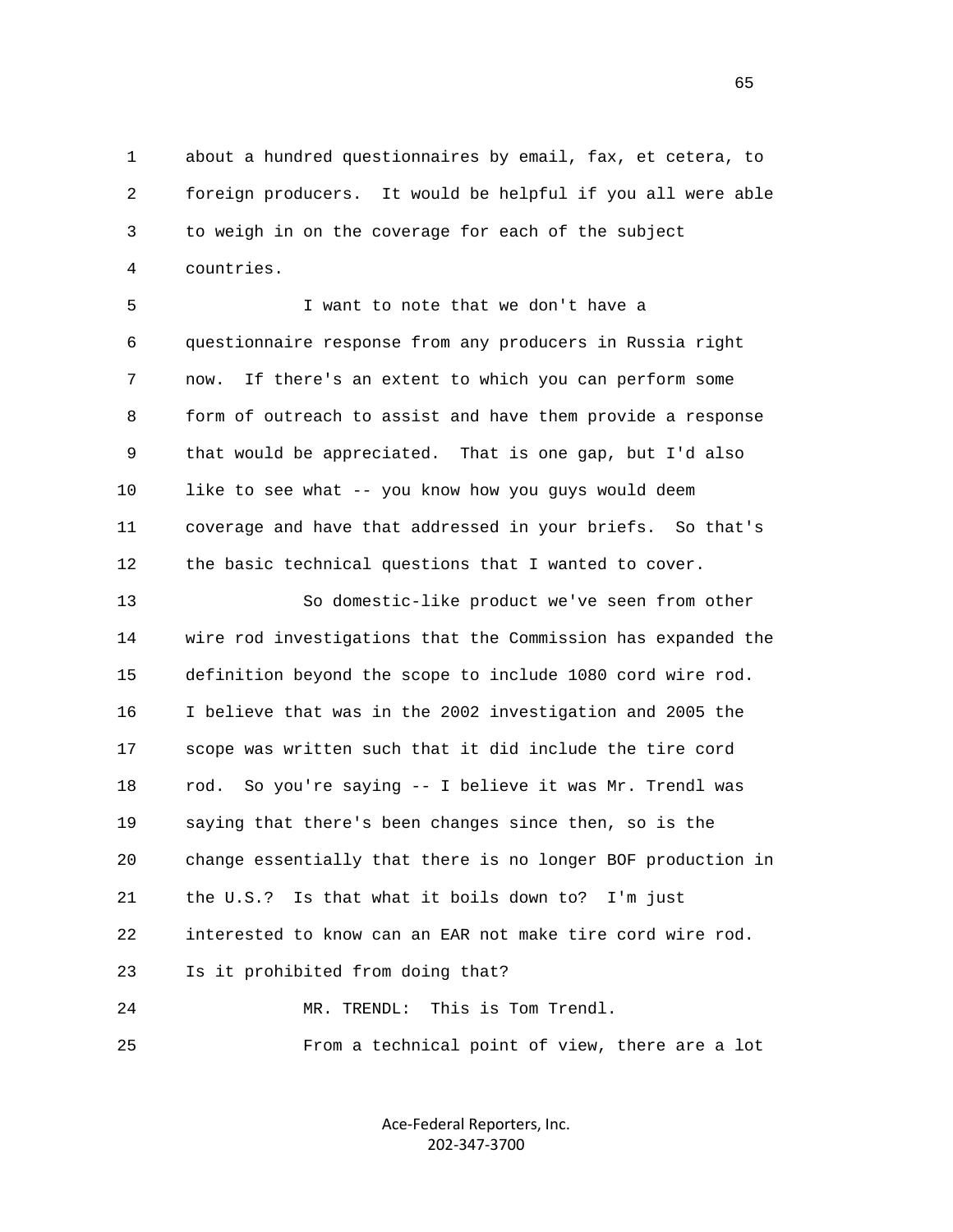1 about a hundred questionnaires by email, fax, et cetera, to
2 foreign producers. It would be helpful if you all were able
3 to weigh in on the coverage for each of the subject
4 countries.

5 I want to note that we don't have a
6 questionnaire response from any producers in Russia right
7 now. If there's an extent to which you can perform some
8 form of outreach to assist and have them provide a response
9 that would be appreciated. That is one gap, but I'd also
10 like to see what -- you know how you guys would deem
11 coverage and have that addressed in your briefs. So that's
12 the basic technical questions that I wanted to cover.

13 So domestic-like product we've seen from other
14 wire rod investigations that the Commission has expanded the
15 definition beyond the scope to include 1080 cord wire rod.
16 I believe that was in the 2002 investigation and 2005 the
17 scope was written such that it did include the tire cord
18 rod. So you're saying -- I believe it was Mr. Trendl was
19 saying that there's been changes since then, so is the
20 change essentially that there is no longer BOF production in
21 the U.S.? Is that what it boils down to? I'm just
22 interested to know can an EAR not make tire cord wire rod.
23 Is it prohibited from doing that?

24 MR. TRENDL: This is Tom Trendl.

25 From a technical point of view, there are a lot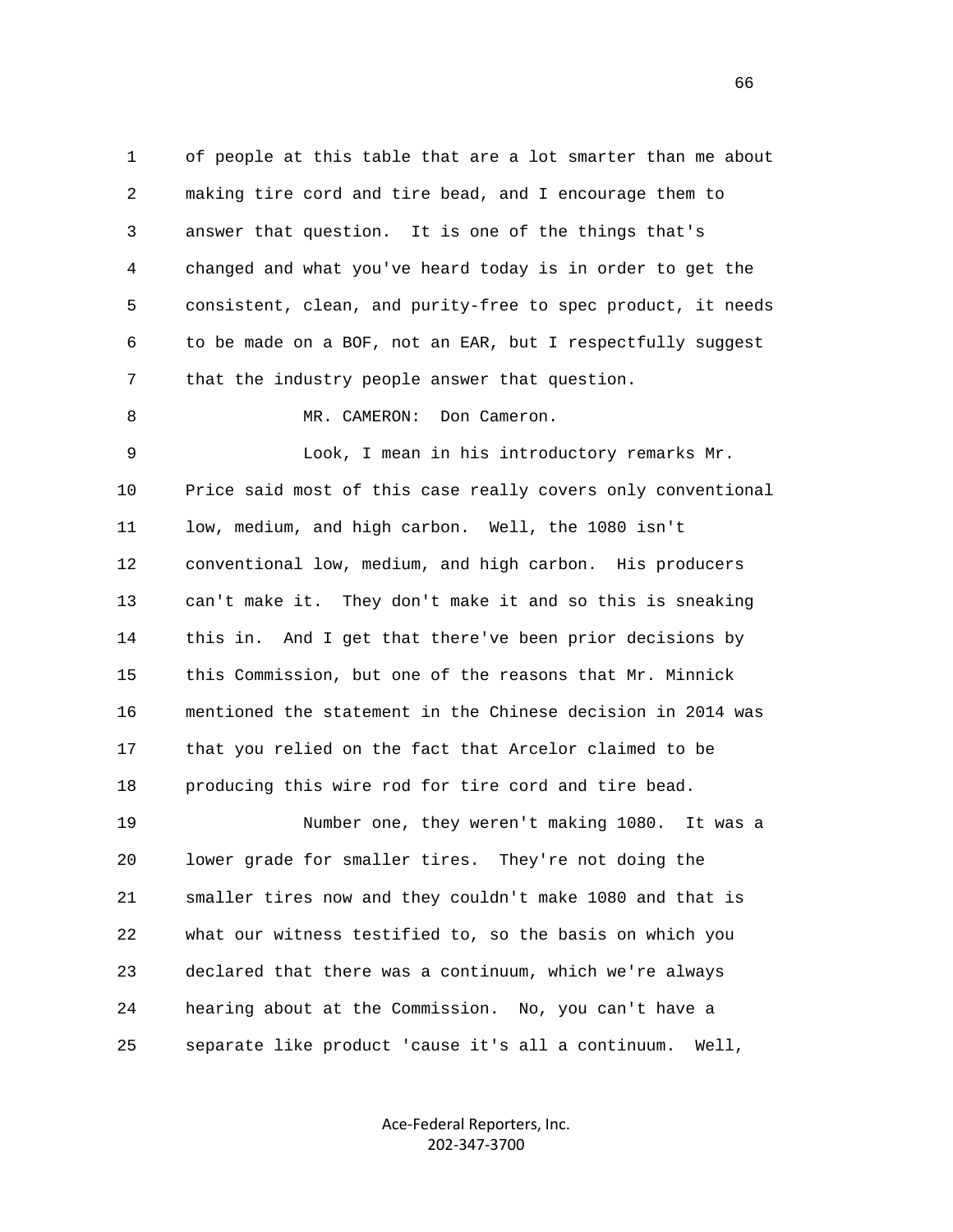of people at this table that are a lot smarter than me about making tire cord and tire bead, and I encourage them to answer that question. It is one of the things that's changed and what you've heard today is in order to get the consistent, clean, and purity-free to spec product, it needs to be made on a BOF, not an EAR, but I respectfully suggest that the industry people answer that question.

MR. CAMERON: Don Cameron.

Look, I mean in his introductory remarks Mr. Price said most of this case really covers only conventional low, medium, and high carbon. Well, the 1080 isn't conventional low, medium, and high carbon. His producers can't make it. They don't make it and so this is sneaking this in. And I get that there've been prior decisions by this Commission, but one of the reasons that Mr. Minnick mentioned the statement in the Chinese decision in 2014 was that you relied on the fact that Arcelor claimed to be producing this wire rod for tire cord and tire bead.

Number one, they weren't making 1080. It was a lower grade for smaller tires. They're not doing the smaller tires now and they couldn't make 1080 and that is what our witness testified to, so the basis on which you declared that there was a continuum, which we're always hearing about at the Commission. No, you can't have a separate like product 'cause it's all a continuum. Well,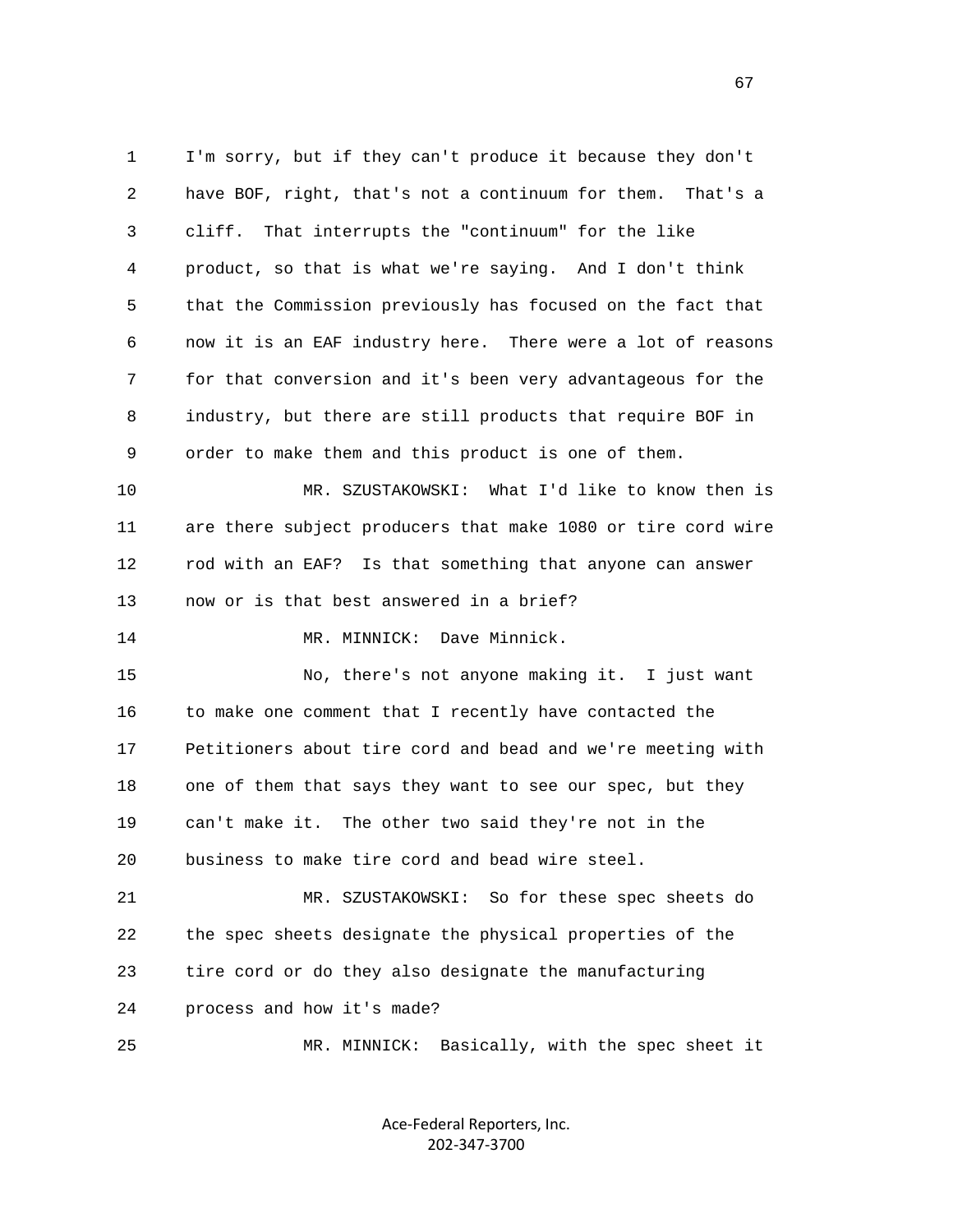I'm sorry, but if they can't produce it because they don't have BOF, right, that's not a continuum for them. That's a cliff. That interrupts the "continuum" for the like product, so that is what we're saying. And I don't think that the Commission previously has focused on the fact that now it is an EAF industry here. There were a lot of reasons for that conversion and it's been very advantageous for the industry, but there are still products that require BOF in order to make them and this product is one of them.

MR. SZUSTAKOWSKI: What I'd like to know then is are there subject producers that make 1080 or tire cord wire rod with an EAF? Is that something that anyone can answer now or is that best answered in a brief?

MR. MINNICK: Dave Minnick.

No, there's not anyone making it. I just want to make one comment that I recently have contacted the Petitioners about tire cord and bead and we're meeting with one of them that says they want to see our spec, but they can't make it. The other two said they're not in the business to make tire cord and bead wire steel.

MR. SZUSTAKOWSKI: So for these spec sheets do the spec sheets designate the physical properties of the tire cord or do they also designate the manufacturing process and how it's made?

MR. MINNICK: Basically, with the spec sheet it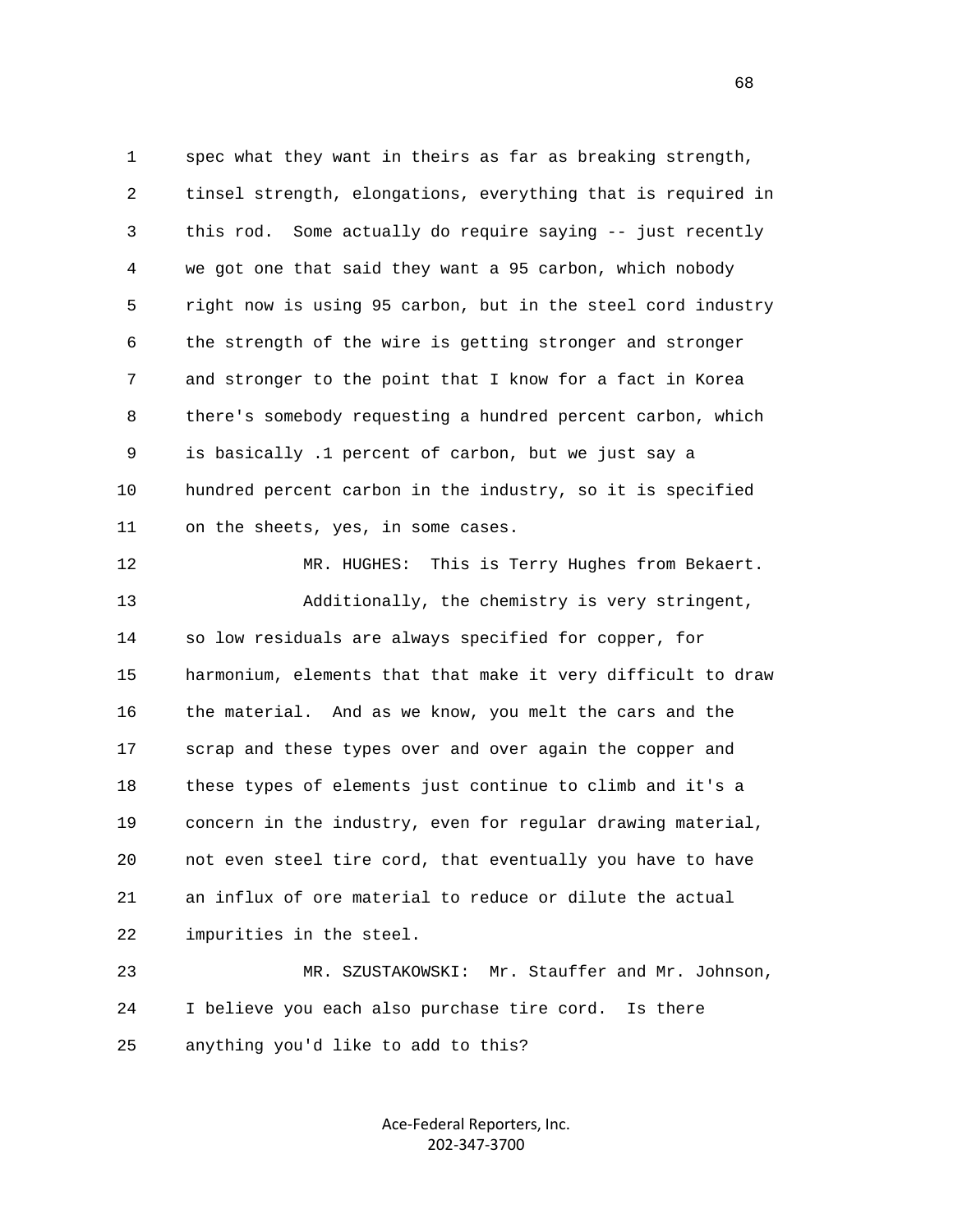1 spec what they want in theirs as far as breaking strength,
2 tinsel strength, elongations, everything that is required in
3 this rod. Some actually do require saying -- just recently
4 we got one that said they want a 95 carbon, which nobody
5 right now is using 95 carbon, but in the steel cord industry
6 the strength of the wire is getting stronger and stronger
7 and stronger to the point that I know for a fact in Korea
8 there's somebody requesting a hundred percent carbon, which
9 is basically .1 percent of carbon, but we just say a
10 hundred percent carbon in the industry, so it is specified
11 on the sheets, yes, in some cases.

12 MR. HUGHES: This is Terry Hughes from Bekaert.

13 Additionally, the chemistry is very stringent,
14 so low residuals are always specified for copper, for
15 harmonium, elements that that make it very difficult to draw
16 the material. And as we know, you melt the cars and the
17 scrap and these types over and over again the copper and
18 these types of elements just continue to climb and it's a
19 concern in the industry, even for regular drawing material,
20 not even steel tire cord, that eventually you have to have
21 an influx of ore material to reduce or dilute the actual
22 impurities in the steel.

23 MR. SZUSTAKOWSKI: Mr. Stauffer and Mr. Johnson,
24 I believe you each also purchase tire cord. Is there
25 anything you'd like to add to this?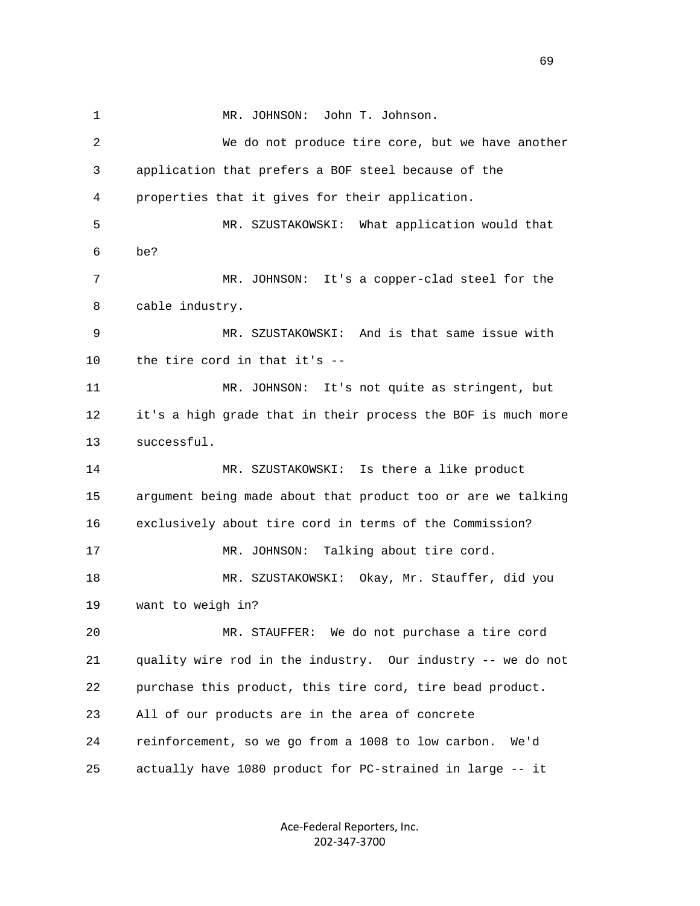1 MR. JOHNSON: John T. Johnson.

2 We do not produce tire core, but we have another

3 application that prefers a BOF steel because of the

4 properties that it gives for their application.

5 MR. SZUSTAKOWSKI: What application would that

6 be?

7 MR. JOHNSON: It's a copper-clad steel for the

8 cable industry.

9 MR. SZUSTAKOWSKI: And is that same issue with

10 the tire cord in that it's --

11 MR. JOHNSON: It's not quite as stringent, but

12 it's a high grade that in their process the BOF is much more

13 successful.

14 MR. SZUSTAKOWSKI: Is there a like product

15 argument being made about that product too or are we talking

16 exclusively about tire cord in terms of the Commission?

17 MR. JOHNSON: Talking about tire cord.

18 MR. SZUSTAKOWSKI: Okay, Mr. Stauffer, did you

19 want to weigh in?

20 MR. STAUFFER: We do not purchase a tire cord

21 quality wire rod in the industry. Our industry -- we do not

22 purchase this product, this tire cord, tire bead product.

23 All of our products are in the area of concrete

24 reinforcement, so we go from a 1008 to low carbon. We'd

25 actually have 1080 product for PC-strained in large -- it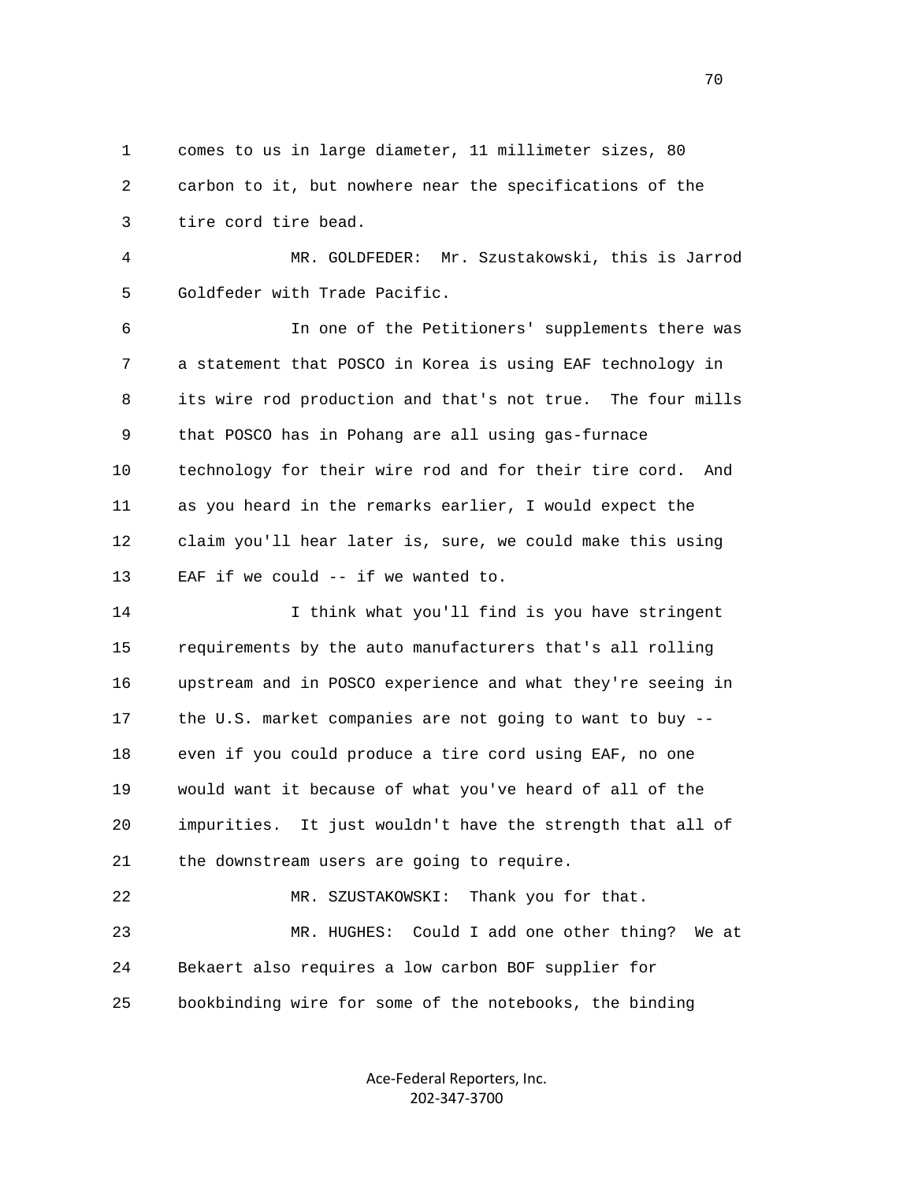1 comes to us in large diameter, 11 millimeter sizes, 80
2 carbon to it, but nowhere near the specifications of the
3 tire cord tire bead.

4 MR. GOLDFEDER: Mr. Szustakowski, this is Jarrod
5 Goldfeder with Trade Pacific.

6 In one of the Petitioners' supplements there was
7 a statement that POSCO in Korea is using EAF technology in
8 its wire rod production and that's not true. The four mills
9 that POSCO has in Pohang are all using gas-furnace
10 technology for their wire rod and for their tire cord. And
11 as you heard in the remarks earlier, I would expect the
12 claim you'll hear later is, sure, we could make this using
13 EAF if we could -- if we wanted to.

14 I think what you'll find is you have stringent
15 requirements by the auto manufacturers that's all rolling
16 upstream and in POSCO experience and what they're seeing in
17 the U.S. market companies are not going to want to buy --
18 even if you could produce a tire cord using EAF, no one
19 would want it because of what you've heard of all of the
20 impurities. It just wouldn't have the strength that all of
21 the downstream users are going to require.

22 MR. SZUSTAKOWSKI: Thank you for that.

23 MR. HUGHES: Could I add one other thing? We at
24 Bekaert also requires a low carbon BOF supplier for
25 bookbinding wire for some of the notebooks, the binding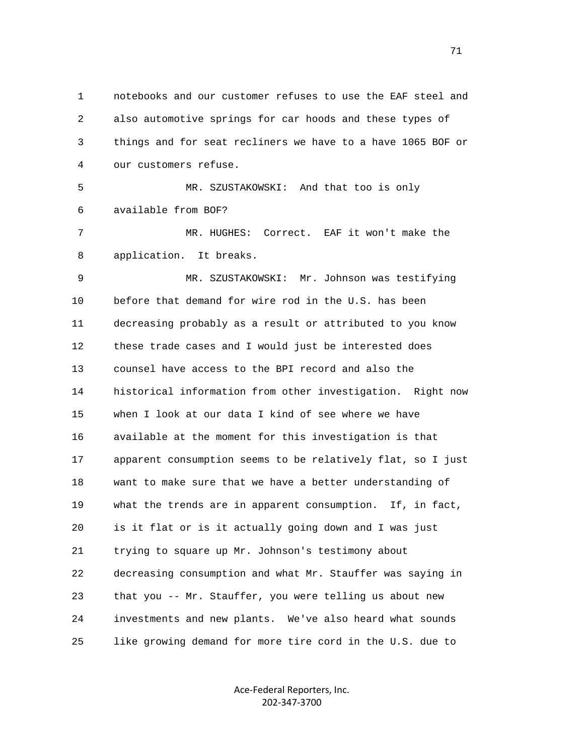notebooks and our customer refuses to use the EAF steel and also automotive springs for car hoods and these types of things and for seat recliners we have to a have 1065 BOF or our customers refuse.

MR. SZUSTAKOWSKI: And that too is only available from BOF?

MR. HUGHES: Correct. EAF it won't make the application. It breaks.

MR. SZUSTAKOWSKI: Mr. Johnson was testifying before that demand for wire rod in the U.S. has been decreasing probably as a result or attributed to you know these trade cases and I would just be interested does counsel have access to the BPI record and also the historical information from other investigation. Right now when I look at our data I kind of see where we have available at the moment for this investigation is that apparent consumption seems to be relatively flat, so I just want to make sure that we have a better understanding of what the trends are in apparent consumption. If, in fact, is it flat or is it actually going down and I was just trying to square up Mr. Johnson's testimony about decreasing consumption and what Mr. Stauffer was saying in that you -- Mr. Stauffer, you were telling us about new investments and new plants. We've also heard what sounds like growing demand for more tire cord in the U.S. due to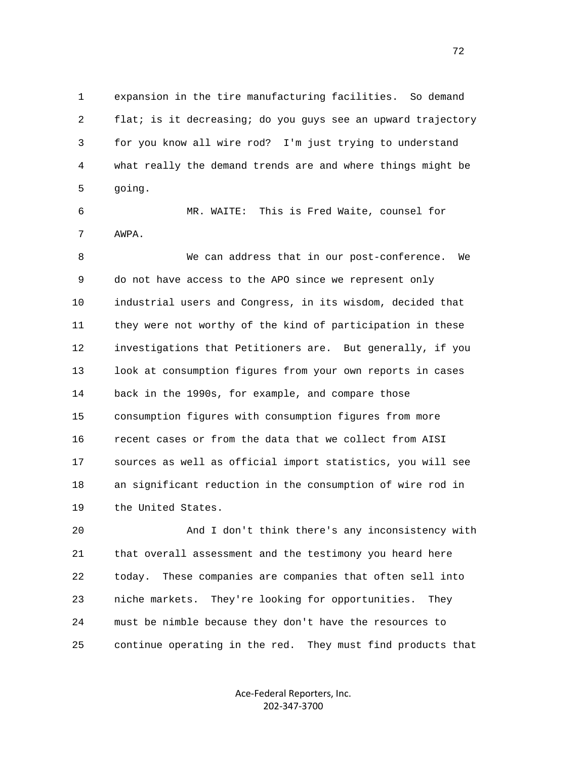expansion in the tire manufacturing facilities. So demand flat; is it decreasing; do you guys see an upward trajectory for you know all wire rod? I'm just trying to understand what really the demand trends are and where things might be going.

MR. WAITE: This is Fred Waite, counsel for AWPA.

We can address that in our post-conference. We do not have access to the APO since we represent only industrial users and Congress, in its wisdom, decided that they were not worthy of the kind of participation in these investigations that Petitioners are. But generally, if you look at consumption figures from your own reports in cases back in the 1990s, for example, and compare those consumption figures with consumption figures from more recent cases or from the data that we collect from AISI sources as well as official import statistics, you will see an significant reduction in the consumption of wire rod in the United States.

And I don't think there's any inconsistency with that overall assessment and the testimony you heard here today. These companies are companies that often sell into niche markets. They're looking for opportunities. They must be nimble because they don't have the resources to continue operating in the red. They must find products that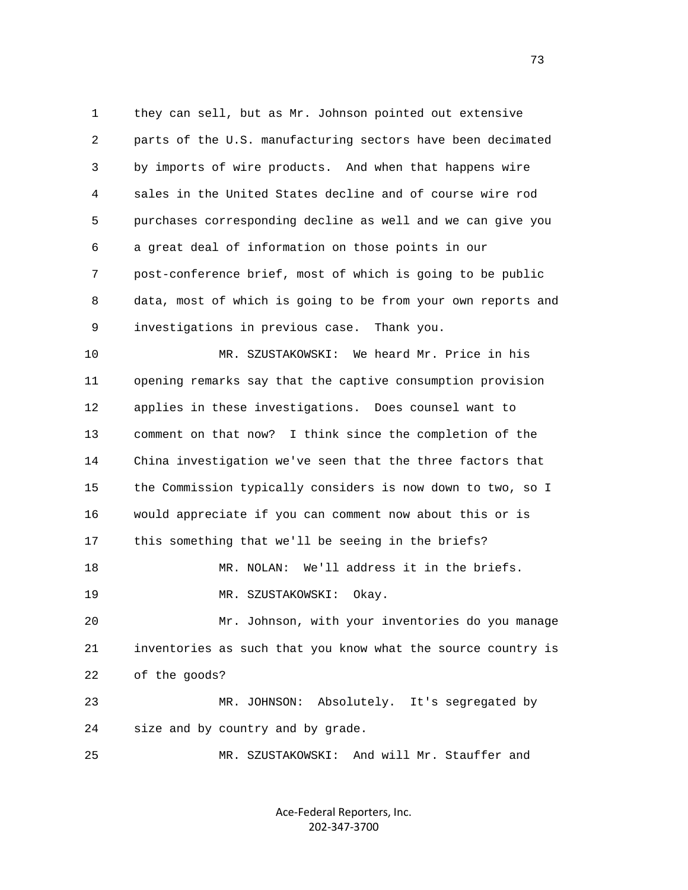1 they can sell, but as Mr. Johnson pointed out extensive
2 parts of the U.S. manufacturing sectors have been decimated
3 by imports of wire products. And when that happens wire
4 sales in the United States decline and of course wire rod
5 purchases corresponding decline as well and we can give you
6 a great deal of information on those points in our
7 post-conference brief, most of which is going to be public
8 data, most of which is going to be from your own reports and
9 investigations in previous case. Thank you.

10 MR. SZUSTAKOWSKI: We heard Mr. Price in his
11 opening remarks say that the captive consumption provision
12 applies in these investigations. Does counsel want to
13 comment on that now? I think since the completion of the
14 China investigation we've seen that the three factors that
15 the Commission typically considers is now down to two, so I
16 would appreciate if you can comment now about this or is
17 this something that we'll be seeing in the briefs?

18 MR. NOLAN: We'll address it in the briefs.

19 MR. SZUSTAKOWSKI: Okay.

20 Mr. Johnson, with your inventories do you manage
21 inventories as such that you know what the source country is
22 of the goods?

23 MR. JOHNSON: Absolutely. It's segregated by
24 size and by country and by grade.

25 MR. SZUSTAKOWSKI: And will Mr. Stauffer and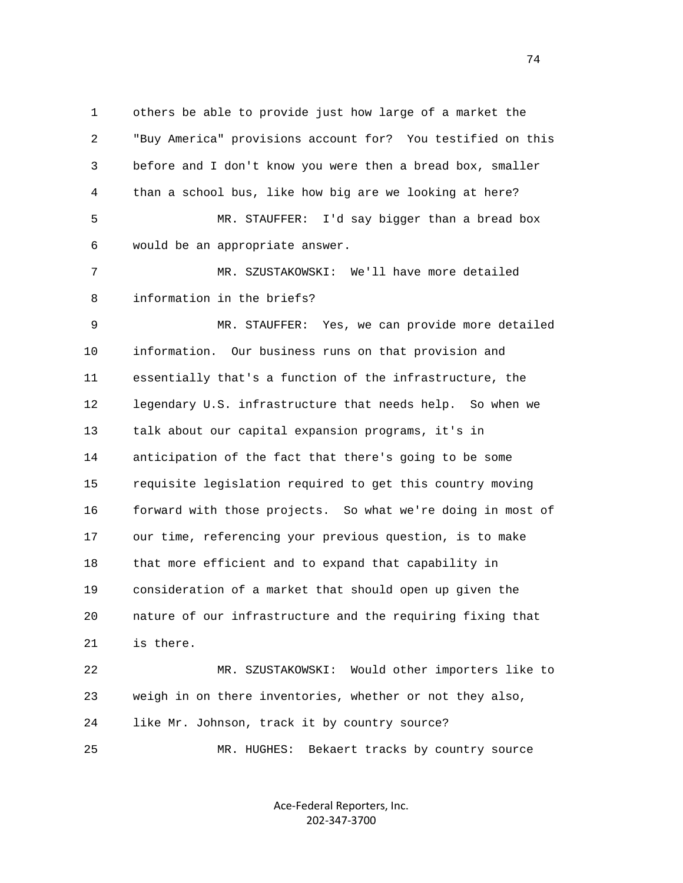others be able to provide just how large of a market the "Buy America" provisions account for? You testified on this before and I don't know you were then a bread box, smaller than a school bus, like how big are we looking at here?

MR. STAUFFER: I'd say bigger than a bread box would be an appropriate answer.

MR. SZUSTAKOWSKI: We'll have more detailed information in the briefs?

MR. STAUFFER: Yes, we can provide more detailed information. Our business runs on that provision and essentially that's a function of the infrastructure, the legendary U.S. infrastructure that needs help. So when we talk about our capital expansion programs, it's in anticipation of the fact that there's going to be some requisite legislation required to get this country moving forward with those projects. So what we're doing in most of our time, referencing your previous question, is to make that more efficient and to expand that capability in consideration of a market that should open up given the nature of our infrastructure and the requiring fixing that is there.

MR. SZUSTAKOWSKI: Would other importers like to weigh in on there inventories, whether or not they also, like Mr. Johnson, track it by country source?

MR. HUGHES: Bekaert tracks by country source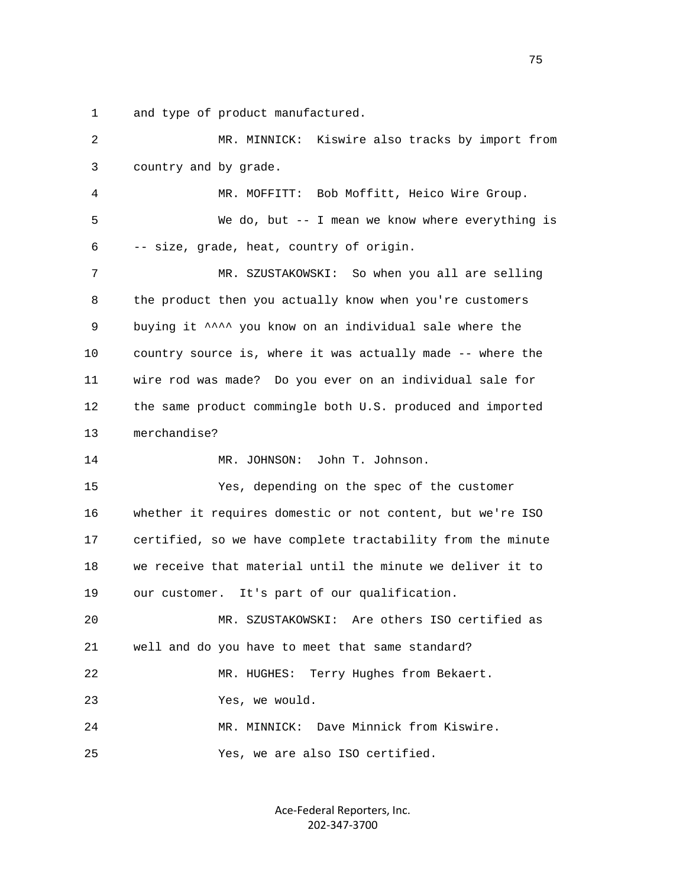1 and type of product manufactured.

2 MR. MINNICK: Kiswire also tracks by import from

3 country and by grade.

4 MR. MOFFITT: Bob Moffitt, Heico Wire Group.

5 We do, but -- I mean we know where everything is

6 -- size, grade, heat, country of origin.

7 MR. SZUSTAKOWSKI: So when you all are selling

8 the product then you actually know when you're customers

9 buying it ^^^^ you know on an individual sale where the

10 country source is, where it was actually made -- where the

11 wire rod was made? Do you ever on an individual sale for

12 the same product commingle both U.S. produced and imported

13 merchandise?

14 MR. JOHNSON: John T. Johnson.

15 Yes, depending on the spec of the customer

16 whether it requires domestic or not content, but we're ISO

17 certified, so we have complete tractability from the minute

18 we receive that material until the minute we deliver it to

19 our customer. It's part of our qualification.

20 MR. SZUSTAKOWSKI: Are others ISO certified as

21 well and do you have to meet that same standard?

22 MR. HUGHES: Terry Hughes from Bekaert.

23 Yes, we would.

24 MR. MINNICK: Dave Minnick from Kiswire.

25 Yes, we are also ISO certified.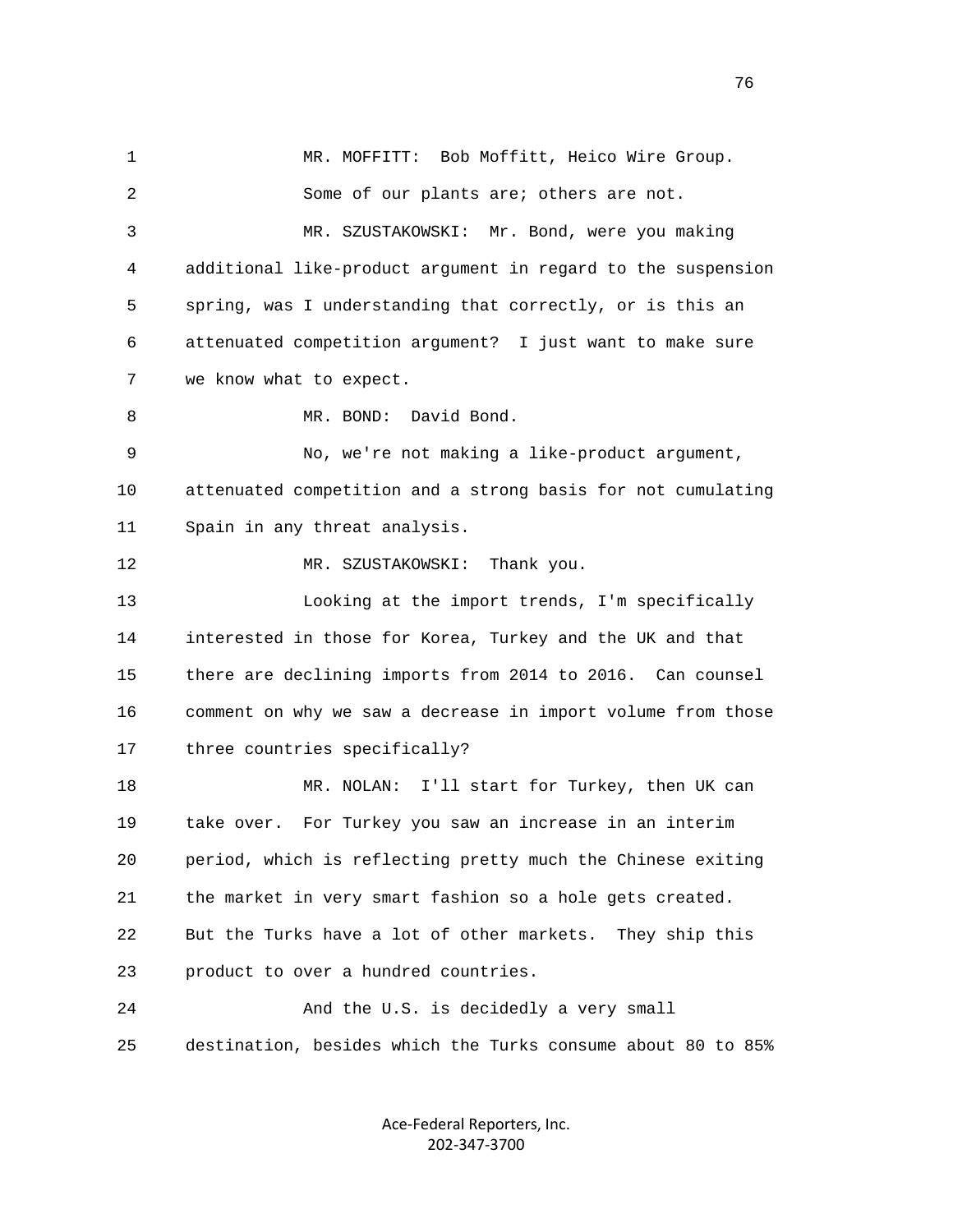MR. MOFFITT: Bob Moffitt, Heico Wire Group.

Some of our plants are; others are not.

MR. SZUSTAKOWSKI: Mr. Bond, were you making additional like-product argument in regard to the suspension spring, was I understanding that correctly, or is this an attenuated competition argument? I just want to make sure we know what to expect.

MR. BOND: David Bond.

No, we're not making a like-product argument, attenuated competition and a strong basis for not cumulating Spain in any threat analysis.

MR. SZUSTAKOWSKI: Thank you.

Looking at the import trends, I'm specifically interested in those for Korea, Turkey and the UK and that there are declining imports from 2014 to 2016. Can counsel comment on why we saw a decrease in import volume from those three countries specifically?

MR. NOLAN: I'll start for Turkey, then UK can take over. For Turkey you saw an increase in an interim period, which is reflecting pretty much the Chinese exiting the market in very smart fashion so a hole gets created. But the Turks have a lot of other markets. They ship this product to over a hundred countries.

And the U.S. is decidedly a very small destination, besides which the Turks consume about 80 to 85%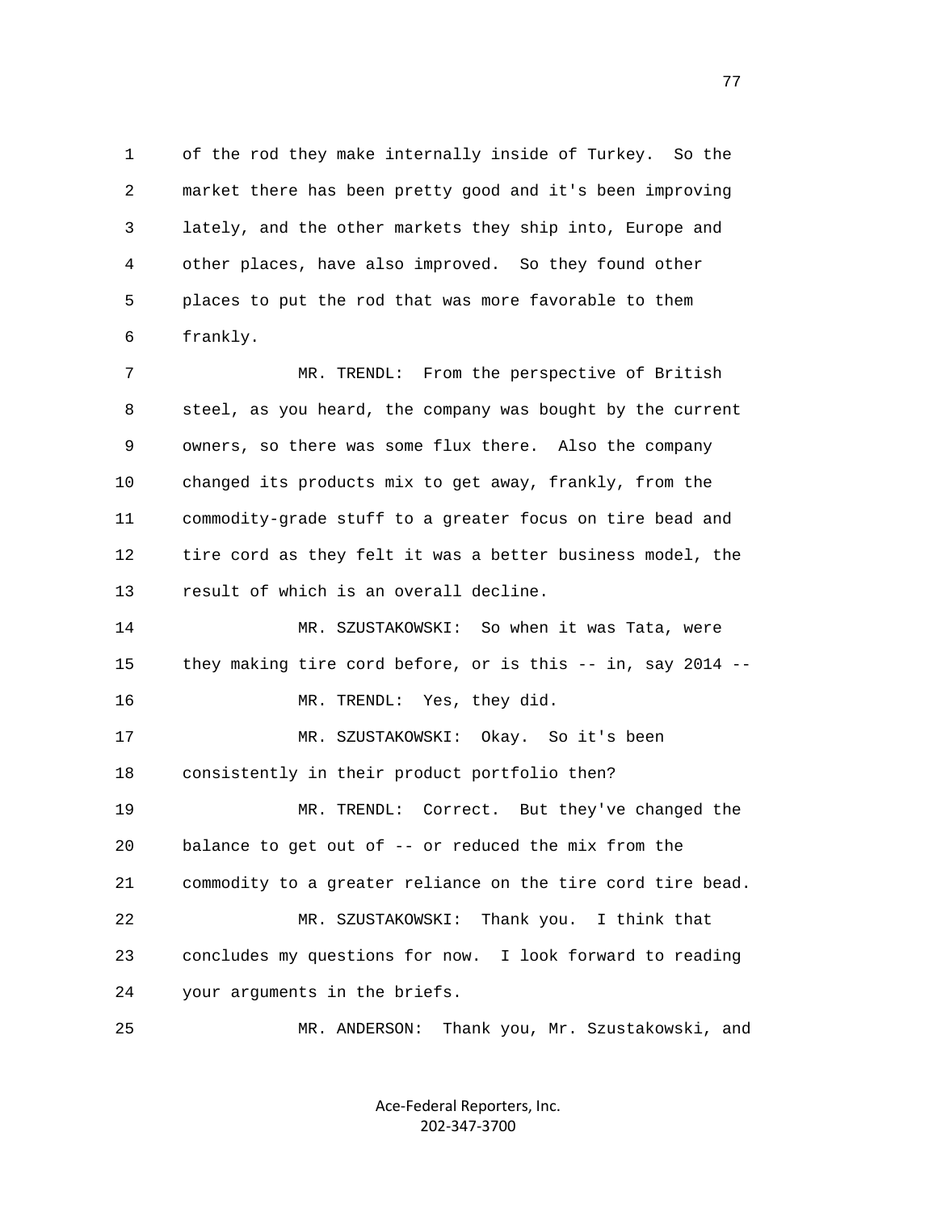1 of the rod they make internally inside of Turkey. So the
2 market there has been pretty good and it's been improving
3 lately, and the other markets they ship into, Europe and
4 other places, have also improved. So they found other
5 places to put the rod that was more favorable to them
6 frankly.

7 MR. TRENDL: From the perspective of British
8 steel, as you heard, the company was bought by the current
9 owners, so there was some flux there. Also the company
10 changed its products mix to get away, frankly, from the
11 commodity-grade stuff to a greater focus on tire bead and
12 tire cord as they felt it was a better business model, the
13 result of which is an overall decline.

14 MR. SZUSTAKOWSKI: So when it was Tata, were
15 they making tire cord before, or is this -- in, say 2014 --

16 MR. TRENDL: Yes, they did.

17 MR. SZUSTAKOWSKI: Okay. So it's been
18 consistently in their product portfolio then?

19 MR. TRENDL: Correct. But they've changed the
20 balance to get out of -- or reduced the mix from the
21 commodity to a greater reliance on the tire cord tire bead.

22 MR. SZUSTAKOWSKI: Thank you. I think that
23 concludes my questions for now. I look forward to reading
24 your arguments in the briefs.

25 MR. ANDERSON: Thank you, Mr. Szustakowski, and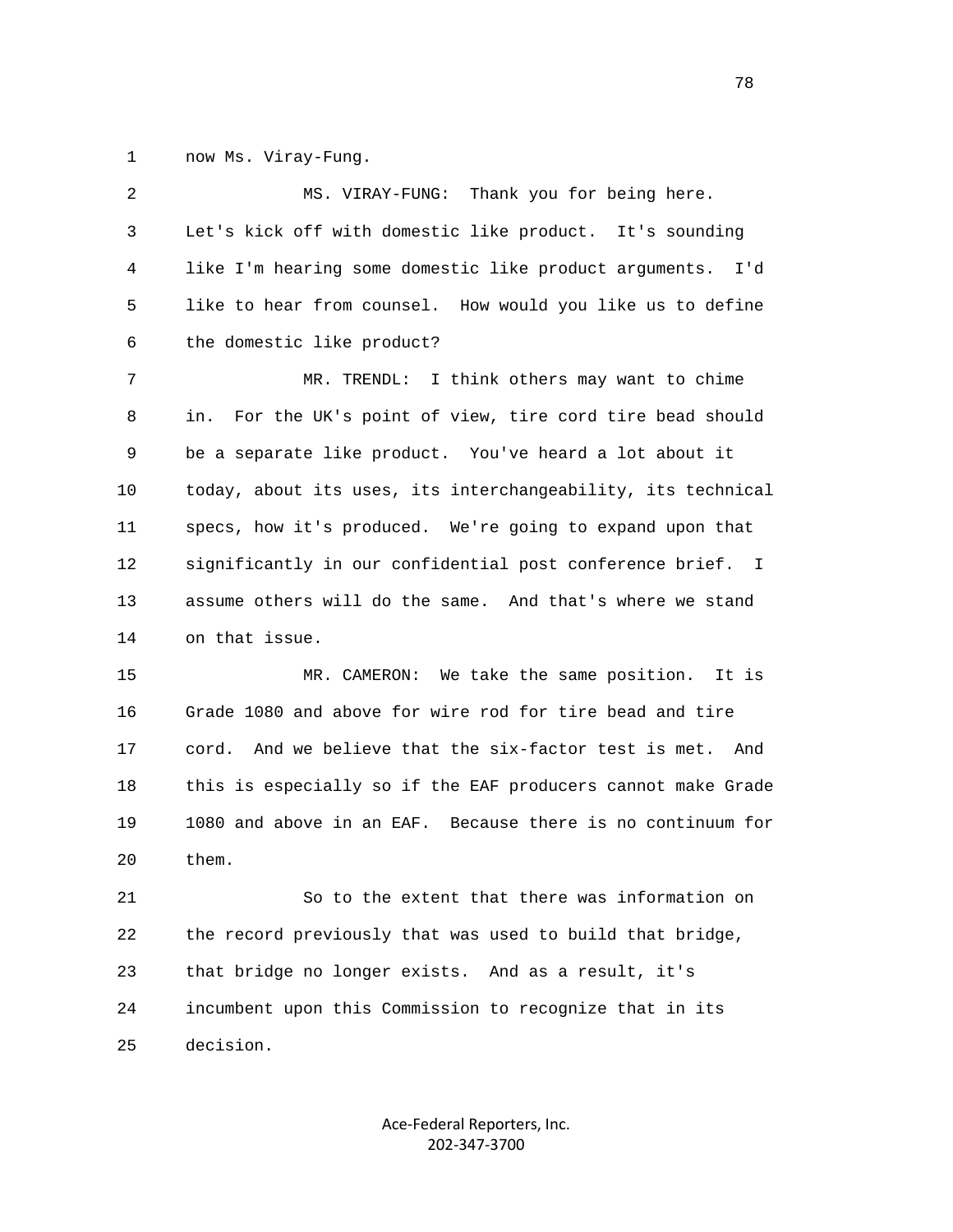now Ms. Viray-Fung.

MS. VIRAY-FUNG: Thank you for being here. Let's kick off with domestic like product. It's sounding like I'm hearing some domestic like product arguments. I'd like to hear from counsel. How would you like us to define the domestic like product?

MR. TRENDL: I think others may want to chime in. For the UK's point of view, tire cord tire bead should be a separate like product. You've heard a lot about it today, about its uses, its interchangeability, its technical specs, how it's produced. We're going to expand upon that significantly in our confidential post conference brief. I assume others will do the same. And that's where we stand on that issue.

MR. CAMERON: We take the same position. It is Grade 1080 and above for wire rod for tire bead and tire cord. And we believe that the six-factor test is met. And this is especially so if the EAF producers cannot make Grade 1080 and above in an EAF. Because there is no continuum for them.

So to the extent that there was information on the record previously that was used to build that bridge, that bridge no longer exists. And as a result, it's incumbent upon this Commission to recognize that in its decision.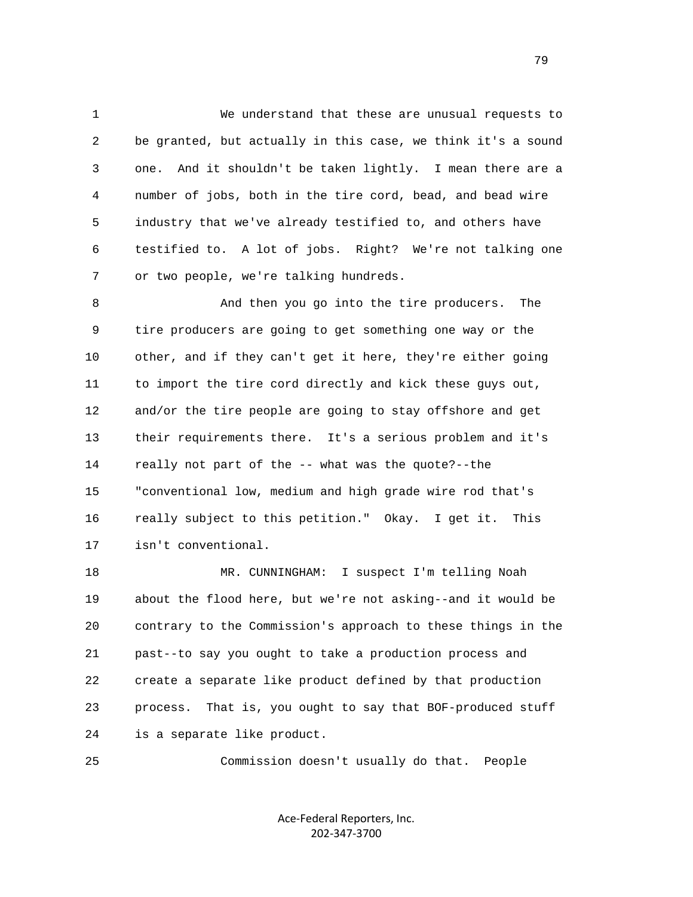We understand that these are unusual requests to be granted, but actually in this case, we think it's a sound one. And it shouldn't be taken lightly. I mean there are a number of jobs, both in the tire cord, bead, and bead wire industry that we've already testified to, and others have testified to. A lot of jobs. Right? We're not talking one or two people, we're talking hundreds.

And then you go into the tire producers. The tire producers are going to get something one way or the other, and if they can't get it here, they're either going to import the tire cord directly and kick these guys out, and/or the tire people are going to stay offshore and get their requirements there. It's a serious problem and it's really not part of the -- what was the quote?--the "conventional low, medium and high grade wire rod that's really subject to this petition." Okay. I get it. This isn't conventional.

MR. CUNNINGHAM: I suspect I'm telling Noah about the flood here, but we're not asking--and it would be contrary to the Commission's approach to these things in the past--to say you ought to take a production process and create a separate like product defined by that production process. That is, you ought to say that BOF-produced stuff is a separate like product.

Commission doesn't usually do that. People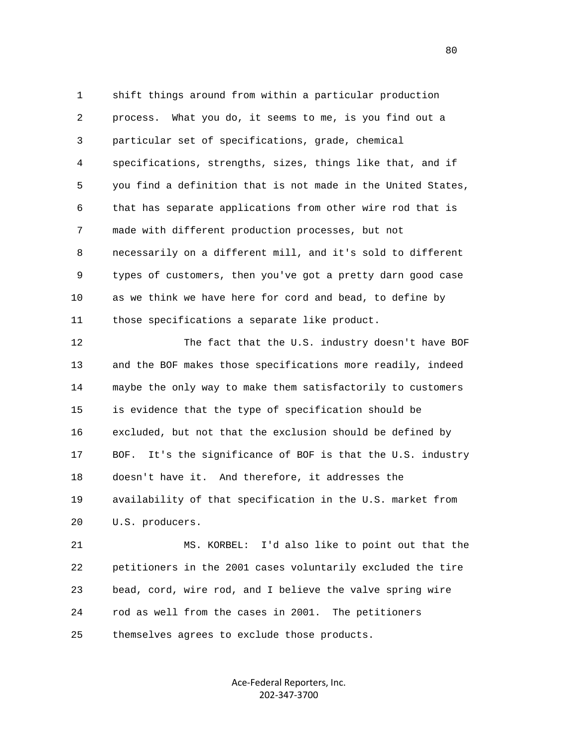shift things around from within a particular production process. What you do, it seems to me, is you find out a particular set of specifications, grade, chemical specifications, strengths, sizes, things like that, and if you find a definition that is not made in the United States, that has separate applications from other wire rod that is made with different production processes, but not necessarily on a different mill, and it's sold to different types of customers, then you've got a pretty darn good case as we think we have here for cord and bead, to define by those specifications a separate like product.

The fact that the U.S. industry doesn't have BOF and the BOF makes those specifications more readily, indeed maybe the only way to make them satisfactorily to customers is evidence that the type of specification should be excluded, but not that the exclusion should be defined by BOF. It's the significance of BOF is that the U.S. industry doesn't have it. And therefore, it addresses the availability of that specification in the U.S. market from U.S. producers.

MS. KORBEL: I'd also like to point out that the petitioners in the 2001 cases voluntarily excluded the tire bead, cord, wire rod, and I believe the valve spring wire rod as well from the cases in 2001. The petitioners themselves agrees to exclude those products.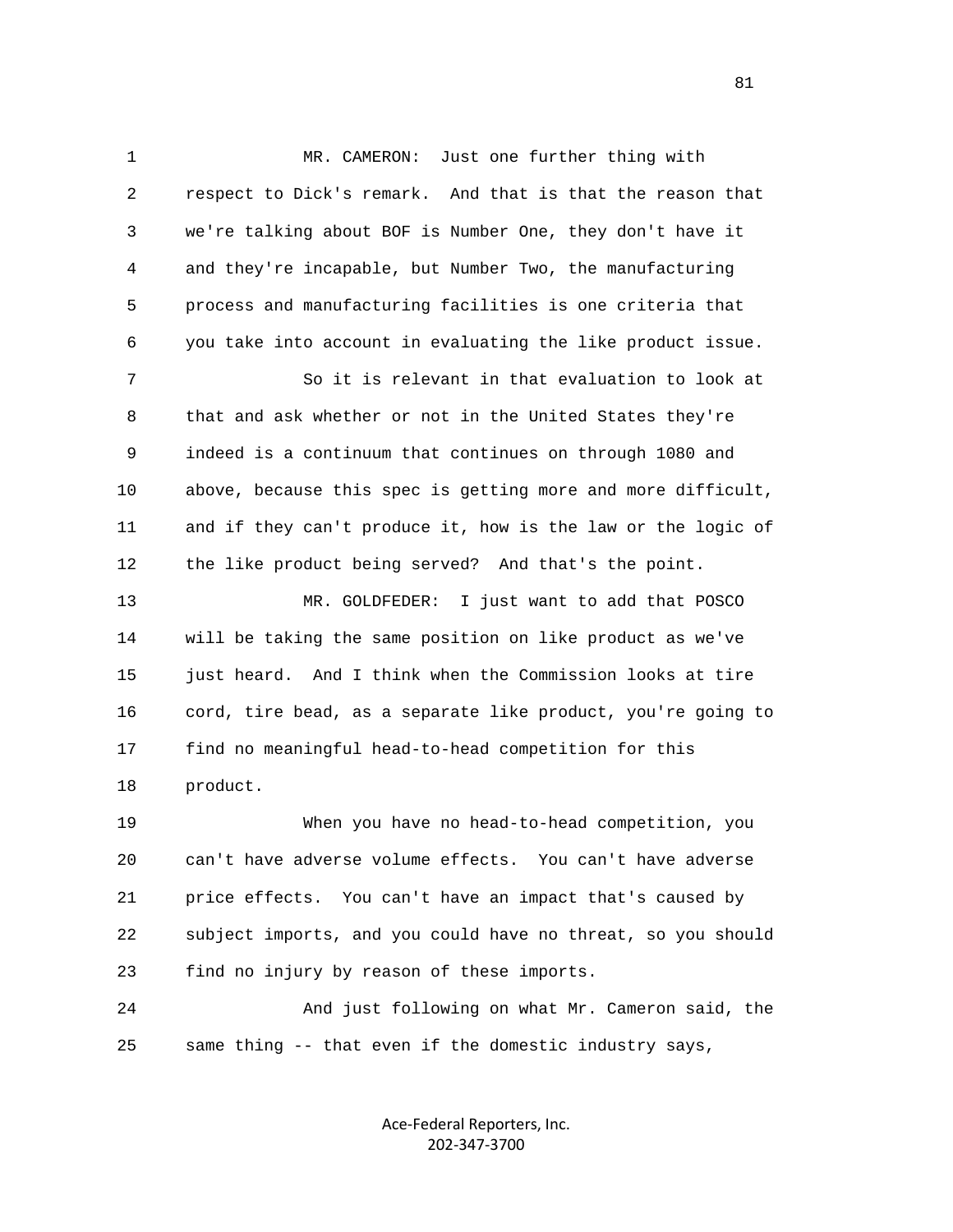MR. CAMERON: Just one further thing with respect to Dick's remark. And that is that the reason that we're talking about BOF is Number One, they don't have it and they're incapable, but Number Two, the manufacturing process and manufacturing facilities is one criteria that you take into account in evaluating the like product issue.

So it is relevant in that evaluation to look at that and ask whether or not in the United States they're indeed is a continuum that continues on through 1080 and above, because this spec is getting more and more difficult, and if they can't produce it, how is the law or the logic of the like product being served? And that's the point.

MR. GOLDFEDER: I just want to add that POSCO will be taking the same position on like product as we've just heard. And I think when the Commission looks at tire cord, tire bead, as a separate like product, you're going to find no meaningful head-to-head competition for this product.

When you have no head-to-head competition, you can't have adverse volume effects. You can't have adverse price effects. You can't have an impact that's caused by subject imports, and you could have no threat, so you should find no injury by reason of these imports.

And just following on what Mr. Cameron said, the same thing -- that even if the domestic industry says,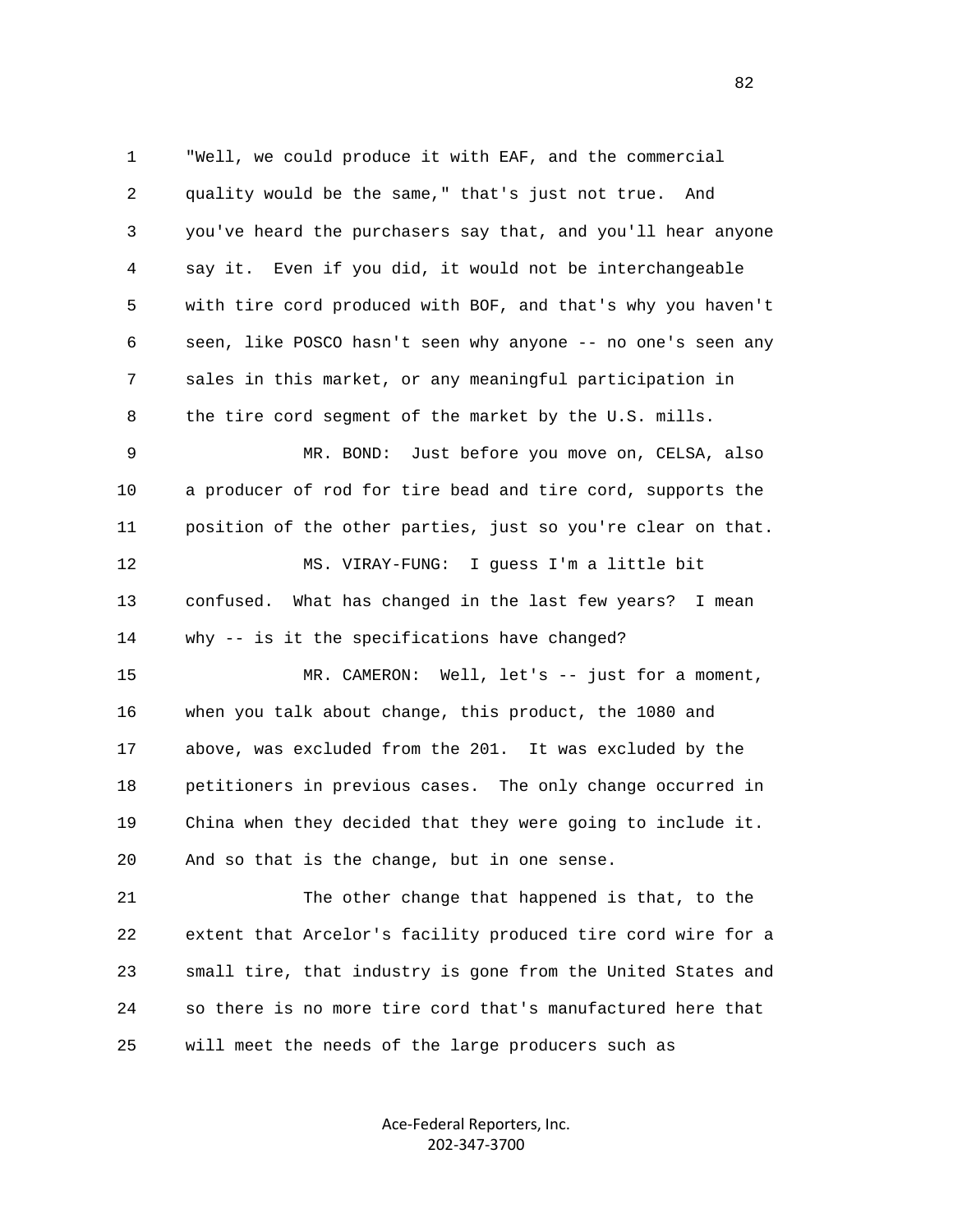"Well, we could produce it with EAF, and the commercial quality would be the same," that's just not true. And you've heard the purchasers say that, and you'll hear anyone say it. Even if you did, it would not be interchangeable with tire cord produced with BOF, and that's why you haven't seen, like POSCO hasn't seen why anyone -- no one's seen any sales in this market, or any meaningful participation in the tire cord segment of the market by the U.S. mills.

MR. BOND: Just before you move on, CELSA, also a producer of rod for tire bead and tire cord, supports the position of the other parties, just so you're clear on that.

MS. VIRAY-FUNG: I guess I'm a little bit confused. What has changed in the last few years? I mean why -- is it the specifications have changed?

MR. CAMERON: Well, let's -- just for a moment, when you talk about change, this product, the 1080 and above, was excluded from the 201. It was excluded by the petitioners in previous cases. The only change occurred in China when they decided that they were going to include it. And so that is the change, but in one sense.

The other change that happened is that, to the extent that Arcelor's facility produced tire cord wire for a small tire, that industry is gone from the United States and so there is no more tire cord that's manufactured here that will meet the needs of the large producers such as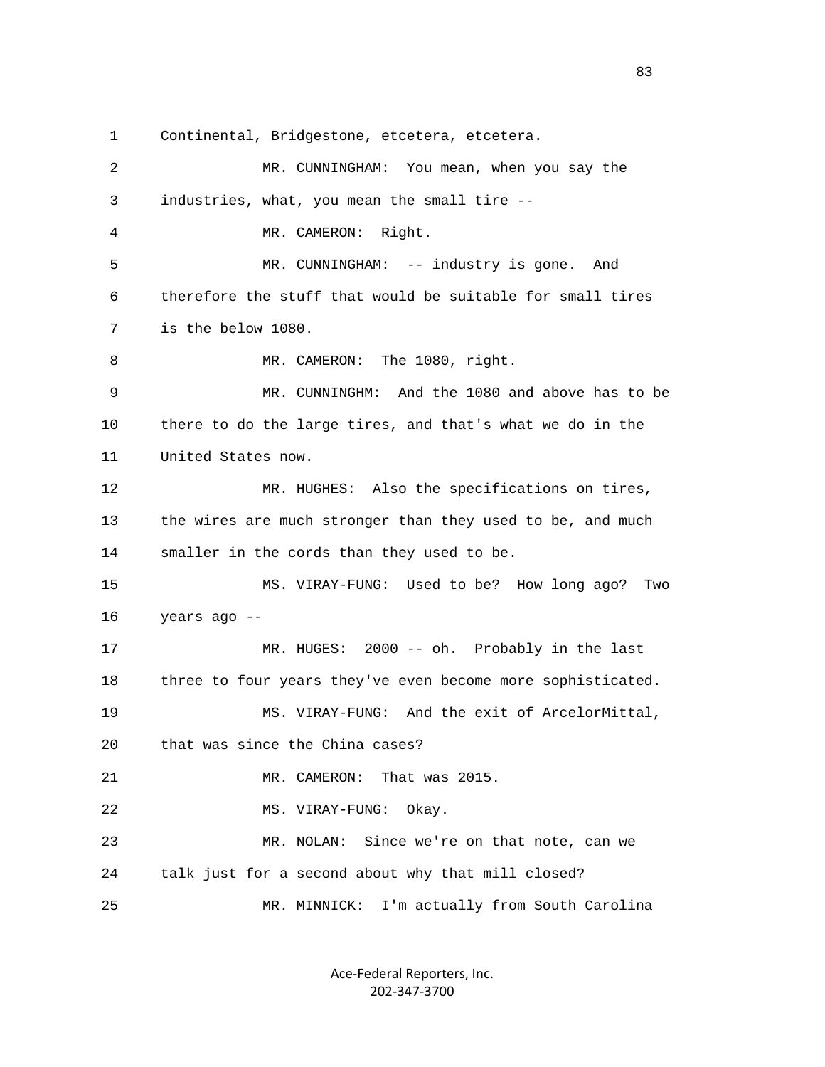Continental, Bridgestone, etcetera, etcetera.

MR. CUNNINGHAM: You mean, when you say the industries, what, you mean the small tire --

MR. CAMERON: Right.

MR. CUNNINGHAM: -- industry is gone. And therefore the stuff that would be suitable for small tires is the below 1080.

MR. CAMERON: The 1080, right.

MR. CUNNINGHM: And the 1080 and above has to be there to do the large tires, and that's what we do in the United States now.

MR. HUGHES: Also the specifications on tires, the wires are much stronger than they used to be, and much smaller in the cords than they used to be.

MS. VIRAY-FUNG: Used to be? How long ago? Two years ago --

MR. HUGES: 2000 -- oh. Probably in the last three to four years they've even become more sophisticated.

MS. VIRAY-FUNG: And the exit of ArcelorMittal, that was since the China cases?

MR. CAMERON: That was 2015.

MS. VIRAY-FUNG: Okay.

MR. NOLAN: Since we're on that note, can we talk just for a second about why that mill closed?

MR. MINNICK: I'm actually from South Carolina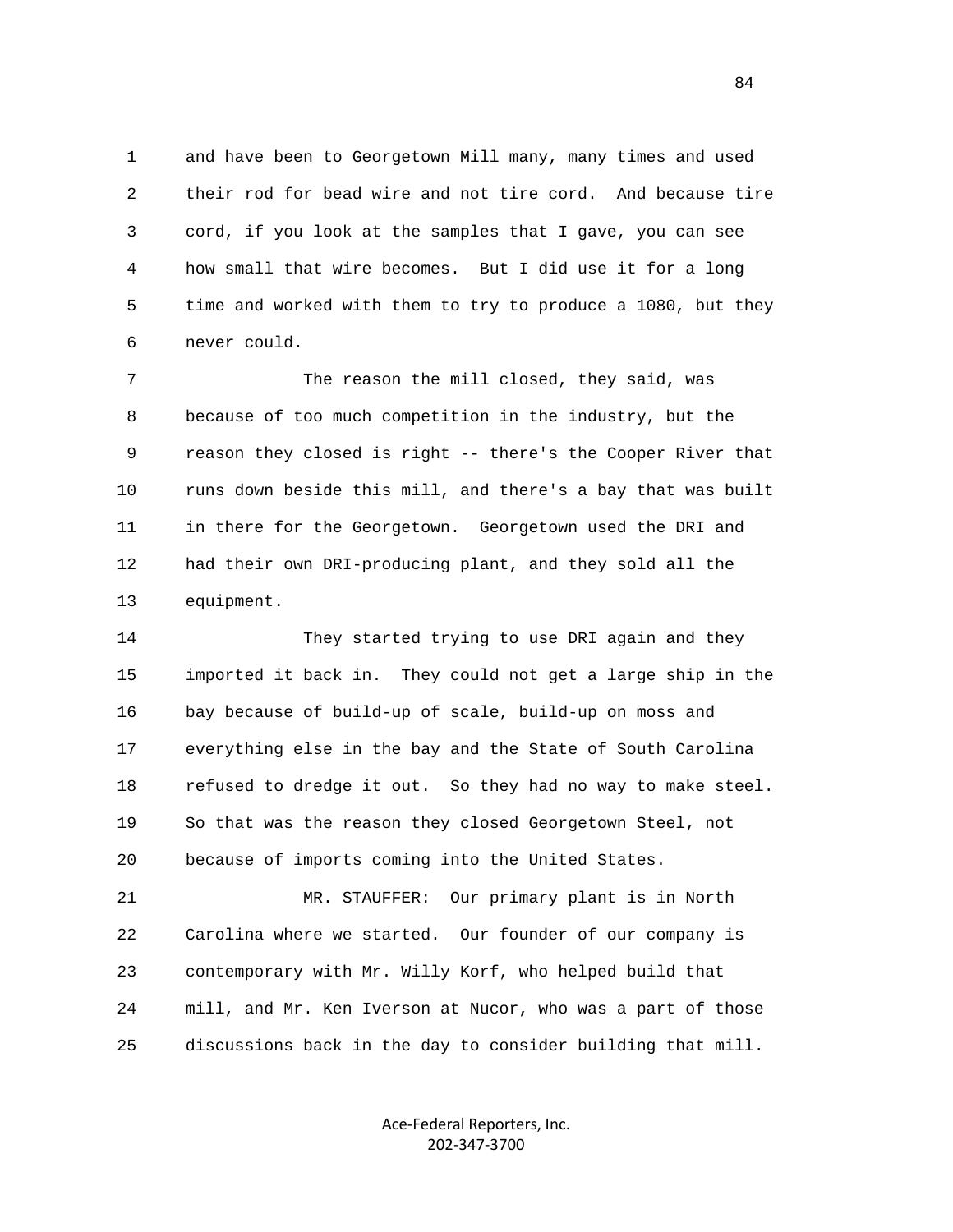and have been to Georgetown Mill many, many times and used their rod for bead wire and not tire cord. And because tire cord, if you look at the samples that I gave, you can see how small that wire becomes. But I did use it for a long time and worked with them to try to produce a 1080, but they never could.

The reason the mill closed, they said, was because of too much competition in the industry, but the reason they closed is right -- there's the Cooper River that runs down beside this mill, and there's a bay that was built in there for the Georgetown. Georgetown used the DRI and had their own DRI-producing plant, and they sold all the equipment.

They started trying to use DRI again and they imported it back in. They could not get a large ship in the bay because of build-up of scale, build-up on moss and everything else in the bay and the State of South Carolina refused to dredge it out. So they had no way to make steel. So that was the reason they closed Georgetown Steel, not because of imports coming into the United States.

MR. STAUFFER: Our primary plant is in North Carolina where we started. Our founder of our company is contemporary with Mr. Willy Korf, who helped build that mill, and Mr. Ken Iverson at Nucor, who was a part of those discussions back in the day to consider building that mill.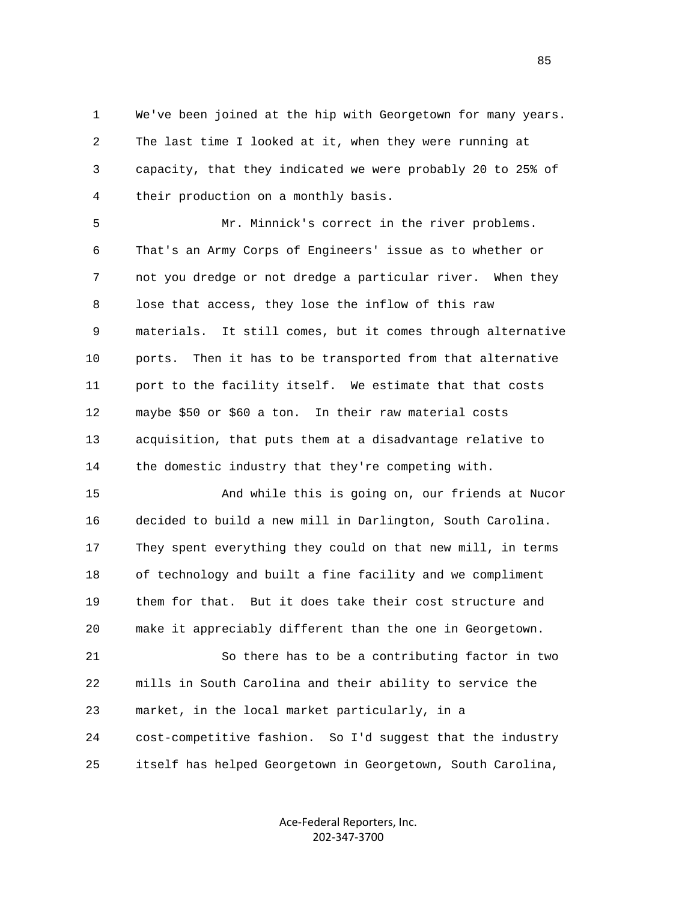1 We've been joined at the hip with Georgetown for many years.
2 The last time I looked at it, when they were running at
3 capacity, that they indicated we were probably 20 to 25% of
4 their production on a monthly basis.

5 Mr. Minnick's correct in the river problems.
6 That's an Army Corps of Engineers' issue as to whether or
7 not you dredge or not dredge a particular river. When they
8 lose that access, they lose the inflow of this raw
9 materials. It still comes, but it comes through alternative
10 ports. Then it has to be transported from that alternative
11 port to the facility itself. We estimate that that costs
12 maybe $50 or $60 a ton. In their raw material costs
13 acquisition, that puts them at a disadvantage relative to
14 the domestic industry that they're competing with.

15 And while this is going on, our friends at Nucor
16 decided to build a new mill in Darlington, South Carolina.
17 They spent everything they could on that new mill, in terms
18 of technology and built a fine facility and we compliment
19 them for that. But it does take their cost structure and
20 make it appreciably different than the one in Georgetown.

21 So there has to be a contributing factor in two
22 mills in South Carolina and their ability to service the
23 market, in the local market particularly, in a
24 cost-competitive fashion. So I'd suggest that the industry
25 itself has helped Georgetown in Georgetown, South Carolina,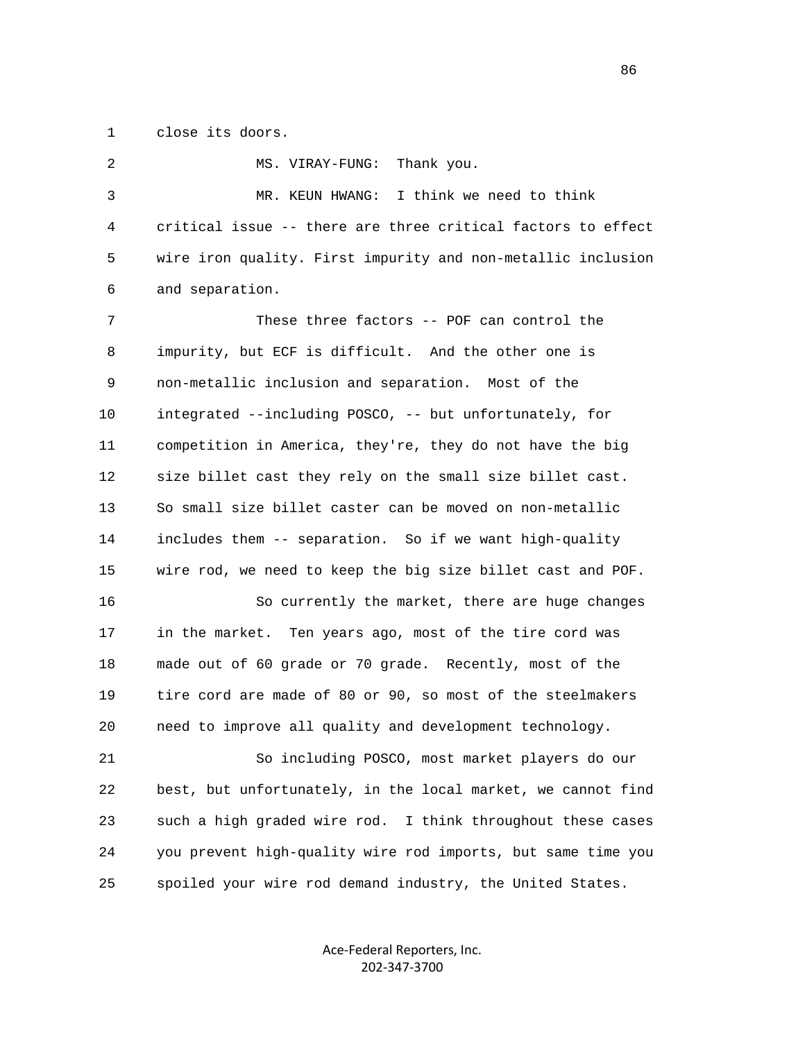close its doors.

MS. VIRAY-FUNG: Thank you.

MR. KEUN HWANG: I think we need to think critical issue -- there are three critical factors to effect wire iron quality. First impurity and non-metallic inclusion and separation.

These three factors -- POF can control the impurity, but ECF is difficult. And the other one is non-metallic inclusion and separation. Most of the integrated --including POSCO, -- but unfortunately, for competition in America, they're, they do not have the big size billet cast they rely on the small size billet cast. So small size billet caster can be moved on non-metallic includes them -- separation. So if we want high-quality wire rod, we need to keep the big size billet cast and POF.

So currently the market, there are huge changes in the market. Ten years ago, most of the tire cord was made out of 60 grade or 70 grade. Recently, most of the tire cord are made of 80 or 90, so most of the steelmakers need to improve all quality and development technology.

So including POSCO, most market players do our best, but unfortunately, in the local market, we cannot find such a high graded wire rod. I think throughout these cases you prevent high-quality wire rod imports, but same time you spoiled your wire rod demand industry, the United States.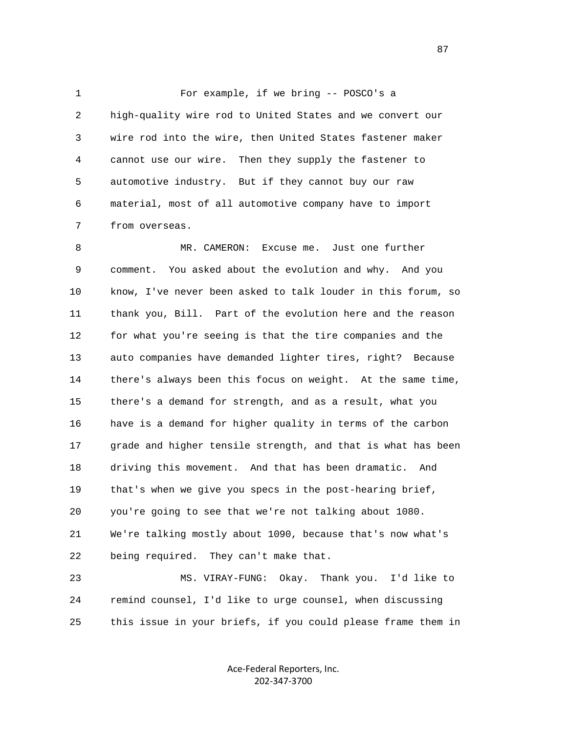For example, if we bring -- POSCO's a high-quality wire rod to United States and we convert our wire rod into the wire, then United States fastener maker cannot use our wire. Then they supply the fastener to automotive industry. But if they cannot buy our raw material, most of all automotive company have to import from overseas.

MR. CAMERON: Excuse me. Just one further comment. You asked about the evolution and why. And you know, I've never been asked to talk louder in this forum, so thank you, Bill. Part of the evolution here and the reason for what you're seeing is that the tire companies and the auto companies have demanded lighter tires, right? Because there's always been this focus on weight. At the same time, there's a demand for strength, and as a result, what you have is a demand for higher quality in terms of the carbon grade and higher tensile strength, and that is what has been driving this movement. And that has been dramatic. And that's when we give you specs in the post-hearing brief, you're going to see that we're not talking about 1080. We're talking mostly about 1090, because that's now what's being required. They can't make that.

MS. VIRAY-FUNG: Okay. Thank you. I'd like to remind counsel, I'd like to urge counsel, when discussing this issue in your briefs, if you could please frame them in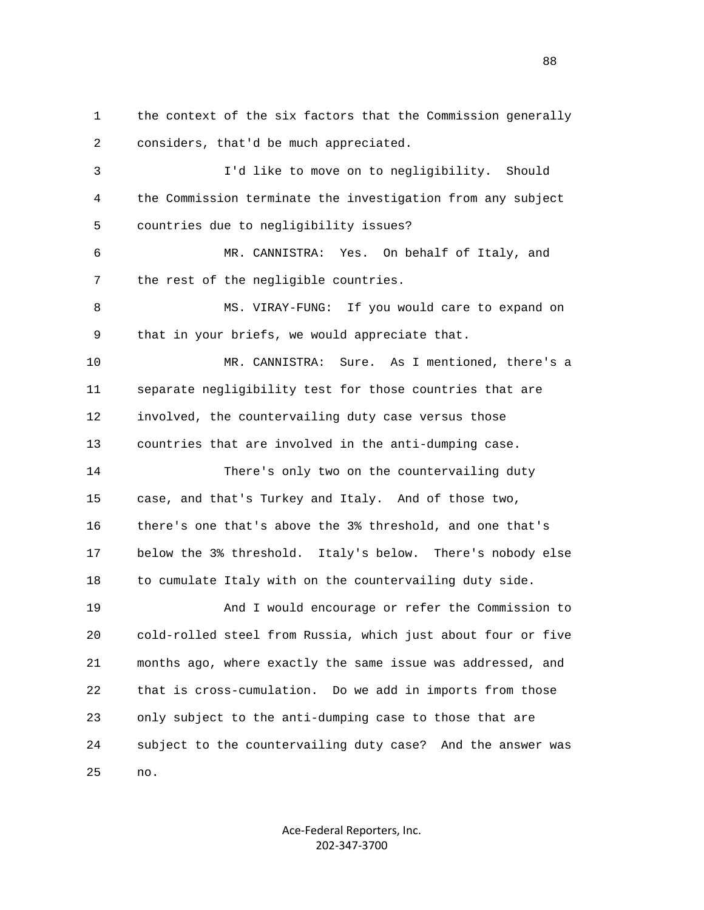1 the context of the six factors that the Commission generally
2 considers, that'd be much appreciated.

3 I'd like to move on to negligibility. Should
4 the Commission terminate the investigation from any subject
5 countries due to negligibility issues?

6 MR. CANNISTRA: Yes. On behalf of Italy, and
7 the rest of the negligible countries.

8 MS. VIRAY-FUNG: If you would care to expand on
9 that in your briefs, we would appreciate that.

10 MR. CANNISTRA: Sure. As I mentioned, there's a
11 separate negligibility test for those countries that are
12 involved, the countervailing duty case versus those
13 countries that are involved in the anti-dumping case.

14 There's only two on the countervailing duty
15 case, and that's Turkey and Italy. And of those two,
16 there's one that's above the 3% threshold, and one that's
17 below the 3% threshold. Italy's below. There's nobody else
18 to cumulate Italy with on the countervailing duty side.

19 And I would encourage or refer the Commission to
20 cold-rolled steel from Russia, which just about four or five
21 months ago, where exactly the same issue was addressed, and
22 that is cross-cumulation. Do we add in imports from those
23 only subject to the anti-dumping case to those that are
24 subject to the countervailing duty case? And the answer was
25 no.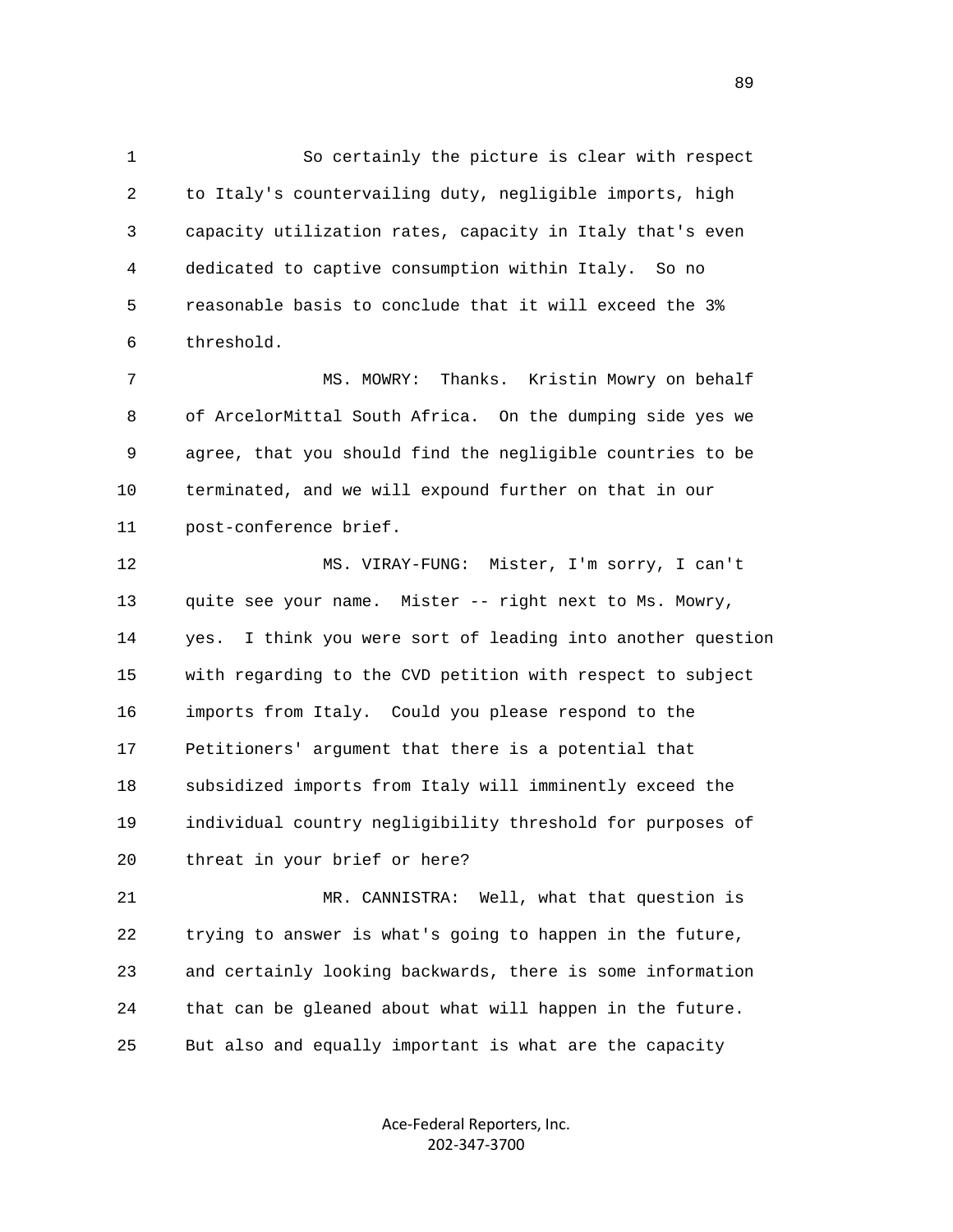So certainly the picture is clear with respect to Italy's countervailing duty, negligible imports, high capacity utilization rates, capacity in Italy that's even dedicated to captive consumption within Italy. So no reasonable basis to conclude that it will exceed the 3% threshold.

MS. MOWRY: Thanks. Kristin Mowry on behalf of ArcelorMittal South Africa. On the dumping side yes we agree, that you should find the negligible countries to be terminated, and we will expound further on that in our post-conference brief.

MS. VIRAY-FUNG: Mister, I'm sorry, I can't quite see your name. Mister -- right next to Ms. Mowry, yes. I think you were sort of leading into another question with regarding to the CVD petition with respect to subject imports from Italy. Could you please respond to the Petitioners' argument that there is a potential that subsidized imports from Italy will imminently exceed the individual country negligibility threshold for purposes of threat in your brief or here?

MR. CANNISTRA: Well, what that question is trying to answer is what's going to happen in the future, and certainly looking backwards, there is some information that can be gleaned about what will happen in the future. But also and equally important is what are the capacity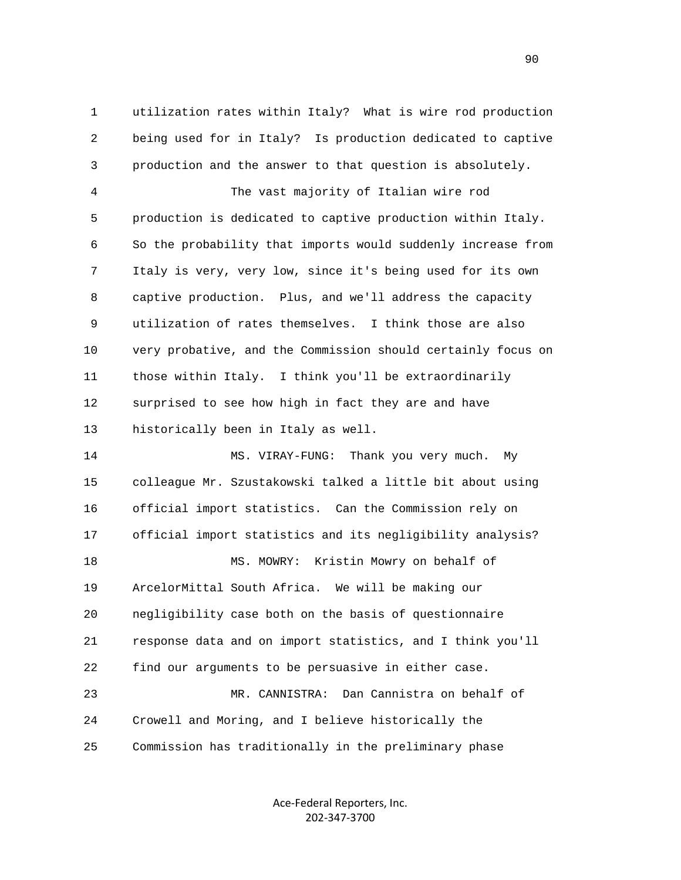1 utilization rates within Italy? What is wire rod production
2 being used for in Italy? Is production dedicated to captive
3 production and the answer to that question is absolutely.

4 The vast majority of Italian wire rod
5 production is dedicated to captive production within Italy.
6 So the probability that imports would suddenly increase from
7 Italy is very, very low, since it's being used for its own
8 captive production. Plus, and we'll address the capacity
9 utilization of rates themselves. I think those are also
10 very probative, and the Commission should certainly focus on
11 those within Italy. I think you'll be extraordinarily
12 surprised to see how high in fact they are and have
13 historically been in Italy as well.

14 MS. VIRAY-FUNG: Thank you very much. My
15 colleague Mr. Szustakowski talked a little bit about using
16 official import statistics. Can the Commission rely on
17 official import statistics and its negligibility analysis?

18 MS. MOWRY: Kristin Mowry on behalf of
19 ArcelorMittal South Africa. We will be making our
20 negligibility case both on the basis of questionnaire
21 response data and on import statistics, and I think you'll
22 find our arguments to be persuasive in either case.

23 MR. CANNISTRA: Dan Cannistra on behalf of
24 Crowell and Moring, and I believe historically the
25 Commission has traditionally in the preliminary phase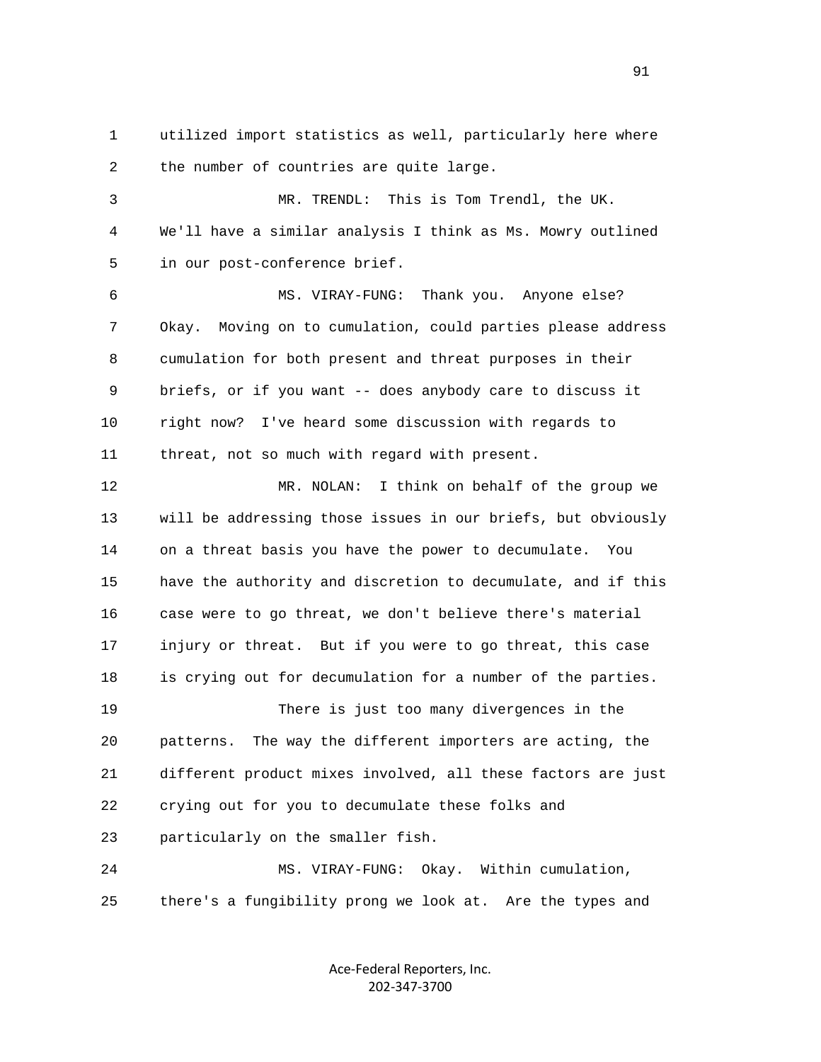utilized import statistics as well, particularly here where the number of countries are quite large.

MR. TRENDL: This is Tom Trendl, the UK. We'll have a similar analysis I think as Ms. Mowry outlined in our post-conference brief.

MS. VIRAY-FUNG: Thank you. Anyone else? Okay. Moving on to cumulation, could parties please address cumulation for both present and threat purposes in their briefs, or if you want -- does anybody care to discuss it right now? I've heard some discussion with regards to threat, not so much with regard with present.

MR. NOLAN: I think on behalf of the group we will be addressing those issues in our briefs, but obviously on a threat basis you have the power to decumulate. You have the authority and discretion to decumulate, and if this case were to go threat, we don't believe there's material injury or threat. But if you were to go threat, this case is crying out for decumulation for a number of the parties.

There is just too many divergences in the patterns. The way the different importers are acting, the different product mixes involved, all these factors are just crying out for you to decumulate these folks and particularly on the smaller fish.

MS. VIRAY-FUNG: Okay. Within cumulation, there's a fungibility prong we look at. Are the types and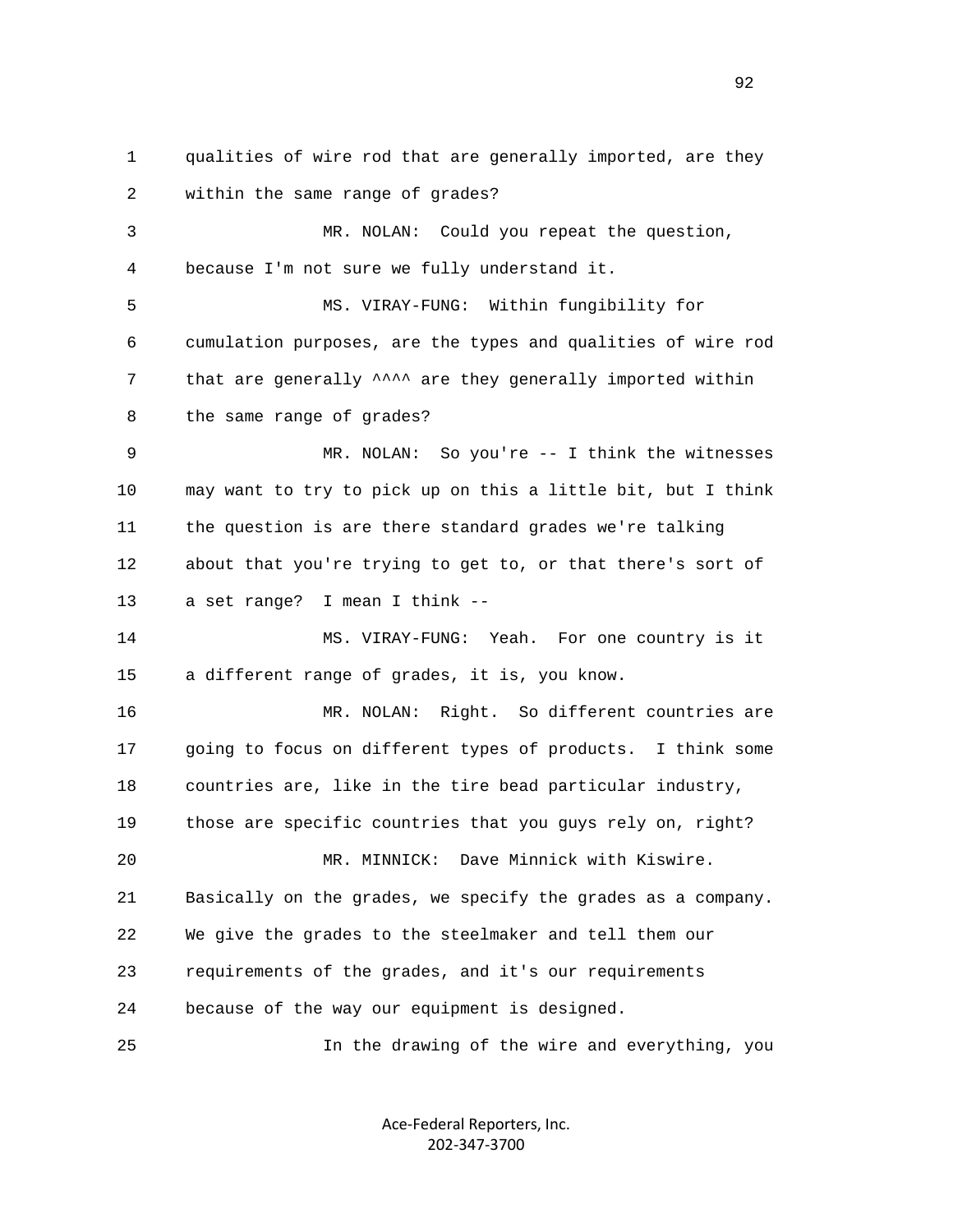1 qualities of wire rod that are generally imported, are they
2 within the same range of grades?
3 MR. NOLAN: Could you repeat the question,
4 because I'm not sure we fully understand it.
5 MS. VIRAY-FUNG: Within fungibility for
6 cumulation purposes, are the types and qualities of wire rod
7 that are generally ^^^^ are they generally imported within
8 the same range of grades?
9 MR. NOLAN: So you're -- I think the witnesses
10 may want to try to pick up on this a little bit, but I think
11 the question is are there standard grades we're talking
12 about that you're trying to get to, or that there's sort of
13 a set range? I mean I think --
14 MS. VIRAY-FUNG: Yeah. For one country is it
15 a different range of grades, it is, you know.
16 MR. NOLAN: Right. So different countries are
17 going to focus on different types of products. I think some
18 countries are, like in the tire bead particular industry,
19 those are specific countries that you guys rely on, right?
20 MR. MINNICK: Dave Minnick with Kiswire.
21 Basically on the grades, we specify the grades as a company.
22 We give the grades to the steelmaker and tell them our
23 requirements of the grades, and it's our requirements
24 because of the way our equipment is designed.
25 In the drawing of the wire and everything, you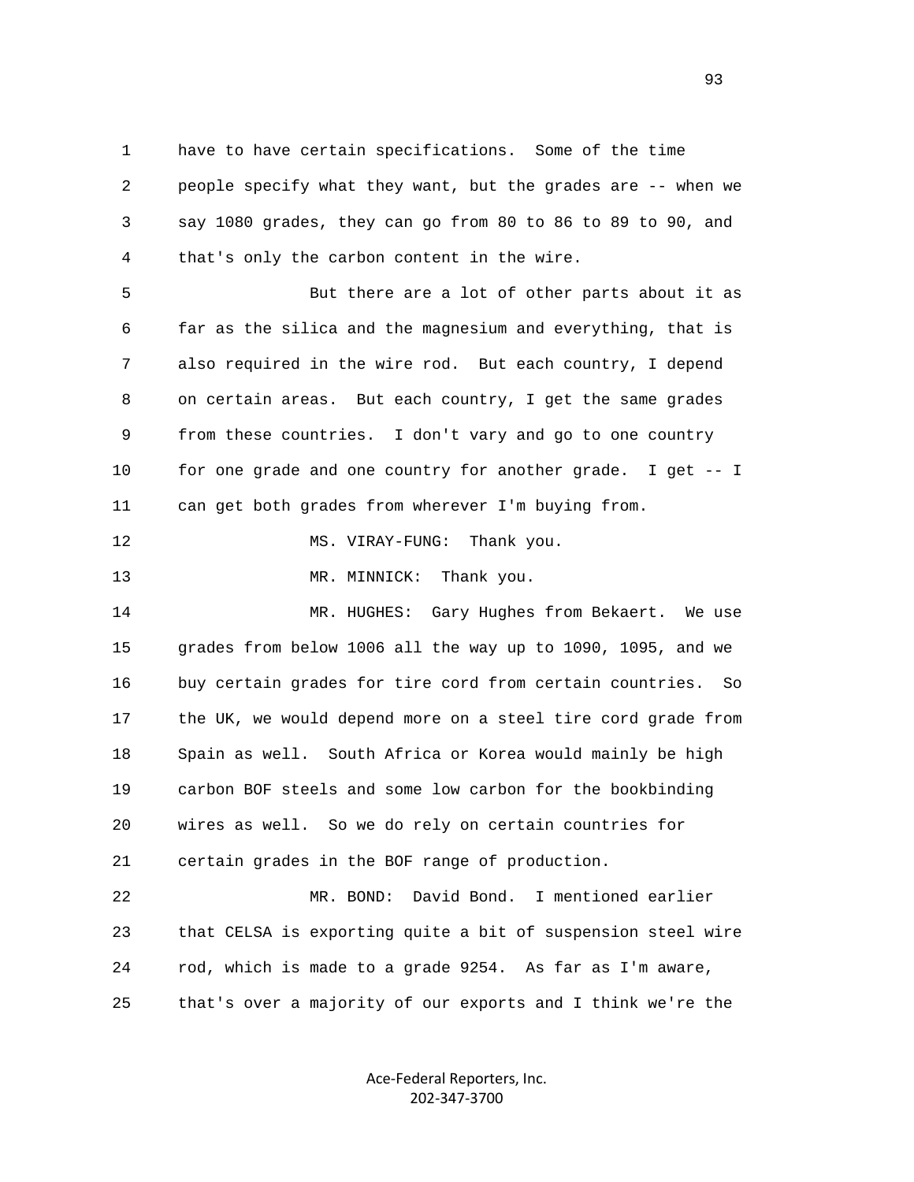1 have to have certain specifications. Some of the time
2 people specify what they want, but the grades are -- when we
3 say 1080 grades, they can go from 80 to 86 to 89 to 90, and
4 that's only the carbon content in the wire.

5 But there are a lot of other parts about it as
6 far as the silica and the magnesium and everything, that is
7 also required in the wire rod. But each country, I depend
8 on certain areas. But each country, I get the same grades
9 from these countries. I don't vary and go to one country
10 for one grade and one country for another grade. I get -- I
11 can get both grades from wherever I'm buying from.

12 MS. VIRAY-FUNG: Thank you.

13 MR. MINNICK: Thank you.

14 MR. HUGHES: Gary Hughes from Bekaert. We use
15 grades from below 1006 all the way up to 1090, 1095, and we
16 buy certain grades for tire cord from certain countries. So
17 the UK, we would depend more on a steel tire cord grade from
18 Spain as well. South Africa or Korea would mainly be high
19 carbon BOF steels and some low carbon for the bookbinding
20 wires as well. So we do rely on certain countries for
21 certain grades in the BOF range of production.

22 MR. BOND: David Bond. I mentioned earlier
23 that CELSA is exporting quite a bit of suspension steel wire
24 rod, which is made to a grade 9254. As far as I'm aware,
25 that's over a majority of our exports and I think we're the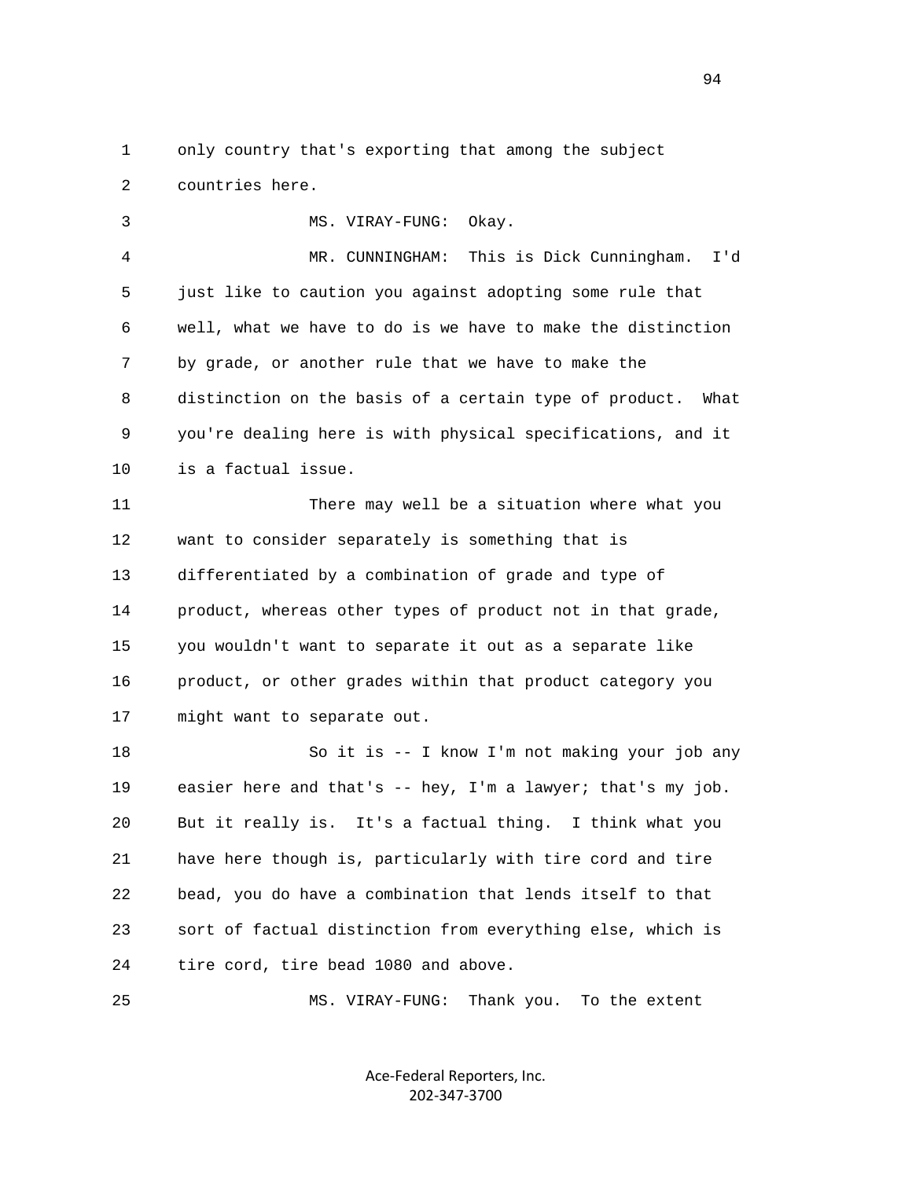only country that's exporting that among the subject countries here.

MS. VIRAY-FUNG: Okay.

MR. CUNNINGHAM: This is Dick Cunningham. I'd just like to caution you against adopting some rule that well, what we have to do is we have to make the distinction by grade, or another rule that we have to make the distinction on the basis of a certain type of product. What you're dealing here is with physical specifications, and it is a factual issue.

There may well be a situation where what you want to consider separately is something that is differentiated by a combination of grade and type of product, whereas other types of product not in that grade, you wouldn't want to separate it out as a separate like product, or other grades within that product category you might want to separate out.

So it is -- I know I'm not making your job any easier here and that's -- hey, I'm a lawyer; that's my job. But it really is. It's a factual thing. I think what you have here though is, particularly with tire cord and tire bead, you do have a combination that lends itself to that sort of factual distinction from everything else, which is tire cord, tire bead 1080 and above.

MS. VIRAY-FUNG: Thank you. To the extent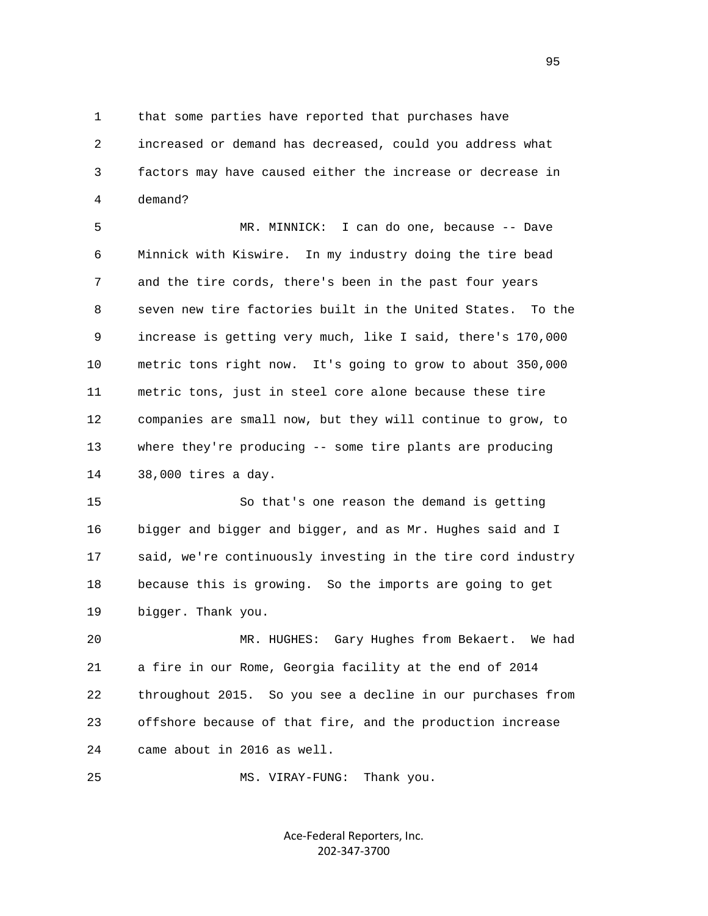1 that some parties have reported that purchases have
2 increased or demand has decreased, could you address what
3 factors may have caused either the increase or decrease in
4 demand?

5 MR. MINNICK: I can do one, because -- Dave
6 Minnick with Kiswire. In my industry doing the tire bead
7 and the tire cords, there's been in the past four years
8 seven new tire factories built in the United States. To the
9 increase is getting very much, like I said, there's 170,000
10 metric tons right now. It's going to grow to about 350,000
11 metric tons, just in steel core alone because these tire
12 companies are small now, but they will continue to grow, to
13 where they're producing -- some tire plants are producing
14 38,000 tires a day.

15 So that's one reason the demand is getting
16 bigger and bigger and bigger, and as Mr. Hughes said and I
17 said, we're continuously investing in the tire cord industry
18 because this is growing. So the imports are going to get
19 bigger. Thank you.

20 MR. HUGHES: Gary Hughes from Bekaert. We had
21 a fire in our Rome, Georgia facility at the end of 2014
22 throughout 2015. So you see a decline in our purchases from
23 offshore because of that fire, and the production increase
24 came about in 2016 as well.

25 MS. VIRAY-FUNG: Thank you.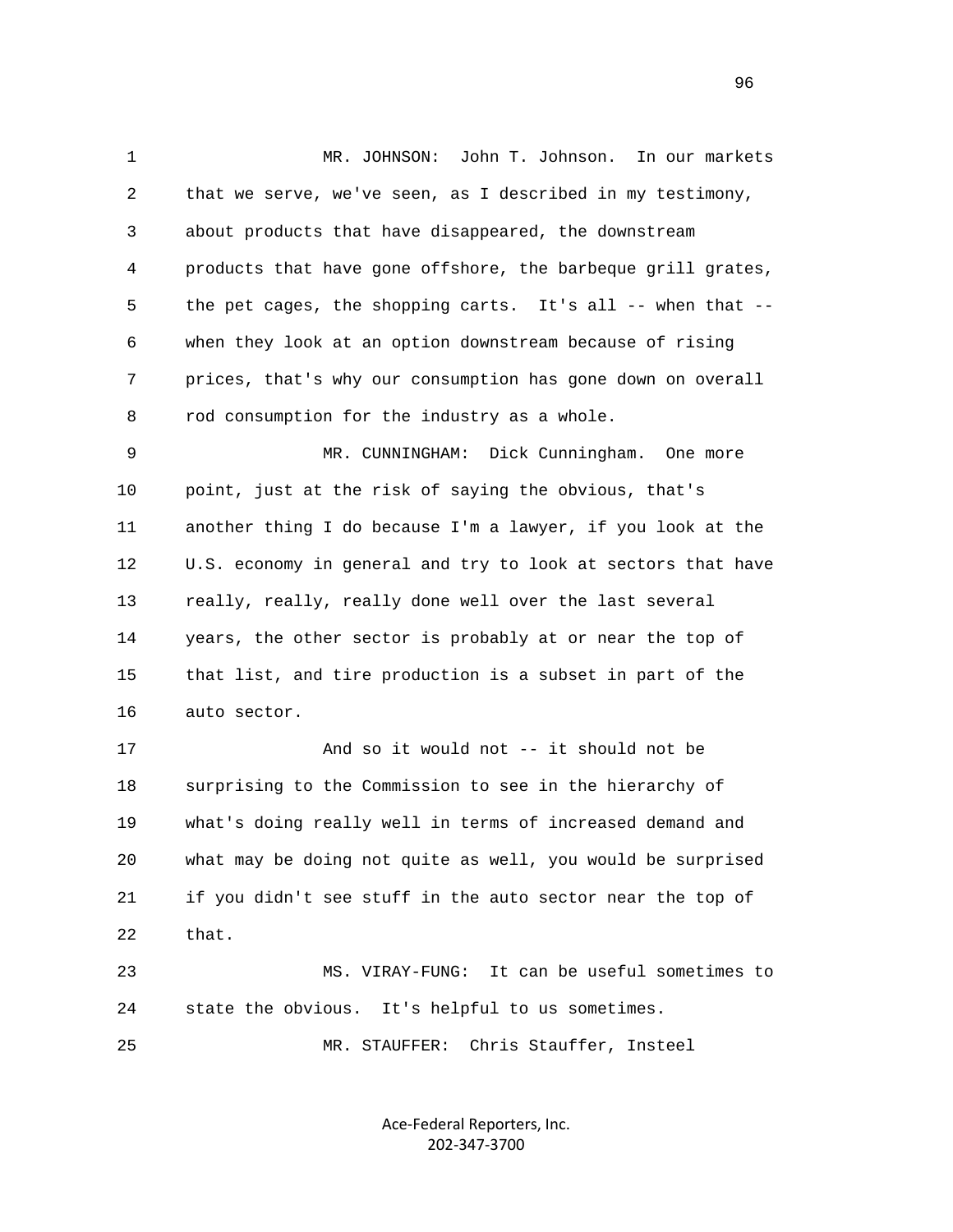MR. JOHNSON: John T. Johnson. In our markets that we serve, we've seen, as I described in my testimony, about products that have disappeared, the downstream products that have gone offshore, the barbeque grill grates, the pet cages, the shopping carts. It's all -- when that -- when they look at an option downstream because of rising prices, that's why our consumption has gone down on overall rod consumption for the industry as a whole.

MR. CUNNINGHAM: Dick Cunningham. One more point, just at the risk of saying the obvious, that's another thing I do because I'm a lawyer, if you look at the U.S. economy in general and try to look at sectors that have really, really, really done well over the last several years, the other sector is probably at or near the top of that list, and tire production is a subset in part of the auto sector.

And so it would not -- it should not be surprising to the Commission to see in the hierarchy of what's doing really well in terms of increased demand and what may be doing not quite as well, you would be surprised if you didn't see stuff in the auto sector near the top of that.

MS. VIRAY-FUNG: It can be useful sometimes to state the obvious. It's helpful to us sometimes.

MR. STAUFFER: Chris Stauffer, Insteel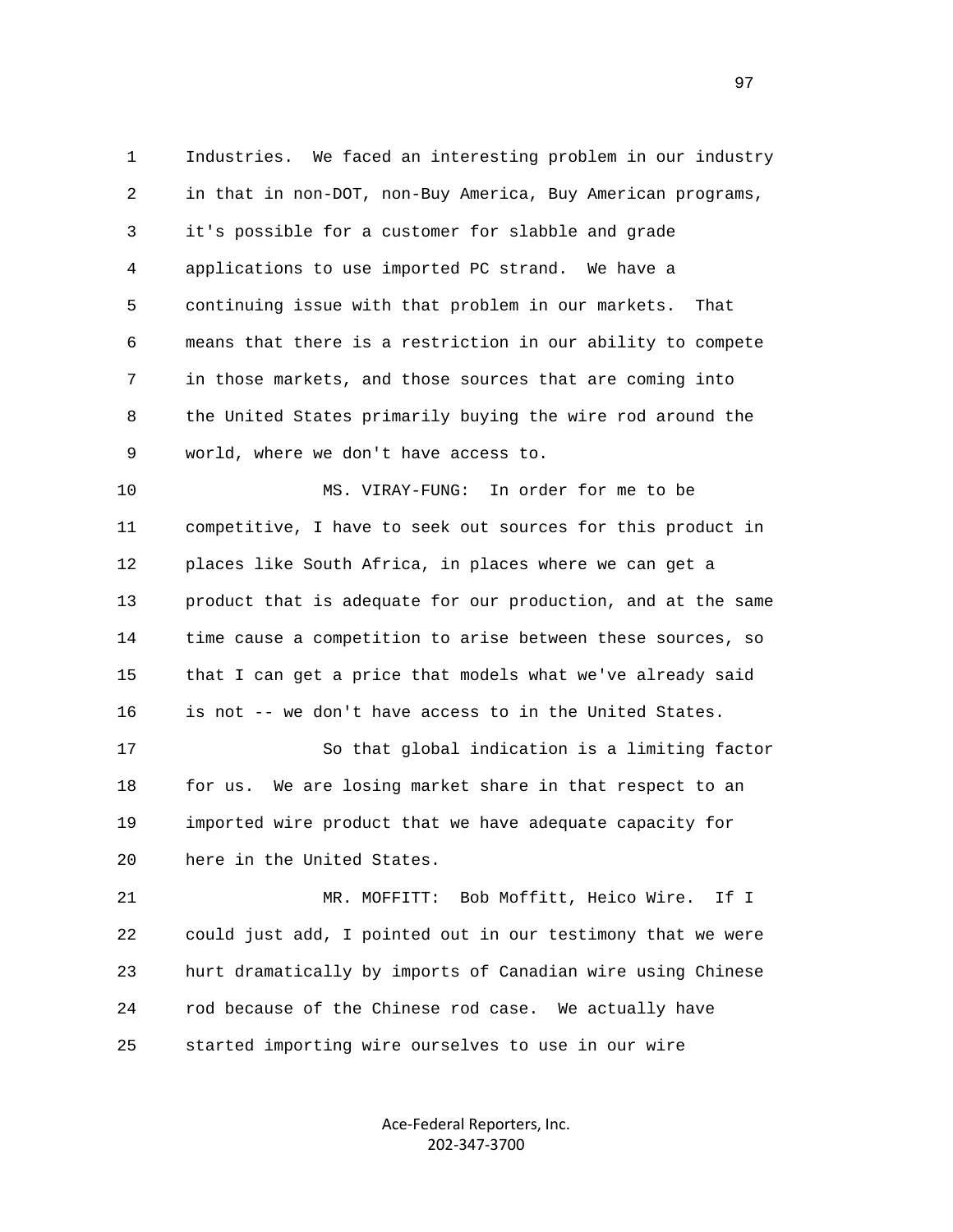Industries. We faced an interesting problem in our industry in that in non-DOT, non-Buy America, Buy American programs, it's possible for a customer for slabble and grade applications to use imported PC strand. We have a continuing issue with that problem in our markets. That means that there is a restriction in our ability to compete in those markets, and those sources that are coming into the United States primarily buying the wire rod around the world, where we don't have access to.

MS. VIRAY-FUNG: In order for me to be competitive, I have to seek out sources for this product in places like South Africa, in places where we can get a product that is adequate for our production, and at the same time cause a competition to arise between these sources, so that I can get a price that models what we've already said is not -- we don't have access to in the United States.

So that global indication is a limiting factor for us. We are losing market share in that respect to an imported wire product that we have adequate capacity for here in the United States.

MR. MOFFITT: Bob Moffitt, Heico Wire. If I could just add, I pointed out in our testimony that we were hurt dramatically by imports of Canadian wire using Chinese rod because of the Chinese rod case. We actually have started importing wire ourselves to use in our wire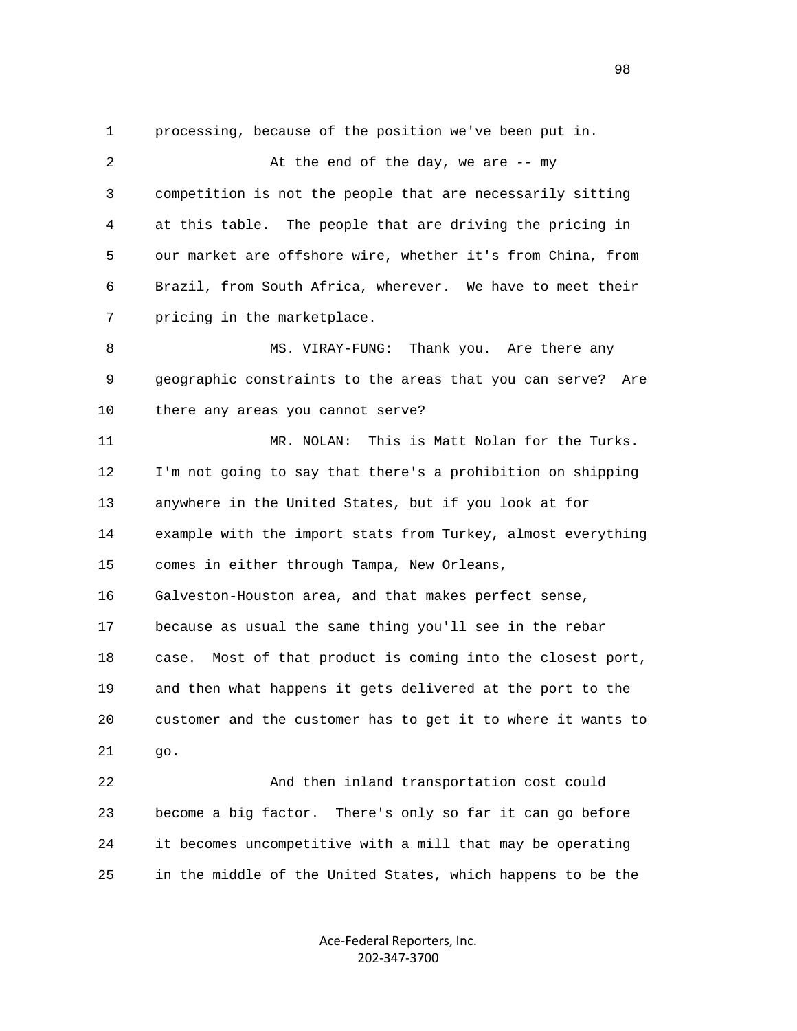processing, because of the position we've been put in.

At the end of the day, we are -- my competition is not the people that are necessarily sitting at this table. The people that are driving the pricing in our market are offshore wire, whether it's from China, from Brazil, from South Africa, wherever. We have to meet their pricing in the marketplace.

MS. VIRAY-FUNG: Thank you. Are there any geographic constraints to the areas that you can serve? Are there any areas you cannot serve?

MR. NOLAN: This is Matt Nolan for the Turks. I'm not going to say that there's a prohibition on shipping anywhere in the United States, but if you look at for example with the import stats from Turkey, almost everything comes in either through Tampa, New Orleans, Galveston-Houston area, and that makes perfect sense, because as usual the same thing you'll see in the rebar case. Most of that product is coming into the closest port, and then what happens it gets delivered at the port to the customer and the customer has to get it to where it wants to go.

And then inland transportation cost could become a big factor. There's only so far it can go before it becomes uncompetitive with a mill that may be operating in the middle of the United States, which happens to be the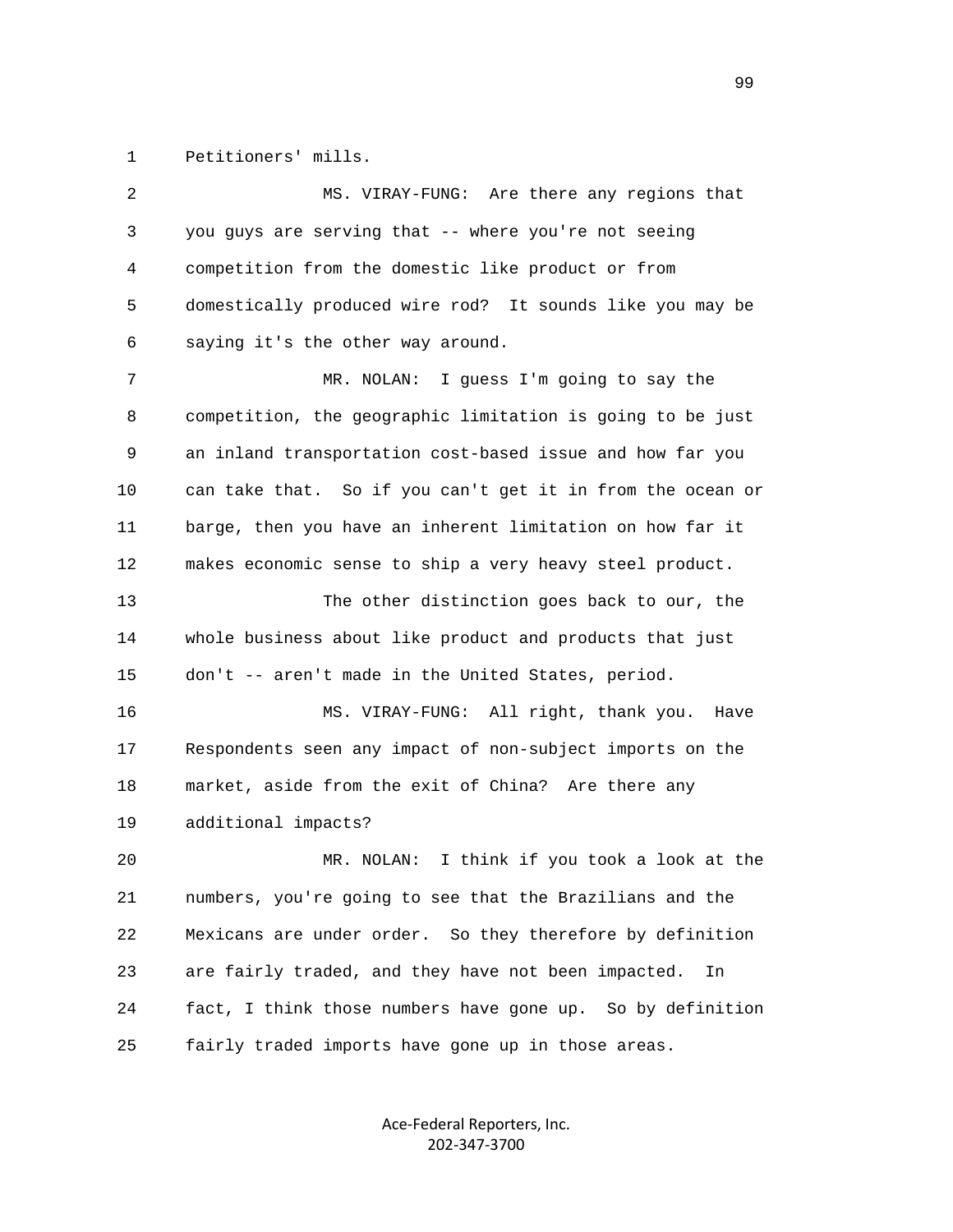1 Petitioners' mills.

2 MS. VIRAY-FUNG: Are there any regions that

3 you guys are serving that -- where you're not seeing

4 competition from the domestic like product or from

5 domestically produced wire rod? It sounds like you may be

6 saying it's the other way around.

7 MR. NOLAN: I guess I'm going to say the

8 competition, the geographic limitation is going to be just

9 an inland transportation cost-based issue and how far you

10 can take that. So if you can't get it in from the ocean or

11 barge, then you have an inherent limitation on how far it

12 makes economic sense to ship a very heavy steel product.

13 The other distinction goes back to our, the

14 whole business about like product and products that just

15 don't -- aren't made in the United States, period.

16 MS. VIRAY-FUNG: All right, thank you. Have

17 Respondents seen any impact of non-subject imports on the

18 market, aside from the exit of China? Are there any

19 additional impacts?

20 MR. NOLAN: I think if you took a look at the

21 numbers, you're going to see that the Brazilians and the

22 Mexicans are under order. So they therefore by definition

23 are fairly traded, and they have not been impacted. In

24 fact, I think those numbers have gone up. So by definition

25 fairly traded imports have gone up in those areas.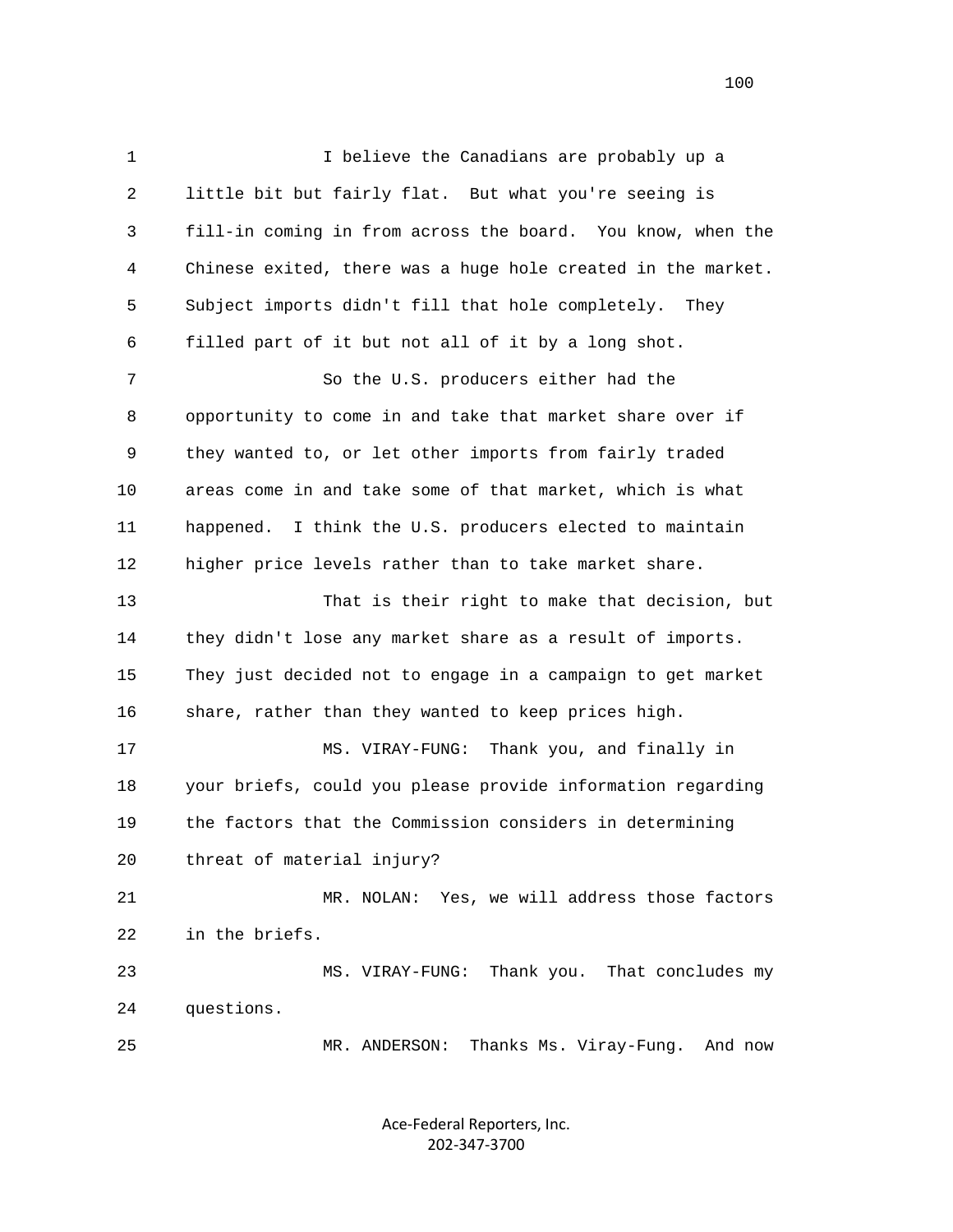I believe the Canadians are probably up a little bit but fairly flat. But what you're seeing is fill-in coming in from across the board. You know, when the Chinese exited, there was a huge hole created in the market. Subject imports didn't fill that hole completely. They filled part of it but not all of it by a long shot.

So the U.S. producers either had the opportunity to come in and take that market share over if they wanted to, or let other imports from fairly traded areas come in and take some of that market, which is what happened. I think the U.S. producers elected to maintain higher price levels rather than to take market share.

That is their right to make that decision, but they didn't lose any market share as a result of imports. They just decided not to engage in a campaign to get market share, rather than they wanted to keep prices high.

MS. VIRAY-FUNG: Thank you, and finally in your briefs, could you please provide information regarding the factors that the Commission considers in determining threat of material injury?

MR. NOLAN: Yes, we will address those factors in the briefs.

MS. VIRAY-FUNG: Thank you. That concludes my questions.

MR. ANDERSON: Thanks Ms. Viray-Fung. And now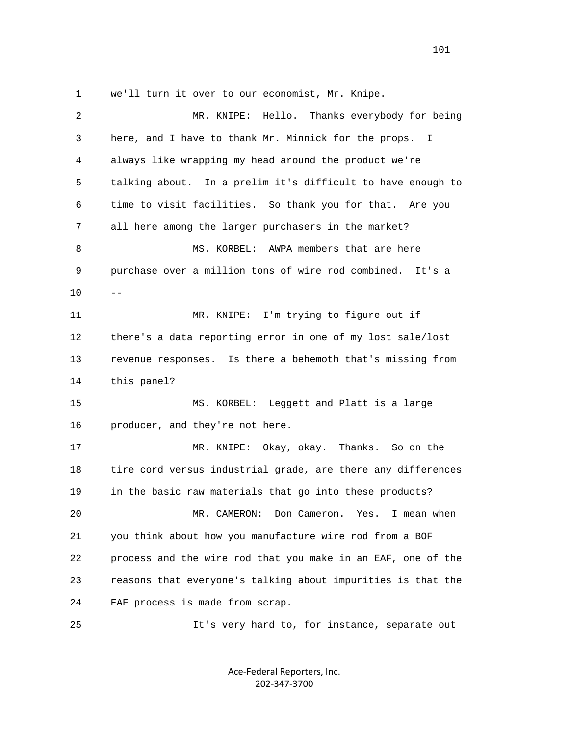1 we'll turn it over to our economist, Mr. Knipe.

2 MR. KNIPE: Hello. Thanks everybody for being

3 here, and I have to thank Mr. Minnick for the props. I

4 always like wrapping my head around the product we're

5 talking about. In a prelim it's difficult to have enough to

6 time to visit facilities. So thank you for that. Are you

7 all here among the larger purchasers in the market?

8 MS. KORBEL: AWPA members that are here

9 purchase over a million tons of wire rod combined. It's a

10 --

11 MR. KNIPE: I'm trying to figure out if

12 there's a data reporting error in one of my lost sale/lost

13 revenue responses. Is there a behemoth that's missing from

14 this panel?

15 MS. KORBEL: Leggett and Platt is a large

16 producer, and they're not here.

17 MR. KNIPE: Okay, okay. Thanks. So on the

18 tire cord versus industrial grade, are there any differences

19 in the basic raw materials that go into these products?

20 MR. CAMERON: Don Cameron. Yes. I mean when

21 you think about how you manufacture wire rod from a BOF

22 process and the wire rod that you make in an EAF, one of the

23 reasons that everyone's talking about impurities is that the

24 EAF process is made from scrap.

25 It's very hard to, for instance, separate out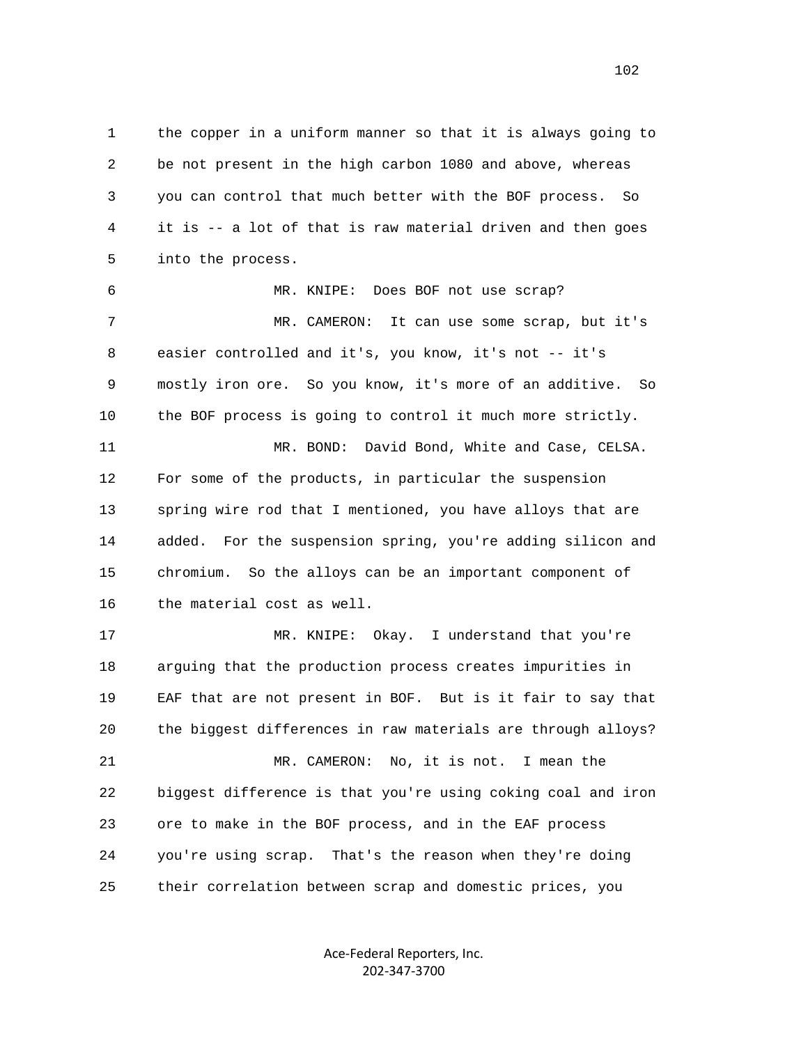the copper in a uniform manner so that it is always going to be not present in the high carbon 1080 and above, whereas you can control that much better with the BOF process. So it is -- a lot of that is raw material driven and then goes into the process.

MR. KNIPE: Does BOF not use scrap?

MR. CAMERON: It can use some scrap, but it's easier controlled and it's, you know, it's not -- it's mostly iron ore. So you know, it's more of an additive. So the BOF process is going to control it much more strictly.

MR. BOND: David Bond, White and Case, CELSA. For some of the products, in particular the suspension spring wire rod that I mentioned, you have alloys that are added. For the suspension spring, you're adding silicon and chromium. So the alloys can be an important component of the material cost as well.

MR. KNIPE: Okay. I understand that you're arguing that the production process creates impurities in EAF that are not present in BOF. But is it fair to say that the biggest differences in raw materials are through alloys?

MR. CAMERON: No, it is not. I mean the biggest difference is that you're using coking coal and iron ore to make in the BOF process, and in the EAF process you're using scrap. That's the reason when they're doing their correlation between scrap and domestic prices, you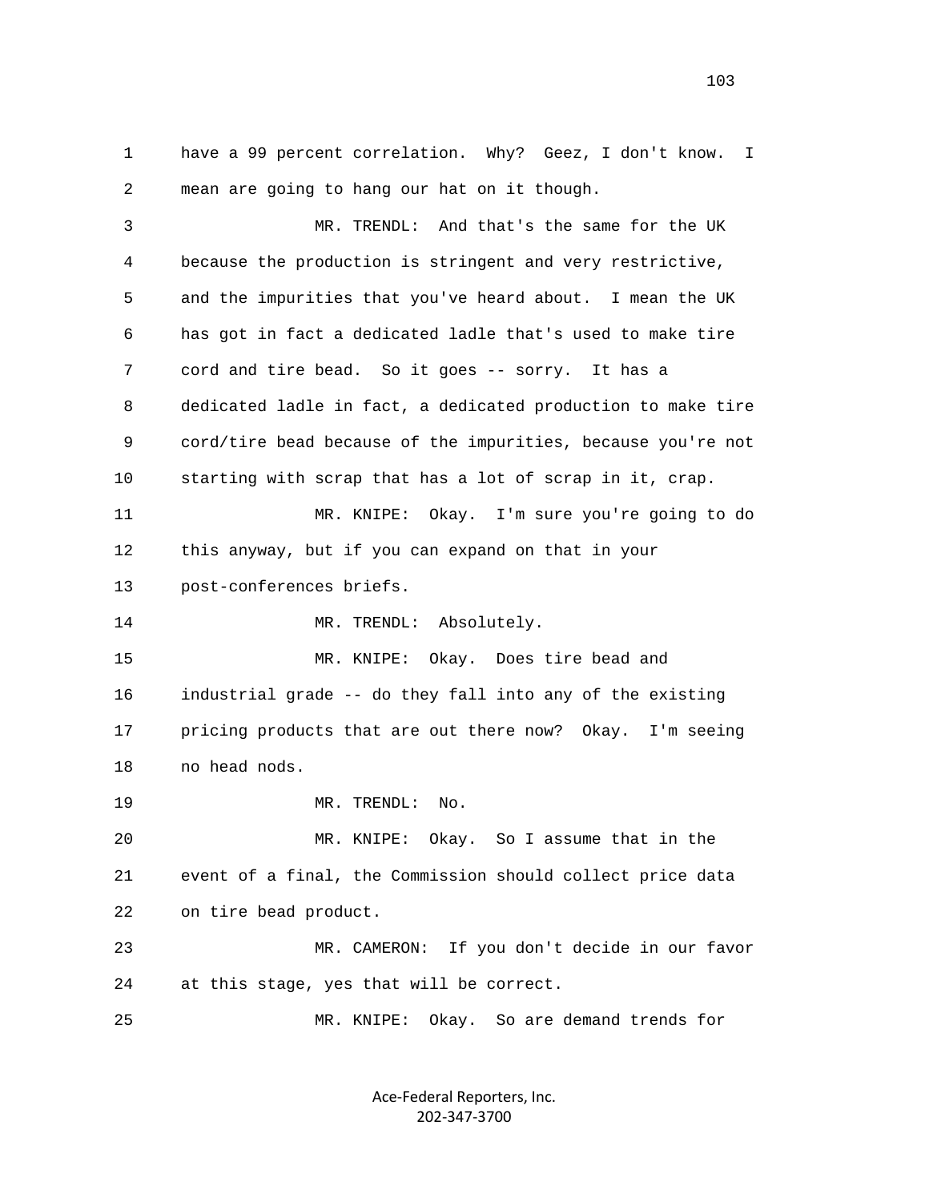have a 99 percent correlation. Why? Geez, I don't know. I mean are going to hang our hat on it though.

MR. TRENDL: And that's the same for the UK because the production is stringent and very restrictive, and the impurities that you've heard about. I mean the UK has got in fact a dedicated ladle that's used to make tire cord and tire bead. So it goes -- sorry. It has a dedicated ladle in fact, a dedicated production to make tire cord/tire bead because of the impurities, because you're not starting with scrap that has a lot of scrap in it, crap.

MR. KNIPE: Okay. I'm sure you're going to do this anyway, but if you can expand on that in your post-conferences briefs.

MR. TRENDL: Absolutely.

MR. KNIPE: Okay. Does tire bead and industrial grade -- do they fall into any of the existing pricing products that are out there now? Okay. I'm seeing no head nods.

MR. TRENDL: No.

MR. KNIPE: Okay. So I assume that in the event of a final, the Commission should collect price data on tire bead product.

MR. CAMERON: If you don't decide in our favor at this stage, yes that will be correct.

MR. KNIPE: Okay. So are demand trends for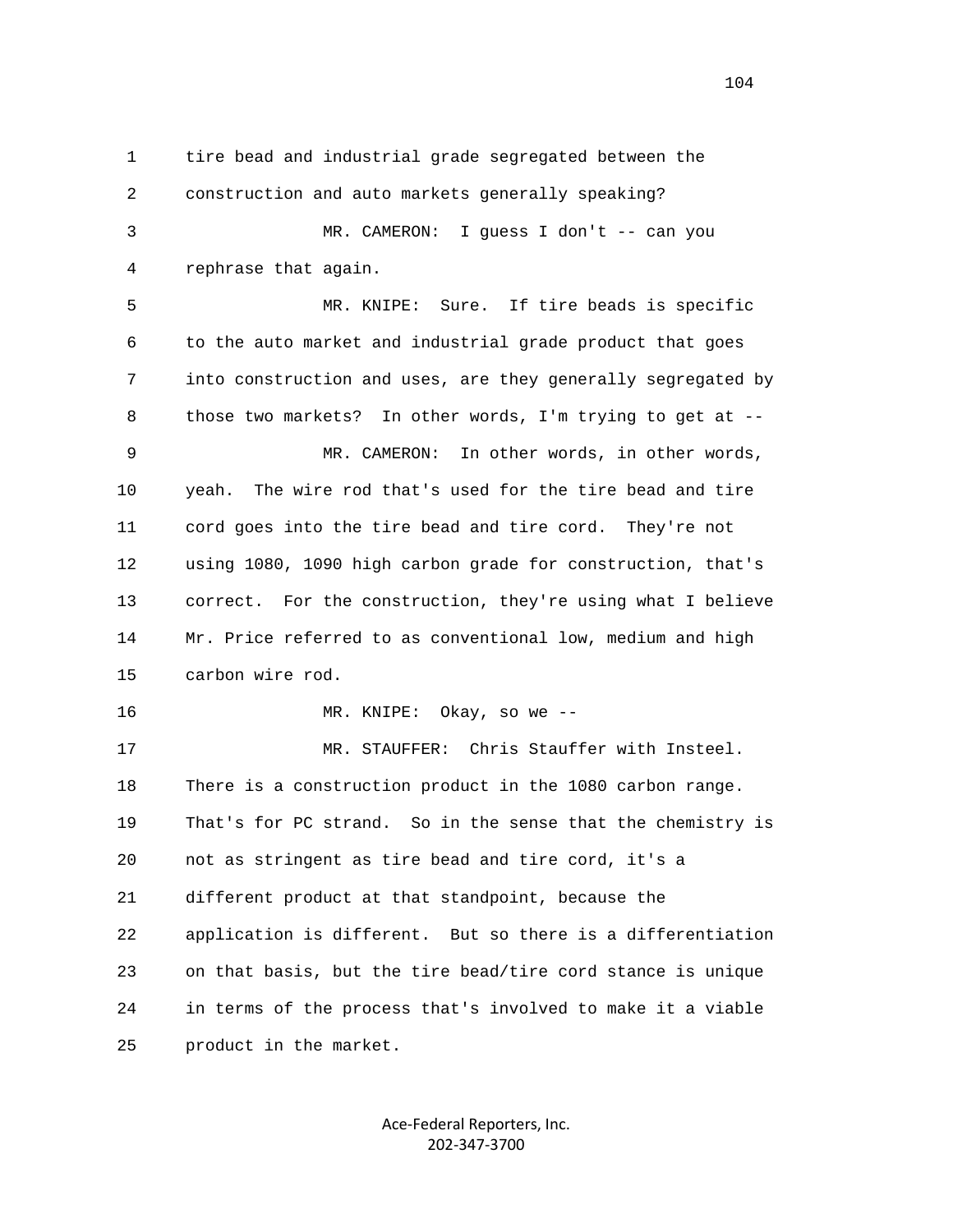1 tire bead and industrial grade segregated between the
2 construction and auto markets generally speaking?
3 MR. CAMERON: I guess I don't -- can you
4 rephrase that again.
5 MR. KNIPE: Sure. If tire beads is specific
6 to the auto market and industrial grade product that goes
7 into construction and uses, are they generally segregated by
8 those two markets? In other words, I'm trying to get at --
9 MR. CAMERON: In other words, in other words,
10 yeah. The wire rod that's used for the tire bead and tire
11 cord goes into the tire bead and tire cord. They're not
12 using 1080, 1090 high carbon grade for construction, that's
13 correct. For the construction, they're using what I believe
14 Mr. Price referred to as conventional low, medium and high
15 carbon wire rod.
16 MR. KNIPE: Okay, so we --
17 MR. STAUFFER: Chris Stauffer with Insteel.
18 There is a construction product in the 1080 carbon range.
19 That's for PC strand. So in the sense that the chemistry is
20 not as stringent as tire bead and tire cord, it's a
21 different product at that standpoint, because the
22 application is different. But so there is a differentiation
23 on that basis, but the tire bead/tire cord stance is unique
24 in terms of the process that's involved to make it a viable
25 product in the market.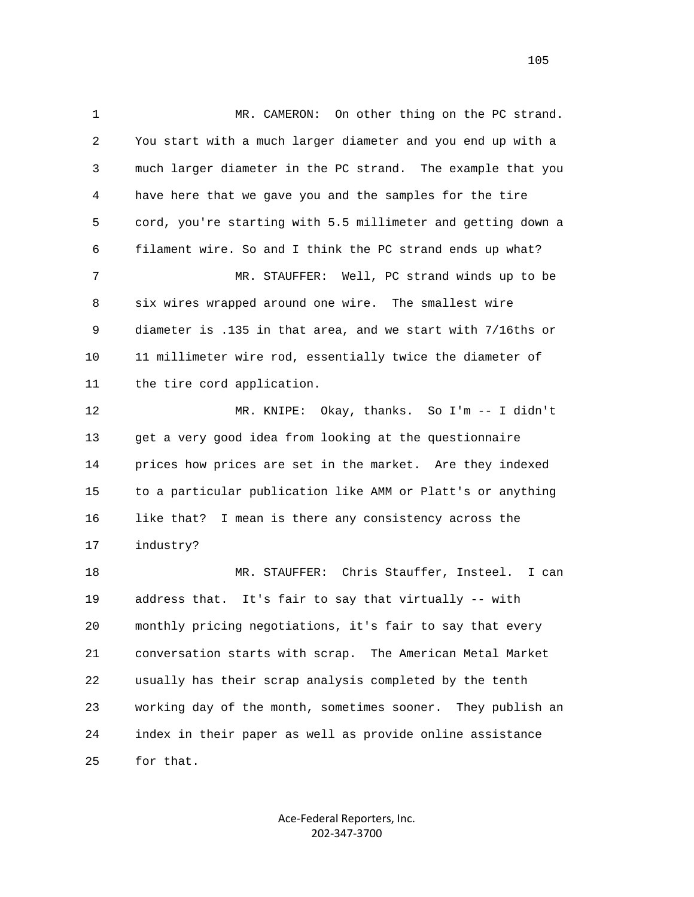MR. CAMERON: On other thing on the PC strand. You start with a much larger diameter and you end up with a much larger diameter in the PC strand. The example that you have here that we gave you and the samples for the tire cord, you're starting with 5.5 millimeter and getting down a filament wire. So and I think the PC strand ends up what?

MR. STAUFFER: Well, PC strand winds up to be six wires wrapped around one wire. The smallest wire diameter is .135 in that area, and we start with 7/16ths or 11 millimeter wire rod, essentially twice the diameter of the tire cord application.

MR. KNIPE: Okay, thanks. So I'm -- I didn't get a very good idea from looking at the questionnaire prices how prices are set in the market. Are they indexed to a particular publication like AMM or Platt's or anything like that? I mean is there any consistency across the industry?

MR. STAUFFER: Chris Stauffer, Insteel. I can address that. It's fair to say that virtually -- with monthly pricing negotiations, it's fair to say that every conversation starts with scrap. The American Metal Market usually has their scrap analysis completed by the tenth working day of the month, sometimes sooner. They publish an index in their paper as well as provide online assistance for that.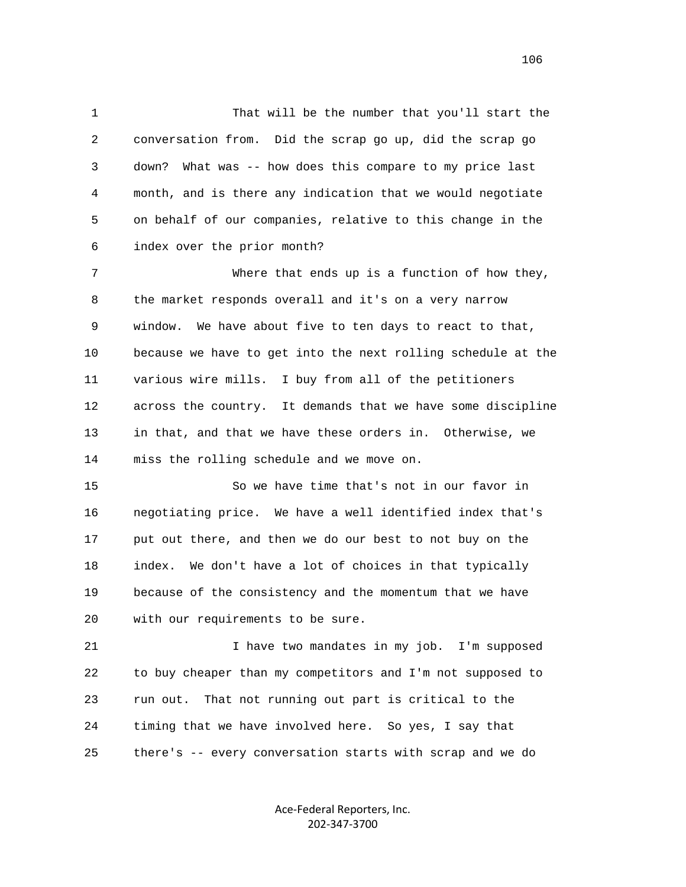That will be the number that you'll start the conversation from. Did the scrap go up, did the scrap go down? What was -- how does this compare to my price last month, and is there any indication that we would negotiate on behalf of our companies, relative to this change in the index over the prior month?

Where that ends up is a function of how they, the market responds overall and it's on a very narrow window. We have about five to ten days to react to that, because we have to get into the next rolling schedule at the various wire mills. I buy from all of the petitioners across the country. It demands that we have some discipline in that, and that we have these orders in. Otherwise, we miss the rolling schedule and we move on.

So we have time that's not in our favor in negotiating price. We have a well identified index that's put out there, and then we do our best to not buy on the index. We don't have a lot of choices in that typically because of the consistency and the momentum that we have with our requirements to be sure.

I have two mandates in my job. I'm supposed to buy cheaper than my competitors and I'm not supposed to run out. That not running out part is critical to the timing that we have involved here. So yes, I say that there's -- every conversation starts with scrap and we do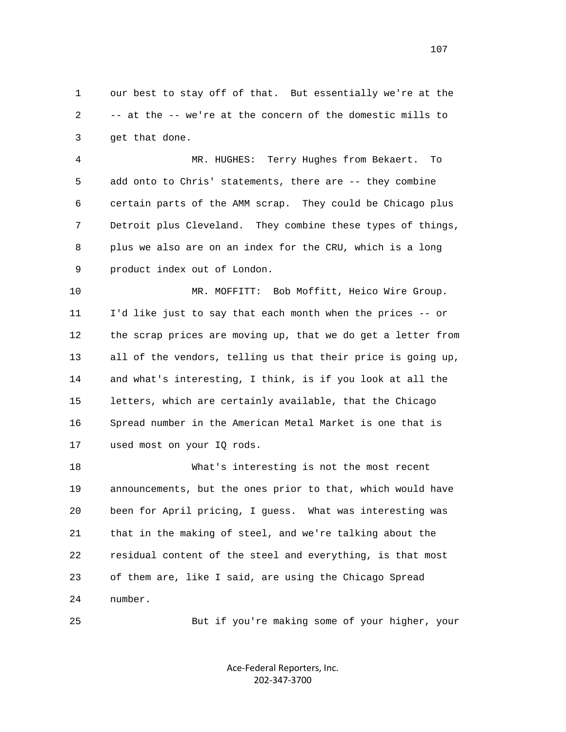our best to stay off of that. But essentially we're at the -- at the -- we're at the concern of the domestic mills to get that done.

MR. HUGHES: Terry Hughes from Bekaert. To add onto to Chris' statements, there are -- they combine certain parts of the AMM scrap. They could be Chicago plus Detroit plus Cleveland. They combine these types of things, plus we also are on an index for the CRU, which is a long product index out of London.

MR. MOFFITT: Bob Moffitt, Heico Wire Group. I'd like just to say that each month when the prices -- or the scrap prices are moving up, that we do get a letter from all of the vendors, telling us that their price is going up, and what's interesting, I think, is if you look at all the letters, which are certainly available, that the Chicago Spread number in the American Metal Market is one that is used most on your IQ rods.

What's interesting is not the most recent announcements, but the ones prior to that, which would have been for April pricing, I guess. What was interesting was that in the making of steel, and we're talking about the residual content of the steel and everything, is that most of them are, like I said, are using the Chicago Spread number.

But if you're making some of your higher, your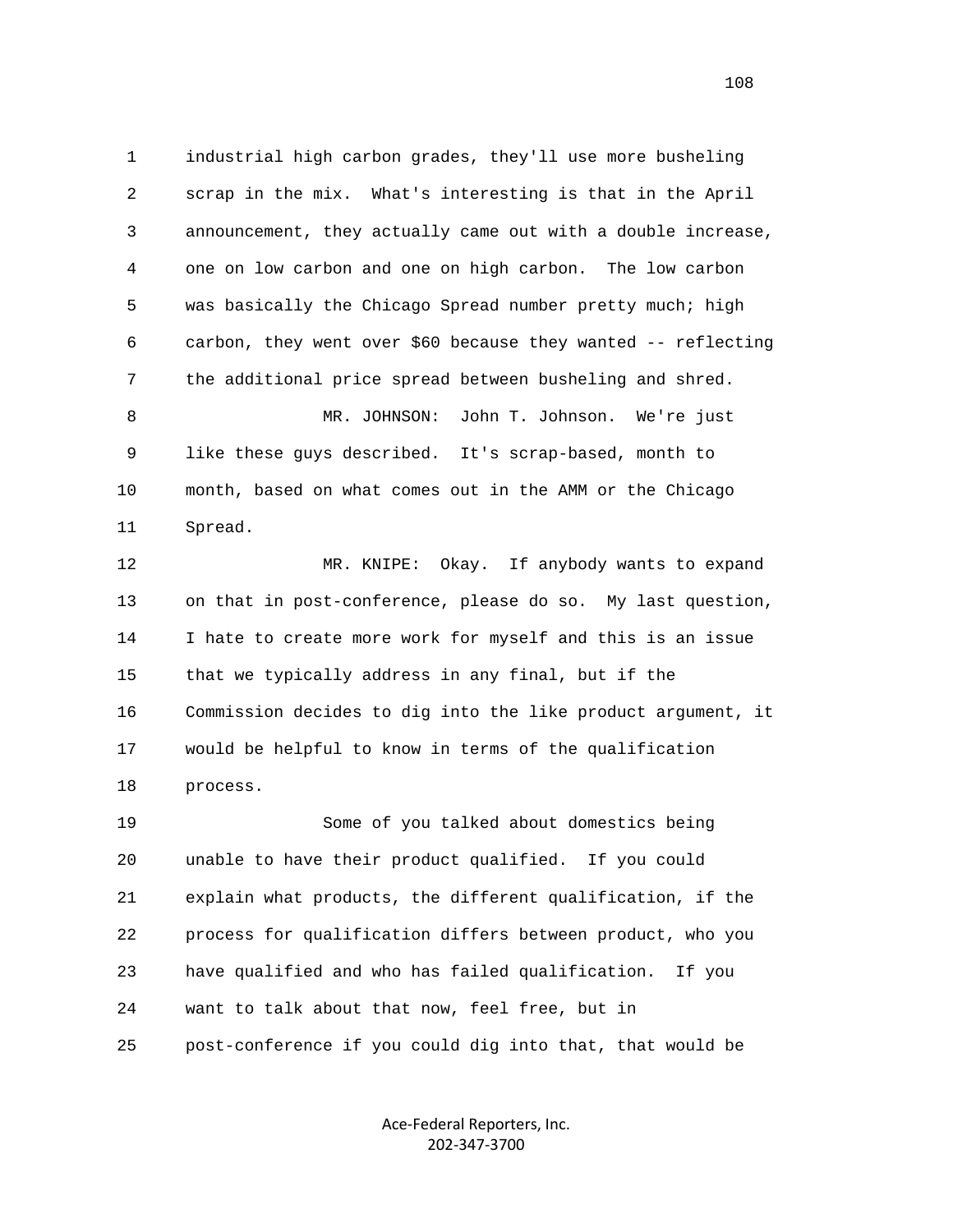industrial high carbon grades, they'll use more busheling scrap in the mix. What's interesting is that in the April announcement, they actually came out with a double increase, one on low carbon and one on high carbon. The low carbon was basically the Chicago Spread number pretty much; high carbon, they went over $60 because they wanted -- reflecting the additional price spread between busheling and shred.

MR. JOHNSON: John T. Johnson. We're just like these guys described. It's scrap-based, month to month, based on what comes out in the AMM or the Chicago Spread.

MR. KNIPE: Okay. If anybody wants to expand on that in post-conference, please do so. My last question, I hate to create more work for myself and this is an issue that we typically address in any final, but if the Commission decides to dig into the like product argument, it would be helpful to know in terms of the qualification process.

Some of you talked about domestics being unable to have their product qualified. If you could explain what products, the different qualification, if the process for qualification differs between product, who you have qualified and who has failed qualification. If you want to talk about that now, feel free, but in post-conference if you could dig into that, that would be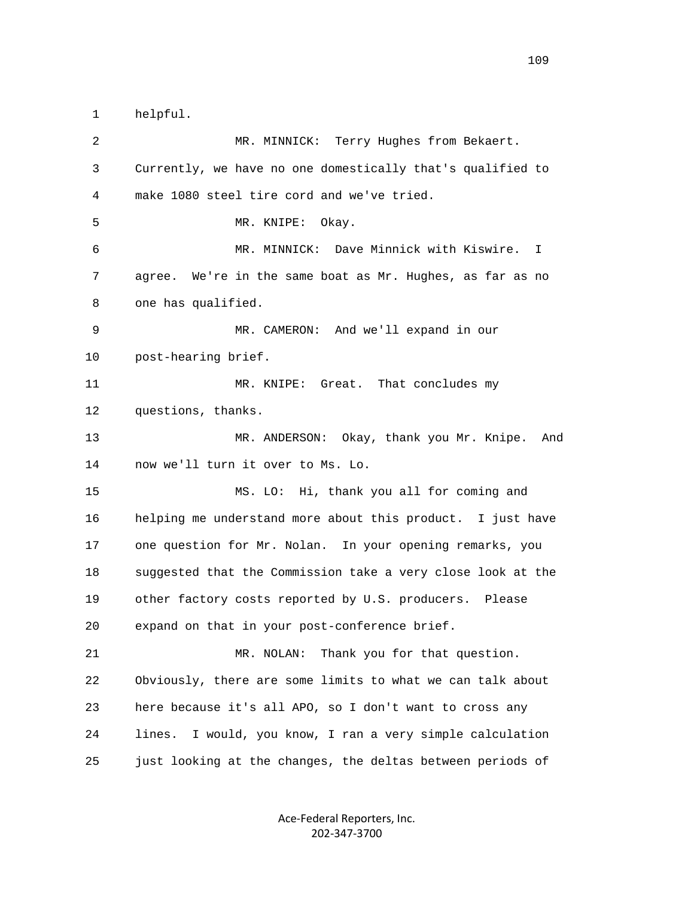1 helpful.

2 MR. MINNICK: Terry Hughes from Bekaert.

3 Currently, we have no one domestically that's qualified to

4 make 1080 steel tire cord and we've tried.

5 MR. KNIPE: Okay.

6 MR. MINNICK: Dave Minnick with Kiswire. I

7 agree. We're in the same boat as Mr. Hughes, as far as no

8 one has qualified.

9 MR. CAMERON: And we'll expand in our

10 post-hearing brief.

11 MR. KNIPE: Great. That concludes my

12 questions, thanks.

13 MR. ANDERSON: Okay, thank you Mr. Knipe. And

14 now we'll turn it over to Ms. Lo.

15 MS. LO: Hi, thank you all for coming and

16 helping me understand more about this product. I just have

17 one question for Mr. Nolan. In your opening remarks, you

18 suggested that the Commission take a very close look at the

19 other factory costs reported by U.S. producers. Please

20 expand on that in your post-conference brief.

21 MR. NOLAN: Thank you for that question.

22 Obviously, there are some limits to what we can talk about

23 here because it's all APO, so I don't want to cross any

24 lines. I would, you know, I ran a very simple calculation

25 just looking at the changes, the deltas between periods of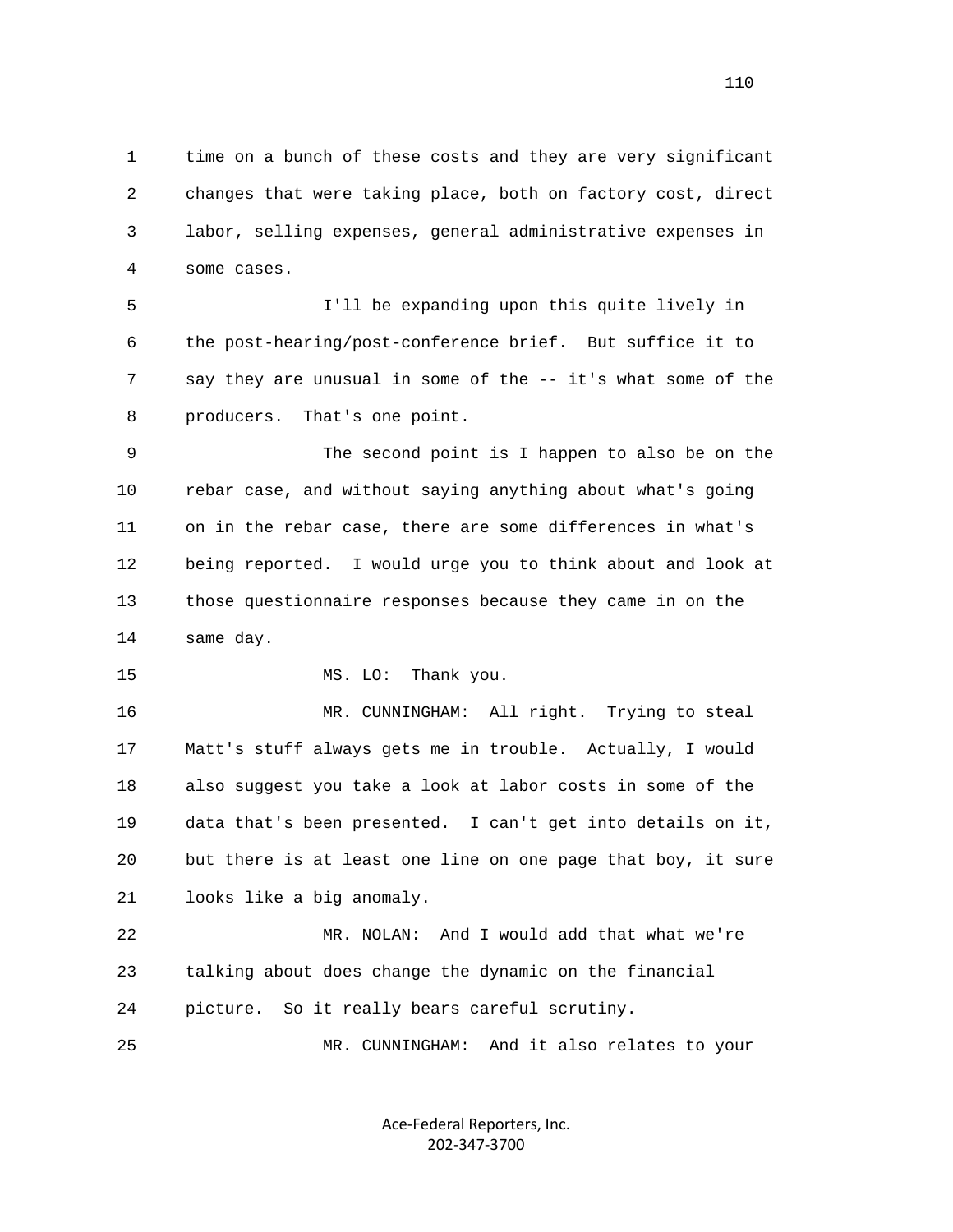time on a bunch of these costs and they are very significant changes that were taking place, both on factory cost, direct labor, selling expenses, general administrative expenses in some cases.

I'll be expanding upon this quite lively in the post-hearing/post-conference brief. But suffice it to say they are unusual in some of the -- it's what some of the producers. That's one point.

The second point is I happen to also be on the rebar case, and without saying anything about what's going on in the rebar case, there are some differences in what's being reported. I would urge you to think about and look at those questionnaire responses because they came in on the same day.

MS. LO: Thank you.

MR. CUNNINGHAM: All right. Trying to steal Matt's stuff always gets me in trouble. Actually, I would also suggest you take a look at labor costs in some of the data that's been presented. I can't get into details on it, but there is at least one line on one page that boy, it sure looks like a big anomaly.

MR. NOLAN: And I would add that what we're talking about does change the dynamic on the financial picture. So it really bears careful scrutiny.

MR. CUNNINGHAM: And it also relates to your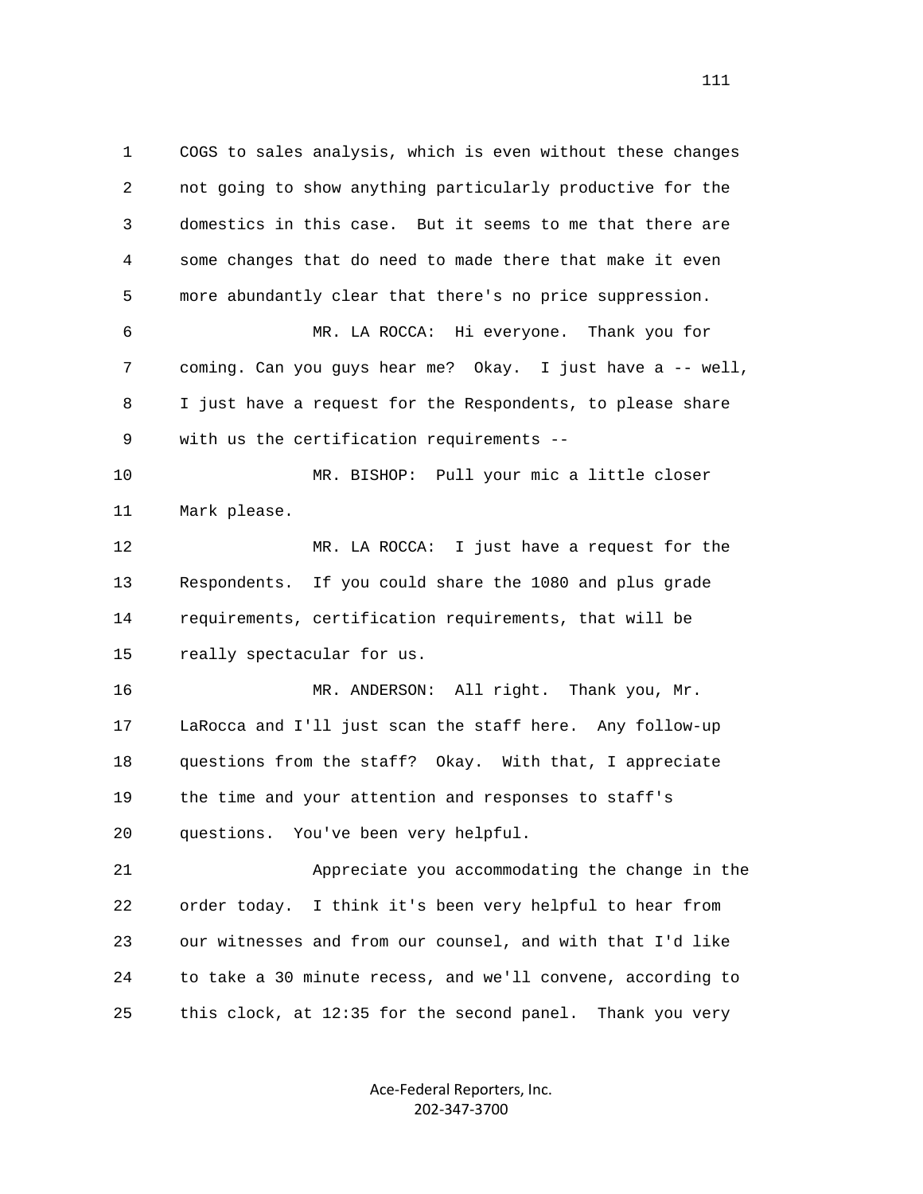1 COGS to sales analysis, which is even without these changes
2 not going to show anything particularly productive for the
3 domestics in this case. But it seems to me that there are
4 some changes that do need to made there that make it even
5 more abundantly clear that there's no price suppression.

6 MR. LA ROCCA: Hi everyone. Thank you for
7 coming. Can you guys hear me? Okay. I just have a -- well,
8 I just have a request for the Respondents, to please share
9 with us the certification requirements --

10 MR. BISHOP: Pull your mic a little closer
11 Mark please.

12 MR. LA ROCCA: I just have a request for the
13 Respondents. If you could share the 1080 and plus grade
14 requirements, certification requirements, that will be
15 really spectacular for us.

16 MR. ANDERSON: All right. Thank you, Mr.
17 LaRocca and I'll just scan the staff here. Any follow-up
18 questions from the staff? Okay. With that, I appreciate
19 the time and your attention and responses to staff's
20 questions. You've been very helpful.

21 Appreciate you accommodating the change in the
22 order today. I think it's been very helpful to hear from
23 our witnesses and from our counsel, and with that I'd like
24 to take a 30 minute recess, and we'll convene, according to
25 this clock, at 12:35 for the second panel. Thank you very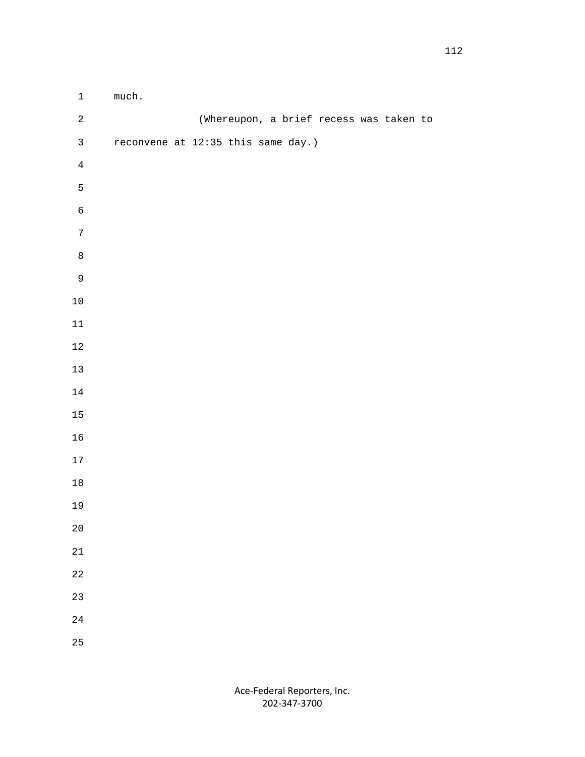much.

(Whereupon, a brief recess was taken to reconvene at 12:35 this same day.)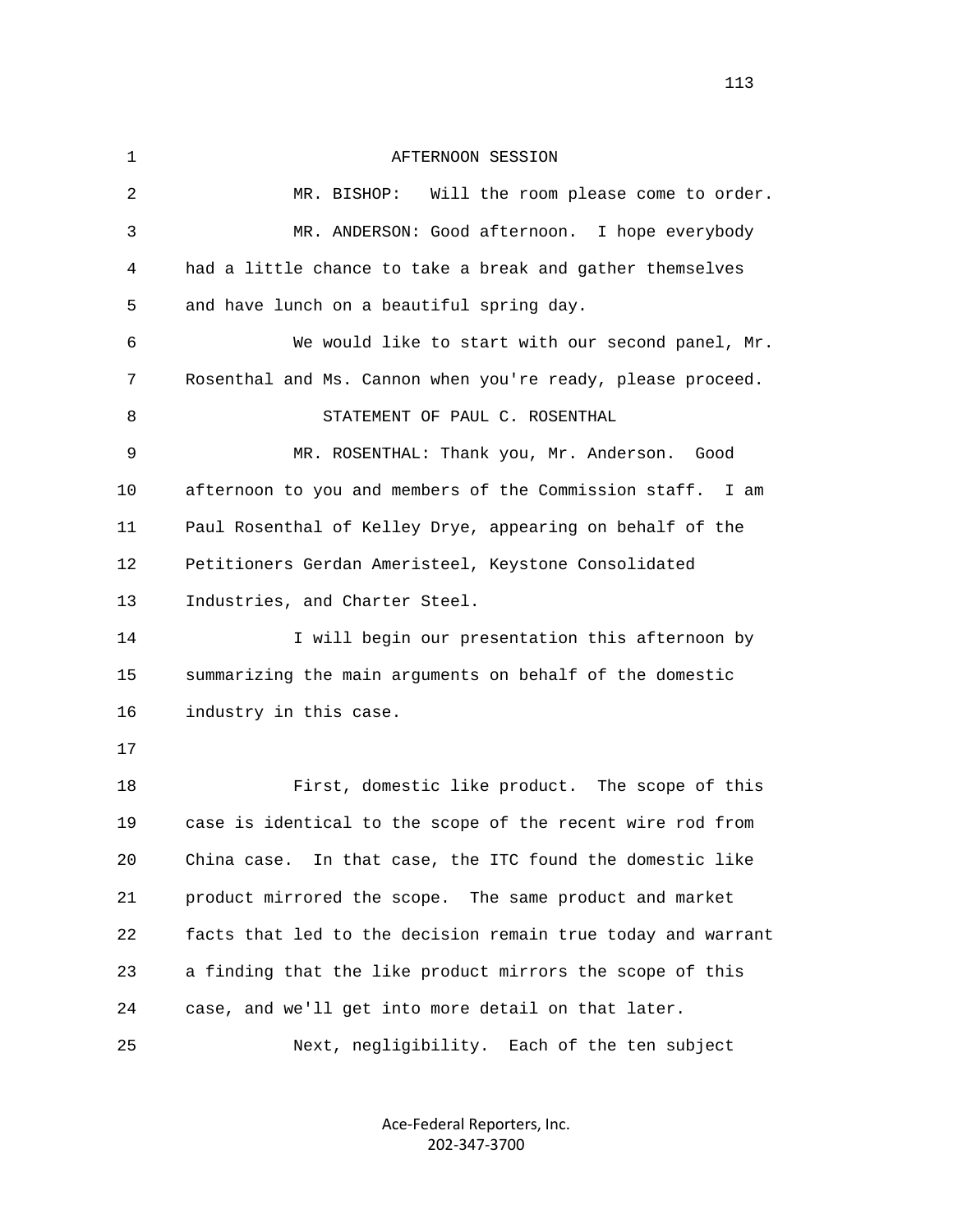AFTERNOON SESSION

MR. BISHOP: Will the room please come to order.

MR. ANDERSON: Good afternoon. I hope everybody had a little chance to take a break and gather themselves and have lunch on a beautiful spring day.

We would like to start with our second panel, Mr. Rosenthal and Ms. Cannon when you're ready, please proceed.

STATEMENT OF PAUL C. ROSENTHAL

MR. ROSENTHAL: Thank you, Mr. Anderson. Good afternoon to you and members of the Commission staff. I am Paul Rosenthal of Kelley Drye, appearing on behalf of the Petitioners Gerdan Ameristeel, Keystone Consolidated Industries, and Charter Steel.

I will begin our presentation this afternoon by summarizing the main arguments on behalf of the domestic industry in this case.

First, domestic like product. The scope of this case is identical to the scope of the recent wire rod from China case. In that case, the ITC found the domestic like product mirrored the scope. The same product and market facts that led to the decision remain true today and warrant a finding that the like product mirrors the scope of this case, and we'll get into more detail on that later.

Next, negligibility. Each of the ten subject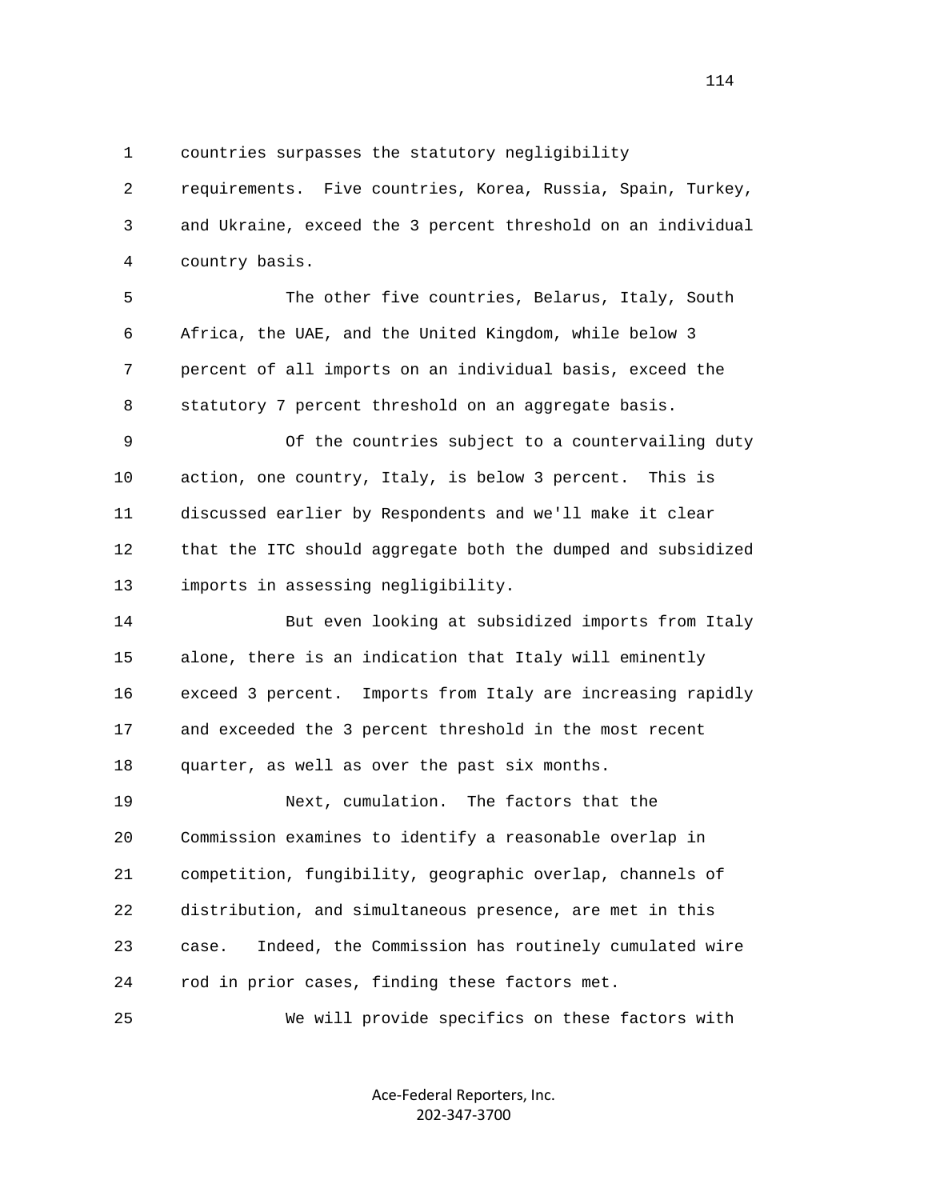1 countries surpasses the statutory negligibility
2 requirements. Five countries, Korea, Russia, Spain, Turkey,
3 and Ukraine, exceed the 3 percent threshold on an individual
4 country basis.
5 The other five countries, Belarus, Italy, South
6 Africa, the UAE, and the United Kingdom, while below 3
7 percent of all imports on an individual basis, exceed the
8 statutory 7 percent threshold on an aggregate basis.
9 Of the countries subject to a countervailing duty
10 action, one country, Italy, is below 3 percent. This is
11 discussed earlier by Respondents and we'll make it clear
12 that the ITC should aggregate both the dumped and subsidized
13 imports in assessing negligibility.
14 But even looking at subsidized imports from Italy
15 alone, there is an indication that Italy will eminently
16 exceed 3 percent. Imports from Italy are increasing rapidly
17 and exceeded the 3 percent threshold in the most recent
18 quarter, as well as over the past six months.
19 Next, cumulation. The factors that the
20 Commission examines to identify a reasonable overlap in
21 competition, fungibility, geographic overlap, channels of
22 distribution, and simultaneous presence, are met in this
23 case. Indeed, the Commission has routinely cumulated wire
24 rod in prior cases, finding these factors met.
25 We will provide specifics on these factors with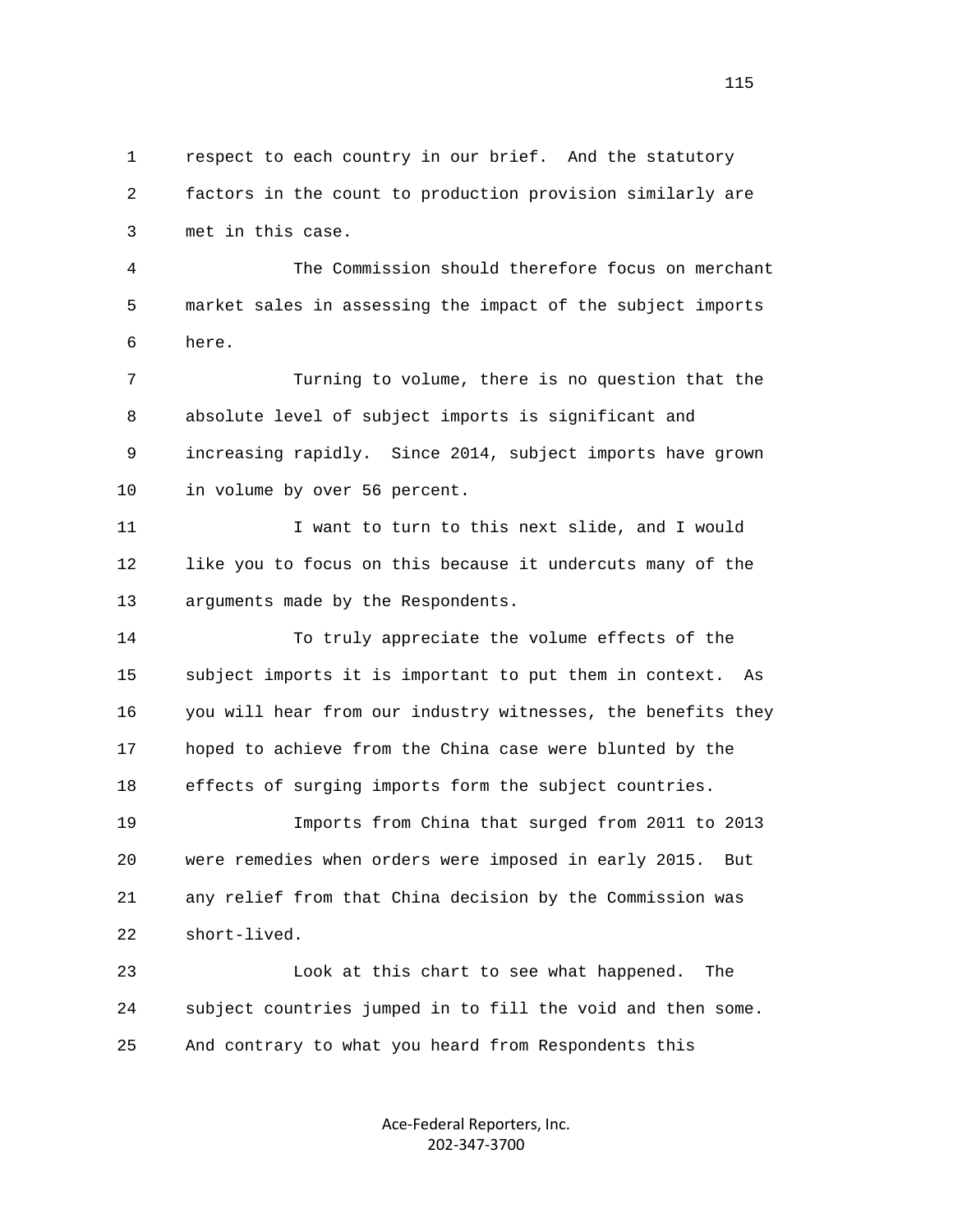respect to each country in our brief. And the statutory factors in the count to production provision similarly are met in this case.

The Commission should therefore focus on merchant market sales in assessing the impact of the subject imports here.

Turning to volume, there is no question that the absolute level of subject imports is significant and increasing rapidly. Since 2014, subject imports have grown in volume by over 56 percent.

I want to turn to this next slide, and I would like you to focus on this because it undercuts many of the arguments made by the Respondents.

To truly appreciate the volume effects of the subject imports it is important to put them in context. As you will hear from our industry witnesses, the benefits they hoped to achieve from the China case were blunted by the effects of surging imports form the subject countries.

Imports from China that surged from 2011 to 2013 were remedies when orders were imposed in early 2015. But any relief from that China decision by the Commission was short-lived.

Look at this chart to see what happened. The subject countries jumped in to fill the void and then some. And contrary to what you heard from Respondents this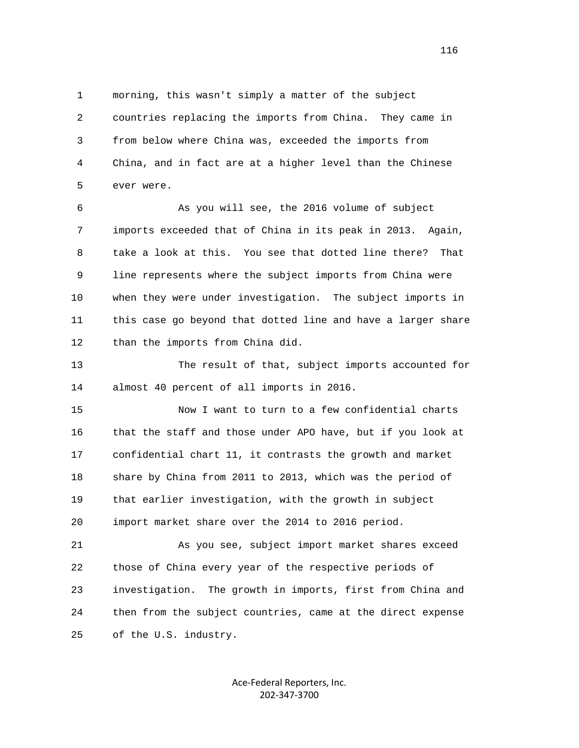morning, this wasn't simply a matter of the subject countries replacing the imports from China. They came in from below where China was, exceeded the imports from China, and in fact are at a higher level than the Chinese ever were.

As you will see, the 2016 volume of subject imports exceeded that of China in its peak in 2013. Again, take a look at this. You see that dotted line there? That line represents where the subject imports from China were when they were under investigation. The subject imports in this case go beyond that dotted line and have a larger share than the imports from China did.

The result of that, subject imports accounted for almost 40 percent of all imports in 2016.

Now I want to turn to a few confidential charts that the staff and those under APO have, but if you look at confidential chart 11, it contrasts the growth and market share by China from 2011 to 2013, which was the period of that earlier investigation, with the growth in subject import market share over the 2014 to 2016 period.

As you see, subject import market shares exceed those of China every year of the respective periods of investigation. The growth in imports, first from China and then from the subject countries, came at the direct expense of the U.S. industry.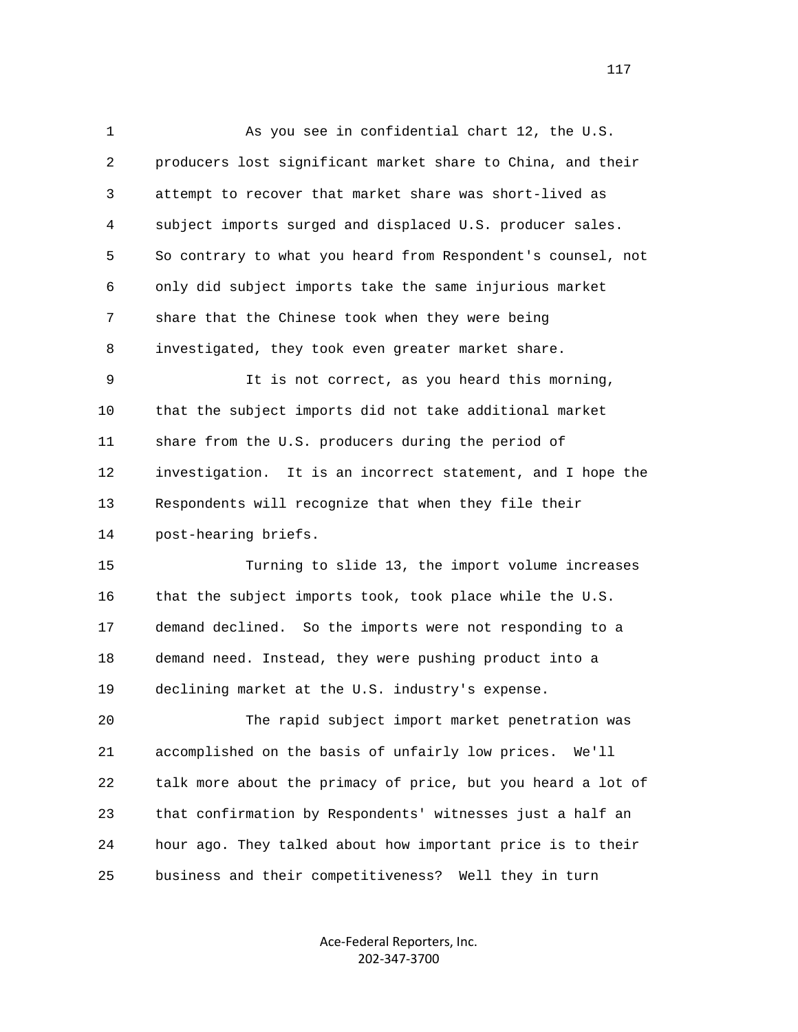As you see in confidential chart 12, the U.S. producers lost significant market share to China, and their attempt to recover that market share was short-lived as subject imports surged and displaced U.S. producer sales. So contrary to what you heard from Respondent's counsel, not only did subject imports take the same injurious market share that the Chinese took when they were being investigated, they took even greater market share.

It is not correct, as you heard this morning, that the subject imports did not take additional market share from the U.S. producers during the period of investigation. It is an incorrect statement, and I hope the Respondents will recognize that when they file their post-hearing briefs.

Turning to slide 13, the import volume increases that the subject imports took, took place while the U.S. demand declined. So the imports were not responding to a demand need. Instead, they were pushing product into a declining market at the U.S. industry's expense.

The rapid subject import market penetration was accomplished on the basis of unfairly low prices. We'll talk more about the primacy of price, but you heard a lot of that confirmation by Respondents' witnesses just a half an hour ago. They talked about how important price is to their business and their competitiveness? Well they in turn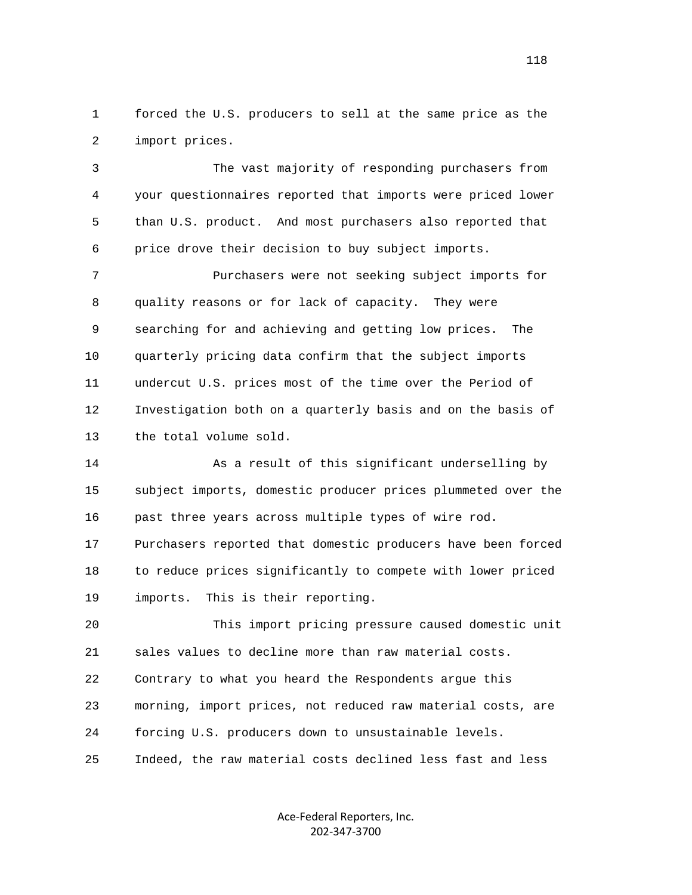forced the U.S. producers to sell at the same price as the import prices.

The vast majority of responding purchasers from your questionnaires reported that imports were priced lower than U.S. product. And most purchasers also reported that price drove their decision to buy subject imports.

Purchasers were not seeking subject imports for quality reasons or for lack of capacity. They were searching for and achieving and getting low prices. The quarterly pricing data confirm that the subject imports undercut U.S. prices most of the time over the Period of Investigation both on a quarterly basis and on the basis of the total volume sold.

As a result of this significant underselling by subject imports, domestic producer prices plummeted over the past three years across multiple types of wire rod. Purchasers reported that domestic producers have been forced to reduce prices significantly to compete with lower priced imports. This is their reporting.

This import pricing pressure caused domestic unit sales values to decline more than raw material costs. Contrary to what you heard the Respondents argue this morning, import prices, not reduced raw material costs, are forcing U.S. producers down to unsustainable levels. Indeed, the raw material costs declined less fast and less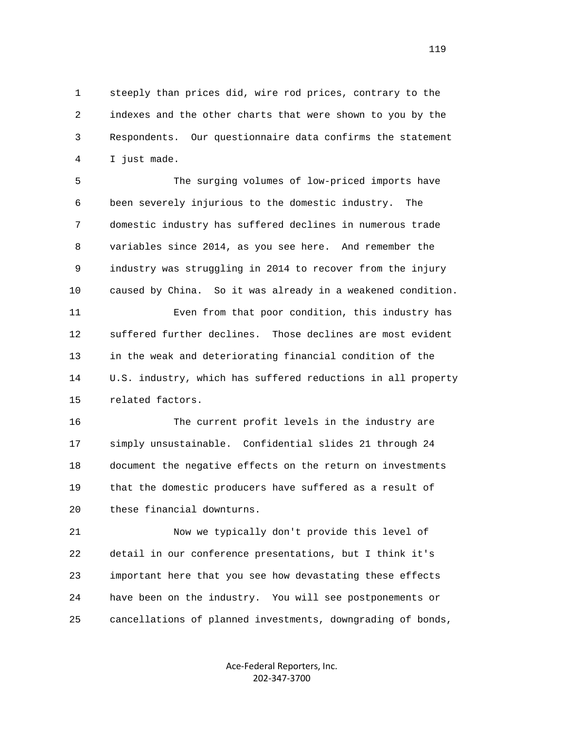steeply than prices did, wire rod prices, contrary to the indexes and the other charts that were shown to you by the Respondents. Our questionnaire data confirms the statement I just made.

The surging volumes of low-priced imports have been severely injurious to the domestic industry. The domestic industry has suffered declines in numerous trade variables since 2014, as you see here. And remember the industry was struggling in 2014 to recover from the injury caused by China. So it was already in a weakened condition.

Even from that poor condition, this industry has suffered further declines. Those declines are most evident in the weak and deteriorating financial condition of the U.S. industry, which has suffered reductions in all property related factors.

The current profit levels in the industry are simply unsustainable. Confidential slides 21 through 24 document the negative effects on the return on investments that the domestic producers have suffered as a result of these financial downturns.

Now we typically don't provide this level of detail in our conference presentations, but I think it's important here that you see how devastating these effects have been on the industry. You will see postponements or cancellations of planned investments, downgrading of bonds,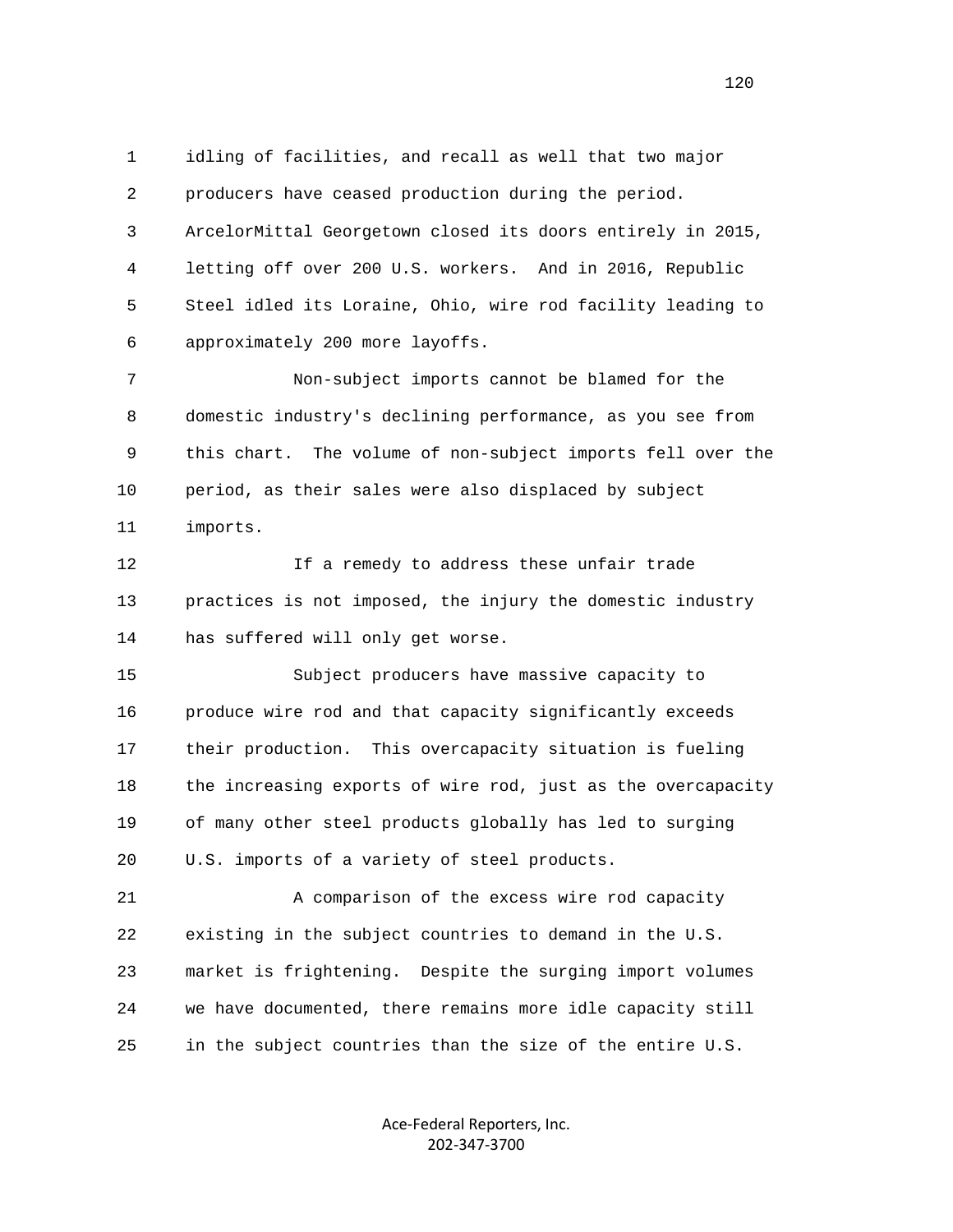idling of facilities, and recall as well that two major producers have ceased production during the period. ArcelorMittal Georgetown closed its doors entirely in 2015, letting off over 200 U.S. workers. And in 2016, Republic Steel idled its Loraine, Ohio, wire rod facility leading to approximately 200 more layoffs.

Non-subject imports cannot be blamed for the domestic industry's declining performance, as you see from this chart. The volume of non-subject imports fell over the period, as their sales were also displaced by subject imports.

If a remedy to address these unfair trade practices is not imposed, the injury the domestic industry has suffered will only get worse.

Subject producers have massive capacity to produce wire rod and that capacity significantly exceeds their production. This overcapacity situation is fueling the increasing exports of wire rod, just as the overcapacity of many other steel products globally has led to surging U.S. imports of a variety of steel products.

A comparison of the excess wire rod capacity existing in the subject countries to demand in the U.S. market is frightening. Despite the surging import volumes we have documented, there remains more idle capacity still in the subject countries than the size of the entire U.S.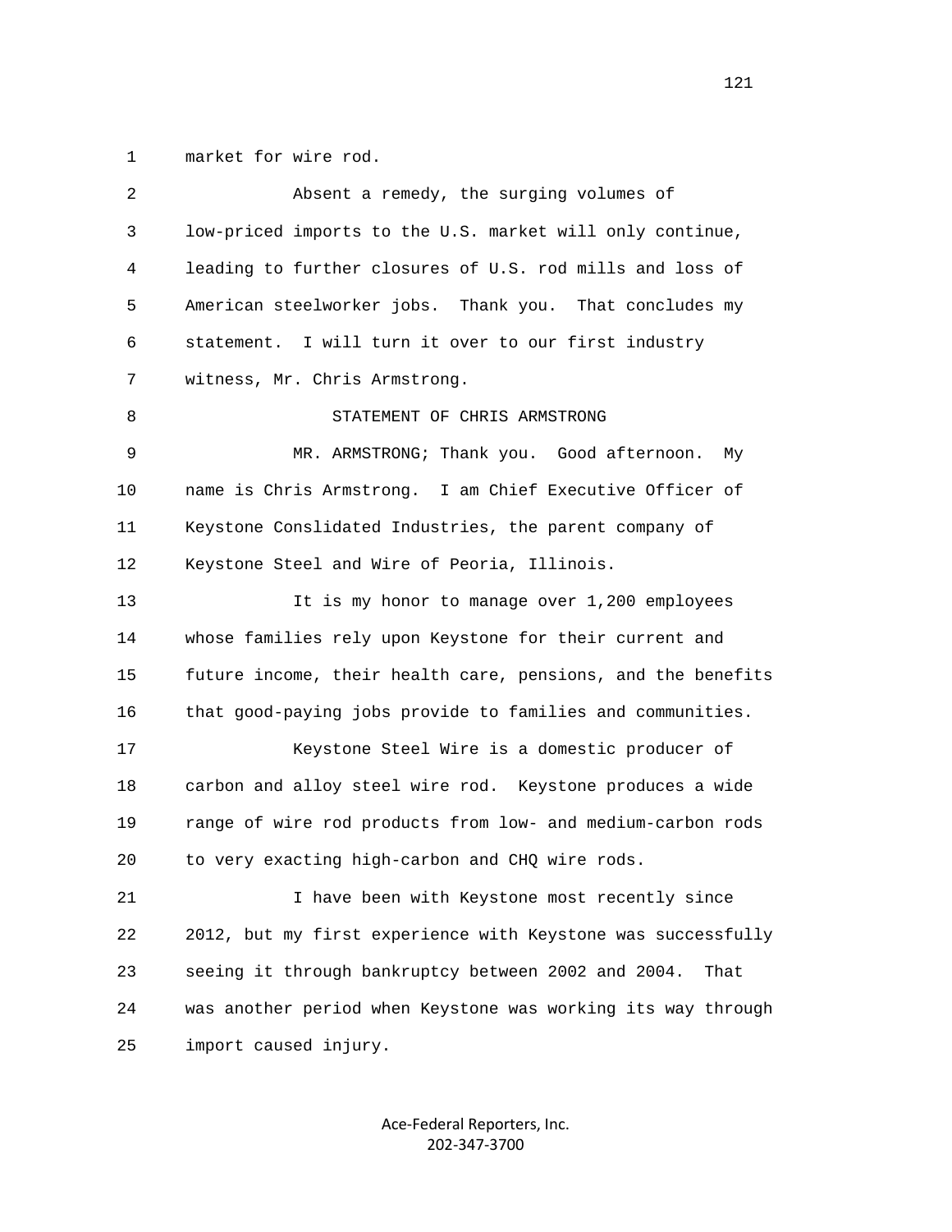market for wire rod.

Absent a remedy, the surging volumes of low-priced imports to the U.S. market will only continue, leading to further closures of U.S. rod mills and loss of American steelworker jobs. Thank you. That concludes my statement. I will turn it over to our first industry witness, Mr. Chris Armstrong.

STATEMENT OF CHRIS ARMSTRONG

MR. ARMSTRONG; Thank you. Good afternoon. My name is Chris Armstrong. I am Chief Executive Officer of Keystone Conslidated Industries, the parent company of Keystone Steel and Wire of Peoria, Illinois.

It is my honor to manage over 1,200 employees whose families rely upon Keystone for their current and future income, their health care, pensions, and the benefits that good-paying jobs provide to families and communities.

Keystone Steel Wire is a domestic producer of carbon and alloy steel wire rod. Keystone produces a wide range of wire rod products from low- and medium-carbon rods to very exacting high-carbon and CHQ wire rods.

I have been with Keystone most recently since 2012, but my first experience with Keystone was successfully seeing it through bankruptcy between 2002 and 2004. That was another period when Keystone was working its way through import caused injury.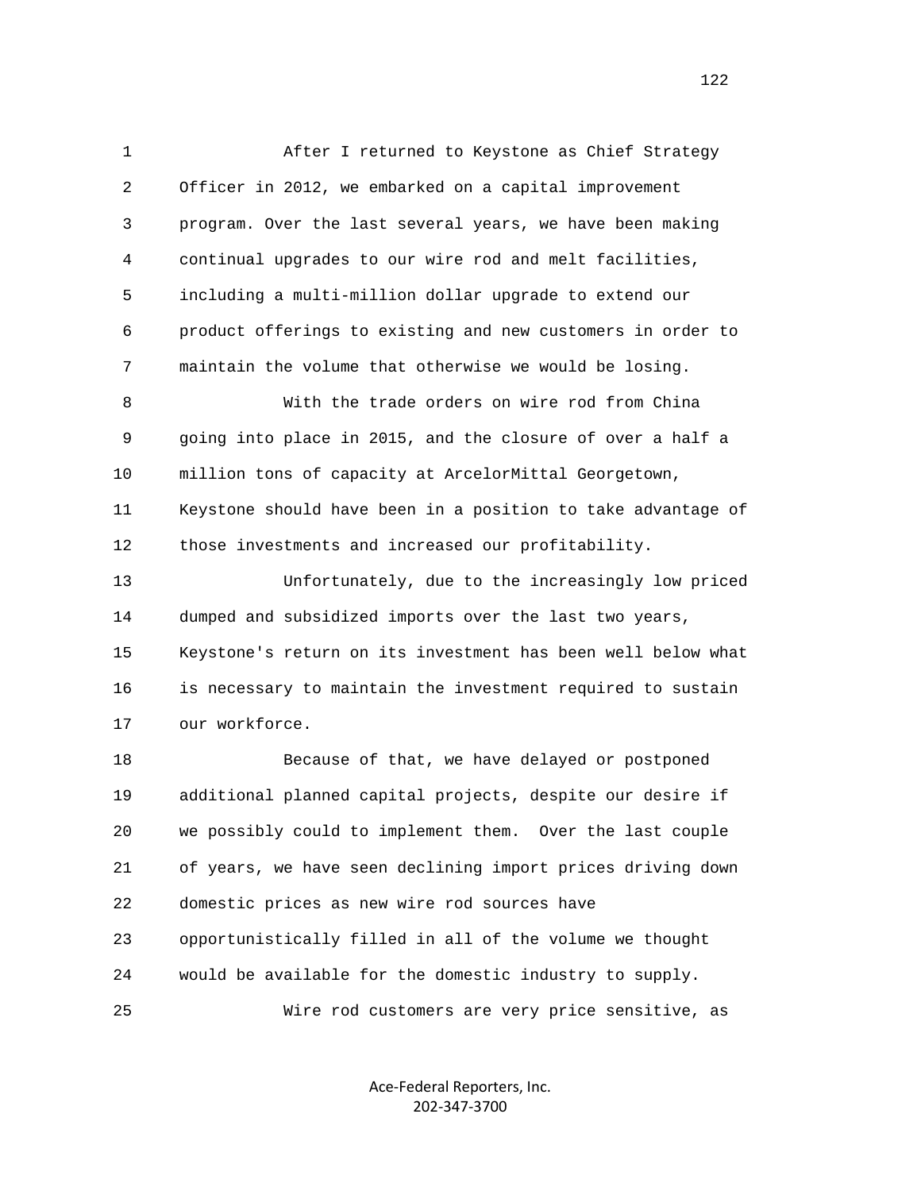After I returned to Keystone as Chief Strategy Officer in 2012, we embarked on a capital improvement program. Over the last several years, we have been making continual upgrades to our wire rod and melt facilities, including a multi-million dollar upgrade to extend our product offerings to existing and new customers in order to maintain the volume that otherwise we would be losing.

With the trade orders on wire rod from China going into place in 2015, and the closure of over a half a million tons of capacity at ArcelorMittal Georgetown, Keystone should have been in a position to take advantage of those investments and increased our profitability.

Unfortunately, due to the increasingly low priced dumped and subsidized imports over the last two years, Keystone's return on its investment has been well below what is necessary to maintain the investment required to sustain our workforce.

Because of that, we have delayed or postponed additional planned capital projects, despite our desire if we possibly could to implement them. Over the last couple of years, we have seen declining import prices driving down domestic prices as new wire rod sources have opportunistically filled in all of the volume we thought would be available for the domestic industry to supply.

Wire rod customers are very price sensitive, as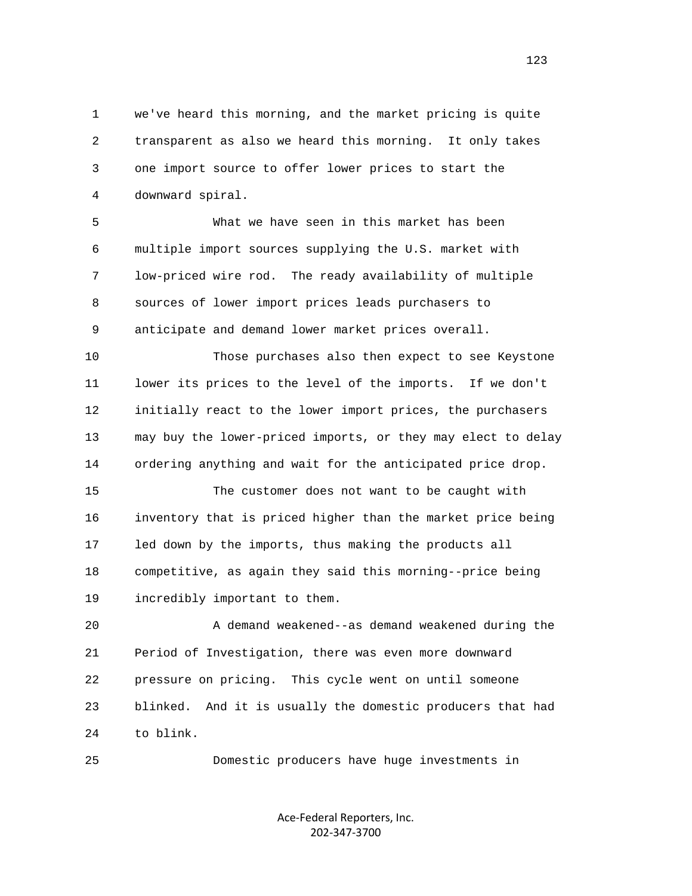we've heard this morning, and the market pricing is quite transparent as also we heard this morning. It only takes one import source to offer lower prices to start the downward spiral.

What we have seen in this market has been multiple import sources supplying the U.S. market with low-priced wire rod. The ready availability of multiple sources of lower import prices leads purchasers to anticipate and demand lower market prices overall.

Those purchases also then expect to see Keystone lower its prices to the level of the imports. If we don't initially react to the lower import prices, the purchasers may buy the lower-priced imports, or they may elect to delay ordering anything and wait for the anticipated price drop.

The customer does not want to be caught with inventory that is priced higher than the market price being led down by the imports, thus making the products all competitive, as again they said this morning--price being incredibly important to them.

A demand weakened--as demand weakened during the Period of Investigation, there was even more downward pressure on pricing. This cycle went on until someone blinked. And it is usually the domestic producers that had to blink.

Domestic producers have huge investments in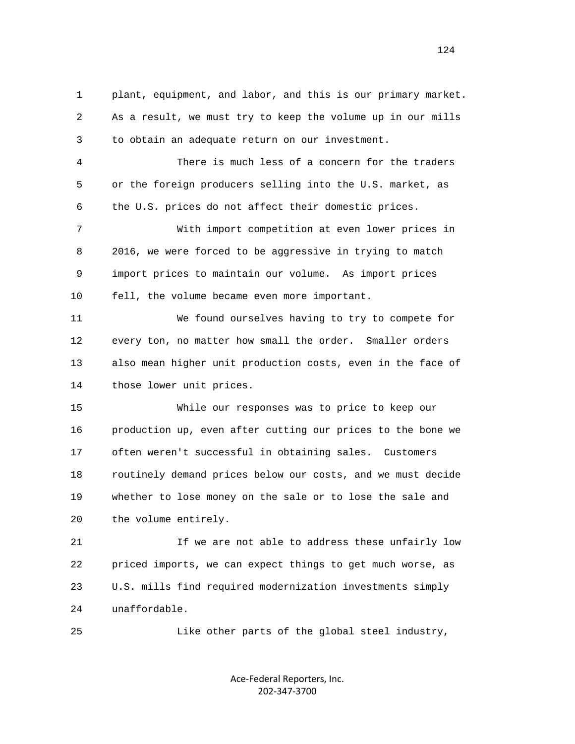plant, equipment, and labor, and this is our primary market. As a result, we must try to keep the volume up in our mills to obtain an adequate return on our investment.

There is much less of a concern for the traders or the foreign producers selling into the U.S. market, as the U.S. prices do not affect their domestic prices.

With import competition at even lower prices in 2016, we were forced to be aggressive in trying to match import prices to maintain our volume. As import prices fell, the volume became even more important.

We found ourselves having to try to compete for every ton, no matter how small the order. Smaller orders also mean higher unit production costs, even in the face of those lower unit prices.

While our responses was to price to keep our production up, even after cutting our prices to the bone we often weren't successful in obtaining sales. Customers routinely demand prices below our costs, and we must decide whether to lose money on the sale or to lose the sale and the volume entirely.

If we are not able to address these unfairly low priced imports, we can expect things to get much worse, as U.S. mills find required modernization investments simply unaffordable.

Like other parts of the global steel industry,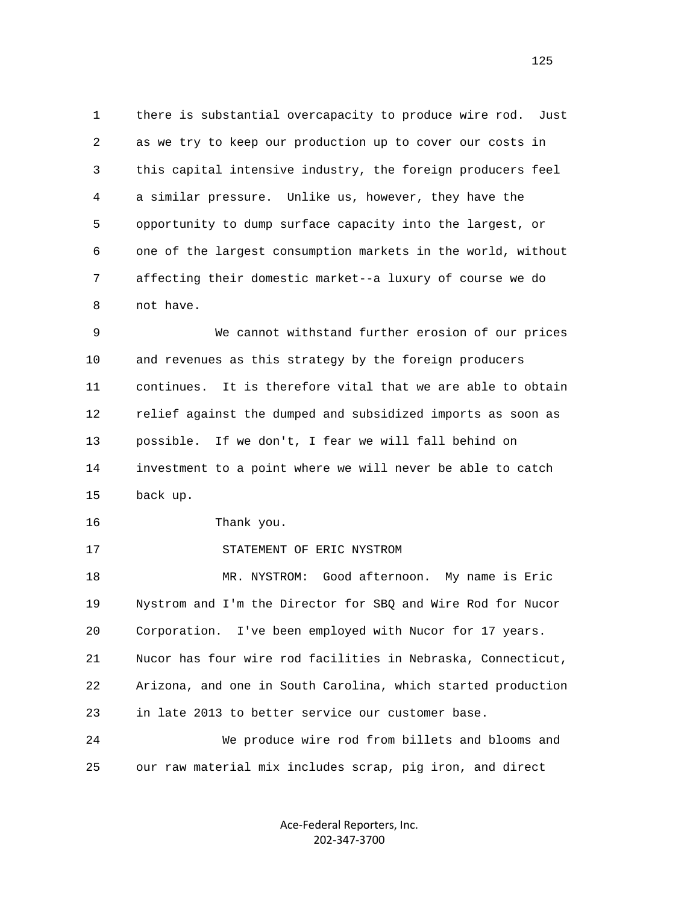there is substantial overcapacity to produce wire rod. Just as we try to keep our production up to cover our costs in this capital intensive industry, the foreign producers feel a similar pressure. Unlike us, however, they have the opportunity to dump surface capacity into the largest, or one of the largest consumption markets in the world, without affecting their domestic market--a luxury of course we do not have.

We cannot withstand further erosion of our prices and revenues as this strategy by the foreign producers continues. It is therefore vital that we are able to obtain relief against the dumped and subsidized imports as soon as possible. If we don't, I fear we will fall behind on investment to a point where we will never be able to catch back up.

Thank you.

STATEMENT OF ERIC NYSTROM

MR. NYSTROM: Good afternoon. My name is Eric Nystrom and I'm the Director for SBQ and Wire Rod for Nucor Corporation. I've been employed with Nucor for 17 years. Nucor has four wire rod facilities in Nebraska, Connecticut, Arizona, and one in South Carolina, which started production in late 2013 to better service our customer base.

We produce wire rod from billets and blooms and our raw material mix includes scrap, pig iron, and direct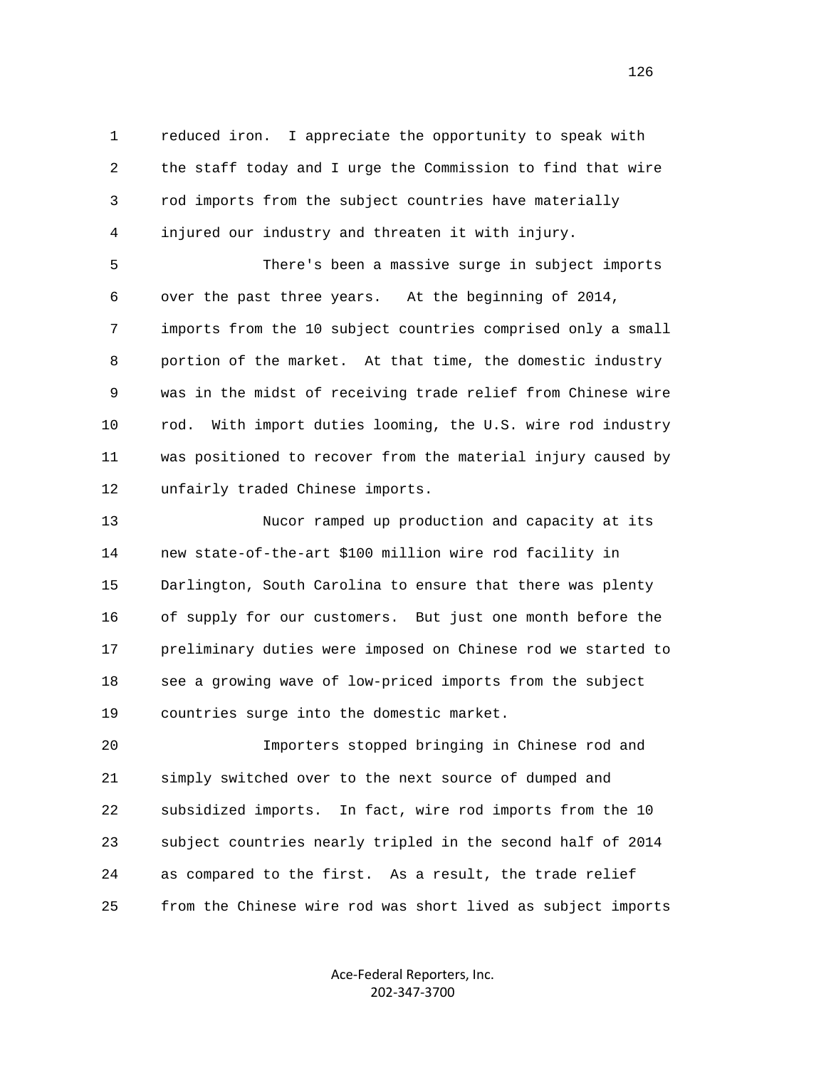reduced iron. I appreciate the opportunity to speak with the staff today and I urge the Commission to find that wire rod imports from the subject countries have materially injured our industry and threaten it with injury.

There's been a massive surge in subject imports over the past three years. At the beginning of 2014, imports from the 10 subject countries comprised only a small portion of the market. At that time, the domestic industry was in the midst of receiving trade relief from Chinese wire rod. With import duties looming, the U.S. wire rod industry was positioned to recover from the material injury caused by unfairly traded Chinese imports.

Nucor ramped up production and capacity at its new state-of-the-art $100 million wire rod facility in Darlington, South Carolina to ensure that there was plenty of supply for our customers. But just one month before the preliminary duties were imposed on Chinese rod we started to see a growing wave of low-priced imports from the subject countries surge into the domestic market.

Importers stopped bringing in Chinese rod and simply switched over to the next source of dumped and subsidized imports. In fact, wire rod imports from the 10 subject countries nearly tripled in the second half of 2014 as compared to the first. As a result, the trade relief from the Chinese wire rod was short lived as subject imports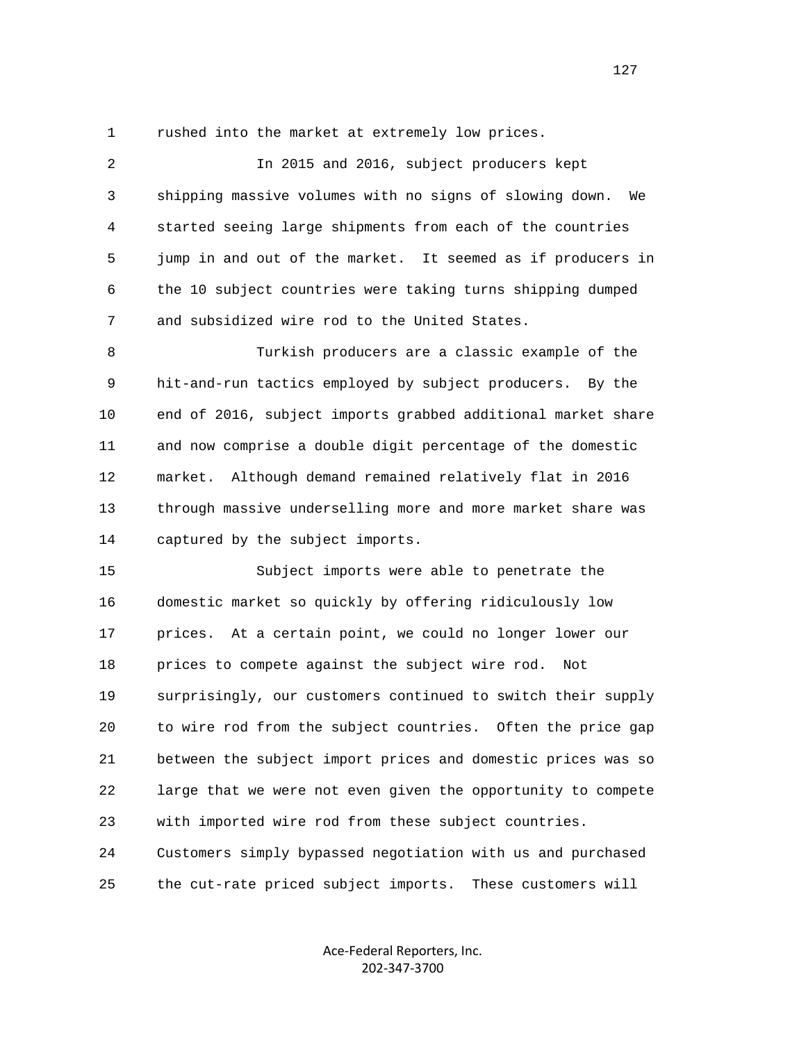rushed into the market at extremely low prices.

In 2015 and 2016, subject producers kept shipping massive volumes with no signs of slowing down. We started seeing large shipments from each of the countries jump in and out of the market. It seemed as if producers in the 10 subject countries were taking turns shipping dumped and subsidized wire rod to the United States.

Turkish producers are a classic example of the hit-and-run tactics employed by subject producers. By the end of 2016, subject imports grabbed additional market share and now comprise a double digit percentage of the domestic market. Although demand remained relatively flat in 2016 through massive underselling more and more market share was captured by the subject imports.

Subject imports were able to penetrate the domestic market so quickly by offering ridiculously low prices. At a certain point, we could no longer lower our prices to compete against the subject wire rod. Not surprisingly, our customers continued to switch their supply to wire rod from the subject countries. Often the price gap between the subject import prices and domestic prices was so large that we were not even given the opportunity to compete with imported wire rod from these subject countries. Customers simply bypassed negotiation with us and purchased the cut-rate priced subject imports. These customers will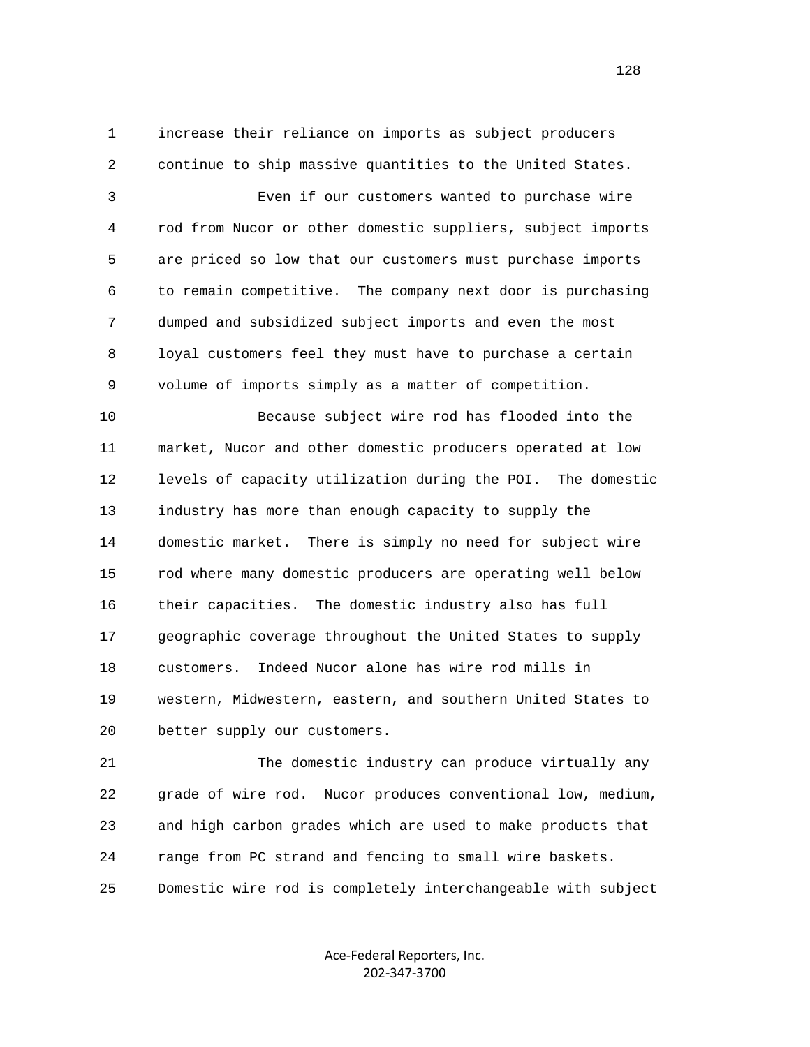increase their reliance on imports as subject producers continue to ship massive quantities to the United States.

Even if our customers wanted to purchase wire rod from Nucor or other domestic suppliers, subject imports are priced so low that our customers must purchase imports to remain competitive. The company next door is purchasing dumped and subsidized subject imports and even the most loyal customers feel they must have to purchase a certain volume of imports simply as a matter of competition.

Because subject wire rod has flooded into the market, Nucor and other domestic producers operated at low levels of capacity utilization during the POI. The domestic industry has more than enough capacity to supply the domestic market. There is simply no need for subject wire rod where many domestic producers are operating well below their capacities. The domestic industry also has full geographic coverage throughout the United States to supply customers. Indeed Nucor alone has wire rod mills in western, Midwestern, eastern, and southern United States to better supply our customers.

The domestic industry can produce virtually any grade of wire rod. Nucor produces conventional low, medium, and high carbon grades which are used to make products that range from PC strand and fencing to small wire baskets. Domestic wire rod is completely interchangeable with subject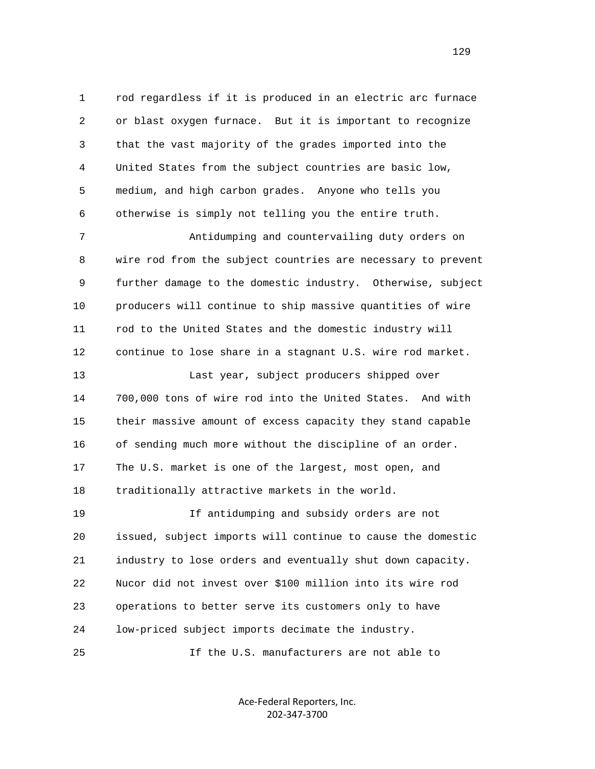rod regardless if it is produced in an electric arc furnace or blast oxygen furnace. But it is important to recognize that the vast majority of the grades imported into the United States from the subject countries are basic low, medium, and high carbon grades. Anyone who tells you otherwise is simply not telling you the entire truth.

Antidumping and countervailing duty orders on wire rod from the subject countries are necessary to prevent further damage to the domestic industry. Otherwise, subject producers will continue to ship massive quantities of wire rod to the United States and the domestic industry will continue to lose share in a stagnant U.S. wire rod market.

Last year, subject producers shipped over 700,000 tons of wire rod into the United States. And with their massive amount of excess capacity they stand capable of sending much more without the discipline of an order. The U.S. market is one of the largest, most open, and traditionally attractive markets in the world.

If antidumping and subsidy orders are not issued, subject imports will continue to cause the domestic industry to lose orders and eventually shut down capacity. Nucor did not invest over $100 million into its wire rod operations to better serve its customers only to have low-priced subject imports decimate the industry.

If the U.S. manufacturers are not able to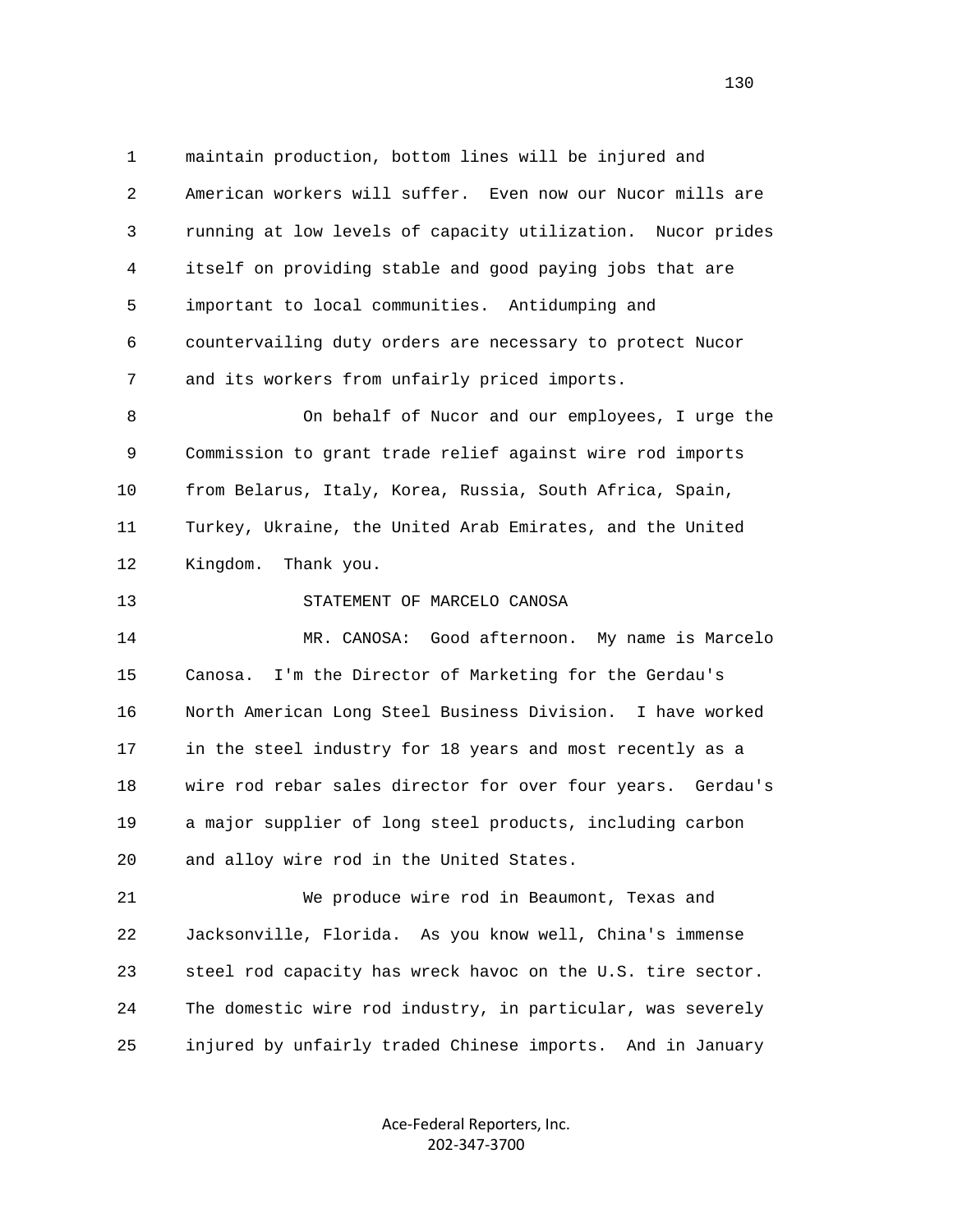maintain production, bottom lines will be injured and American workers will suffer. Even now our Nucor mills are running at low levels of capacity utilization. Nucor prides itself on providing stable and good paying jobs that are important to local communities. Antidumping and countervailing duty orders are necessary to protect Nucor and its workers from unfairly priced imports.

On behalf of Nucor and our employees, I urge the Commission to grant trade relief against wire rod imports from Belarus, Italy, Korea, Russia, South Africa, Spain, Turkey, Ukraine, the United Arab Emirates, and the United Kingdom. Thank you.

STATEMENT OF MARCELO CANOSA

MR. CANOSA: Good afternoon. My name is Marcelo Canosa. I'm the Director of Marketing for the Gerdau's North American Long Steel Business Division. I have worked in the steel industry for 18 years and most recently as a wire rod rebar sales director for over four years. Gerdau's a major supplier of long steel products, including carbon and alloy wire rod in the United States.

We produce wire rod in Beaumont, Texas and Jacksonville, Florida. As you know well, China's immense steel rod capacity has wreck havoc on the U.S. tire sector. The domestic wire rod industry, in particular, was severely injured by unfairly traded Chinese imports. And in January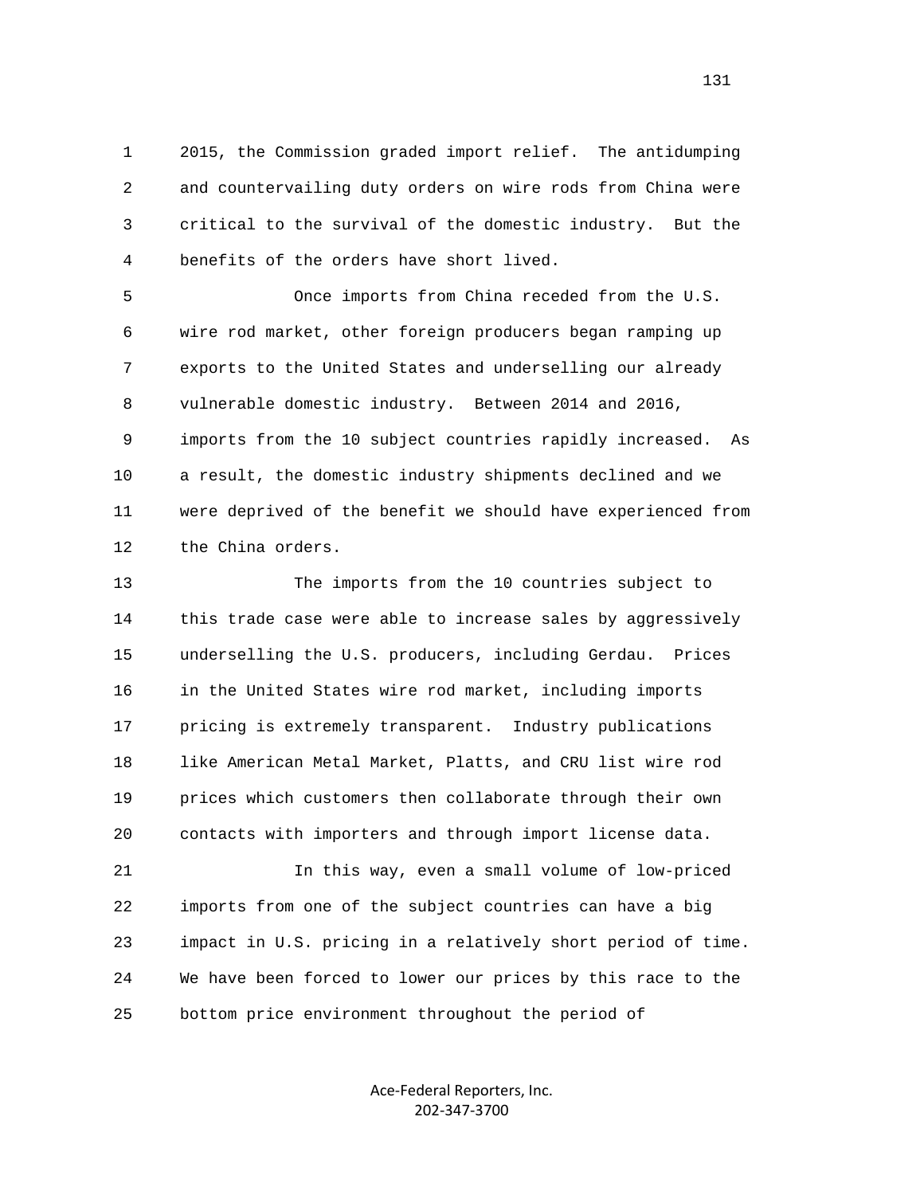2015, the Commission graded import relief. The antidumping and countervailing duty orders on wire rods from China were critical to the survival of the domestic industry. But the benefits of the orders have short lived.

Once imports from China receded from the U.S. wire rod market, other foreign producers began ramping up exports to the United States and underselling our already vulnerable domestic industry. Between 2014 and 2016, imports from the 10 subject countries rapidly increased. As a result, the domestic industry shipments declined and we were deprived of the benefit we should have experienced from the China orders.

The imports from the 10 countries subject to this trade case were able to increase sales by aggressively underselling the U.S. producers, including Gerdau. Prices in the United States wire rod market, including imports pricing is extremely transparent. Industry publications like American Metal Market, Platts, and CRU list wire rod prices which customers then collaborate through their own contacts with importers and through import license data.

In this way, even a small volume of low-priced imports from one of the subject countries can have a big impact in U.S. pricing in a relatively short period of time. We have been forced to lower our prices by this race to the bottom price environment throughout the period of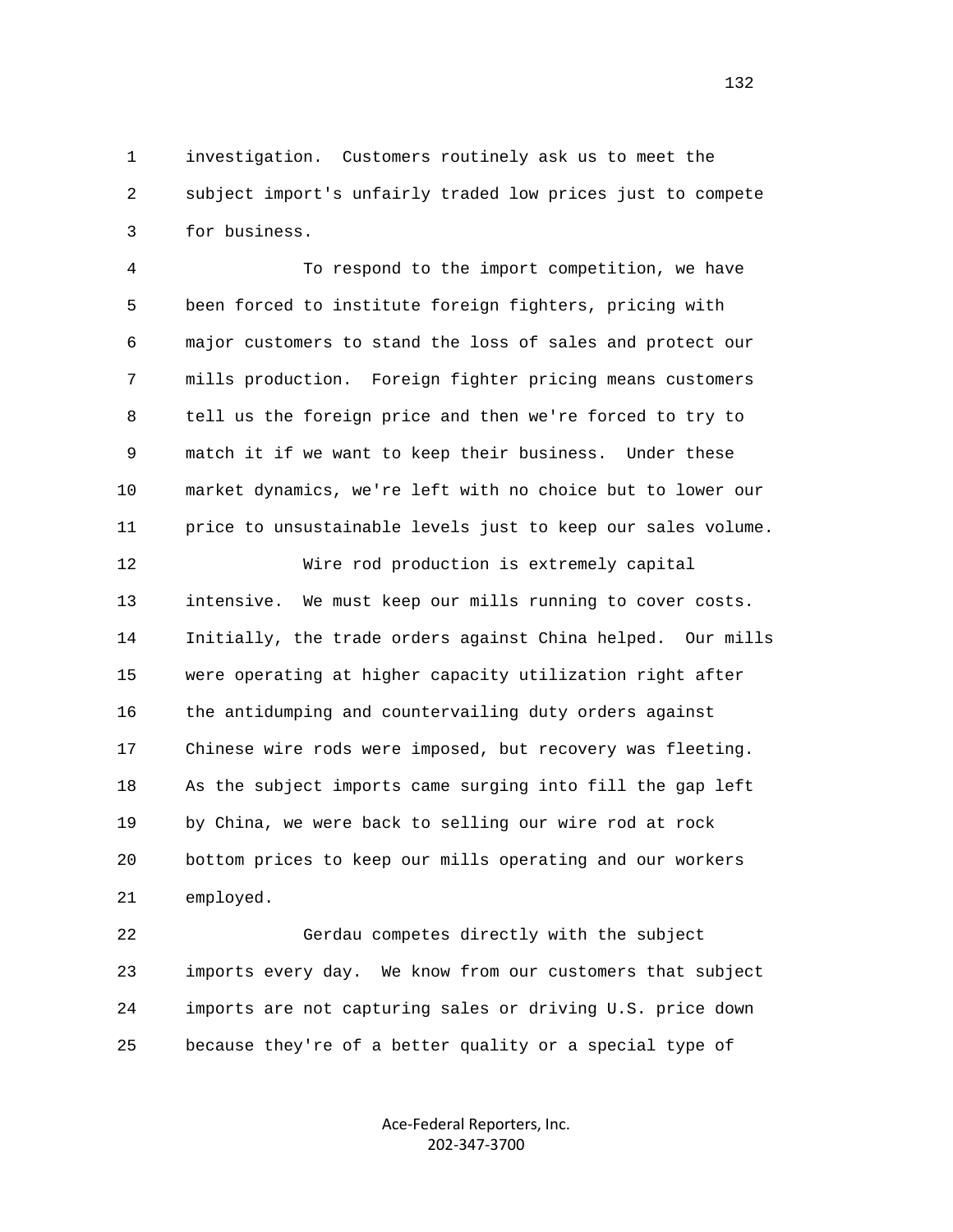1 investigation. Customers routinely ask us to meet the
2 subject import's unfairly traded low prices just to compete
3 for business.

4 To respond to the import competition, we have
5 been forced to institute foreign fighters, pricing with
6 major customers to stand the loss of sales and protect our
7 mills production. Foreign fighter pricing means customers
8 tell us the foreign price and then we're forced to try to
9 match it if we want to keep their business. Under these
10 market dynamics, we're left with no choice but to lower our
11 price to unsustainable levels just to keep our sales volume.

12 Wire rod production is extremely capital
13 intensive. We must keep our mills running to cover costs.
14 Initially, the trade orders against China helped. Our mills
15 were operating at higher capacity utilization right after
16 the antidumping and countervailing duty orders against
17 Chinese wire rods were imposed, but recovery was fleeting.
18 As the subject imports came surging into fill the gap left
19 by China, we were back to selling our wire rod at rock
20 bottom prices to keep our mills operating and our workers
21 employed.

22 Gerdau competes directly with the subject
23 imports every day. We know from our customers that subject
24 imports are not capturing sales or driving U.S. price down
25 because they're of a better quality or a special type of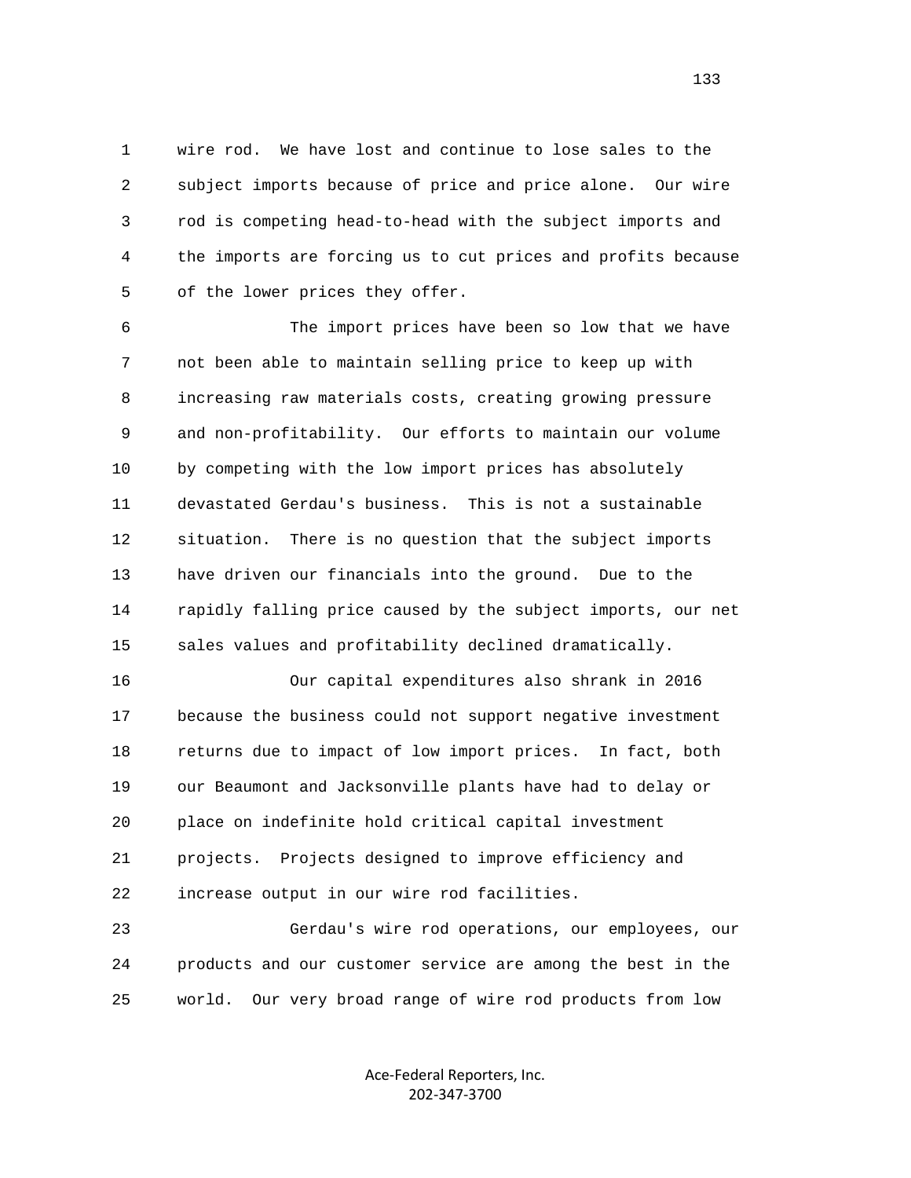wire rod. We have lost and continue to lose sales to the subject imports because of price and price alone. Our wire rod is competing head-to-head with the subject imports and the imports are forcing us to cut prices and profits because of the lower prices they offer.

The import prices have been so low that we have not been able to maintain selling price to keep up with increasing raw materials costs, creating growing pressure and non-profitability. Our efforts to maintain our volume by competing with the low import prices has absolutely devastated Gerdau's business. This is not a sustainable situation. There is no question that the subject imports have driven our financials into the ground. Due to the rapidly falling price caused by the subject imports, our net sales values and profitability declined dramatically.

Our capital expenditures also shrank in 2016 because the business could not support negative investment returns due to impact of low import prices. In fact, both our Beaumont and Jacksonville plants have had to delay or place on indefinite hold critical capital investment projects. Projects designed to improve efficiency and increase output in our wire rod facilities.

Gerdau's wire rod operations, our employees, our products and our customer service are among the best in the world. Our very broad range of wire rod products from low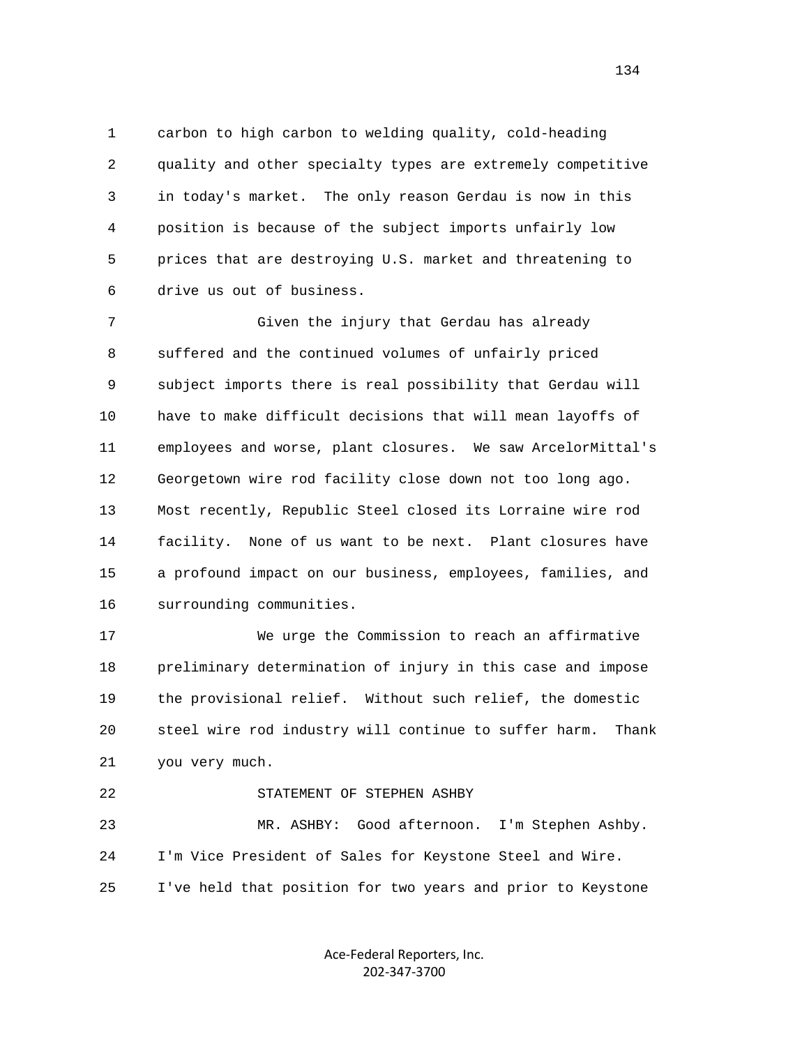carbon to high carbon to welding quality, cold-heading quality and other specialty types are extremely competitive in today's market. The only reason Gerdau is now in this position is because of the subject imports unfairly low prices that are destroying U.S. market and threatening to drive us out of business.

Given the injury that Gerdau has already suffered and the continued volumes of unfairly priced subject imports there is real possibility that Gerdau will have to make difficult decisions that will mean layoffs of employees and worse, plant closures. We saw ArcelorMittal's Georgetown wire rod facility close down not too long ago. Most recently, Republic Steel closed its Lorraine wire rod facility. None of us want to be next. Plant closures have a profound impact on our business, employees, families, and surrounding communities.

We urge the Commission to reach an affirmative preliminary determination of injury in this case and impose the provisional relief. Without such relief, the domestic steel wire rod industry will continue to suffer harm. Thank you very much.

STATEMENT OF STEPHEN ASHBY

MR. ASHBY: Good afternoon. I'm Stephen Ashby. I'm Vice President of Sales for Keystone Steel and Wire. I've held that position for two years and prior to Keystone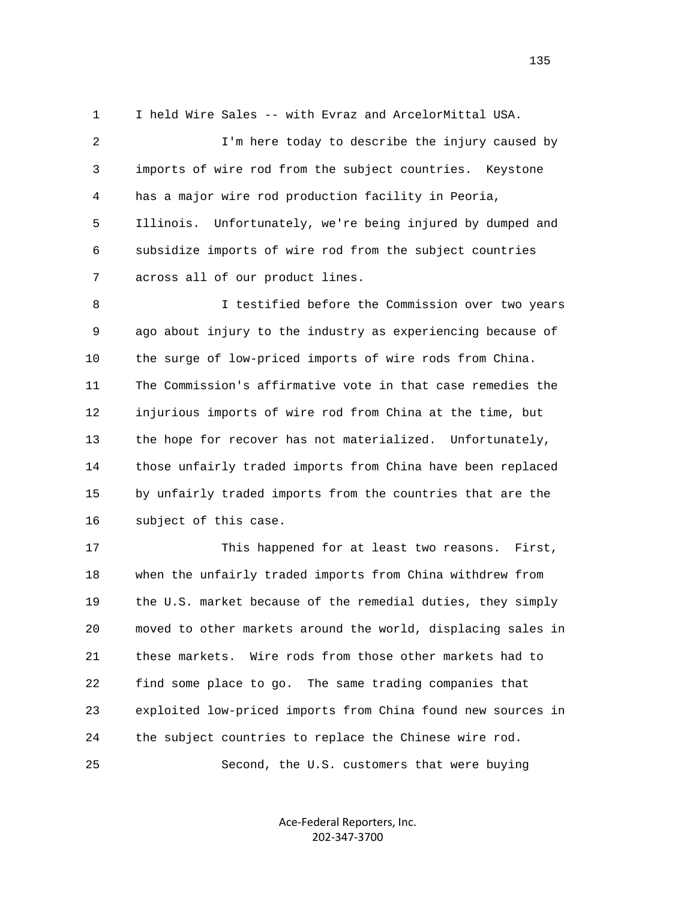I held Wire Sales -- with Evraz and ArcelorMittal USA.

I'm here today to describe the injury caused by imports of wire rod from the subject countries. Keystone has a major wire rod production facility in Peoria, Illinois. Unfortunately, we're being injured by dumped and subsidize imports of wire rod from the subject countries across all of our product lines.

I testified before the Commission over two years ago about injury to the industry as experiencing because of the surge of low-priced imports of wire rods from China. The Commission's affirmative vote in that case remedies the injurious imports of wire rod from China at the time, but the hope for recover has not materialized. Unfortunately, those unfairly traded imports from China have been replaced by unfairly traded imports from the countries that are the subject of this case.

This happened for at least two reasons. First, when the unfairly traded imports from China withdrew from the U.S. market because of the remedial duties, they simply moved to other markets around the world, displacing sales in these markets. Wire rods from those other markets had to find some place to go. The same trading companies that exploited low-priced imports from China found new sources in the subject countries to replace the Chinese wire rod.

Second, the U.S. customers that were buying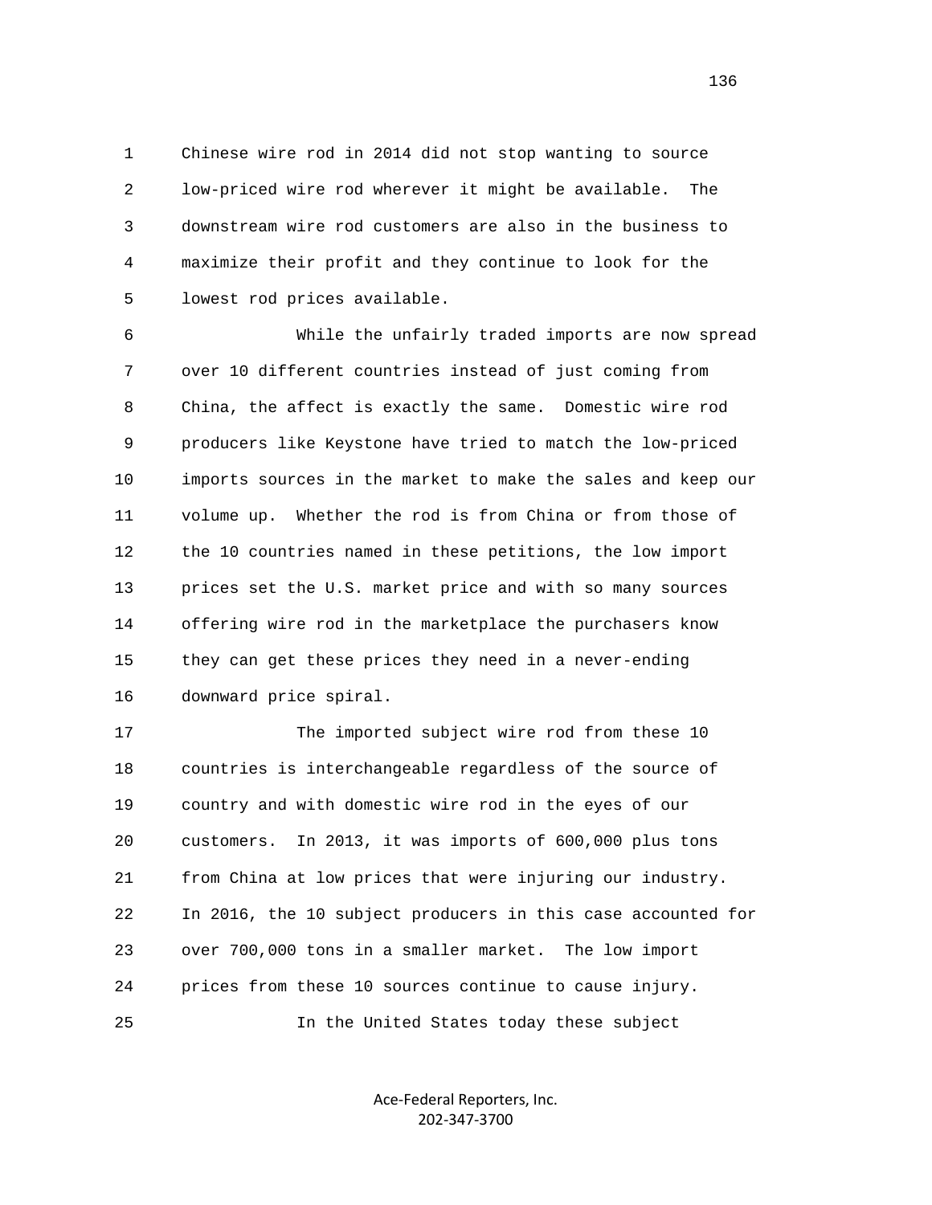Chinese wire rod in 2014 did not stop wanting to source low-priced wire rod wherever it might be available. The downstream wire rod customers are also in the business to maximize their profit and they continue to look for the lowest rod prices available.

While the unfairly traded imports are now spread over 10 different countries instead of just coming from China, the affect is exactly the same. Domestic wire rod producers like Keystone have tried to match the low-priced imports sources in the market to make the sales and keep our volume up. Whether the rod is from China or from those of the 10 countries named in these petitions, the low import prices set the U.S. market price and with so many sources offering wire rod in the marketplace the purchasers know they can get these prices they need in a never-ending downward price spiral.

The imported subject wire rod from these 10 countries is interchangeable regardless of the source of country and with domestic wire rod in the eyes of our customers. In 2013, it was imports of 600,000 plus tons from China at low prices that were injuring our industry. In 2016, the 10 subject producers in this case accounted for over 700,000 tons in a smaller market. The low import prices from these 10 sources continue to cause injury.

In the United States today these subject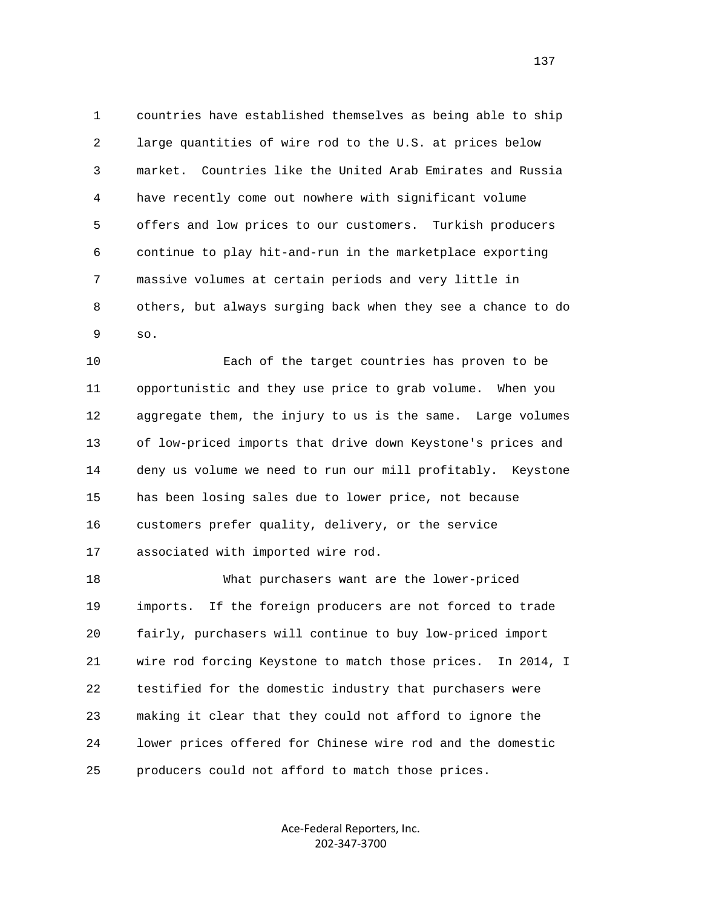countries have established themselves as being able to ship large quantities of wire rod to the U.S. at prices below market. Countries like the United Arab Emirates and Russia have recently come out nowhere with significant volume offers and low prices to our customers. Turkish producers continue to play hit-and-run in the marketplace exporting massive volumes at certain periods and very little in others, but always surging back when they see a chance to do so.

Each of the target countries has proven to be opportunistic and they use price to grab volume. When you aggregate them, the injury to us is the same. Large volumes of low-priced imports that drive down Keystone's prices and deny us volume we need to run our mill profitably. Keystone has been losing sales due to lower price, not because customers prefer quality, delivery, or the service associated with imported wire rod.

What purchasers want are the lower-priced imports. If the foreign producers are not forced to trade fairly, purchasers will continue to buy low-priced import wire rod forcing Keystone to match those prices. In 2014, I testified for the domestic industry that purchasers were making it clear that they could not afford to ignore the lower prices offered for Chinese wire rod and the domestic producers could not afford to match those prices.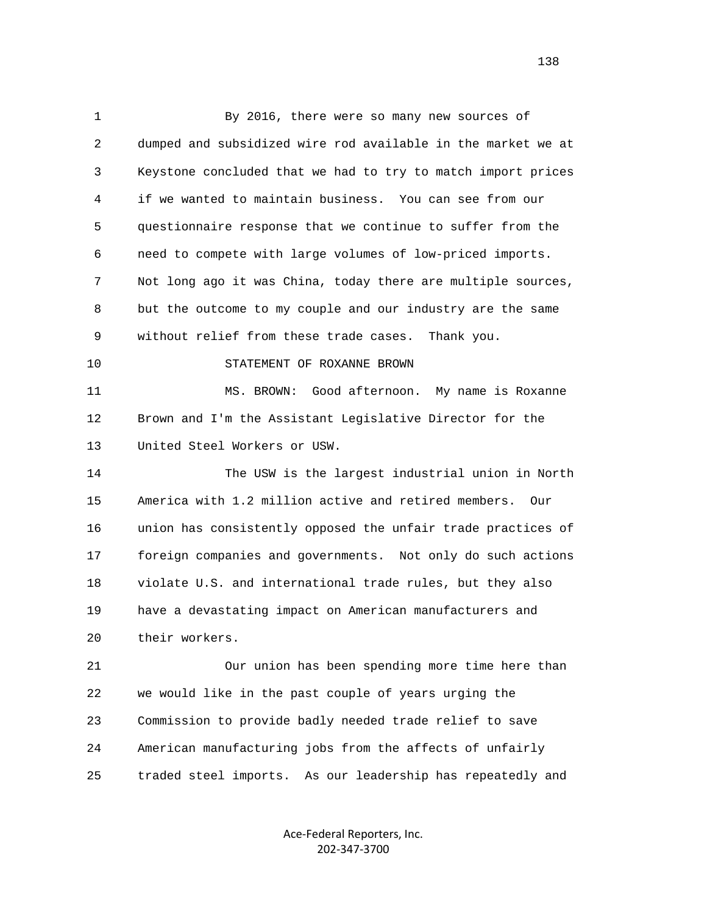By 2016, there were so many new sources of dumped and subsidized wire rod available in the market we at Keystone concluded that we had to try to match import prices if we wanted to maintain business. You can see from our questionnaire response that we continue to suffer from the need to compete with large volumes of low-priced imports. Not long ago it was China, today there are multiple sources, but the outcome to my couple and our industry are the same without relief from these trade cases. Thank you.

STATEMENT OF ROXANNE BROWN

MS. BROWN: Good afternoon. My name is Roxanne Brown and I'm the Assistant Legislative Director for the United Steel Workers or USW.

The USW is the largest industrial union in North America with 1.2 million active and retired members. Our union has consistently opposed the unfair trade practices of foreign companies and governments. Not only do such actions violate U.S. and international trade rules, but they also have a devastating impact on American manufacturers and their workers.

Our union has been spending more time here than we would like in the past couple of years urging the Commission to provide badly needed trade relief to save American manufacturing jobs from the affects of unfairly traded steel imports. As our leadership has repeatedly and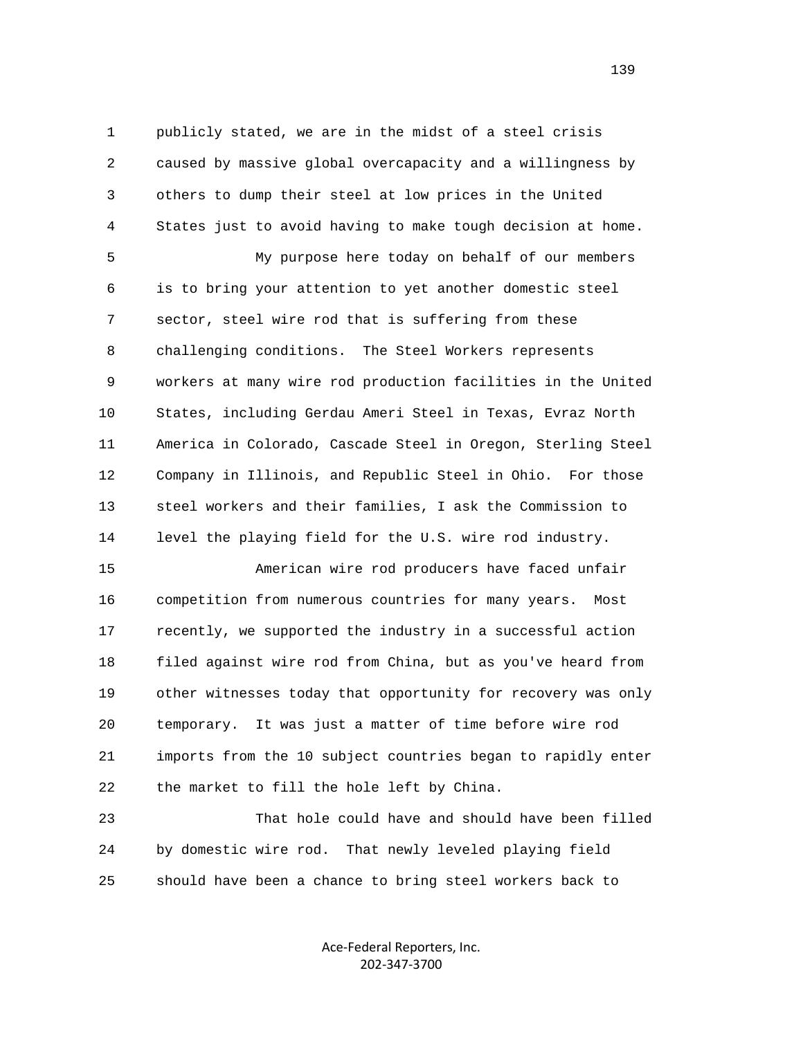publicly stated, we are in the midst of a steel crisis caused by massive global overcapacity and a willingness by others to dump their steel at low prices in the United States just to avoid having to make tough decision at home.

My purpose here today on behalf of our members is to bring your attention to yet another domestic steel sector, steel wire rod that is suffering from these challenging conditions. The Steel Workers represents workers at many wire rod production facilities in the United States, including Gerdau Ameri Steel in Texas, Evraz North America in Colorado, Cascade Steel in Oregon, Sterling Steel Company in Illinois, and Republic Steel in Ohio. For those steel workers and their families, I ask the Commission to level the playing field for the U.S. wire rod industry.

American wire rod producers have faced unfair competition from numerous countries for many years. Most recently, we supported the industry in a successful action filed against wire rod from China, but as you've heard from other witnesses today that opportunity for recovery was only temporary. It was just a matter of time before wire rod imports from the 10 subject countries began to rapidly enter the market to fill the hole left by China.

That hole could have and should have been filled by domestic wire rod. That newly leveled playing field should have been a chance to bring steel workers back to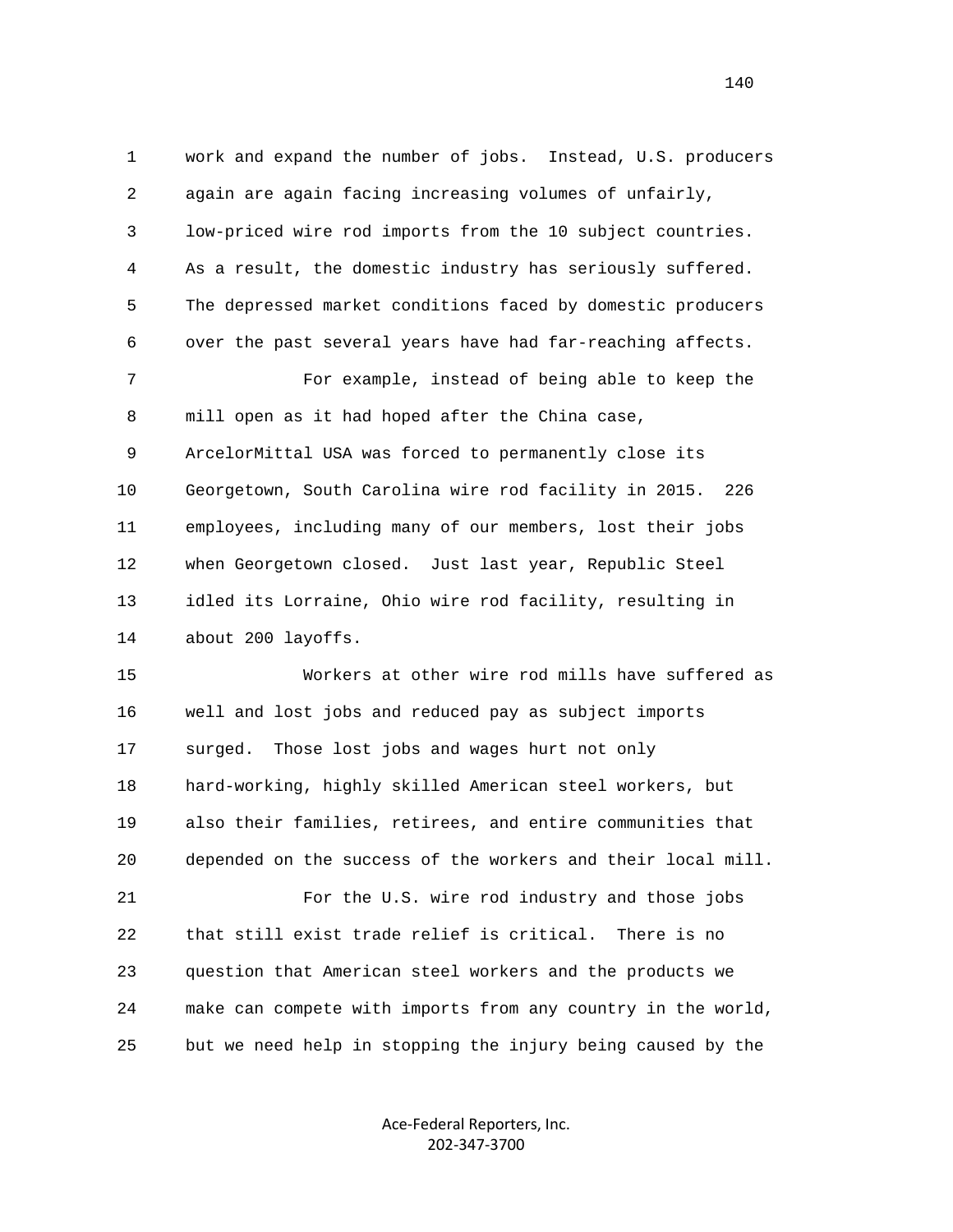work and expand the number of jobs. Instead, U.S. producers again are again facing increasing volumes of unfairly, low-priced wire rod imports from the 10 subject countries. As a result, the domestic industry has seriously suffered. The depressed market conditions faced by domestic producers over the past several years have had far-reaching affects.

For example, instead of being able to keep the mill open as it had hoped after the China case, ArcelorMittal USA was forced to permanently close its Georgetown, South Carolina wire rod facility in 2015. 226 employees, including many of our members, lost their jobs when Georgetown closed. Just last year, Republic Steel idled its Lorraine, Ohio wire rod facility, resulting in about 200 layoffs.

Workers at other wire rod mills have suffered as well and lost jobs and reduced pay as subject imports surged. Those lost jobs and wages hurt not only hard-working, highly skilled American steel workers, but also their families, retirees, and entire communities that depended on the success of the workers and their local mill.

For the U.S. wire rod industry and those jobs that still exist trade relief is critical. There is no question that American steel workers and the products we make can compete with imports from any country in the world, but we need help in stopping the injury being caused by the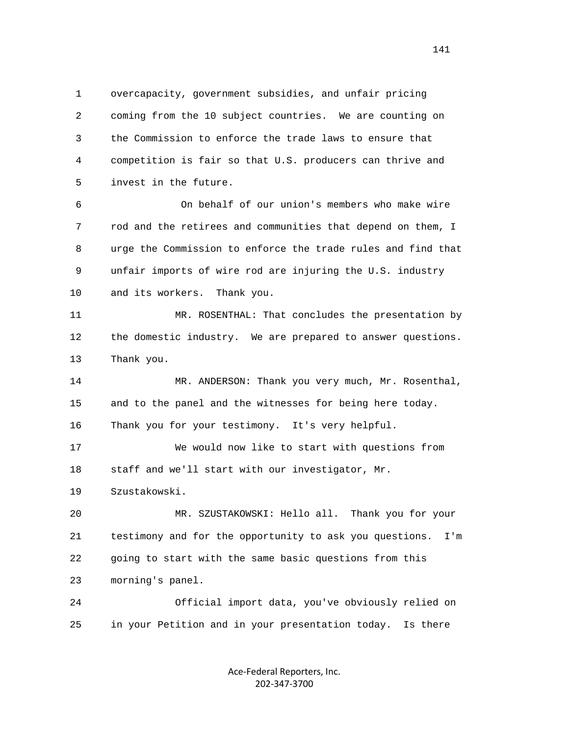overcapacity, government subsidies, and unfair pricing coming from the 10 subject countries. We are counting on the Commission to enforce the trade laws to ensure that competition is fair so that U.S. producers can thrive and invest in the future.

On behalf of our union's members who make wire rod and the retirees and communities that depend on them, I urge the Commission to enforce the trade rules and find that unfair imports of wire rod are injuring the U.S. industry and its workers. Thank you.

MR. ROSENTHAL: That concludes the presentation by the domestic industry. We are prepared to answer questions. Thank you.

MR. ANDERSON: Thank you very much, Mr. Rosenthal, and to the panel and the witnesses for being here today. Thank you for your testimony. It's very helpful.

We would now like to start with questions from staff and we'll start with our investigator, Mr. Szustakowski.

MR. SZUSTAKOWSKI: Hello all. Thank you for your testimony and for the opportunity to ask you questions. I'm going to start with the same basic questions from this morning's panel.

Official import data, you've obviously relied on in your Petition and in your presentation today. Is there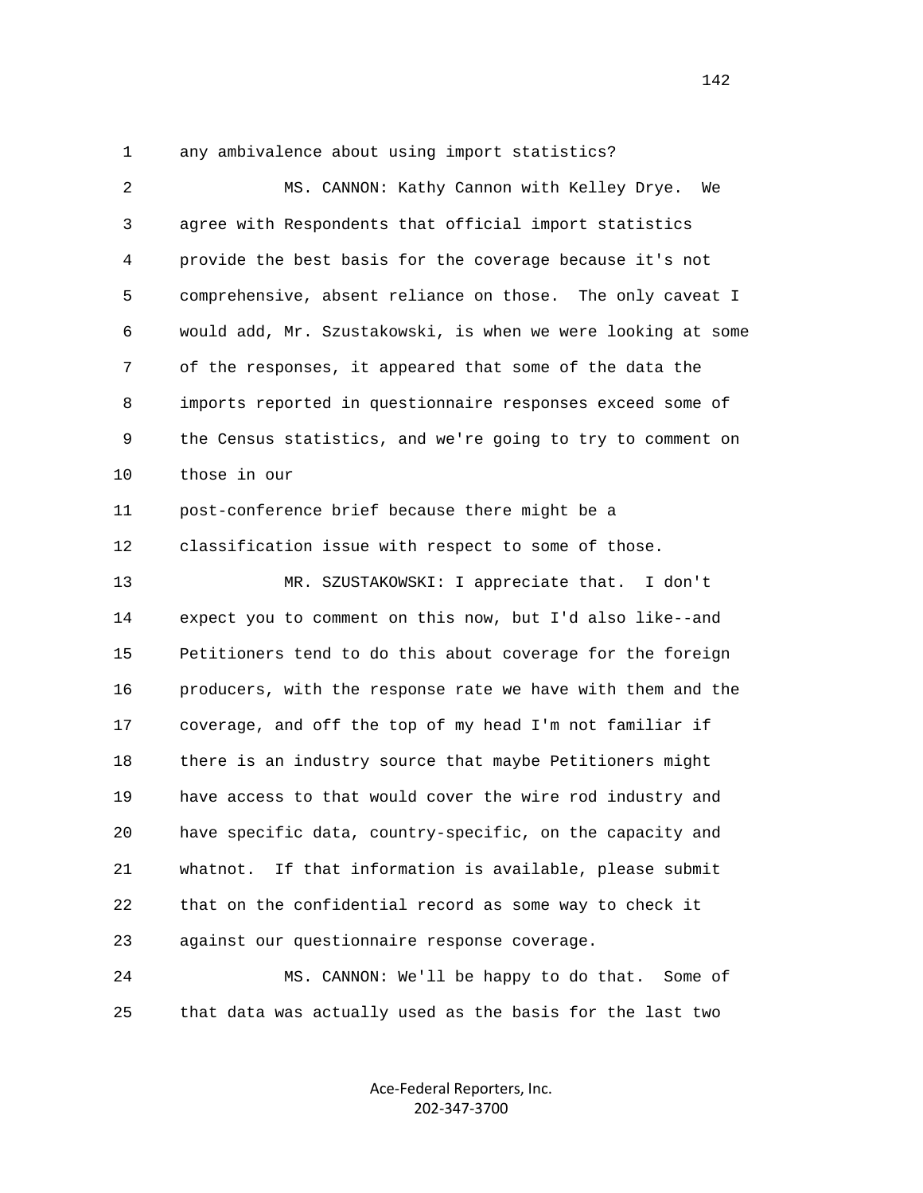any ambivalence about using import statistics?

MS. CANNON: Kathy Cannon with Kelley Drye. We agree with Respondents that official import statistics provide the best basis for the coverage because it's not comprehensive, absent reliance on those. The only caveat I would add, Mr. Szustakowski, is when we were looking at some of the responses, it appeared that some of the data the imports reported in questionnaire responses exceed some of the Census statistics, and we're going to try to comment on those in our post-conference brief because there might be a classification issue with respect to some of those.

MR. SZUSTAKOWSKI: I appreciate that. I don't expect you to comment on this now, but I'd also like--and Petitioners tend to do this about coverage for the foreign producers, with the response rate we have with them and the coverage, and off the top of my head I'm not familiar if there is an industry source that maybe Petitioners might have access to that would cover the wire rod industry and have specific data, country-specific, on the capacity and whatnot. If that information is available, please submit that on the confidential record as some way to check it against our questionnaire response coverage.

MS. CANNON: We'll be happy to do that. Some of that data was actually used as the basis for the last two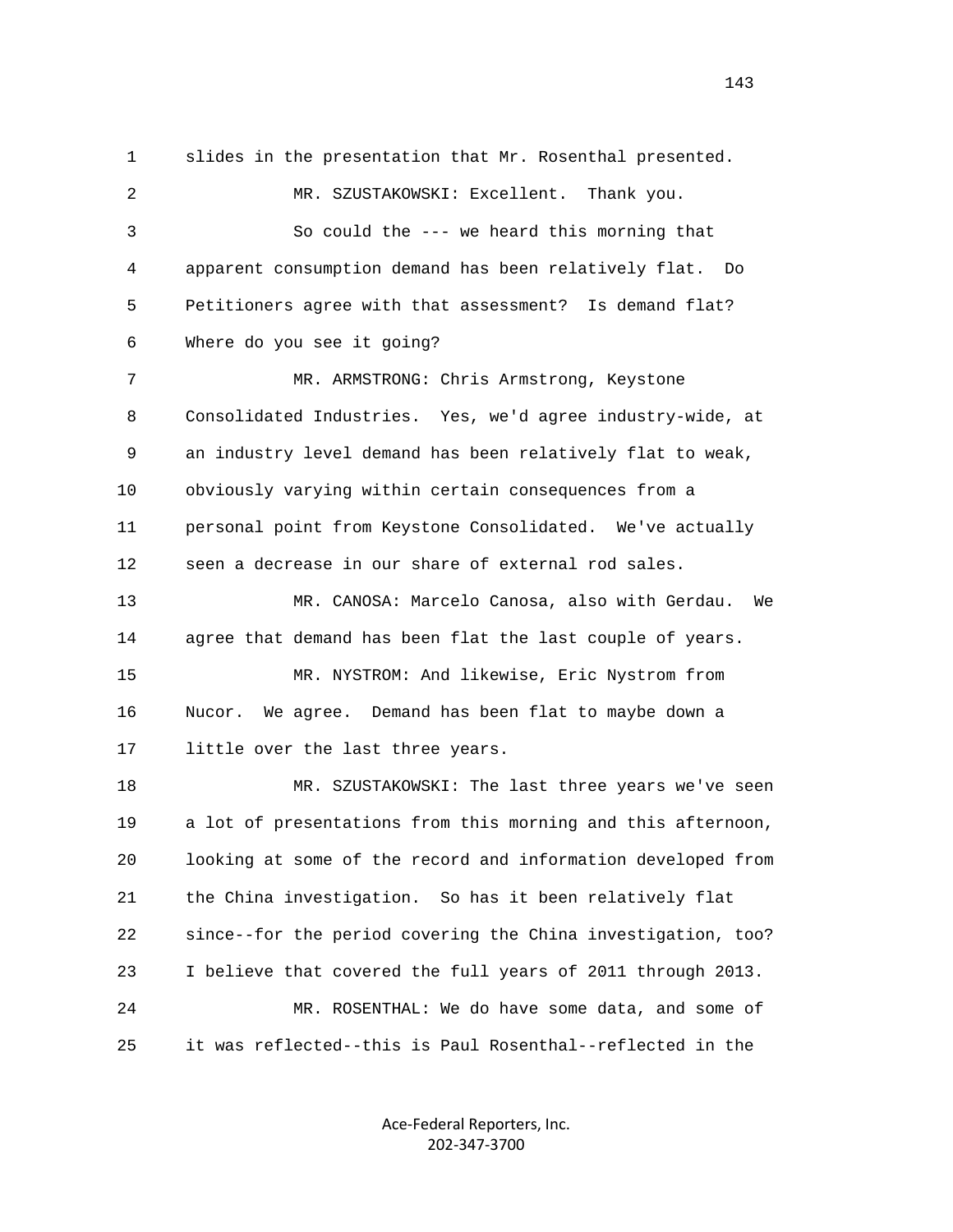1 slides in the presentation that Mr. Rosenthal presented.

2 MR. SZUSTAKOWSKI: Excellent. Thank you.

3 So could the --- we heard this morning that

4 apparent consumption demand has been relatively flat. Do

5 Petitioners agree with that assessment? Is demand flat?

6 Where do you see it going?

7 MR. ARMSTRONG: Chris Armstrong, Keystone

8 Consolidated Industries. Yes, we'd agree industry-wide, at

9 an industry level demand has been relatively flat to weak,

10 obviously varying within certain consequences from a

11 personal point from Keystone Consolidated. We've actually

12 seen a decrease in our share of external rod sales.

13 MR. CANOSA: Marcelo Canosa, also with Gerdau. We

14 agree that demand has been flat the last couple of years.

15 MR. NYSTROM: And likewise, Eric Nystrom from

16 Nucor. We agree. Demand has been flat to maybe down a

17 little over the last three years.

18 MR. SZUSTAKOWSKI: The last three years we've seen

19 a lot of presentations from this morning and this afternoon,

20 looking at some of the record and information developed from

21 the China investigation. So has it been relatively flat

22 since--for the period covering the China investigation, too?

23 I believe that covered the full years of 2011 through 2013.

24 MR. ROSENTHAL: We do have some data, and some of

25 it was reflected--this is Paul Rosenthal--reflected in the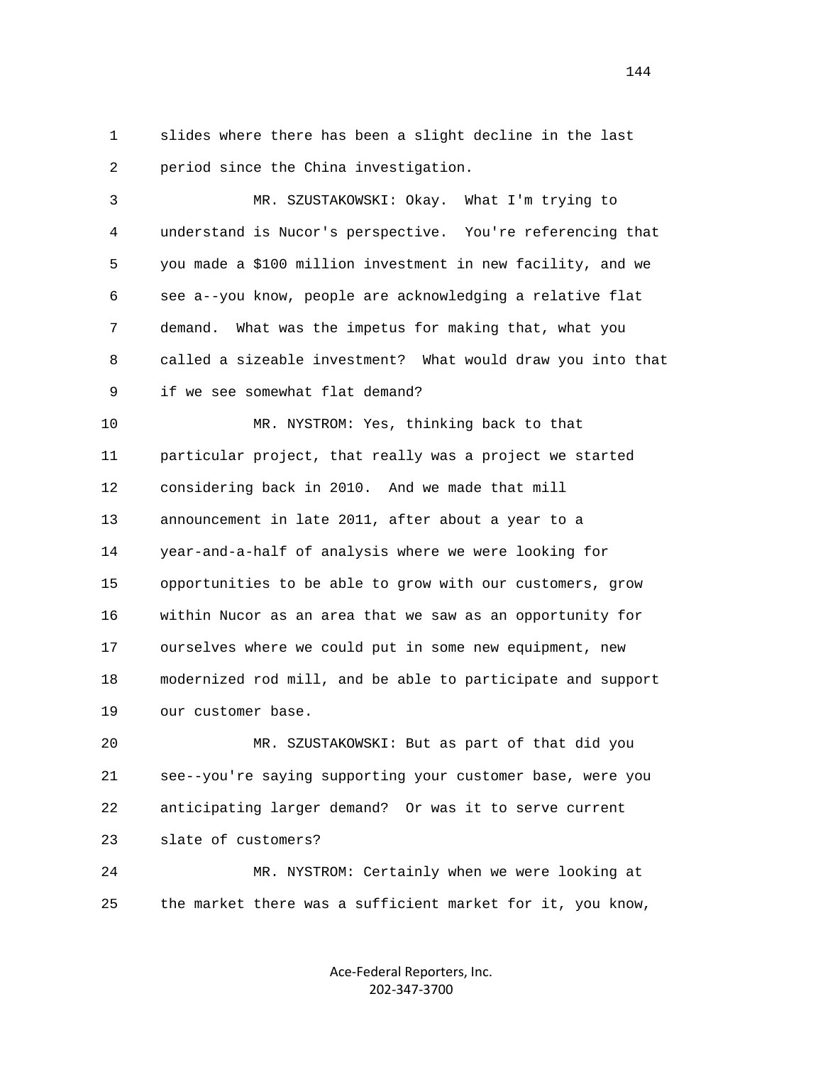1 slides where there has been a slight decline in the last
2 period since the China investigation.

3 MR. SZUSTAKOWSKI: Okay. What I'm trying to
4 understand is Nucor's perspective. You're referencing that
5 you made a $100 million investment in new facility, and we
6 see a--you know, people are acknowledging a relative flat
7 demand. What was the impetus for making that, what you
8 called a sizeable investment? What would draw you into that
9 if we see somewhat flat demand?

10 MR. NYSTROM: Yes, thinking back to that
11 particular project, that really was a project we started
12 considering back in 2010. And we made that mill
13 announcement in late 2011, after about a year to a
14 year-and-a-half of analysis where we were looking for
15 opportunities to be able to grow with our customers, grow
16 within Nucor as an area that we saw as an opportunity for
17 ourselves where we could put in some new equipment, new
18 modernized rod mill, and be able to participate and support
19 our customer base.

20 MR. SZUSTAKOWSKI: But as part of that did you
21 see--you're saying supporting your customer base, were you
22 anticipating larger demand? Or was it to serve current
23 slate of customers?

24 MR. NYSTROM: Certainly when we were looking at
25 the market there was a sufficient market for it, you know,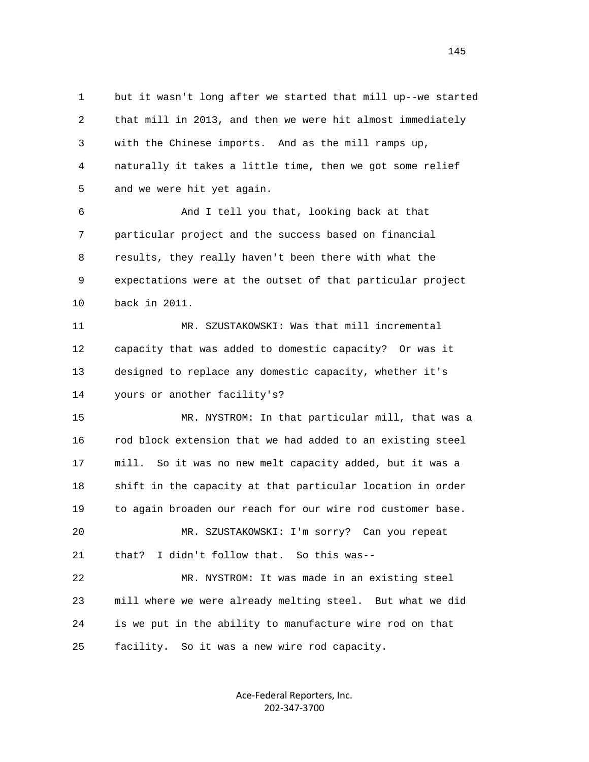but it wasn't long after we started that mill up--we started that mill in 2013, and then we were hit almost immediately with the Chinese imports. And as the mill ramps up, naturally it takes a little time, then we got some relief and we were hit yet again.

And I tell you that, looking back at that particular project and the success based on financial results, they really haven't been there with what the expectations were at the outset of that particular project back in 2011.

MR. SZUSTAKOWSKI: Was that mill incremental capacity that was added to domestic capacity? Or was it designed to replace any domestic capacity, whether it's yours or another facility's?

MR. NYSTROM: In that particular mill, that was a rod block extension that we had added to an existing steel mill. So it was no new melt capacity added, but it was a shift in the capacity at that particular location in order to again broaden our reach for our wire rod customer base.

MR. SZUSTAKOWSKI: I'm sorry? Can you repeat that? I didn't follow that. So this was--

MR. NYSTROM: It was made in an existing steel mill where we were already melting steel. But what we did is we put in the ability to manufacture wire rod on that facility. So it was a new wire rod capacity.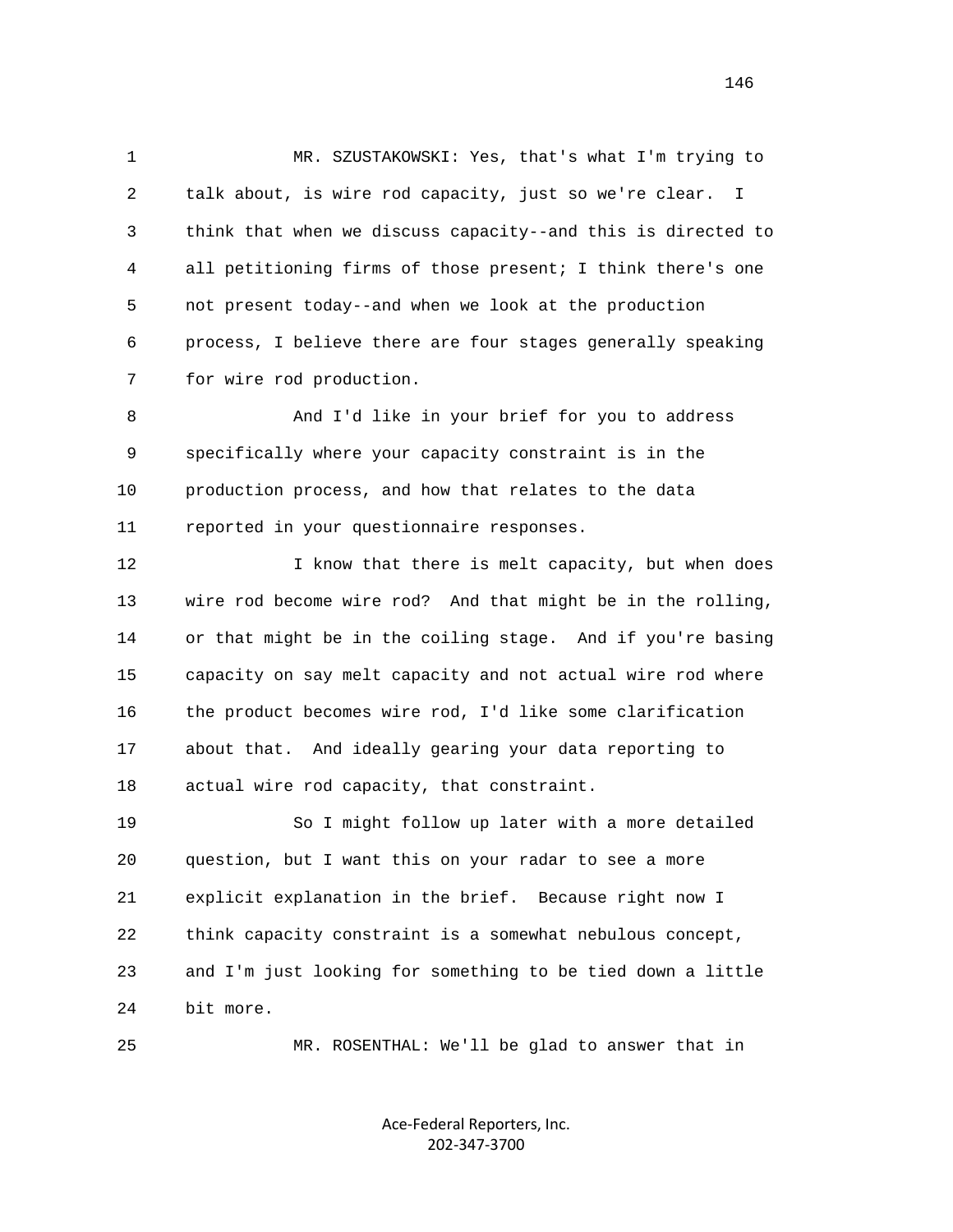MR. SZUSTAKOWSKI: Yes, that's what I'm trying to talk about, is wire rod capacity, just so we're clear. I think that when we discuss capacity--and this is directed to all petitioning firms of those present; I think there's one not present today--and when we look at the production process, I believe there are four stages generally speaking for wire rod production.

And I'd like in your brief for you to address specifically where your capacity constraint is in the production process, and how that relates to the data reported in your questionnaire responses.

I know that there is melt capacity, but when does wire rod become wire rod? And that might be in the rolling, or that might be in the coiling stage. And if you're basing capacity on say melt capacity and not actual wire rod where the product becomes wire rod, I'd like some clarification about that. And ideally gearing your data reporting to actual wire rod capacity, that constraint.

So I might follow up later with a more detailed question, but I want this on your radar to see a more explicit explanation in the brief. Because right now I think capacity constraint is a somewhat nebulous concept, and I'm just looking for something to be tied down a little bit more.

MR. ROSENTHAL: We'll be glad to answer that in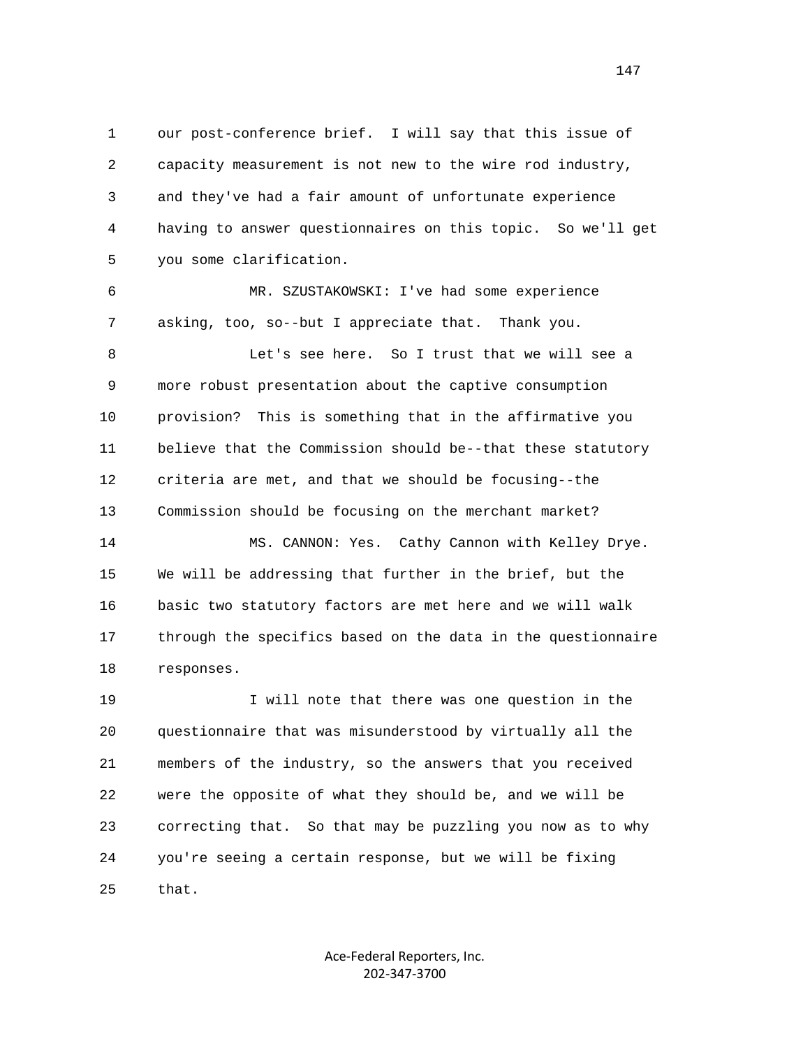1 our post-conference brief. I will say that this issue of
2 capacity measurement is not new to the wire rod industry,
3 and they've had a fair amount of unfortunate experience
4 having to answer questionnaires on this topic. So we'll get
5 you some clarification.

6 MR. SZUSTAKOWSKI: I've had some experience
7 asking, too, so--but I appreciate that. Thank you.

8 Let's see here. So I trust that we will see a
9 more robust presentation about the captive consumption
10 provision? This is something that in the affirmative you
11 believe that the Commission should be--that these statutory
12 criteria are met, and that we should be focusing--the
13 Commission should be focusing on the merchant market?

14 MS. CANNON: Yes. Cathy Cannon with Kelley Drye.
15 We will be addressing that further in the brief, but the
16 basic two statutory factors are met here and we will walk
17 through the specifics based on the data in the questionnaire
18 responses.

19 I will note that there was one question in the
20 questionnaire that was misunderstood by virtually all the
21 members of the industry, so the answers that you received
22 were the opposite of what they should be, and we will be
23 correcting that. So that may be puzzling you now as to why
24 you're seeing a certain response, but we will be fixing
25 that.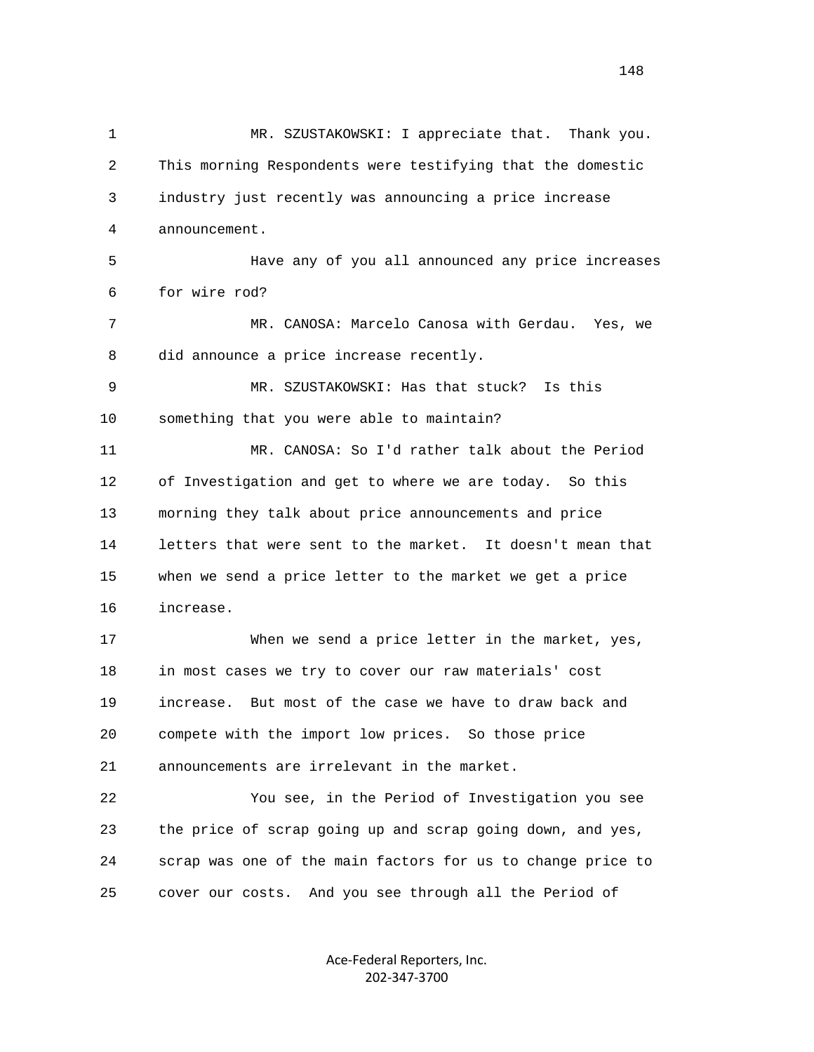MR. SZUSTAKOWSKI: I appreciate that. Thank you. This morning Respondents were testifying that the domestic industry just recently was announcing a price increase announcement.

Have any of you all announced any price increases for wire rod?

MR. CANOSA: Marcelo Canosa with Gerdau. Yes, we did announce a price increase recently.

MR. SZUSTAKOWSKI: Has that stuck? Is this something that you were able to maintain?

MR. CANOSA: So I'd rather talk about the Period of Investigation and get to where we are today. So this morning they talk about price announcements and price letters that were sent to the market. It doesn't mean that when we send a price letter to the market we get a price increase.

When we send a price letter in the market, yes, in most cases we try to cover our raw materials' cost increase. But most of the case we have to draw back and compete with the import low prices. So those price announcements are irrelevant in the market.

You see, in the Period of Investigation you see the price of scrap going up and scrap going down, and yes, scrap was one of the main factors for us to change price to cover our costs. And you see through all the Period of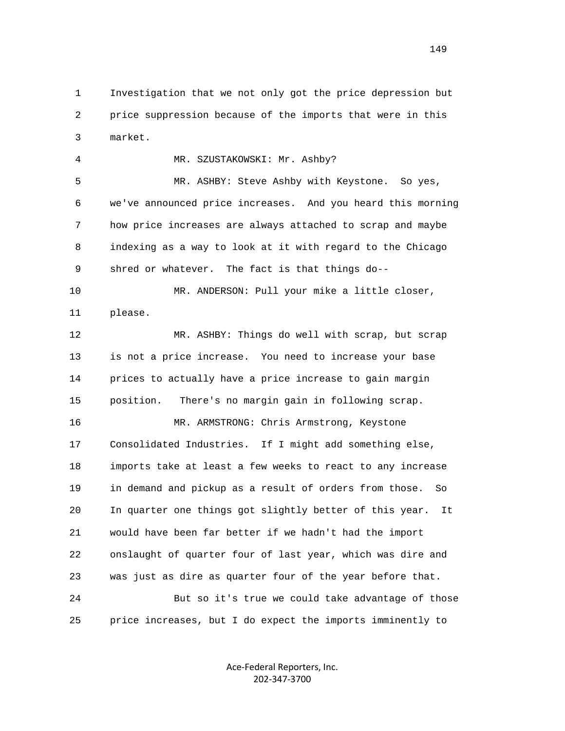1 Investigation that we not only got the price depression but
2 price suppression because of the imports that were in this
3 market.

4 MR. SZUSTAKOWSKI: Mr. Ashby?

5 MR. ASHBY: Steve Ashby with Keystone. So yes,
6 we've announced price increases. And you heard this morning
7 how price increases are always attached to scrap and maybe
8 indexing as a way to look at it with regard to the Chicago
9 shred or whatever. The fact is that things do--

10 MR. ANDERSON: Pull your mike a little closer,
11 please.

12 MR. ASHBY: Things do well with scrap, but scrap
13 is not a price increase. You need to increase your base
14 prices to actually have a price increase to gain margin
15 position. There's no margin gain in following scrap.

16 MR. ARMSTRONG: Chris Armstrong, Keystone
17 Consolidated Industries. If I might add something else,
18 imports take at least a few weeks to react to any increase
19 in demand and pickup as a result of orders from those. So
20 In quarter one things got slightly better of this year. It
21 would have been far better if we hadn't had the import
22 onslaught of quarter four of last year, which was dire and
23 was just as dire as quarter four of the year before that.

24 But so it's true we could take advantage of those
25 price increases, but I do expect the imports imminently to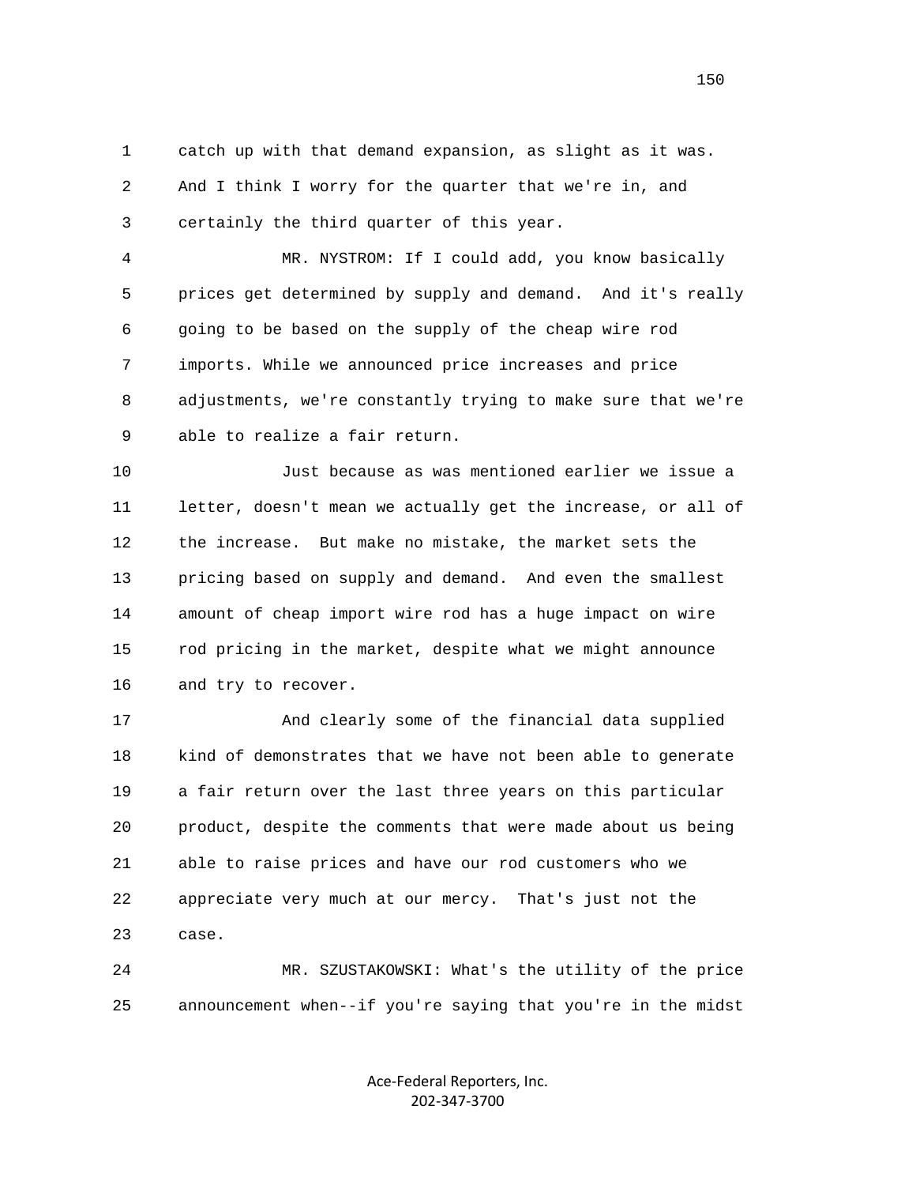1 catch up with that demand expansion, as slight as it was.
2 And I think I worry for the quarter that we're in, and
3 certainly the third quarter of this year.

4 MR. NYSTROM: If I could add, you know basically
5 prices get determined by supply and demand. And it's really
6 going to be based on the supply of the cheap wire rod
7 imports. While we announced price increases and price
8 adjustments, we're constantly trying to make sure that we're
9 able to realize a fair return.

10 Just because as was mentioned earlier we issue a
11 letter, doesn't mean we actually get the increase, or all of
12 the increase. But make no mistake, the market sets the
13 pricing based on supply and demand. And even the smallest
14 amount of cheap import wire rod has a huge impact on wire
15 rod pricing in the market, despite what we might announce
16 and try to recover.

17 And clearly some of the financial data supplied
18 kind of demonstrates that we have not been able to generate
19 a fair return over the last three years on this particular
20 product, despite the comments that were made about us being
21 able to raise prices and have our rod customers who we
22 appreciate very much at our mercy. That's just not the
23 case.

24 MR. SZUSTAKOWSKI: What's the utility of the price
25 announcement when--if you're saying that you're in the midst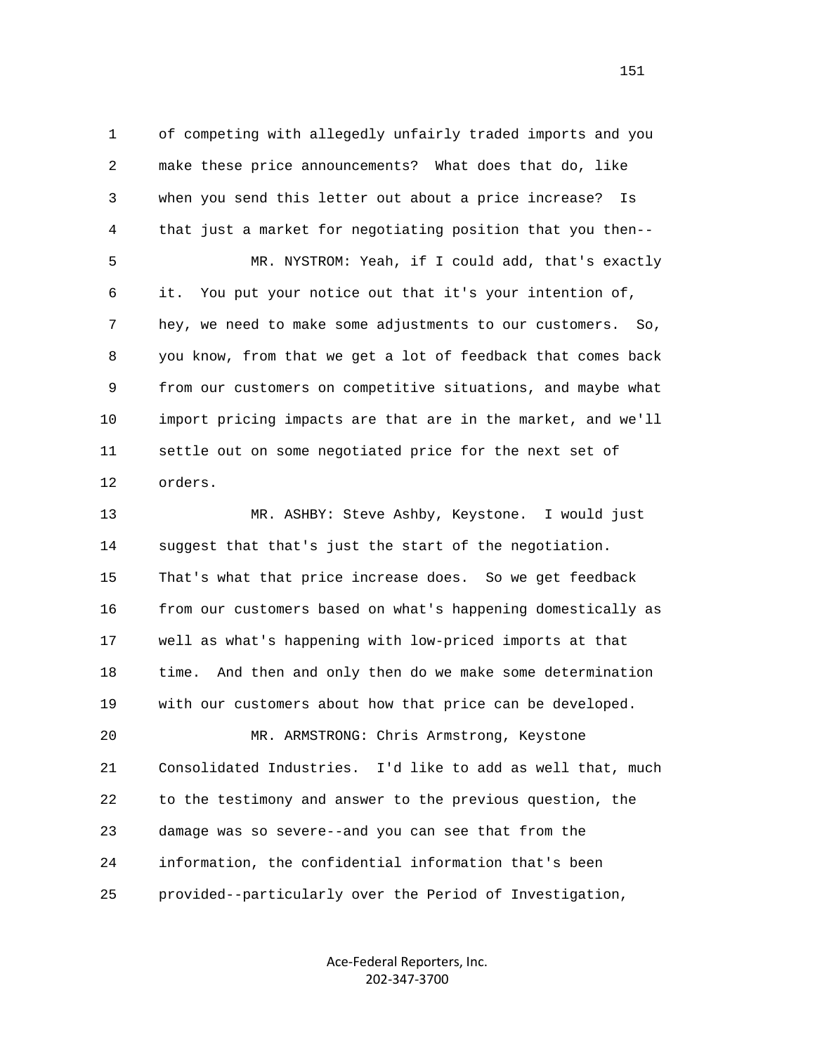1 of competing with allegedly unfairly traded imports and you
2 make these price announcements? What does that do, like
3 when you send this letter out about a price increase? Is
4 that just a market for negotiating position that you then--
5 MR. NYSTROM: Yeah, if I could add, that's exactly
6 it. You put your notice out that it's your intention of,
7 hey, we need to make some adjustments to our customers. So,
8 you know, from that we get a lot of feedback that comes back
9 from our customers on competitive situations, and maybe what
10 import pricing impacts are that are in the market, and we'll
11 settle out on some negotiated price for the next set of
12 orders.
13 MR. ASHBY: Steve Ashby, Keystone. I would just
14 suggest that that's just the start of the negotiation.
15 That's what that price increase does. So we get feedback
16 from our customers based on what's happening domestically as
17 well as what's happening with low-priced imports at that
18 time. And then and only then do we make some determination
19 with our customers about how that price can be developed.
20 MR. ARMSTRONG: Chris Armstrong, Keystone
21 Consolidated Industries. I'd like to add as well that, much
22 to the testimony and answer to the previous question, the
23 damage was so severe--and you can see that from the
24 information, the confidential information that's been
25 provided--particularly over the Period of Investigation,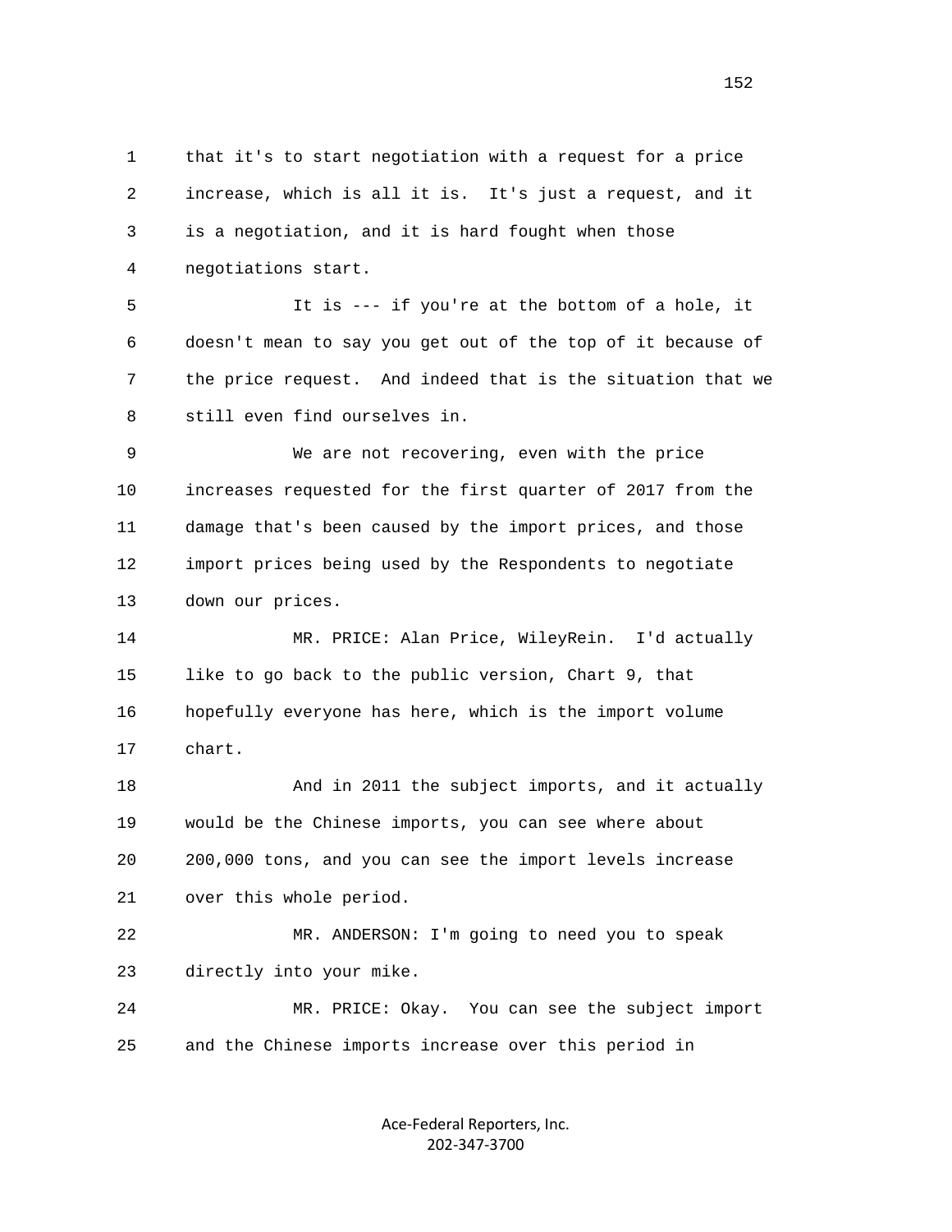that it's to start negotiation with a request for a price increase, which is all it is. It's just a request, and it is a negotiation, and it is hard fought when those negotiations start.

It is --- if you're at the bottom of a hole, it doesn't mean to say you get out of the top of it because of the price request. And indeed that is the situation that we still even find ourselves in.

We are not recovering, even with the price increases requested for the first quarter of 2017 from the damage that's been caused by the import prices, and those import prices being used by the Respondents to negotiate down our prices.

MR. PRICE: Alan Price, WileyRein. I'd actually like to go back to the public version, Chart 9, that hopefully everyone has here, which is the import volume chart.

And in 2011 the subject imports, and it actually would be the Chinese imports, you can see where about 200,000 tons, and you can see the import levels increase over this whole period.

MR. ANDERSON: I'm going to need you to speak directly into your mike.

MR. PRICE: Okay. You can see the subject import and the Chinese imports increase over this period in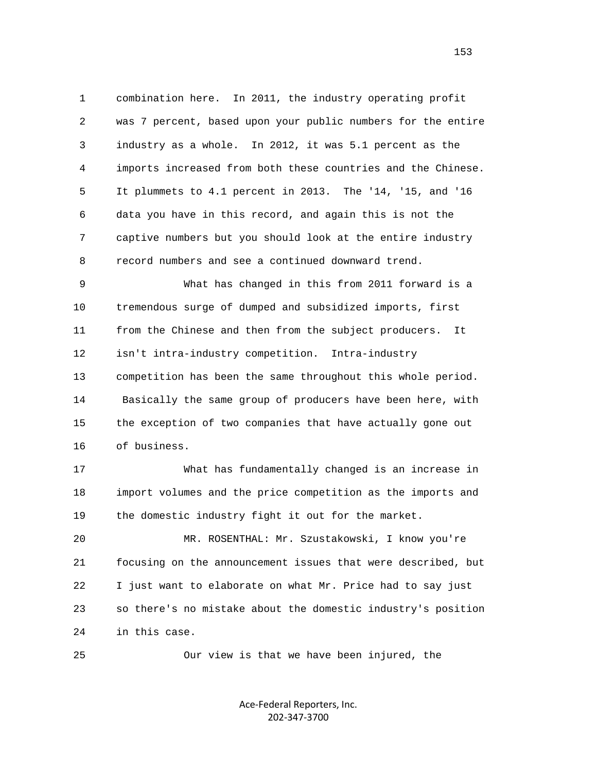combination here. In 2011, the industry operating profit was 7 percent, based upon your public numbers for the entire industry as a whole. In 2012, it was 5.1 percent as the imports increased from both these countries and the Chinese. It plummets to 4.1 percent in 2013. The '14, '15, and '16 data you have in this record, and again this is not the captive numbers but you should look at the entire industry record numbers and see a continued downward trend.

What has changed in this from 2011 forward is a tremendous surge of dumped and subsidized imports, first from the Chinese and then from the subject producers. It isn't intra-industry competition. Intra-industry competition has been the same throughout this whole period. Basically the same group of producers have been here, with the exception of two companies that have actually gone out of business.

What has fundamentally changed is an increase in import volumes and the price competition as the imports and the domestic industry fight it out for the market.

MR. ROSENTHAL: Mr. Szustakowski, I know you're focusing on the announcement issues that were described, but I just want to elaborate on what Mr. Price had to say just so there's no mistake about the domestic industry's position in this case.

Our view is that we have been injured, the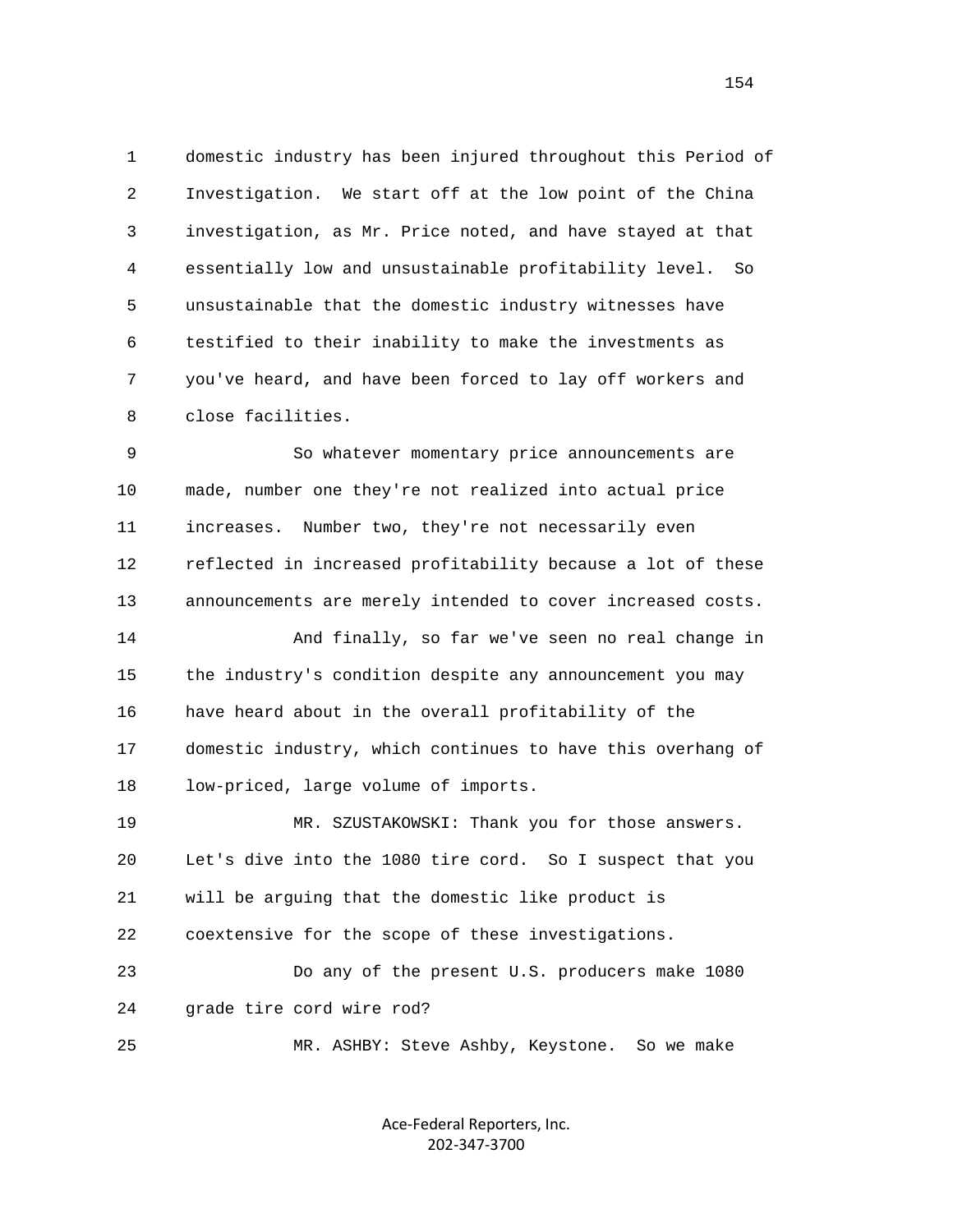domestic industry has been injured throughout this Period of Investigation. We start off at the low point of the China investigation, as Mr. Price noted, and have stayed at that essentially low and unsustainable profitability level. So unsustainable that the domestic industry witnesses have testified to their inability to make the investments as you've heard, and have been forced to lay off workers and close facilities.

So whatever momentary price announcements are made, number one they're not realized into actual price increases. Number two, they're not necessarily even reflected in increased profitability because a lot of these announcements are merely intended to cover increased costs.

And finally, so far we've seen no real change in the industry's condition despite any announcement you may have heard about in the overall profitability of the domestic industry, which continues to have this overhang of low-priced, large volume of imports.

MR. SZUSTAKOWSKI: Thank you for those answers. Let's dive into the 1080 tire cord. So I suspect that you will be arguing that the domestic like product is coextensive for the scope of these investigations.

Do any of the present U.S. producers make 1080 grade tire cord wire rod?

MR. ASHBY: Steve Ashby, Keystone. So we make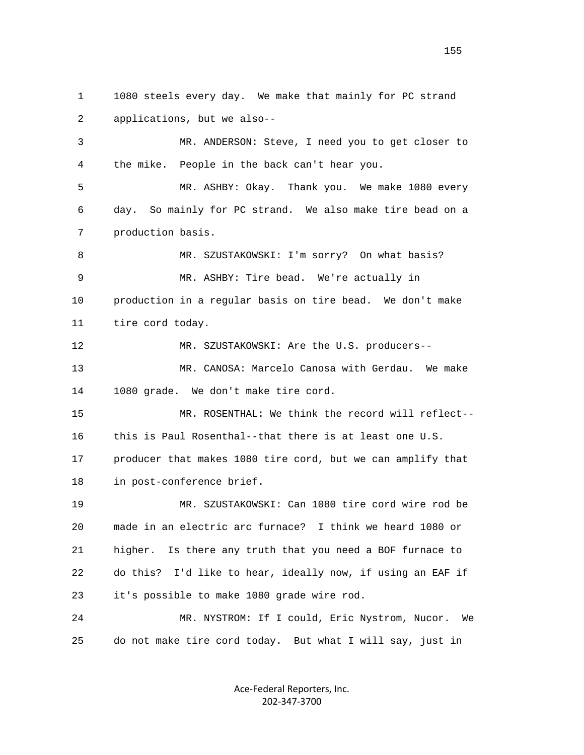1080 steels every day. We make that mainly for PC strand applications, but we also--

MR. ANDERSON: Steve, I need you to get closer to the mike. People in the back can't hear you.

MR. ASHBY: Okay. Thank you. We make 1080 every day. So mainly for PC strand. We also make tire bead on a production basis.

MR. SZUSTAKOWSKI: I'm sorry? On what basis?

MR. ASHBY: Tire bead. We're actually in production in a regular basis on tire bead. We don't make tire cord today.

MR. SZUSTAKOWSKI: Are the U.S. producers--

MR. CANOSA: Marcelo Canosa with Gerdau. We make 1080 grade. We don't make tire cord.

MR. ROSENTHAL: We think the record will reflect--this is Paul Rosenthal--that there is at least one U.S. producer that makes 1080 tire cord, but we can amplify that in post-conference brief.

MR. SZUSTAKOWSKI: Can 1080 tire cord wire rod be made in an electric arc furnace? I think we heard 1080 or higher. Is there any truth that you need a BOF furnace to do this? I'd like to hear, ideally now, if using an EAF if it's possible to make 1080 grade wire rod.

MR. NYSTROM: If I could, Eric Nystrom, Nucor. We do not make tire cord today. But what I will say, just in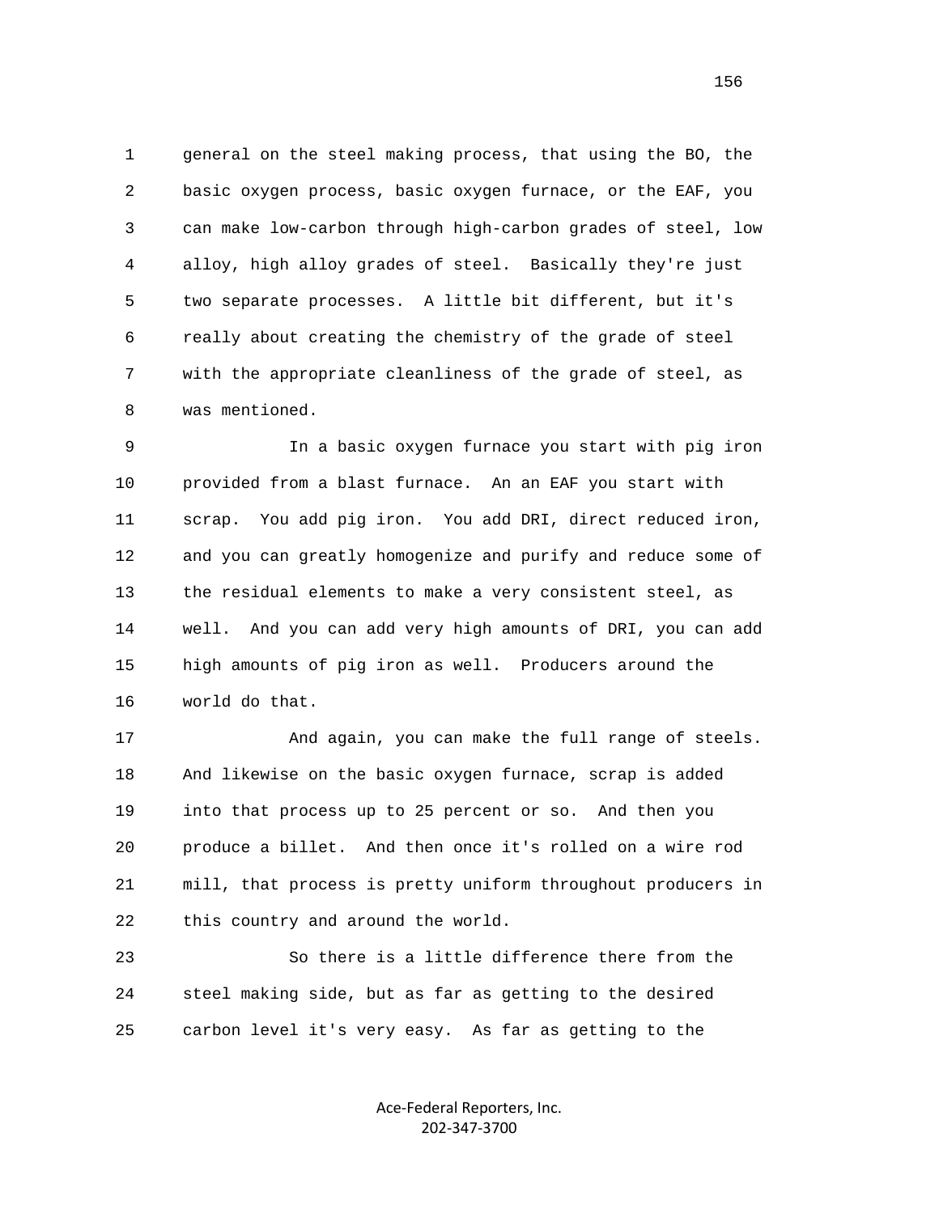general on the steel making process, that using the BO, the basic oxygen process, basic oxygen furnace, or the EAF, you can make low-carbon through high-carbon grades of steel, low alloy, high alloy grades of steel. Basically they're just two separate processes. A little bit different, but it's really about creating the chemistry of the grade of steel with the appropriate cleanliness of the grade of steel, as was mentioned.

In a basic oxygen furnace you start with pig iron provided from a blast furnace. An an EAF you start with scrap. You add pig iron. You add DRI, direct reduced iron, and you can greatly homogenize and purify and reduce some of the residual elements to make a very consistent steel, as well. And you can add very high amounts of DRI, you can add high amounts of pig iron as well. Producers around the world do that.

And again, you can make the full range of steels. And likewise on the basic oxygen furnace, scrap is added into that process up to 25 percent or so. And then you produce a billet. And then once it's rolled on a wire rod mill, that process is pretty uniform throughout producers in this country and around the world.

So there is a little difference there from the steel making side, but as far as getting to the desired carbon level it's very easy. As far as getting to the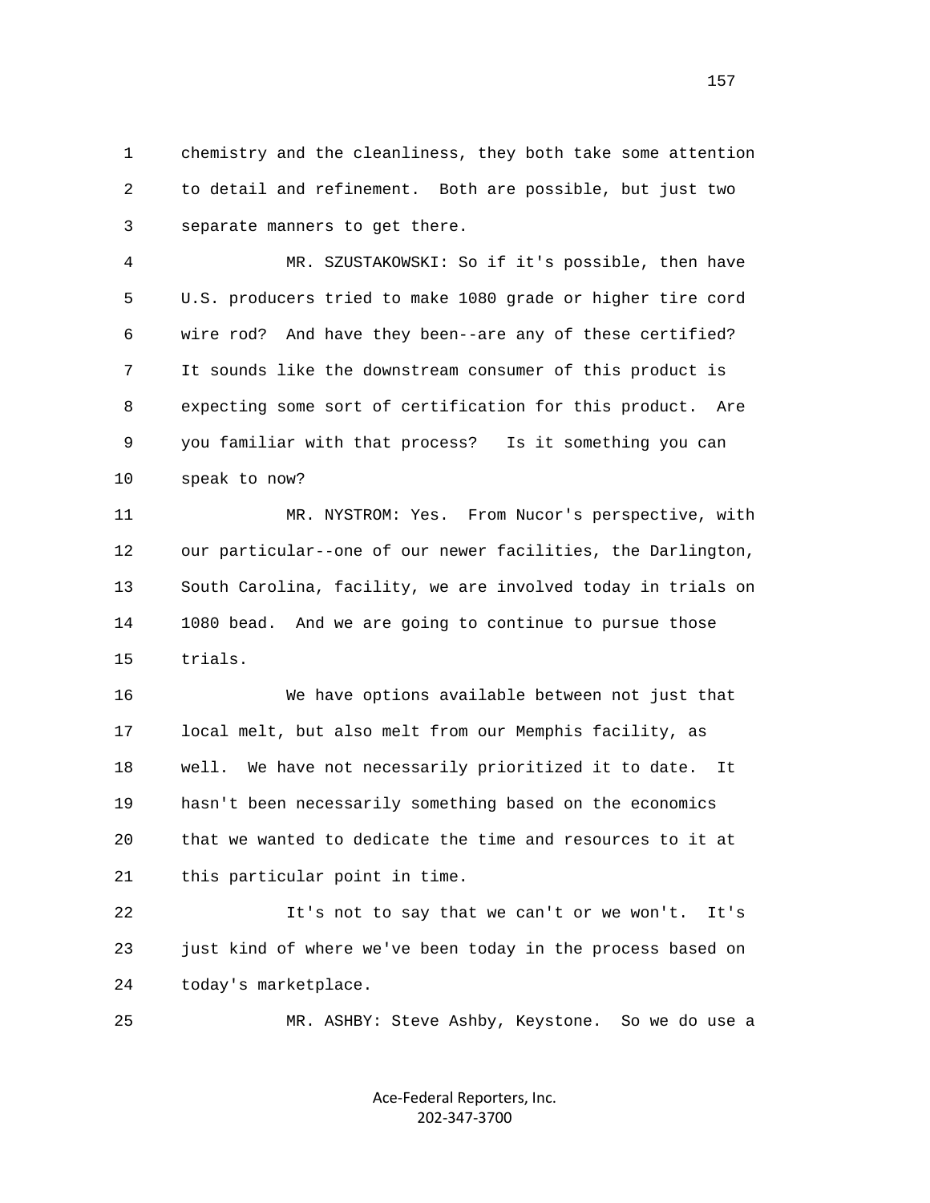chemistry and the cleanliness, they both take some attention to detail and refinement. Both are possible, but just two separate manners to get there.

MR. SZUSTAKOWSKI: So if it's possible, then have U.S. producers tried to make 1080 grade or higher tire cord wire rod? And have they been--are any of these certified? It sounds like the downstream consumer of this product is expecting some sort of certification for this product. Are you familiar with that process? Is it something you can speak to now?

MR. NYSTROM: Yes. From Nucor's perspective, with our particular--one of our newer facilities, the Darlington, South Carolina, facility, we are involved today in trials on 1080 bead. And we are going to continue to pursue those trials.

We have options available between not just that local melt, but also melt from our Memphis facility, as well. We have not necessarily prioritized it to date. It hasn't been necessarily something based on the economics that we wanted to dedicate the time and resources to it at this particular point in time.

It's not to say that we can't or we won't. It's just kind of where we've been today in the process based on today's marketplace.

MR. ASHBY: Steve Ashby, Keystone. So we do use a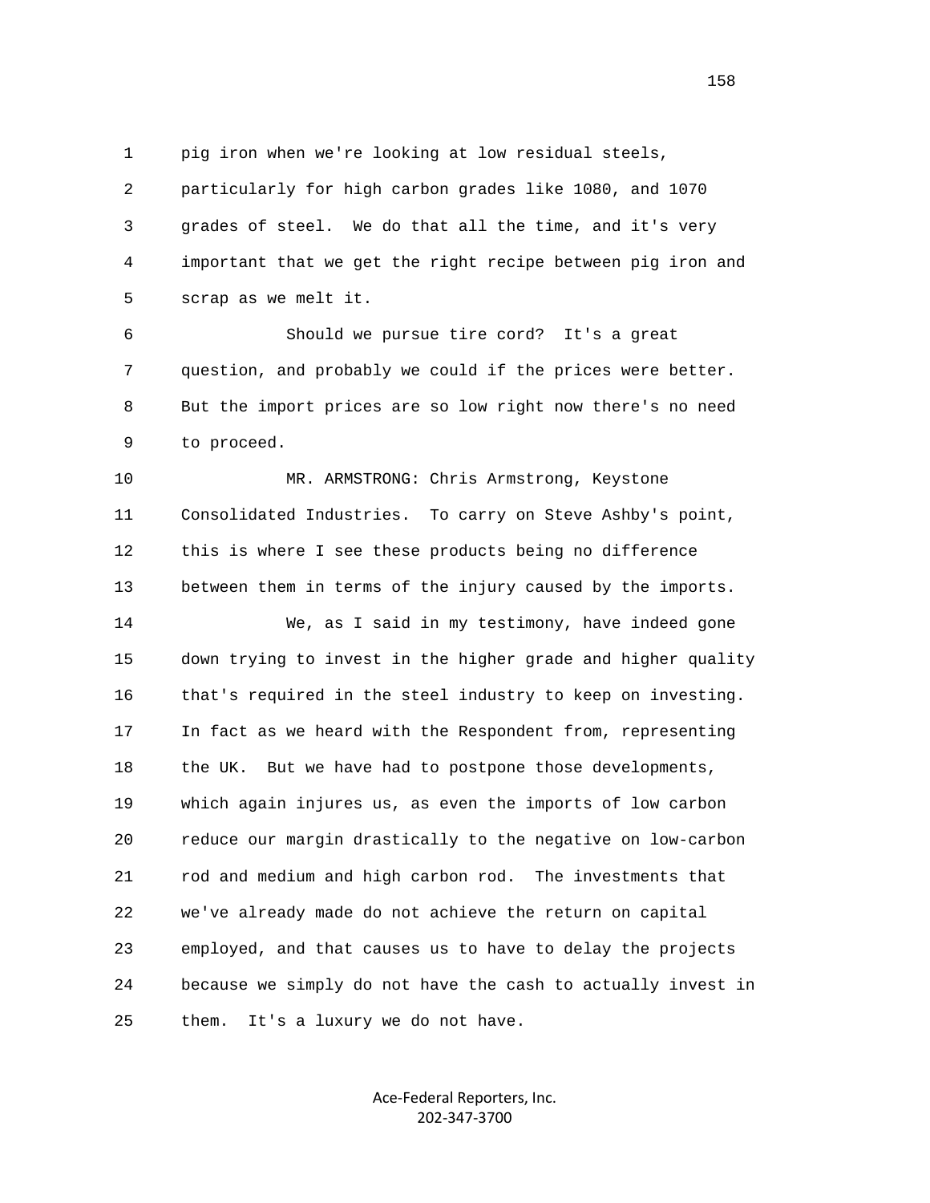pig iron when we're looking at low residual steels, particularly for high carbon grades like 1080, and 1070 grades of steel. We do that all the time, and it's very important that we get the right recipe between pig iron and scrap as we melt it.

Should we pursue tire cord? It's a great question, and probably we could if the prices were better. But the import prices are so low right now there's no need to proceed.

MR. ARMSTRONG: Chris Armstrong, Keystone Consolidated Industries. To carry on Steve Ashby's point, this is where I see these products being no difference between them in terms of the injury caused by the imports.

We, as I said in my testimony, have indeed gone down trying to invest in the higher grade and higher quality that's required in the steel industry to keep on investing. In fact as we heard with the Respondent from, representing the UK. But we have had to postpone those developments, which again injures us, as even the imports of low carbon reduce our margin drastically to the negative on low-carbon rod and medium and high carbon rod. The investments that we've already made do not achieve the return on capital employed, and that causes us to have to delay the projects because we simply do not have the cash to actually invest in them. It's a luxury we do not have.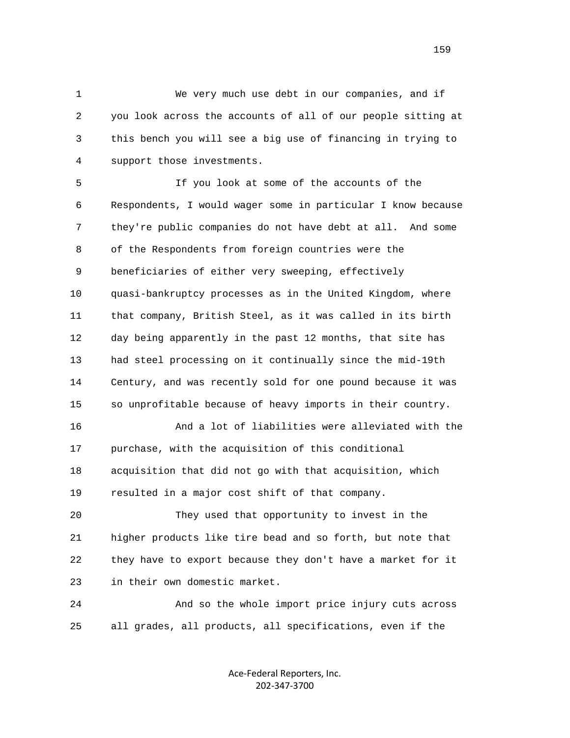We very much use debt in our companies, and if you look across the accounts of all of our people sitting at this bench you will see a big use of financing in trying to support those investments.

If you look at some of the accounts of the Respondents, I would wager some in particular I know because they're public companies do not have debt at all. And some of the Respondents from foreign countries were the beneficiaries of either very sweeping, effectively quasi-bankruptcy processes as in the United Kingdom, where that company, British Steel, as it was called in its birth day being apparently in the past 12 months, that site has had steel processing on it continually since the mid-19th Century, and was recently sold for one pound because it was so unprofitable because of heavy imports in their country.

And a lot of liabilities were alleviated with the purchase, with the acquisition of this conditional acquisition that did not go with that acquisition, which resulted in a major cost shift of that company.

They used that opportunity to invest in the higher products like tire bead and so forth, but note that they have to export because they don't have a market for it in their own domestic market.

And so the whole import price injury cuts across all grades, all products, all specifications, even if the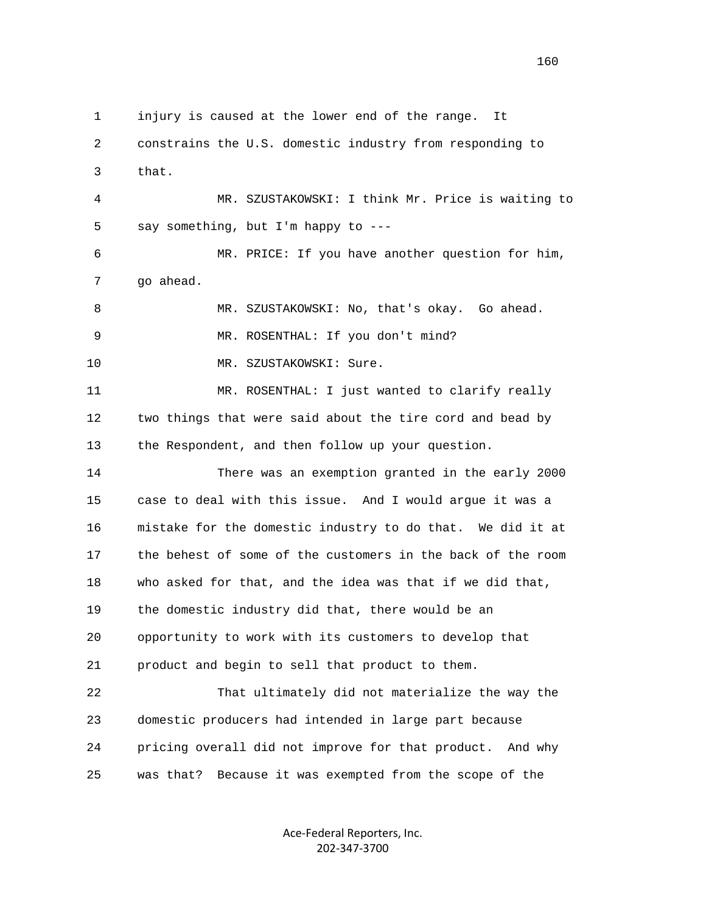injury is caused at the lower end of the range. It constrains the U.S. domestic industry from responding to that.

MR. SZUSTAKOWSKI: I think Mr. Price is waiting to say something, but I'm happy to ---

MR. PRICE: If you have another question for him, go ahead.

MR. SZUSTAKOWSKI: No, that's okay. Go ahead.

MR. ROSENTHAL: If you don't mind?

MR. SZUSTAKOWSKI: Sure.

MR. ROSENTHAL: I just wanted to clarify really two things that were said about the tire cord and bead by the Respondent, and then follow up your question.

There was an exemption granted in the early 2000 case to deal with this issue. And I would argue it was a mistake for the domestic industry to do that. We did it at the behest of some of the customers in the back of the room who asked for that, and the idea was that if we did that, the domestic industry did that, there would be an opportunity to work with its customers to develop that product and begin to sell that product to them.

That ultimately did not materialize the way the domestic producers had intended in large part because pricing overall did not improve for that product. And why was that? Because it was exempted from the scope of the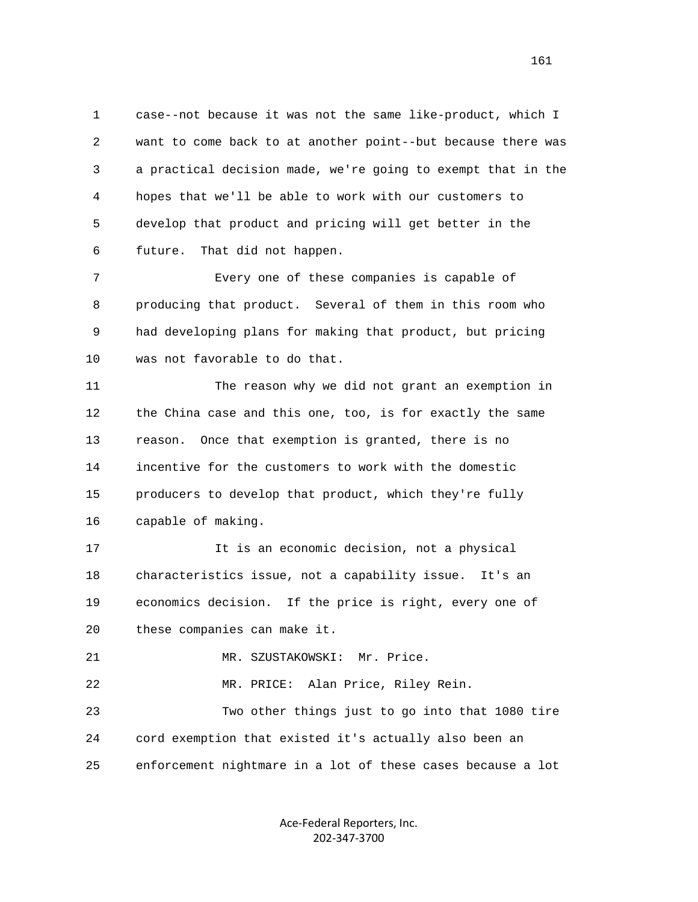case--not because it was not the same like-product, which I want to come back to at another point--but because there was a practical decision made, we're going to exempt that in the hopes that we'll be able to work with our customers to develop that product and pricing will get better in the future. That did not happen.

Every one of these companies is capable of producing that product. Several of them in this room who had developing plans for making that product, but pricing was not favorable to do that.

The reason why we did not grant an exemption in the China case and this one, too, is for exactly the same reason. Once that exemption is granted, there is no incentive for the customers to work with the domestic producers to develop that product, which they're fully capable of making.

It is an economic decision, not a physical characteristics issue, not a capability issue. It's an economics decision. If the price is right, every one of these companies can make it.

MR. SZUSTAKOWSKI: Mr. Price.

MR. PRICE: Alan Price, Riley Rein.

Two other things just to go into that 1080 tire cord exemption that existed it's actually also been an enforcement nightmare in a lot of these cases because a lot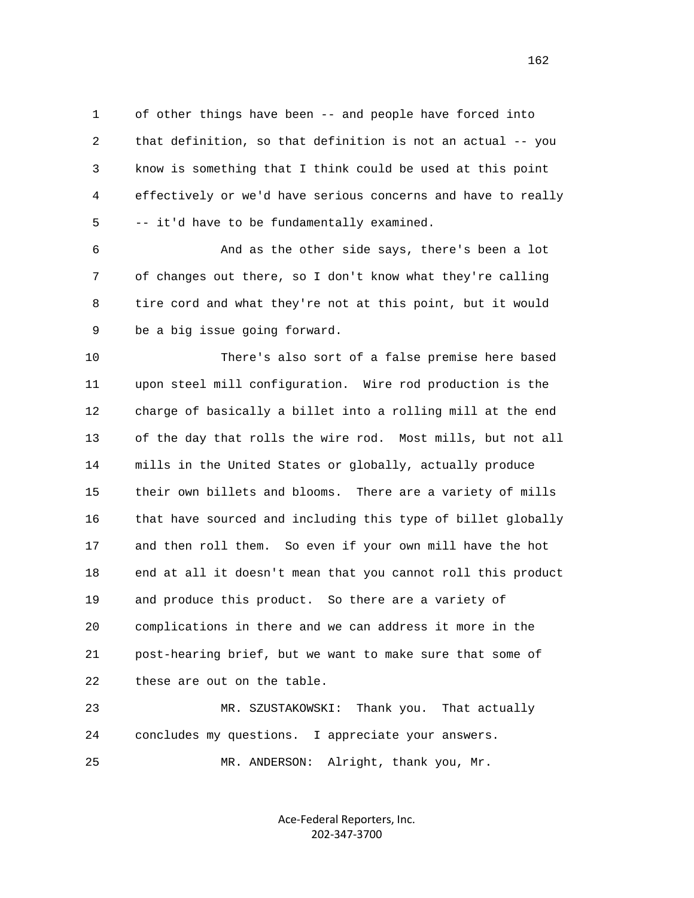of other things have been -- and people have forced into that definition, so that definition is not an actual -- you know is something that I think could be used at this point effectively or we'd have serious concerns and have to really -- it'd have to be fundamentally examined.

And as the other side says, there's been a lot of changes out there, so I don't know what they're calling tire cord and what they're not at this point, but it would be a big issue going forward.

There's also sort of a false premise here based upon steel mill configuration. Wire rod production is the charge of basically a billet into a rolling mill at the end of the day that rolls the wire rod. Most mills, but not all mills in the United States or globally, actually produce their own billets and blooms. There are a variety of mills that have sourced and including this type of billet globally and then roll them. So even if your own mill have the hot end at all it doesn't mean that you cannot roll this product and produce this product. So there are a variety of complications in there and we can address it more in the post-hearing brief, but we want to make sure that some of these are out on the table.

MR. SZUSTAKOWSKI: Thank you. That actually concludes my questions. I appreciate your answers.

MR. ANDERSON: Alright, thank you, Mr.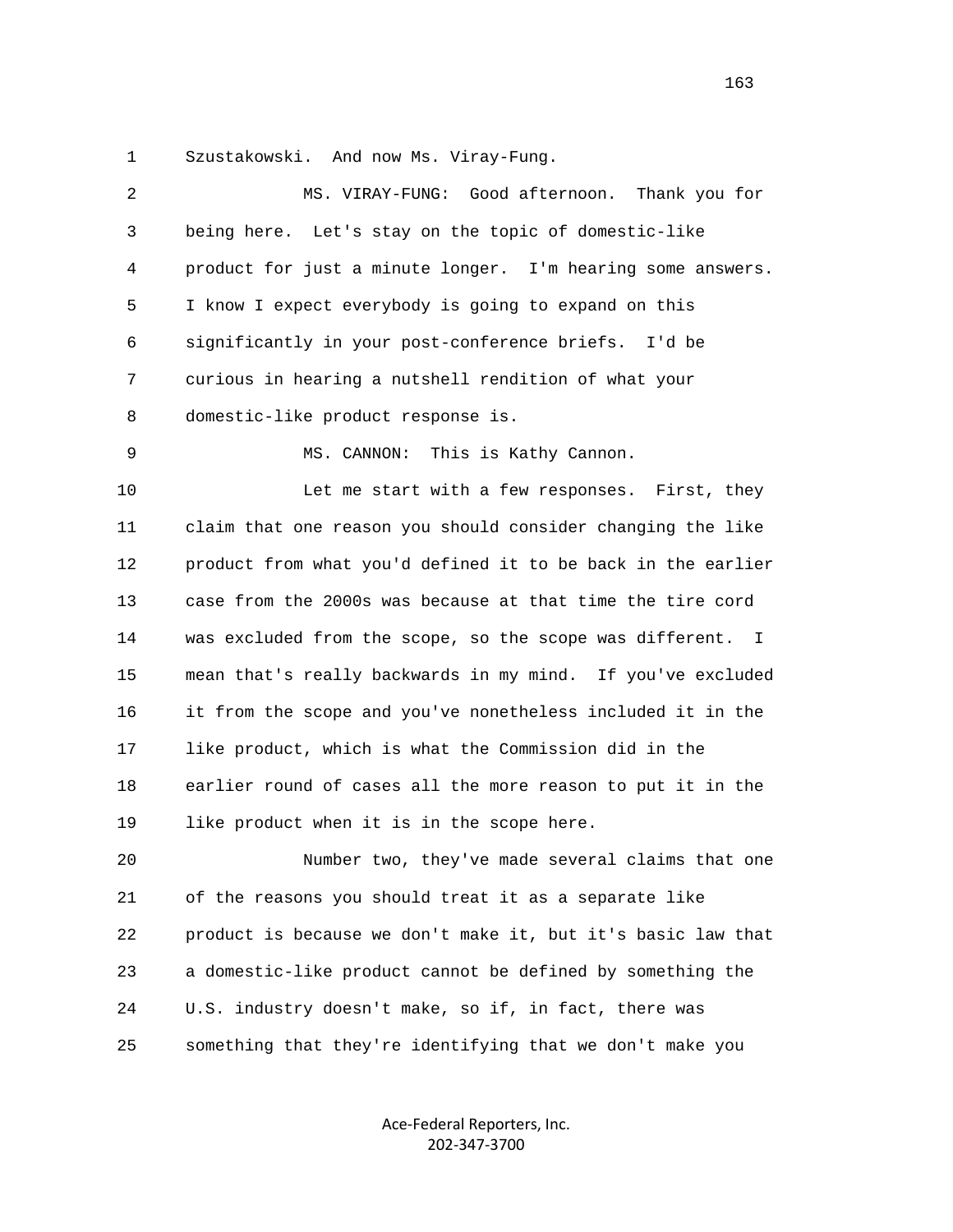Szustakowski. And now Ms. Viray-Fung.

MS. VIRAY-FUNG: Good afternoon. Thank you for being here. Let's stay on the topic of domestic-like product for just a minute longer. I'm hearing some answers. I know I expect everybody is going to expand on this significantly in your post-conference briefs. I'd be curious in hearing a nutshell rendition of what your domestic-like product response is.

MS. CANNON: This is Kathy Cannon.

Let me start with a few responses. First, they claim that one reason you should consider changing the like product from what you'd defined it to be back in the earlier case from the 2000s was because at that time the tire cord was excluded from the scope, so the scope was different. I mean that's really backwards in my mind. If you've excluded it from the scope and you've nonetheless included it in the like product, which is what the Commission did in the earlier round of cases all the more reason to put it in the like product when it is in the scope here.

Number two, they've made several claims that one of the reasons you should treat it as a separate like product is because we don't make it, but it's basic law that a domestic-like product cannot be defined by something the U.S. industry doesn't make, so if, in fact, there was something that they're identifying that we don't make you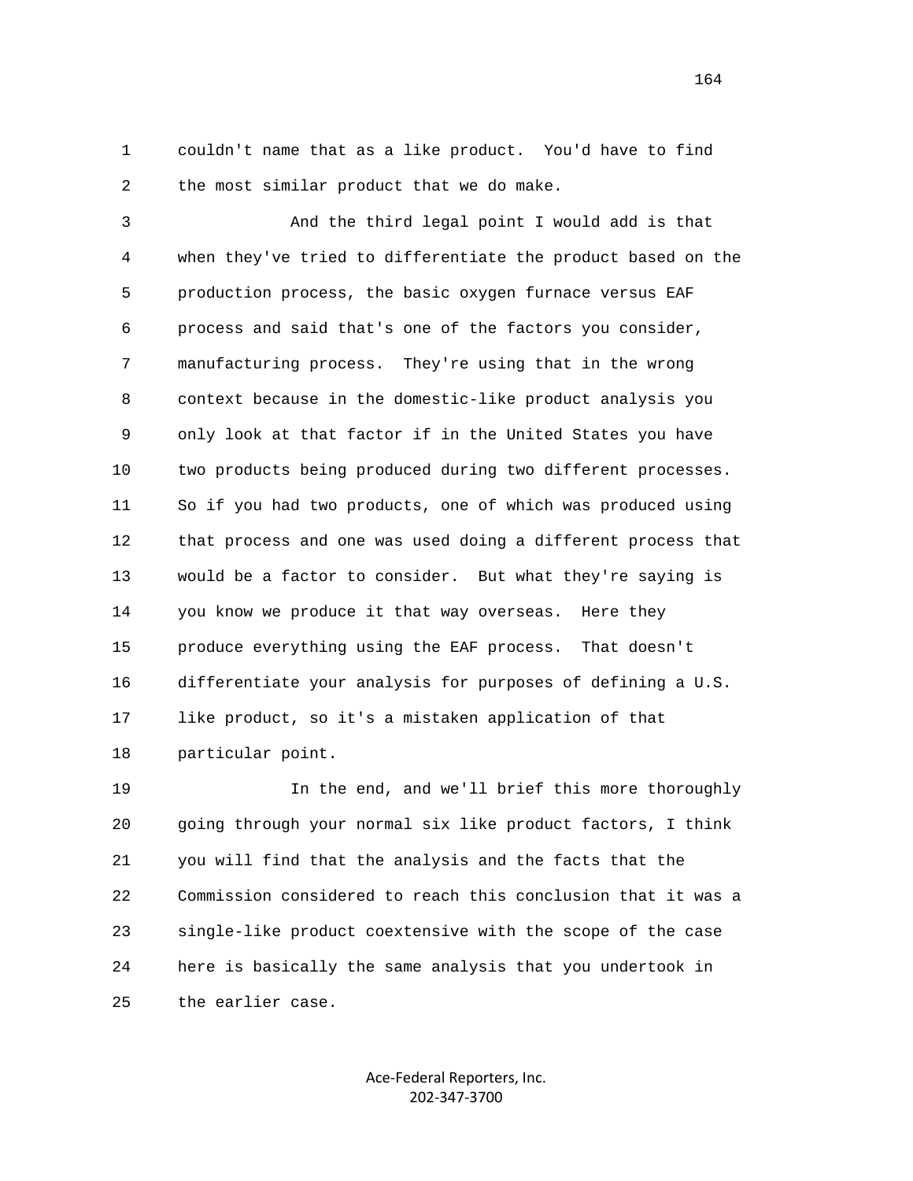1 couldn't name that as a like product. You'd have to find
2 the most similar product that we do make.

3 And the third legal point I would add is that
4 when they've tried to differentiate the product based on the
5 production process, the basic oxygen furnace versus EAF
6 process and said that's one of the factors you consider,
7 manufacturing process. They're using that in the wrong
8 context because in the domestic-like product analysis you
9 only look at that factor if in the United States you have
10 two products being produced during two different processes.
11 So if you had two products, one of which was produced using
12 that process and one was used doing a different process that
13 would be a factor to consider. But what they're saying is
14 you know we produce it that way overseas. Here they
15 produce everything using the EAF process. That doesn't
16 differentiate your analysis for purposes of defining a U.S.
17 like product, so it's a mistaken application of that
18 particular point.

19 In the end, and we'll brief this more thoroughly
20 going through your normal six like product factors, I think
21 you will find that the analysis and the facts that the
22 Commission considered to reach this conclusion that it was a
23 single-like product coextensive with the scope of the case
24 here is basically the same analysis that you undertook in
25 the earlier case.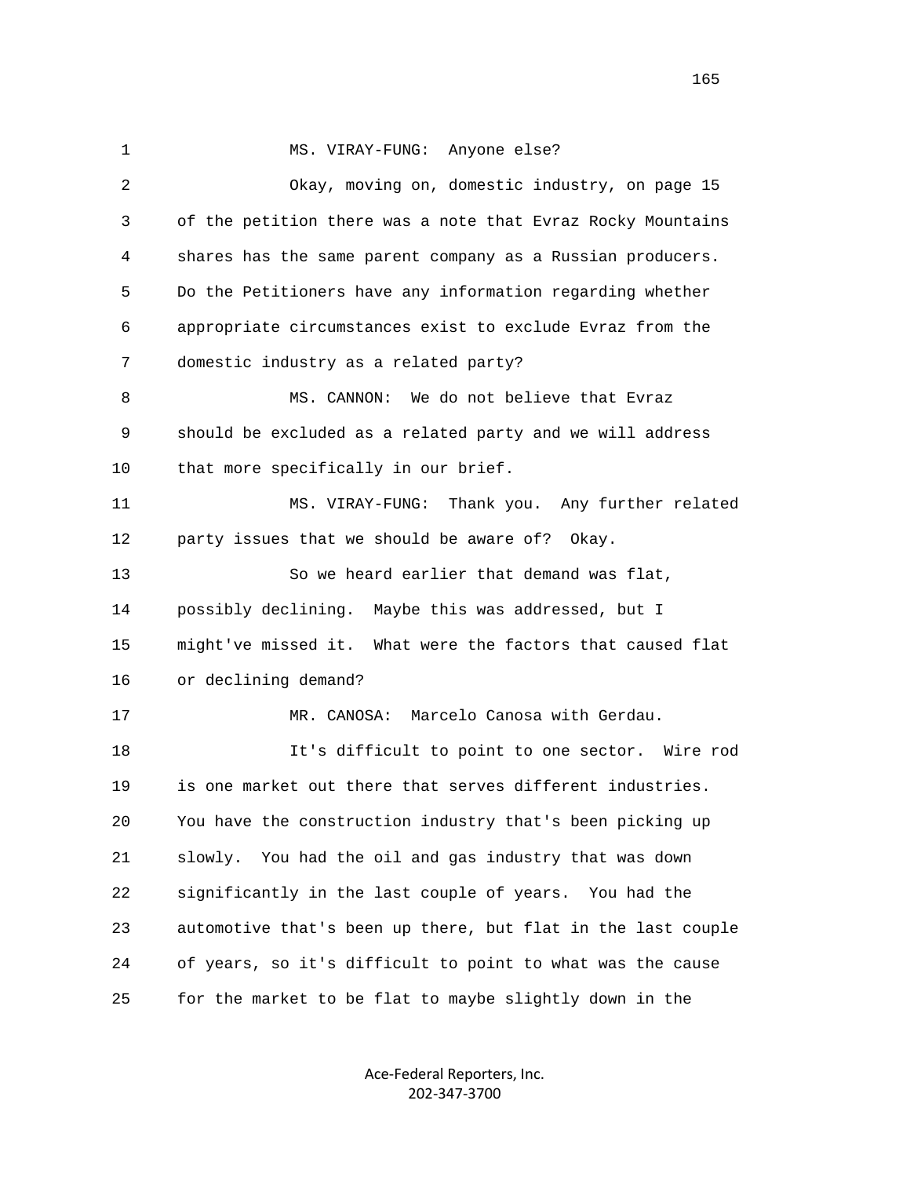MS. VIRAY-FUNG: Anyone else?

Okay, moving on, domestic industry, on page 15 of the petition there was a note that Evraz Rocky Mountains shares has the same parent company as a Russian producers. Do the Petitioners have any information regarding whether appropriate circumstances exist to exclude Evraz from the domestic industry as a related party?

MS. CANNON: We do not believe that Evraz should be excluded as a related party and we will address that more specifically in our brief.

MS. VIRAY-FUNG: Thank you. Any further related party issues that we should be aware of? Okay.

So we heard earlier that demand was flat, possibly declining. Maybe this was addressed, but I might've missed it. What were the factors that caused flat or declining demand?

MR. CANOSA: Marcelo Canosa with Gerdau.

It's difficult to point to one sector. Wire rod is one market out there that serves different industries. You have the construction industry that's been picking up slowly. You had the oil and gas industry that was down significantly in the last couple of years. You had the automotive that's been up there, but flat in the last couple of years, so it's difficult to point to what was the cause for the market to be flat to maybe slightly down in the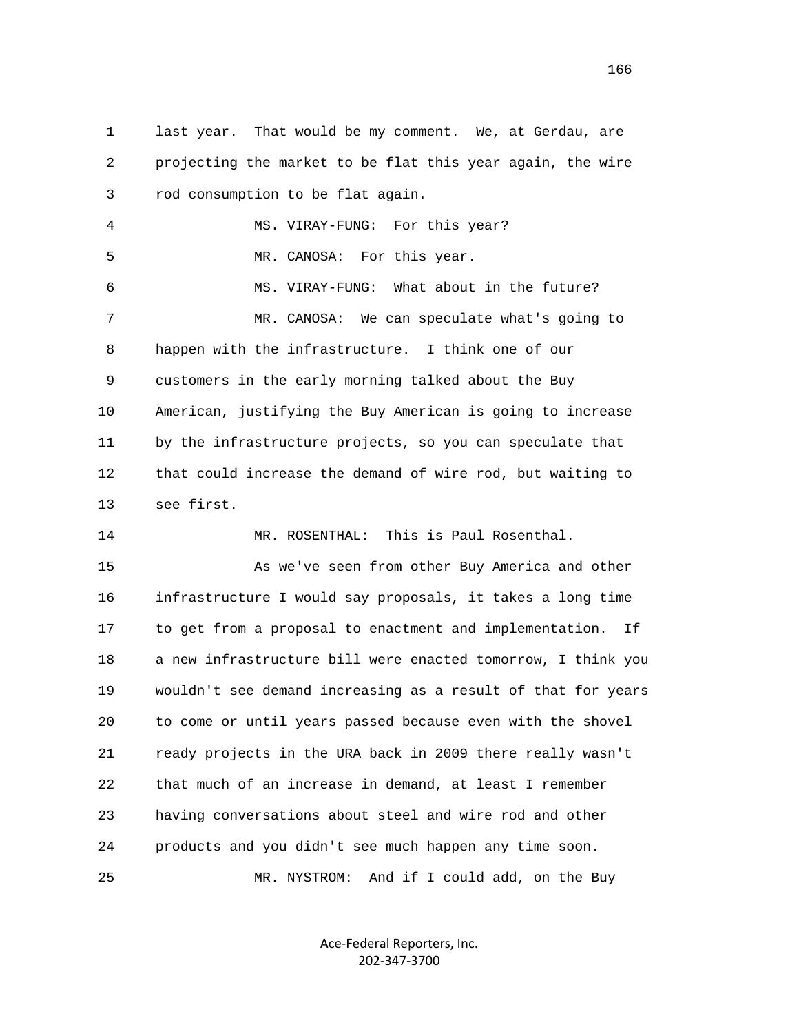1 last year. That would be my comment. We, at Gerdau, are
2 projecting the market to be flat this year again, the wire
3 rod consumption to be flat again.

4 MS. VIRAY-FUNG: For this year?

5 MR. CANOSA: For this year.

6 MS. VIRAY-FUNG: What about in the future?

7 MR. CANOSA: We can speculate what's going to
8 happen with the infrastructure. I think one of our
9 customers in the early morning talked about the Buy
10 American, justifying the Buy American is going to increase
11 by the infrastructure projects, so you can speculate that
12 that could increase the demand of wire rod, but waiting to
13 see first.

14 MR. ROSENTHAL: This is Paul Rosenthal.

15 As we've seen from other Buy America and other
16 infrastructure I would say proposals, it takes a long time
17 to get from a proposal to enactment and implementation. If
18 a new infrastructure bill were enacted tomorrow, I think you
19 wouldn't see demand increasing as a result of that for years
20 to come or until years passed because even with the shovel
21 ready projects in the URA back in 2009 there really wasn't
22 that much of an increase in demand, at least I remember
23 having conversations about steel and wire rod and other
24 products and you didn't see much happen any time soon.

25 MR. NYSTROM: And if I could add, on the Buy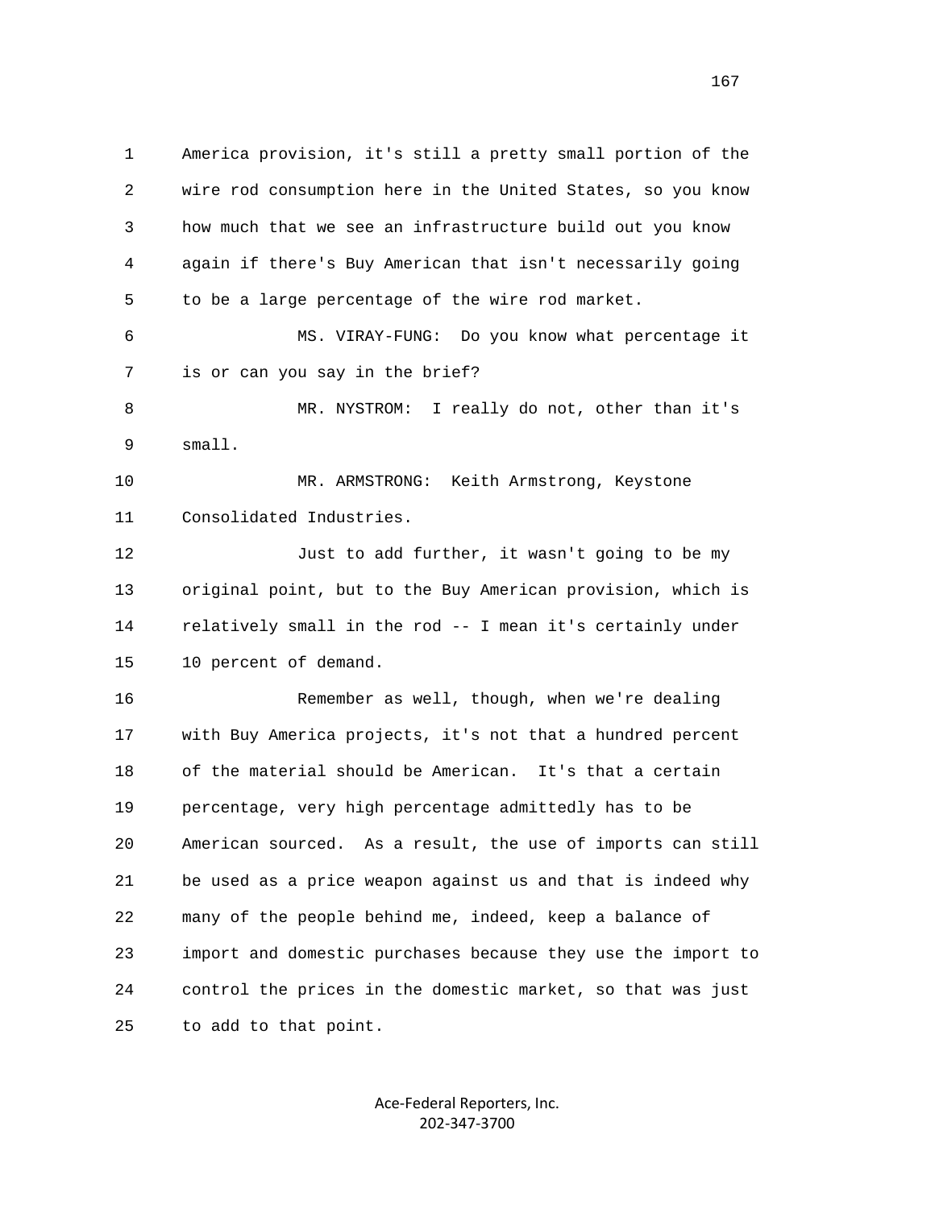America provision, it's still a pretty small portion of the wire rod consumption here in the United States, so you know how much that we see an infrastructure build out you know again if there's Buy American that isn't necessarily going to be a large percentage of the wire rod market.

MS. VIRAY-FUNG: Do you know what percentage it is or can you say in the brief?

MR. NYSTROM: I really do not, other than it's small.

MR. ARMSTRONG: Keith Armstrong, Keystone Consolidated Industries.

Just to add further, it wasn't going to be my original point, but to the Buy American provision, which is relatively small in the rod -- I mean it's certainly under 10 percent of demand.

Remember as well, though, when we're dealing with Buy America projects, it's not that a hundred percent of the material should be American. It's that a certain percentage, very high percentage admittedly has to be American sourced. As a result, the use of imports can still be used as a price weapon against us and that is indeed why many of the people behind me, indeed, keep a balance of import and domestic purchases because they use the import to control the prices in the domestic market, so that was just to add to that point.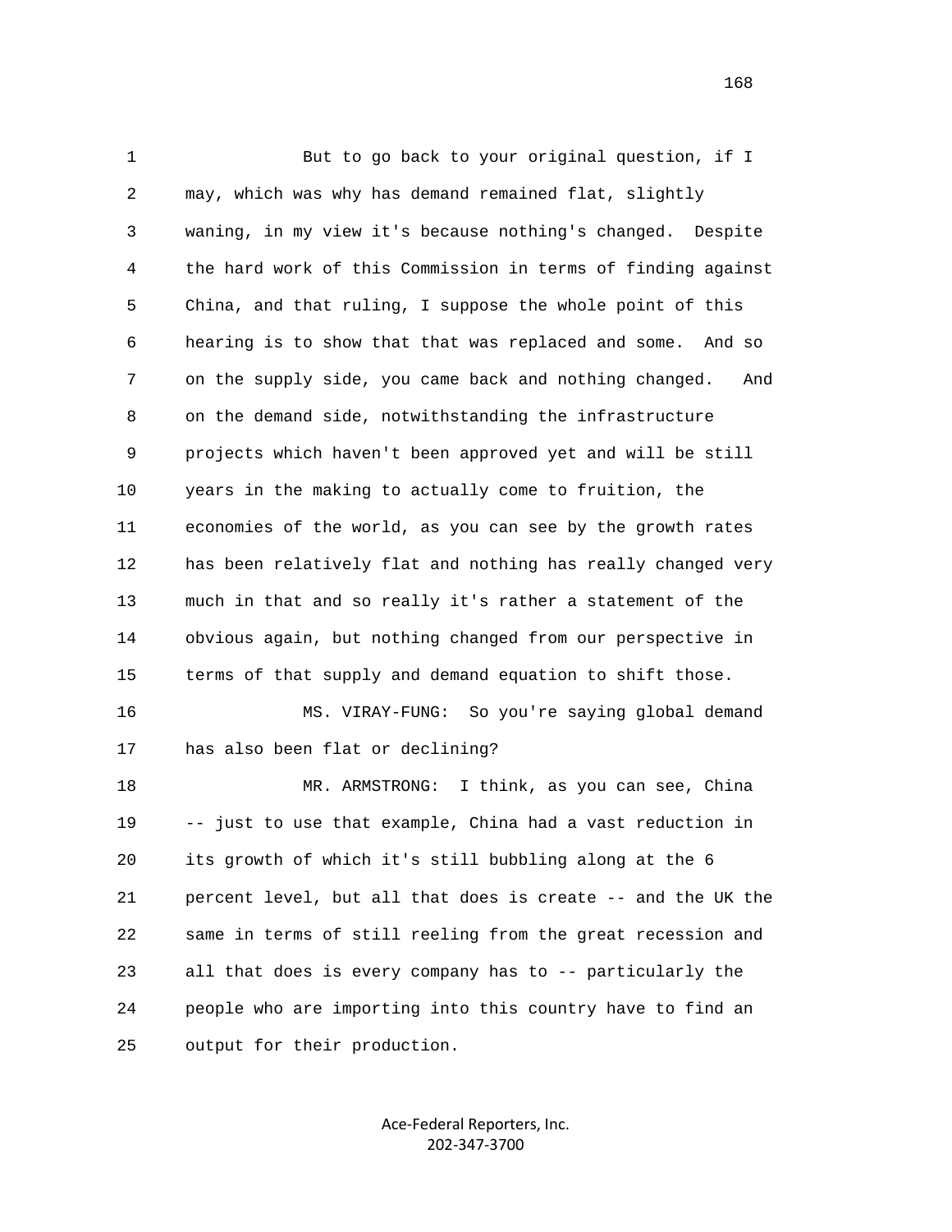But to go back to your original question, if I may, which was why has demand remained flat, slightly waning, in my view it's because nothing's changed. Despite the hard work of this Commission in terms of finding against China, and that ruling, I suppose the whole point of this hearing is to show that that was replaced and some. And so on the supply side, you came back and nothing changed. And on the demand side, notwithstanding the infrastructure projects which haven't been approved yet and will be still years in the making to actually come to fruition, the economies of the world, as you can see by the growth rates has been relatively flat and nothing has really changed very much in that and so really it's rather a statement of the obvious again, but nothing changed from our perspective in terms of that supply and demand equation to shift those.

MS. VIRAY-FUNG: So you're saying global demand has also been flat or declining?

MR. ARMSTRONG: I think, as you can see, China -- just to use that example, China had a vast reduction in its growth of which it's still bubbling along at the 6 percent level, but all that does is create -- and the UK the same in terms of still reeling from the great recession and all that does is every company has to -- particularly the people who are importing into this country have to find an output for their production.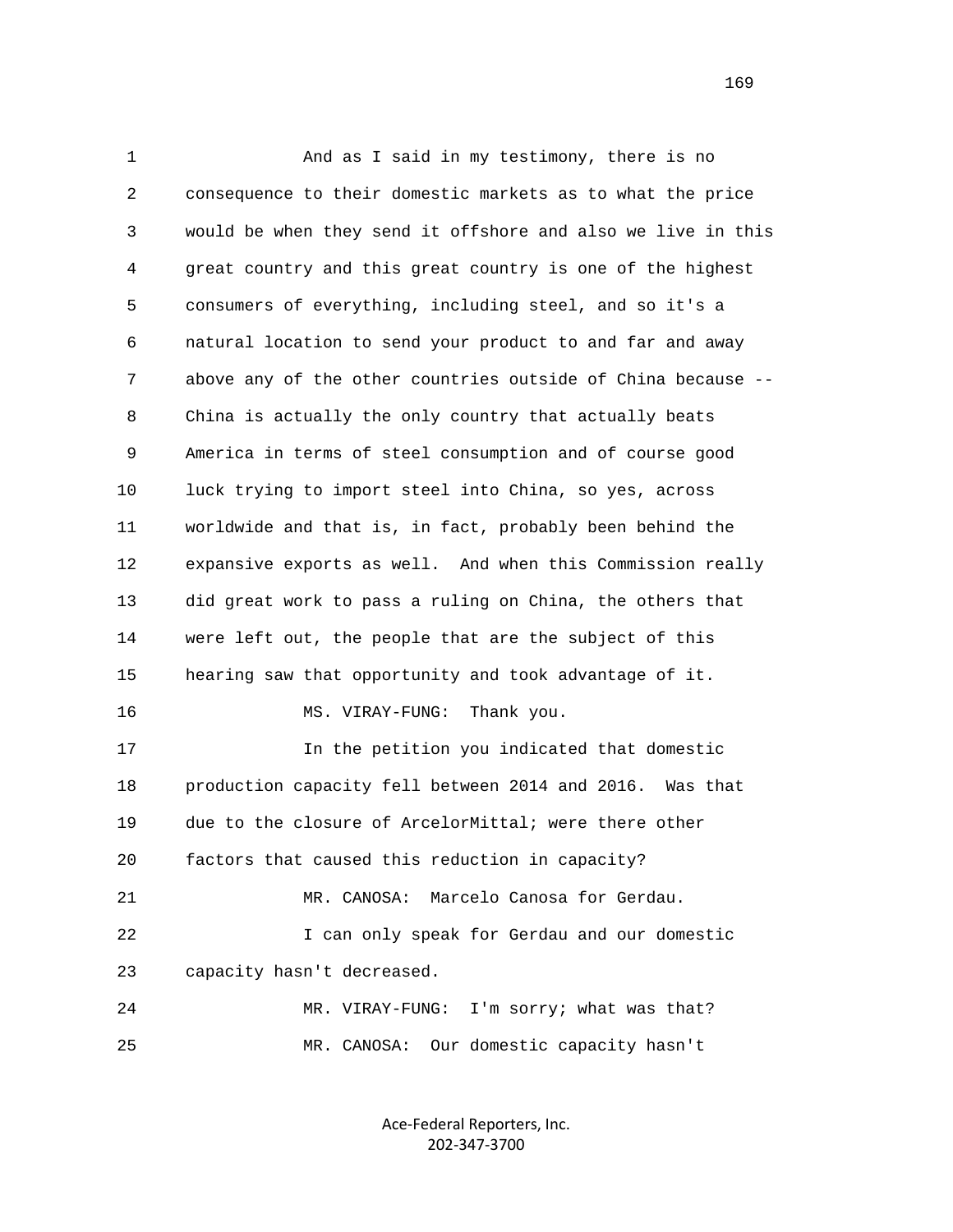1 And as I said in my testimony, there is no
2 consequence to their domestic markets as to what the price
3 would be when they send it offshore and also we live in this
4 great country and this great country is one of the highest
5 consumers of everything, including steel, and so it's a
6 natural location to send your product to and far and away
7 above any of the other countries outside of China because --
8 China is actually the only country that actually beats
9 America in terms of steel consumption and of course good
10 luck trying to import steel into China, so yes, across
11 worldwide and that is, in fact, probably been behind the
12 expansive exports as well. And when this Commission really
13 did great work to pass a ruling on China, the others that
14 were left out, the people that are the subject of this
15 hearing saw that opportunity and took advantage of it.
16 MS. VIRAY-FUNG: Thank you.
17 In the petition you indicated that domestic
18 production capacity fell between 2014 and 2016. Was that
19 due to the closure of ArcelorMittal; were there other
20 factors that caused this reduction in capacity?
21 MR. CANOSA: Marcelo Canosa for Gerdau.
22 I can only speak for Gerdau and our domestic
23 capacity hasn't decreased.
24 MR. VIRAY-FUNG: I'm sorry; what was that?
25 MR. CANOSA: Our domestic capacity hasn't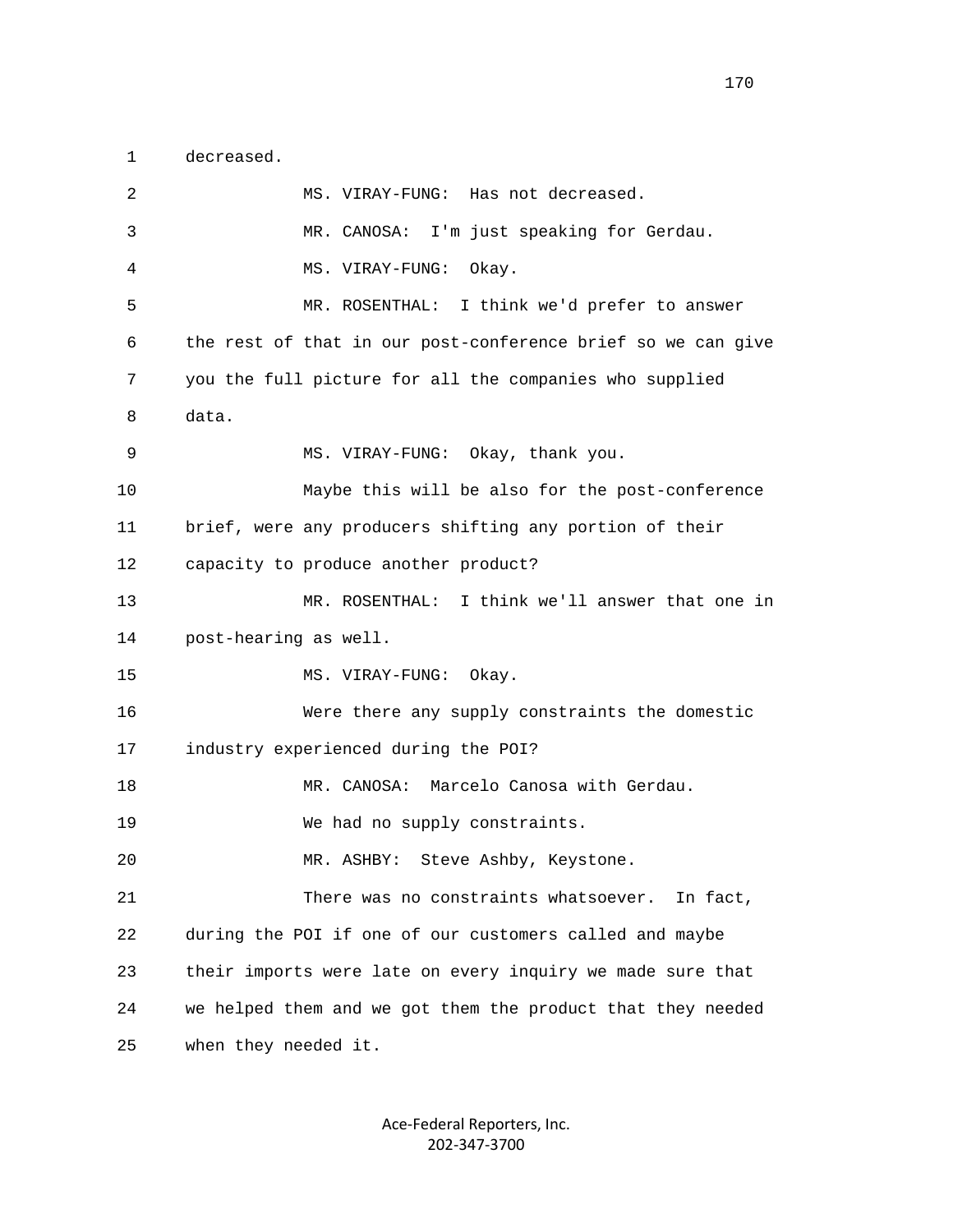decreased.

MS. VIRAY-FUNG: Has not decreased.

MR. CANOSA: I'm just speaking for Gerdau.

MS. VIRAY-FUNG: Okay.

MR. ROSENTHAL: I think we'd prefer to answer the rest of that in our post-conference brief so we can give you the full picture for all the companies who supplied data.

MS. VIRAY-FUNG: Okay, thank you.

Maybe this will be also for the post-conference brief, were any producers shifting any portion of their capacity to produce another product?

MR. ROSENTHAL: I think we'll answer that one in post-hearing as well.

MS. VIRAY-FUNG: Okay.

Were there any supply constraints the domestic industry experienced during the POI?

MR. CANOSA: Marcelo Canosa with Gerdau.

We had no supply constraints.

MR. ASHBY: Steve Ashby, Keystone.

There was no constraints whatsoever. In fact, during the POI if one of our customers called and maybe their imports were late on every inquiry we made sure that we helped them and we got them the product that they needed when they needed it.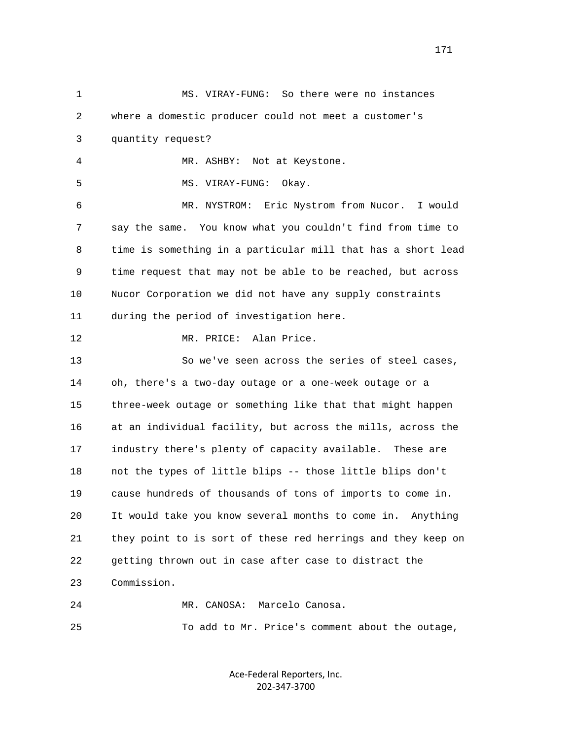MS. VIRAY-FUNG: So there were no instances where a domestic producer could not meet a customer's quantity request?

MR. ASHBY: Not at Keystone.

MS. VIRAY-FUNG: Okay.

MR. NYSTROM: Eric Nystrom from Nucor. I would say the same. You know what you couldn't find from time to time is something in a particular mill that has a short lead time request that may not be able to be reached, but across Nucor Corporation we did not have any supply constraints during the period of investigation here.

MR. PRICE: Alan Price.

So we've seen across the series of steel cases, oh, there's a two-day outage or a one-week outage or a three-week outage or something like that that might happen at an individual facility, but across the mills, across the industry there's plenty of capacity available. These are not the types of little blips -- those little blips don't cause hundreds of thousands of tons of imports to come in. It would take you know several months to come in. Anything they point to is sort of these red herrings and they keep on getting thrown out in case after case to distract the Commission.

MR. CANOSA: Marcelo Canosa.

To add to Mr. Price's comment about the outage,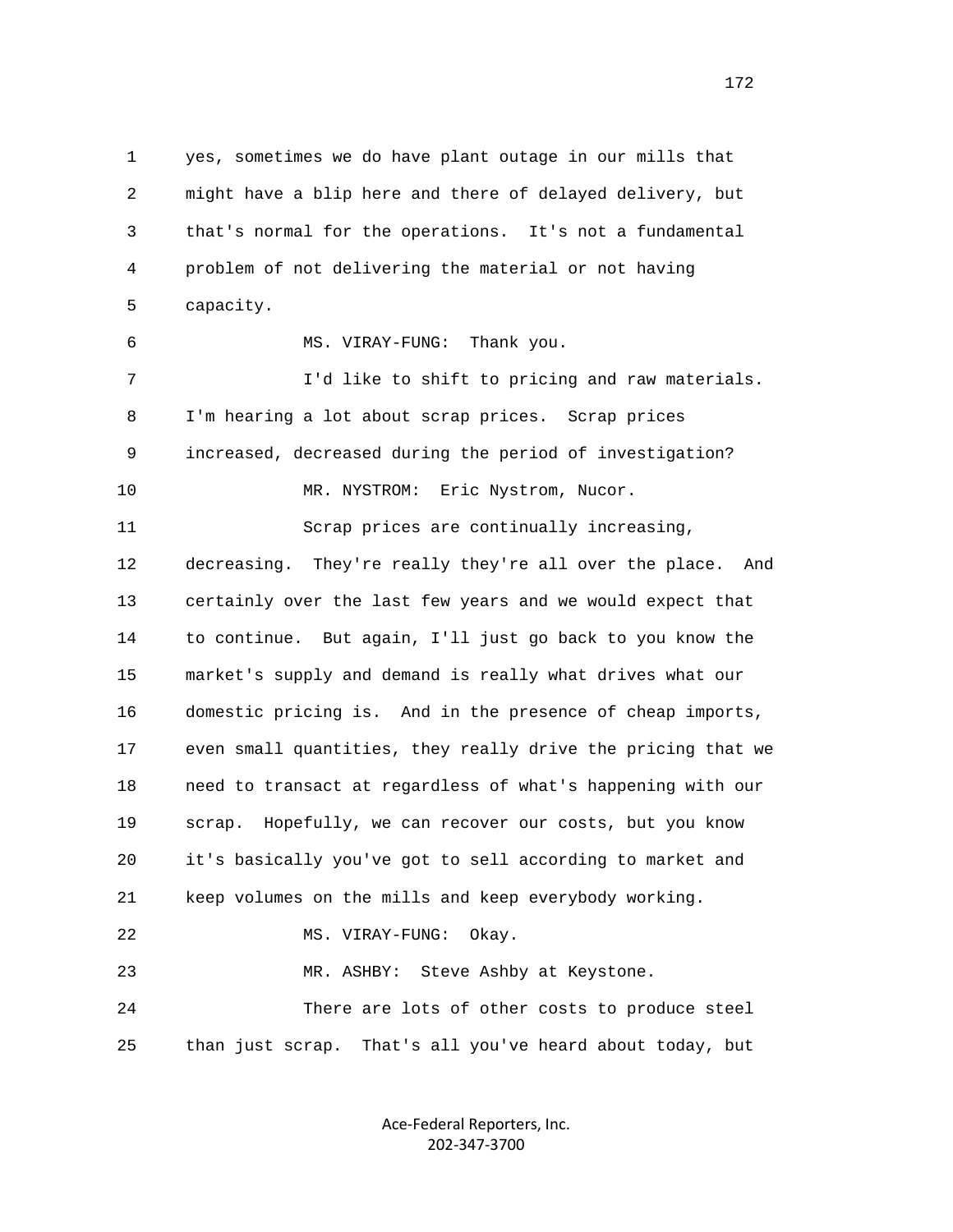yes, sometimes we do have plant outage in our mills that might have a blip here and there of delayed delivery, but that's normal for the operations. It's not a fundamental problem of not delivering the material or not having capacity.

MS. VIRAY-FUNG: Thank you.

I'd like to shift to pricing and raw materials. I'm hearing a lot about scrap prices. Scrap prices increased, decreased during the period of investigation?

MR. NYSTROM: Eric Nystrom, Nucor.

Scrap prices are continually increasing, decreasing. They're really they're all over the place. And certainly over the last few years and we would expect that to continue. But again, I'll just go back to you know the market's supply and demand is really what drives what our domestic pricing is. And in the presence of cheap imports, even small quantities, they really drive the pricing that we need to transact at regardless of what's happening with our scrap. Hopefully, we can recover our costs, but you know it's basically you've got to sell according to market and keep volumes on the mills and keep everybody working.

MS. VIRAY-FUNG: Okay.

MR. ASHBY: Steve Ashby at Keystone.

There are lots of other costs to produce steel than just scrap. That's all you've heard about today, but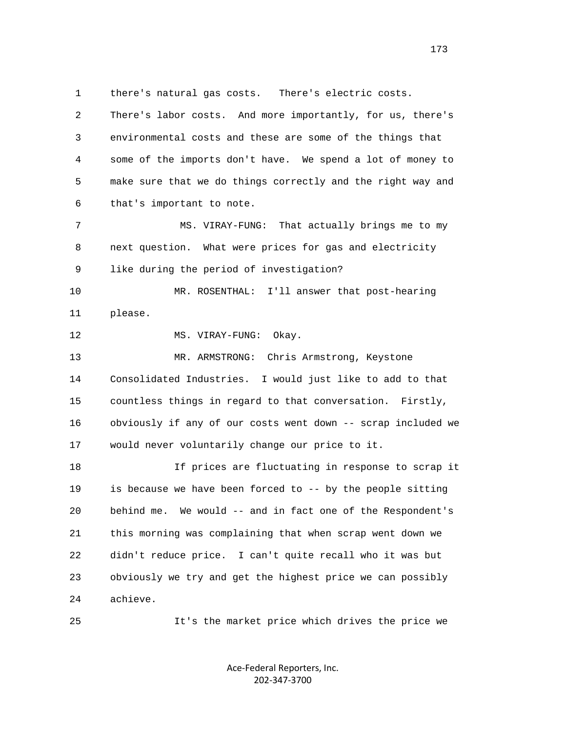there's natural gas costs. There's electric costs. There's labor costs. And more importantly, for us, there's environmental costs and these are some of the things that some of the imports don't have. We spend a lot of money to make sure that we do things correctly and the right way and that's important to note.

MS. VIRAY-FUNG: That actually brings me to my next question. What were prices for gas and electricity like during the period of investigation?

MR. ROSENTHAL: I'll answer that post-hearing please.

MS. VIRAY-FUNG: Okay.

MR. ARMSTRONG: Chris Armstrong, Keystone Consolidated Industries. I would just like to add to that countless things in regard to that conversation. Firstly, obviously if any of our costs went down -- scrap included we would never voluntarily change our price to it.

If prices are fluctuating in response to scrap it is because we have been forced to -- by the people sitting behind me. We would -- and in fact one of the Respondent's this morning was complaining that when scrap went down we didn't reduce price. I can't quite recall who it was but obviously we try and get the highest price we can possibly achieve.

It's the market price which drives the price we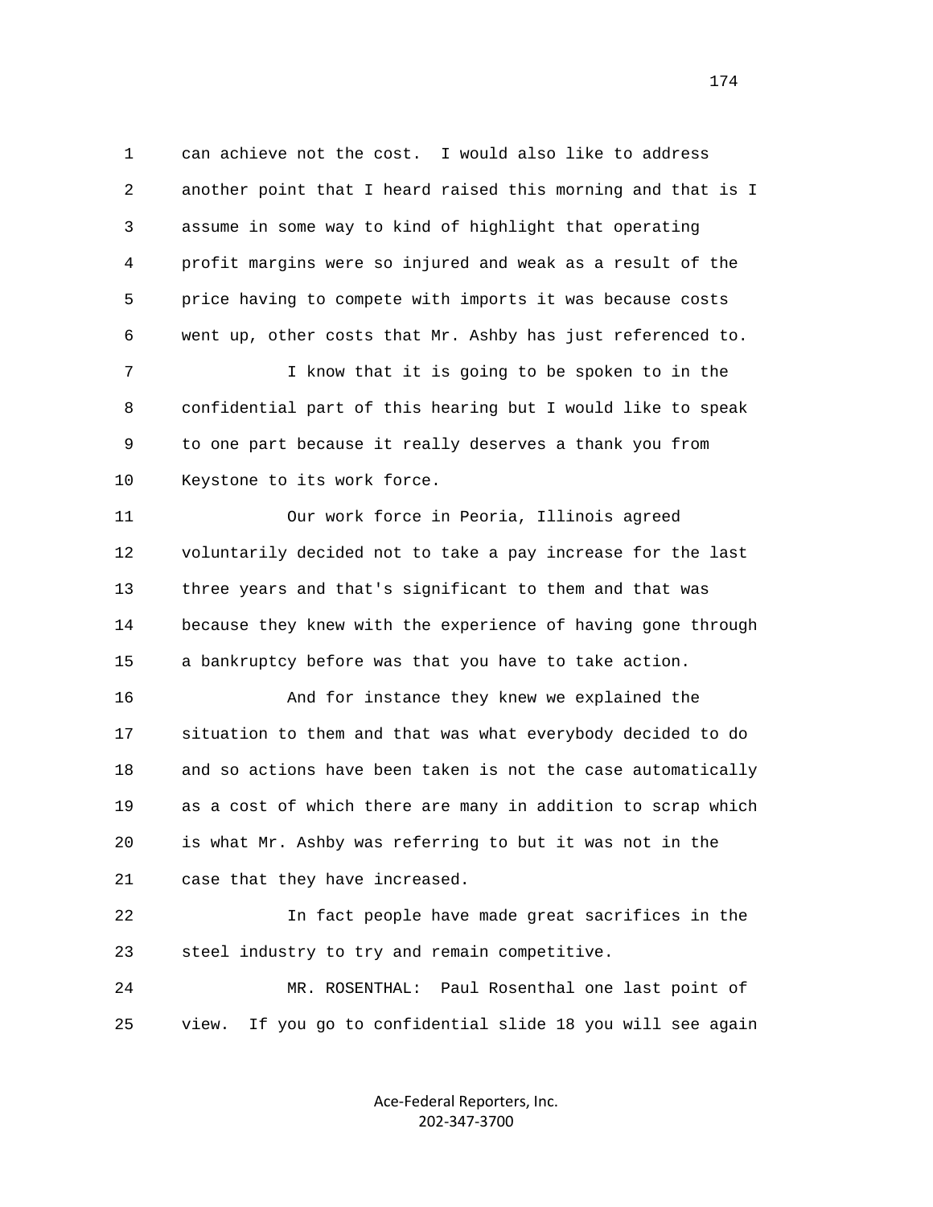can achieve not the cost. I would also like to address another point that I heard raised this morning and that is I assume in some way to kind of highlight that operating profit margins were so injured and weak as a result of the price having to compete with imports it was because costs went up, other costs that Mr. Ashby has just referenced to.

I know that it is going to be spoken to in the confidential part of this hearing but I would like to speak to one part because it really deserves a thank you from Keystone to its work force.

Our work force in Peoria, Illinois agreed voluntarily decided not to take a pay increase for the last three years and that's significant to them and that was because they knew with the experience of having gone through a bankruptcy before was that you have to take action.

And for instance they knew we explained the situation to them and that was what everybody decided to do and so actions have been taken is not the case automatically as a cost of which there are many in addition to scrap which is what Mr. Ashby was referring to but it was not in the case that they have increased.

In fact people have made great sacrifices in the steel industry to try and remain competitive.

MR. ROSENTHAL: Paul Rosenthal one last point of view. If you go to confidential slide 18 you will see again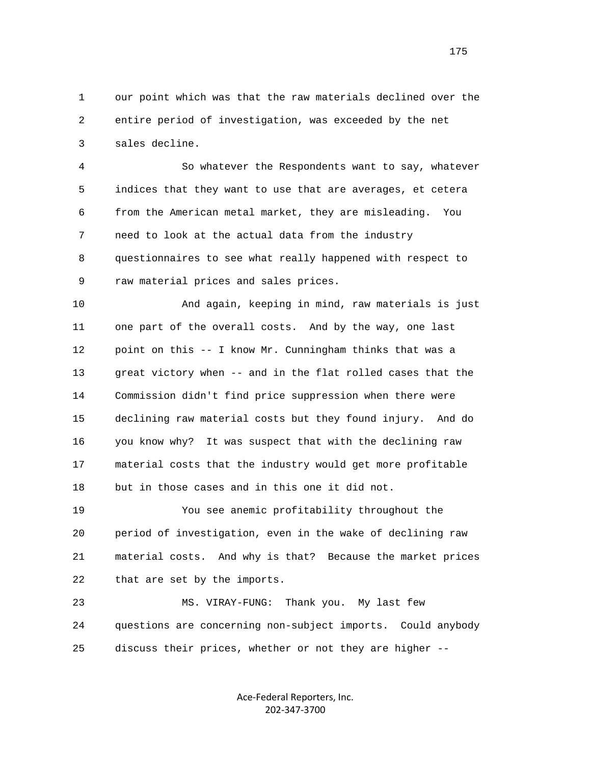our point which was that the raw materials declined over the entire period of investigation, was exceeded by the net sales decline.

So whatever the Respondents want to say, whatever indices that they want to use that are averages, et cetera from the American metal market, they are misleading. You need to look at the actual data from the industry questionnaires to see what really happened with respect to raw material prices and sales prices.

And again, keeping in mind, raw materials is just one part of the overall costs. And by the way, one last point on this -- I know Mr. Cunningham thinks that was a great victory when -- and in the flat rolled cases that the Commission didn't find price suppression when there were declining raw material costs but they found injury. And do you know why? It was suspect that with the declining raw material costs that the industry would get more profitable but in those cases and in this one it did not.

You see anemic profitability throughout the period of investigation, even in the wake of declining raw material costs. And why is that? Because the market prices that are set by the imports.

MS. VIRAY-FUNG: Thank you. My last few questions are concerning non-subject imports. Could anybody discuss their prices, whether or not they are higher --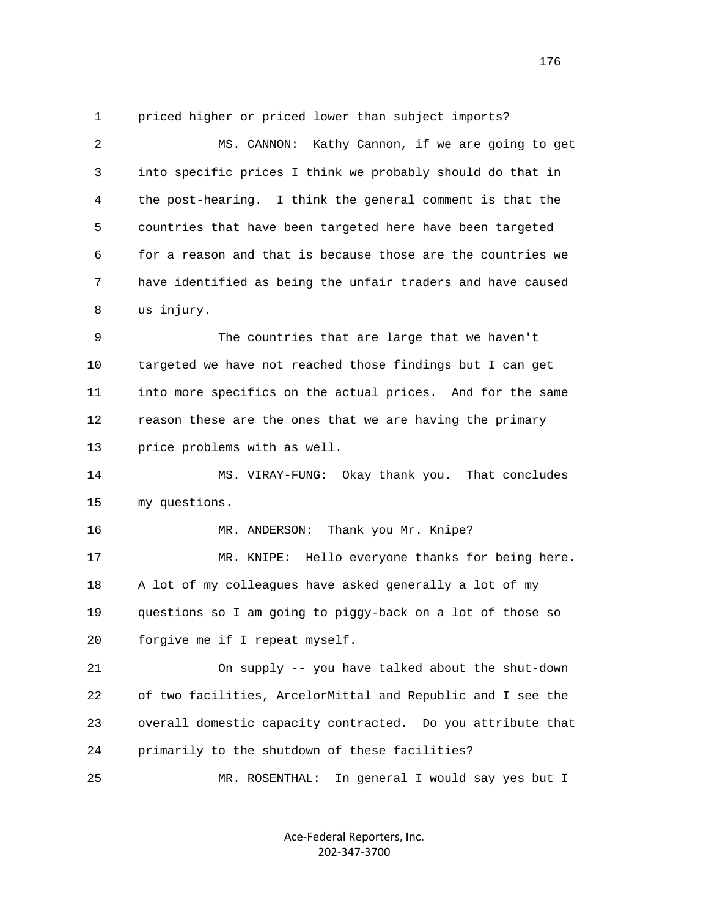priced higher or priced lower than subject imports?

MS. CANNON: Kathy Cannon, if we are going to get into specific prices I think we probably should do that in the post-hearing. I think the general comment is that the countries that have been targeted here have been targeted for a reason and that is because those are the countries we have identified as being the unfair traders and have caused us injury.

The countries that are large that we haven't targeted we have not reached those findings but I can get into more specifics on the actual prices. And for the same reason these are the ones that we are having the primary price problems with as well.

MS. VIRAY-FUNG: Okay thank you. That concludes my questions.

MR. ANDERSON: Thank you Mr. Knipe?

MR. KNIPE: Hello everyone thanks for being here. A lot of my colleagues have asked generally a lot of my questions so I am going to piggy-back on a lot of those so forgive me if I repeat myself.

On supply -- you have talked about the shut-down of two facilities, ArcelorMittal and Republic and I see the overall domestic capacity contracted. Do you attribute that primarily to the shutdown of these facilities?

MR. ROSENTHAL: In general I would say yes but I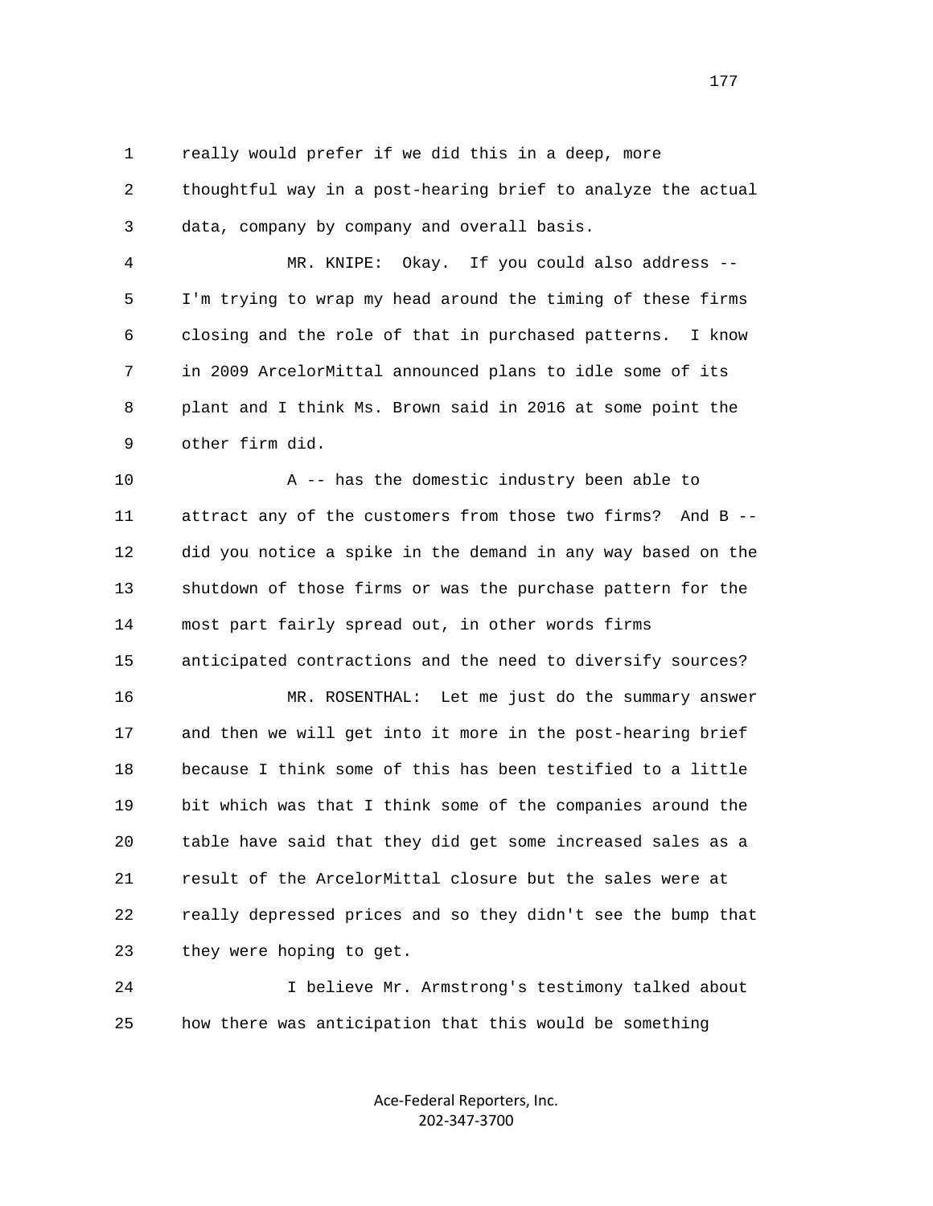really would prefer if we did this in a deep, more thoughtful way in a post-hearing brief to analyze the actual data, company by company and overall basis.

MR. KNIPE: Okay. If you could also address -- I'm trying to wrap my head around the timing of these firms closing and the role of that in purchased patterns. I know in 2009 ArcelorMittal announced plans to idle some of its plant and I think Ms. Brown said in 2016 at some point the other firm did.

A -- has the domestic industry been able to attract any of the customers from those two firms? And B -- did you notice a spike in the demand in any way based on the shutdown of those firms or was the purchase pattern for the most part fairly spread out, in other words firms anticipated contractions and the need to diversify sources?

MR. ROSENTHAL: Let me just do the summary answer and then we will get into it more in the post-hearing brief because I think some of this has been testified to a little bit which was that I think some of the companies around the table have said that they did get some increased sales as a result of the ArcelorMittal closure but the sales were at really depressed prices and so they didn't see the bump that they were hoping to get.

I believe Mr. Armstrong's testimony talked about how there was anticipation that this would be something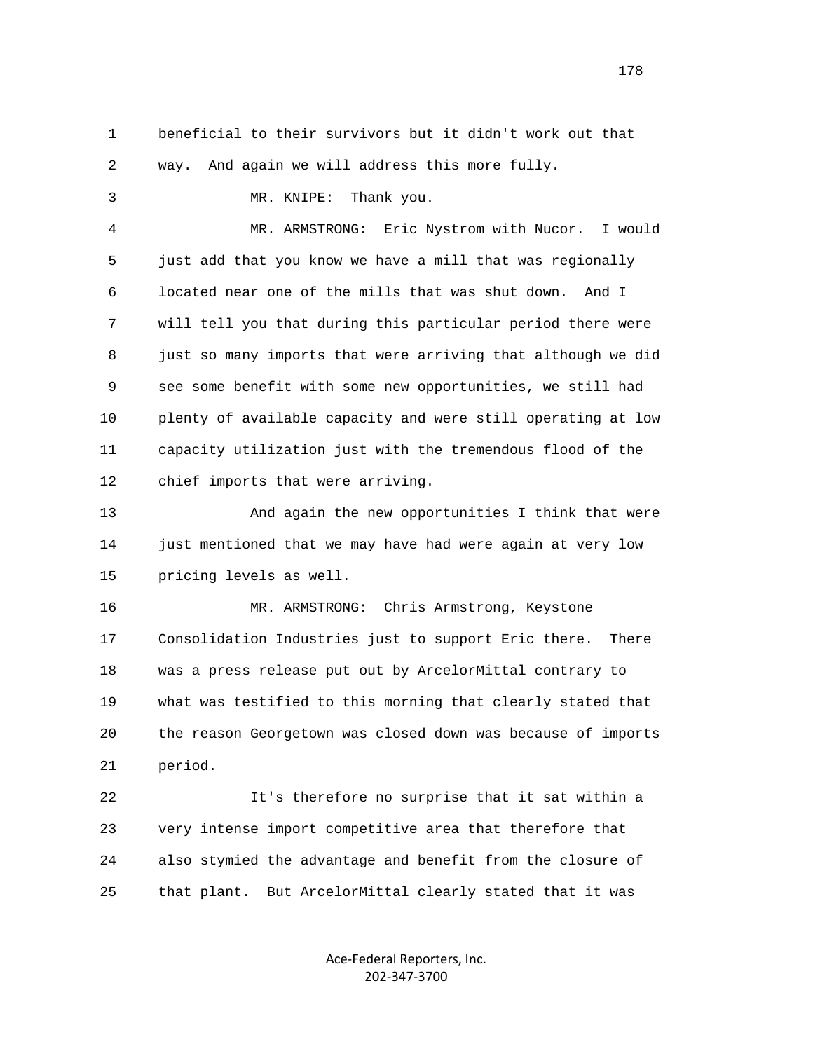1 beneficial to their survivors but it didn't work out that

2 way. And again we will address this more fully.

3 MR. KNIPE: Thank you.

4 MR. ARMSTRONG: Eric Nystrom with Nucor. I would

5 just add that you know we have a mill that was regionally

6 located near one of the mills that was shut down. And I

7 will tell you that during this particular period there were

8 just so many imports that were arriving that although we did

9 see some benefit with some new opportunities, we still had

10 plenty of available capacity and were still operating at low

11 capacity utilization just with the tremendous flood of the

12 chief imports that were arriving.

13 And again the new opportunities I think that were

14 just mentioned that we may have had were again at very low

15 pricing levels as well.

16 MR. ARMSTRONG: Chris Armstrong, Keystone

17 Consolidation Industries just to support Eric there. There

18 was a press release put out by ArcelorMittal contrary to

19 what was testified to this morning that clearly stated that

20 the reason Georgetown was closed down was because of imports

21 period.

22 It's therefore no surprise that it sat within a

23 very intense import competitive area that therefore that

24 also stymied the advantage and benefit from the closure of

25 that plant. But ArcelorMittal clearly stated that it was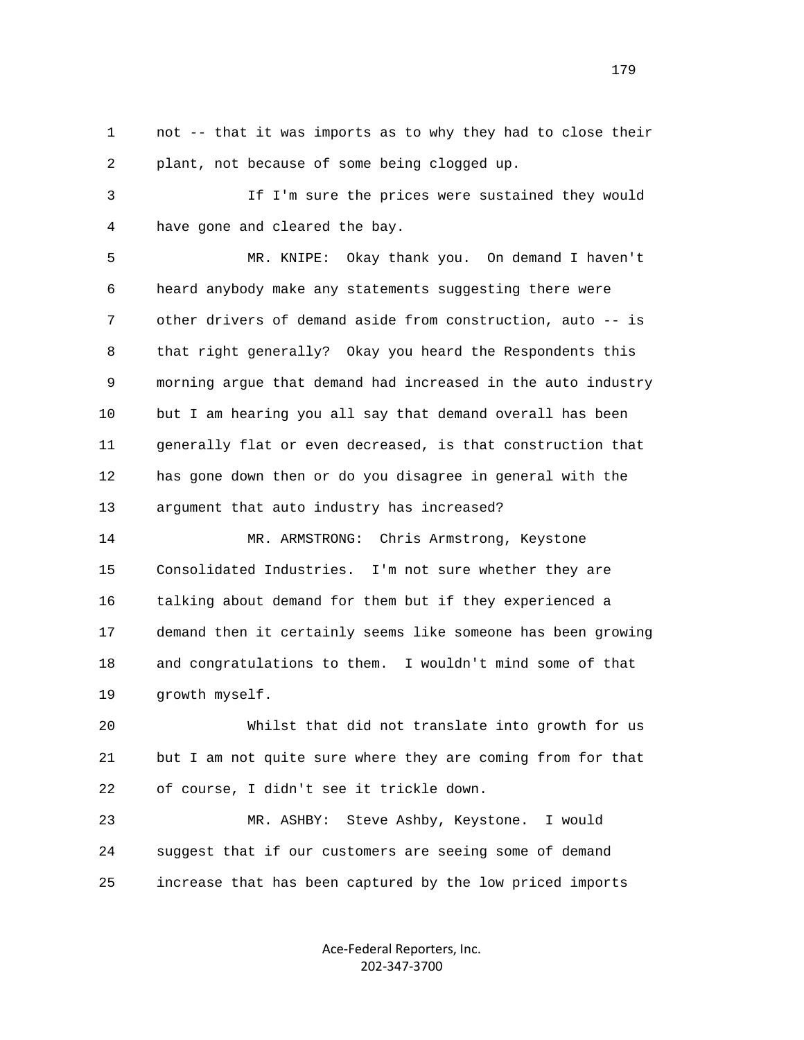not -- that it was imports as to why they had to close their plant, not because of some being clogged up.

If I'm sure the prices were sustained they would have gone and cleared the bay.

MR. KNIPE: Okay thank you. On demand I haven't heard anybody make any statements suggesting there were other drivers of demand aside from construction, auto -- is that right generally? Okay you heard the Respondents this morning argue that demand had increased in the auto industry but I am hearing you all say that demand overall has been generally flat or even decreased, is that construction that has gone down then or do you disagree in general with the argument that auto industry has increased?

MR. ARMSTRONG: Chris Armstrong, Keystone Consolidated Industries. I'm not sure whether they are talking about demand for them but if they experienced a demand then it certainly seems like someone has been growing and congratulations to them. I wouldn't mind some of that growth myself.

Whilst that did not translate into growth for us but I am not quite sure where they are coming from for that of course, I didn't see it trickle down.

MR. ASHBY: Steve Ashby, Keystone. I would suggest that if our customers are seeing some of demand increase that has been captured by the low priced imports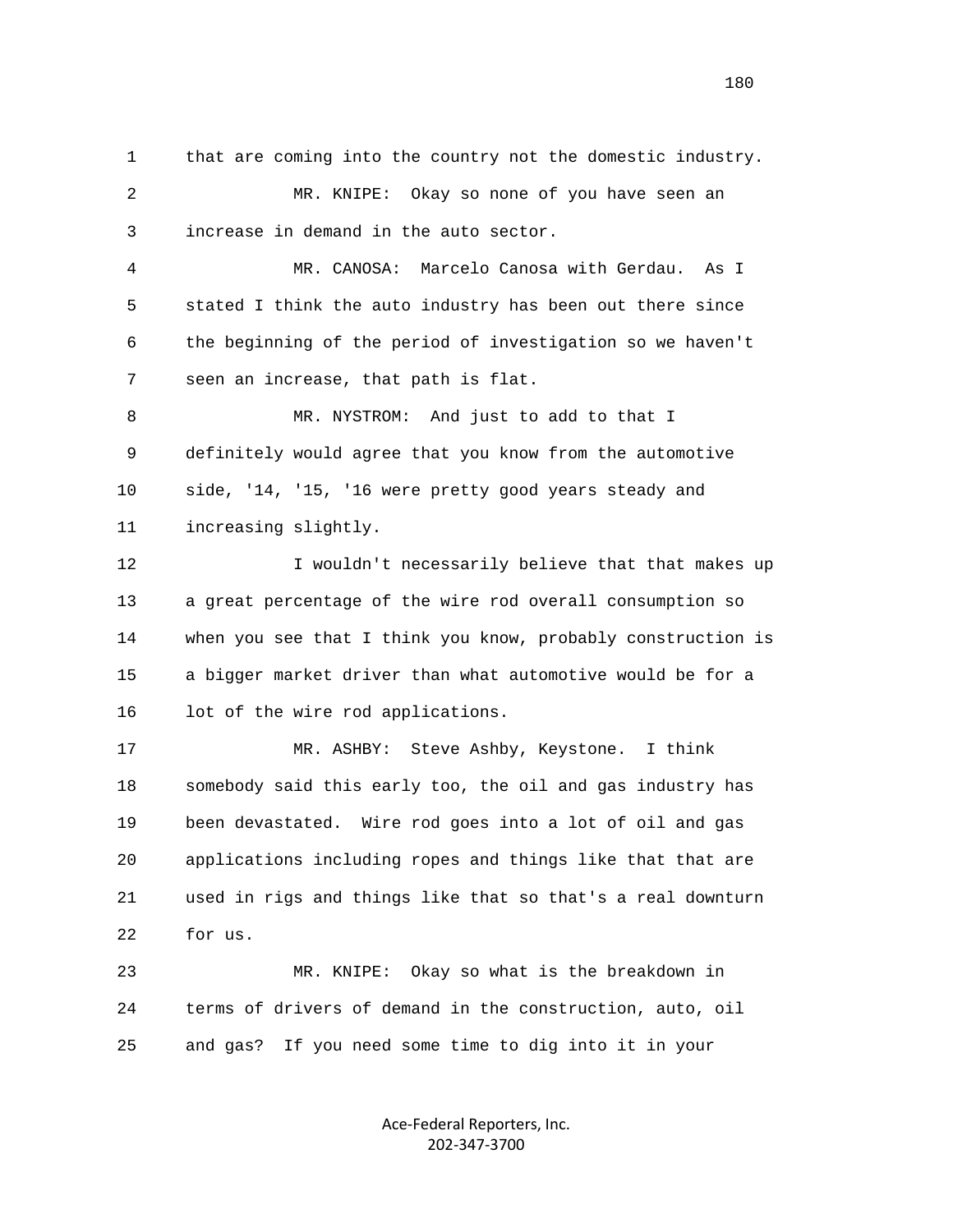1 that are coming into the country not the domestic industry.

2 MR. KNIPE: Okay so none of you have seen an

3 increase in demand in the auto sector.

4 MR. CANOSA: Marcelo Canosa with Gerdau. As I

5 stated I think the auto industry has been out there since

6 the beginning of the period of investigation so we haven't

7 seen an increase, that path is flat.

8 MR. NYSTROM: And just to add to that I

9 definitely would agree that you know from the automotive

10 side, '14, '15, '16 were pretty good years steady and

11 increasing slightly.

12 I wouldn't necessarily believe that that makes up

13 a great percentage of the wire rod overall consumption so

14 when you see that I think you know, probably construction is

15 a bigger market driver than what automotive would be for a

16 lot of the wire rod applications.

17 MR. ASHBY: Steve Ashby, Keystone. I think

18 somebody said this early too, the oil and gas industry has

19 been devastated. Wire rod goes into a lot of oil and gas

20 applications including ropes and things like that that are

21 used in rigs and things like that so that's a real downturn

22 for us.

23 MR. KNIPE: Okay so what is the breakdown in

24 terms of drivers of demand in the construction, auto, oil

25 and gas? If you need some time to dig into it in your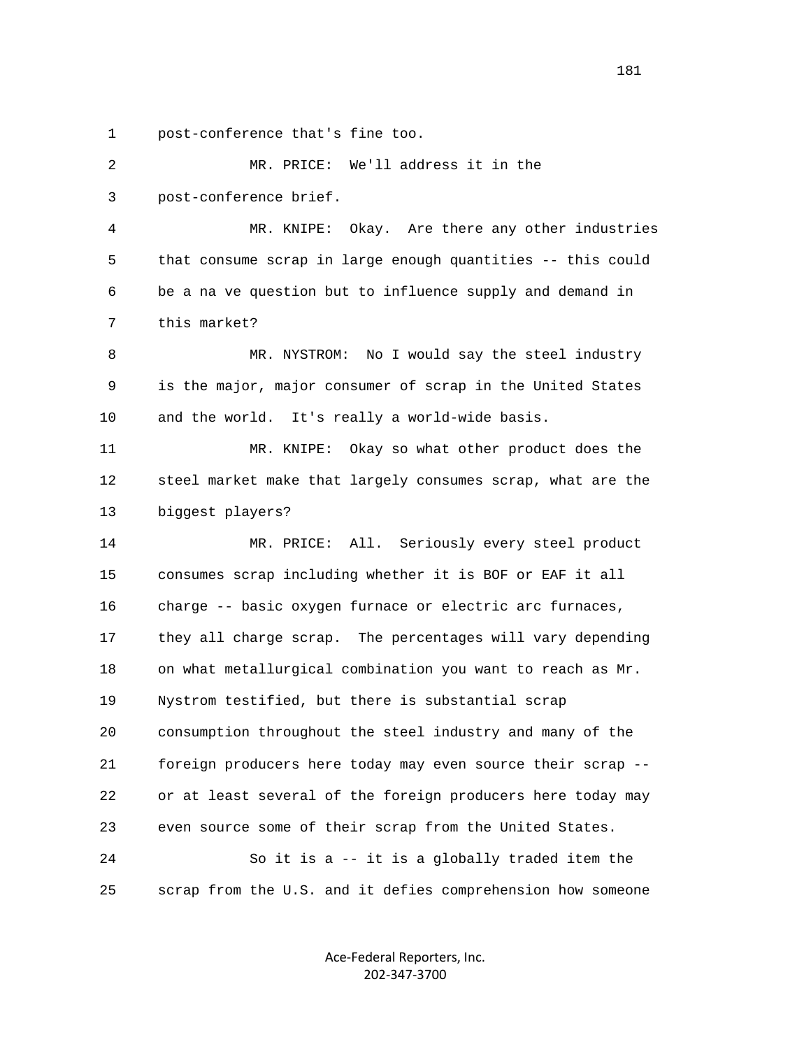post-conference that's fine too.

MR. PRICE: We'll address it in the post-conference brief.

MR. KNIPE: Okay. Are there any other industries that consume scrap in large enough quantities -- this could be a na ve question but to influence supply and demand in this market?

MR. NYSTROM: No I would say the steel industry is the major, major consumer of scrap in the United States and the world. It's really a world-wide basis.

MR. KNIPE: Okay so what other product does the steel market make that largely consumes scrap, what are the biggest players?

MR. PRICE: All. Seriously every steel product consumes scrap including whether it is BOF or EAF it all charge -- basic oxygen furnace or electric arc furnaces, they all charge scrap. The percentages will vary depending on what metallurgical combination you want to reach as Mr. Nystrom testified, but there is substantial scrap consumption throughout the steel industry and many of the foreign producers here today may even source their scrap -- or at least several of the foreign producers here today may even source some of their scrap from the United States.

So it is a -- it is a globally traded item the scrap from the U.S. and it defies comprehension how someone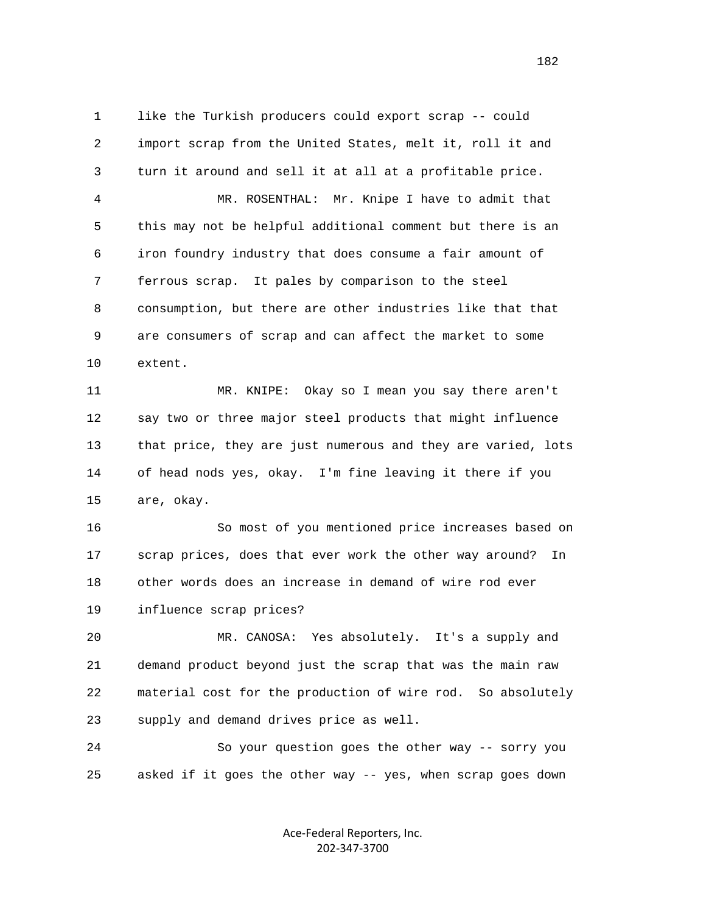like the Turkish producers could export scrap -- could import scrap from the United States, melt it, roll it and turn it around and sell it at all at a profitable price.

MR. ROSENTHAL: Mr. Knipe I have to admit that this may not be helpful additional comment but there is an iron foundry industry that does consume a fair amount of ferrous scrap. It pales by comparison to the steel consumption, but there are other industries like that that are consumers of scrap and can affect the market to some extent.

MR. KNIPE: Okay so I mean you say there aren't say two or three major steel products that might influence that price, they are just numerous and they are varied, lots of head nods yes, okay. I'm fine leaving it there if you are, okay.

So most of you mentioned price increases based on scrap prices, does that ever work the other way around? In other words does an increase in demand of wire rod ever influence scrap prices?

MR. CANOSA: Yes absolutely. It's a supply and demand product beyond just the scrap that was the main raw material cost for the production of wire rod. So absolutely supply and demand drives price as well.

So your question goes the other way -- sorry you asked if it goes the other way -- yes, when scrap goes down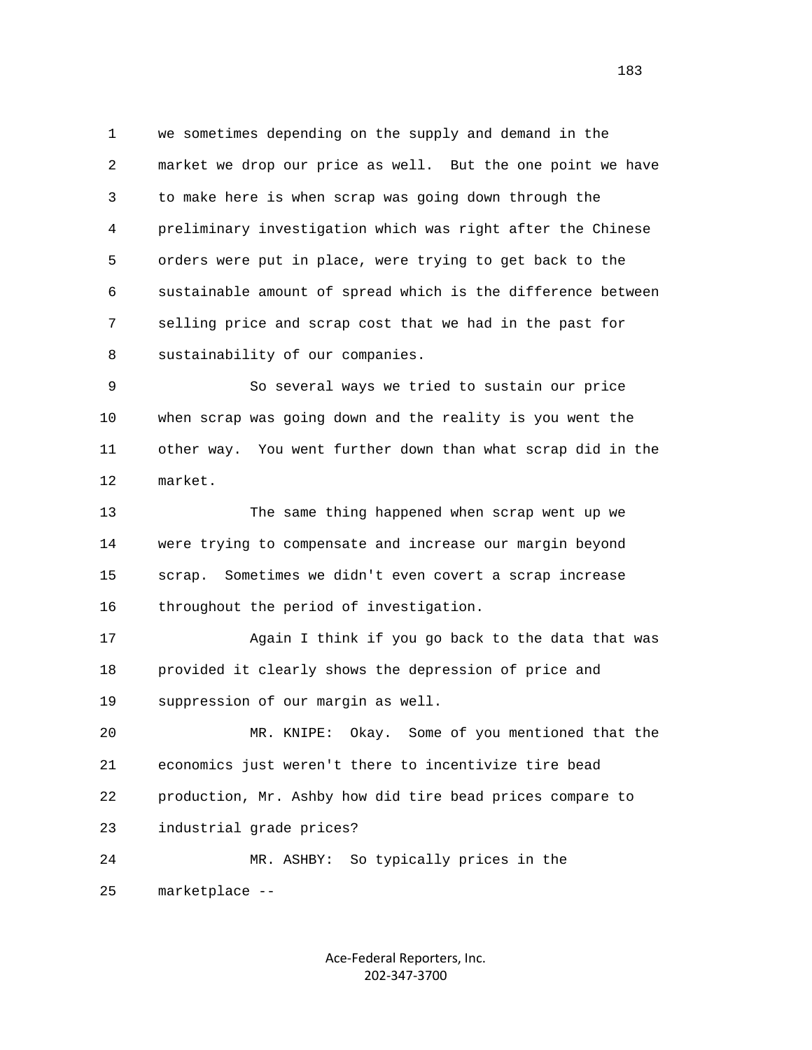we sometimes depending on the supply and demand in the market we drop our price as well. But the one point we have to make here is when scrap was going down through the preliminary investigation which was right after the Chinese orders were put in place, were trying to get back to the sustainable amount of spread which is the difference between selling price and scrap cost that we had in the past for sustainability of our companies.

So several ways we tried to sustain our price when scrap was going down and the reality is you went the other way. You went further down than what scrap did in the market.

The same thing happened when scrap went up we were trying to compensate and increase our margin beyond scrap. Sometimes we didn't even covert a scrap increase throughout the period of investigation.

Again I think if you go back to the data that was provided it clearly shows the depression of price and suppression of our margin as well.

MR. KNIPE: Okay. Some of you mentioned that the economics just weren't there to incentivize tire bead production, Mr. Ashby how did tire bead prices compare to industrial grade prices?

MR. ASHBY: So typically prices in the marketplace --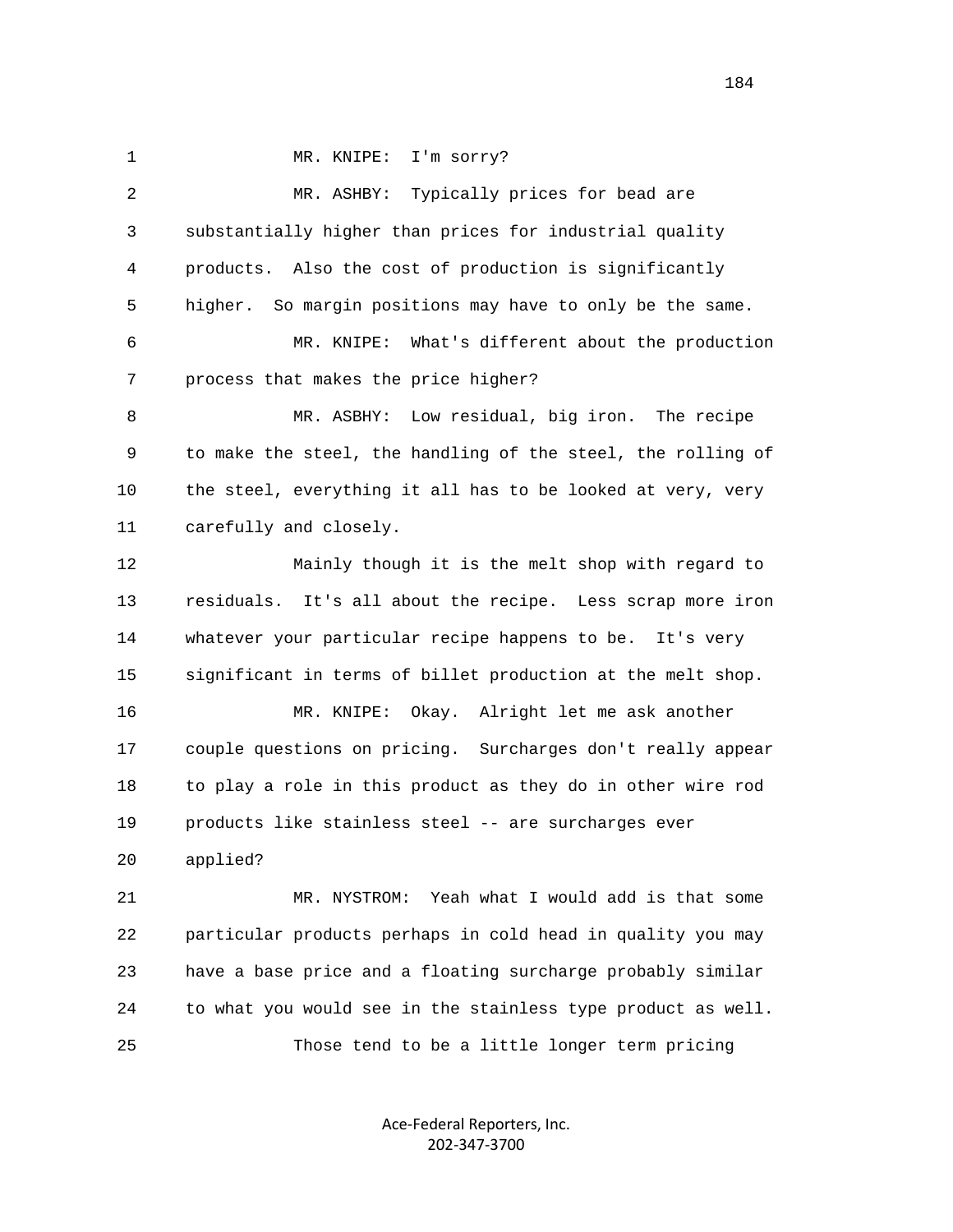1 MR. KNIPE: I'm sorry?

2 MR. ASHBY: Typically prices for bead are
3 substantially higher than prices for industrial quality
4 products. Also the cost of production is significantly
5 higher. So margin positions may have to only be the same.

6 MR. KNIPE: What's different about the production
7 process that makes the price higher?

8 MR. ASBHY: Low residual, big iron. The recipe
9 to make the steel, the handling of the steel, the rolling of
10 the steel, everything it all has to be looked at very, very
11 carefully and closely.

12 Mainly though it is the melt shop with regard to
13 residuals. It's all about the recipe. Less scrap more iron
14 whatever your particular recipe happens to be. It's very
15 significant in terms of billet production at the melt shop.

16 MR. KNIPE: Okay. Alright let me ask another
17 couple questions on pricing. Surcharges don't really appear
18 to play a role in this product as they do in other wire rod
19 products like stainless steel -- are surcharges ever
20 applied?

21 MR. NYSTROM: Yeah what I would add is that some
22 particular products perhaps in cold head in quality you may
23 have a base price and a floating surcharge probably similar
24 to what you would see in the stainless type product as well.

25 Those tend to be a little longer term pricing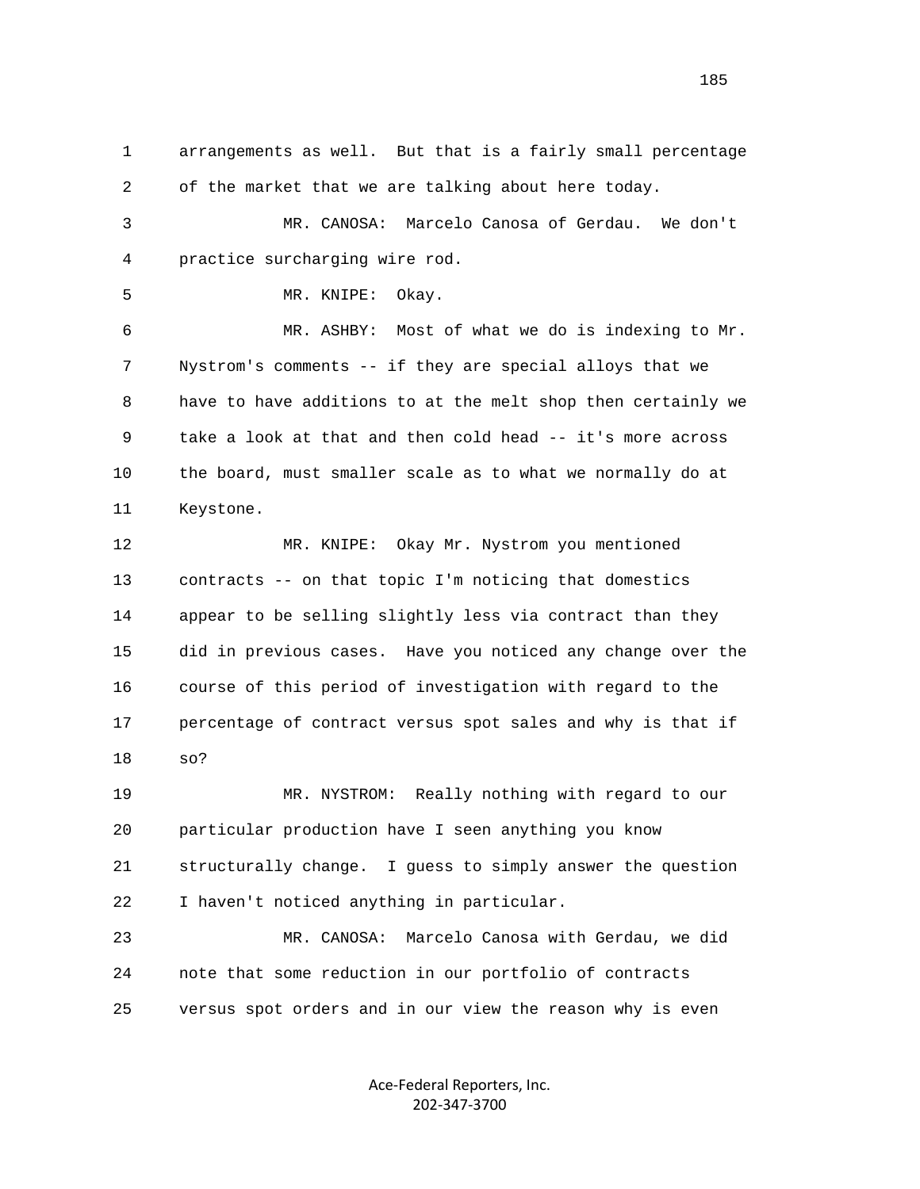1 arrangements as well. But that is a fairly small percentage
2 of the market that we are talking about here today.

3 MR. CANOSA: Marcelo Canosa of Gerdau. We don't
4 practice surcharging wire rod.

5 MR. KNIPE: Okay.

6 MR. ASHBY: Most of what we do is indexing to Mr.
7 Nystrom's comments -- if they are special alloys that we
8 have to have additions to at the melt shop then certainly we
9 take a look at that and then cold head -- it's more across
10 the board, must smaller scale as to what we normally do at
11 Keystone.

12 MR. KNIPE: Okay Mr. Nystrom you mentioned
13 contracts -- on that topic I'm noticing that domestics
14 appear to be selling slightly less via contract than they
15 did in previous cases. Have you noticed any change over the
16 course of this period of investigation with regard to the
17 percentage of contract versus spot sales and why is that if
18 so?

19 MR. NYSTROM: Really nothing with regard to our
20 particular production have I seen anything you know
21 structurally change. I guess to simply answer the question
22 I haven't noticed anything in particular.

23 MR. CANOSA: Marcelo Canosa with Gerdau, we did
24 note that some reduction in our portfolio of contracts
25 versus spot orders and in our view the reason why is even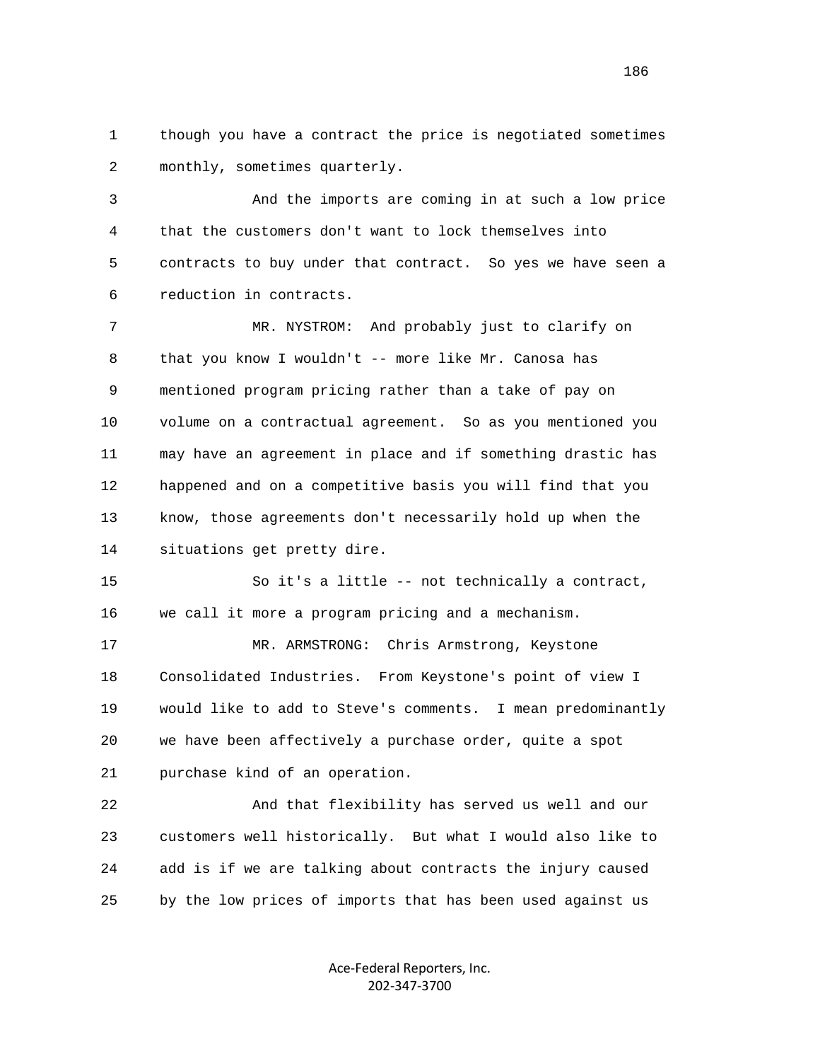though you have a contract the price is negotiated sometimes monthly, sometimes quarterly.

And the imports are coming in at such a low price that the customers don't want to lock themselves into contracts to buy under that contract. So yes we have seen a reduction in contracts.

MR. NYSTROM: And probably just to clarify on that you know I wouldn't -- more like Mr. Canosa has mentioned program pricing rather than a take of pay on volume on a contractual agreement. So as you mentioned you may have an agreement in place and if something drastic has happened and on a competitive basis you will find that you know, those agreements don't necessarily hold up when the situations get pretty dire.

So it's a little -- not technically a contract, we call it more a program pricing and a mechanism.

MR. ARMSTRONG: Chris Armstrong, Keystone Consolidated Industries. From Keystone's point of view I would like to add to Steve's comments. I mean predominantly we have been affectively a purchase order, quite a spot purchase kind of an operation.

And that flexibility has served us well and our customers well historically. But what I would also like to add is if we are talking about contracts the injury caused by the low prices of imports that has been used against us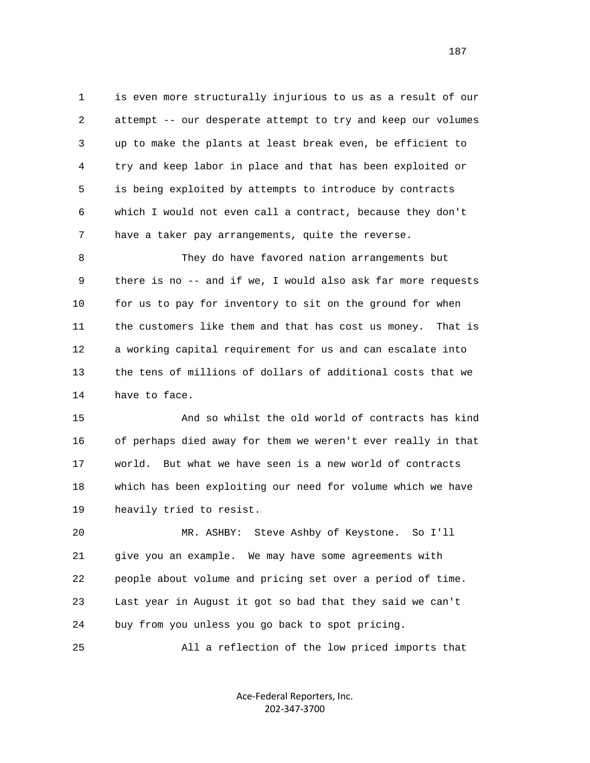is even more structurally injurious to us as a result of our attempt -- our desperate attempt to try and keep our volumes up to make the plants at least break even, be efficient to try and keep labor in place and that has been exploited or is being exploited by attempts to introduce by contracts which I would not even call a contract, because they don't have a taker pay arrangements, quite the reverse.

They do have favored nation arrangements but there is no -- and if we, I would also ask far more requests for us to pay for inventory to sit on the ground for when the customers like them and that has cost us money. That is a working capital requirement for us and can escalate into the tens of millions of dollars of additional costs that we have to face.

And so whilst the old world of contracts has kind of perhaps died away for them we weren't ever really in that world. But what we have seen is a new world of contracts which has been exploiting our need for volume which we have heavily tried to resist.

MR. ASHBY: Steve Ashby of Keystone. So I'll give you an example. We may have some agreements with people about volume and pricing set over a period of time. Last year in August it got so bad that they said we can't buy from you unless you go back to spot pricing.

All a reflection of the low priced imports that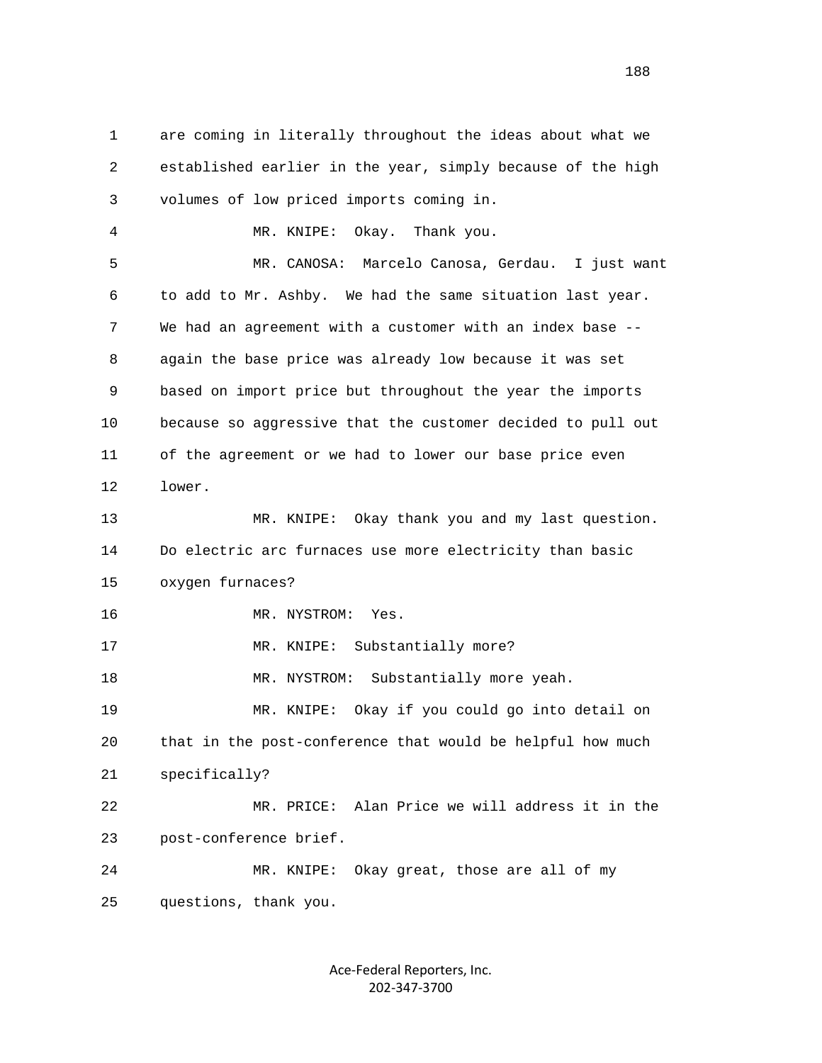are coming in literally throughout the ideas about what we established earlier in the year, simply because of the high volumes of low priced imports coming in.

MR. KNIPE: Okay. Thank you.

MR. CANOSA: Marcelo Canosa, Gerdau. I just want to add to Mr. Ashby. We had the same situation last year. We had an agreement with a customer with an index base -- again the base price was already low because it was set based on import price but throughout the year the imports because so aggressive that the customer decided to pull out of the agreement or we had to lower our base price even lower.

MR. KNIPE: Okay thank you and my last question. Do electric arc furnaces use more electricity than basic oxygen furnaces?

MR. NYSTROM: Yes.

MR. KNIPE: Substantially more?

MR. NYSTROM: Substantially more yeah.

MR. KNIPE: Okay if you could go into detail on that in the post-conference that would be helpful how much specifically?

MR. PRICE: Alan Price we will address it in the post-conference brief.

MR. KNIPE: Okay great, those are all of my questions, thank you.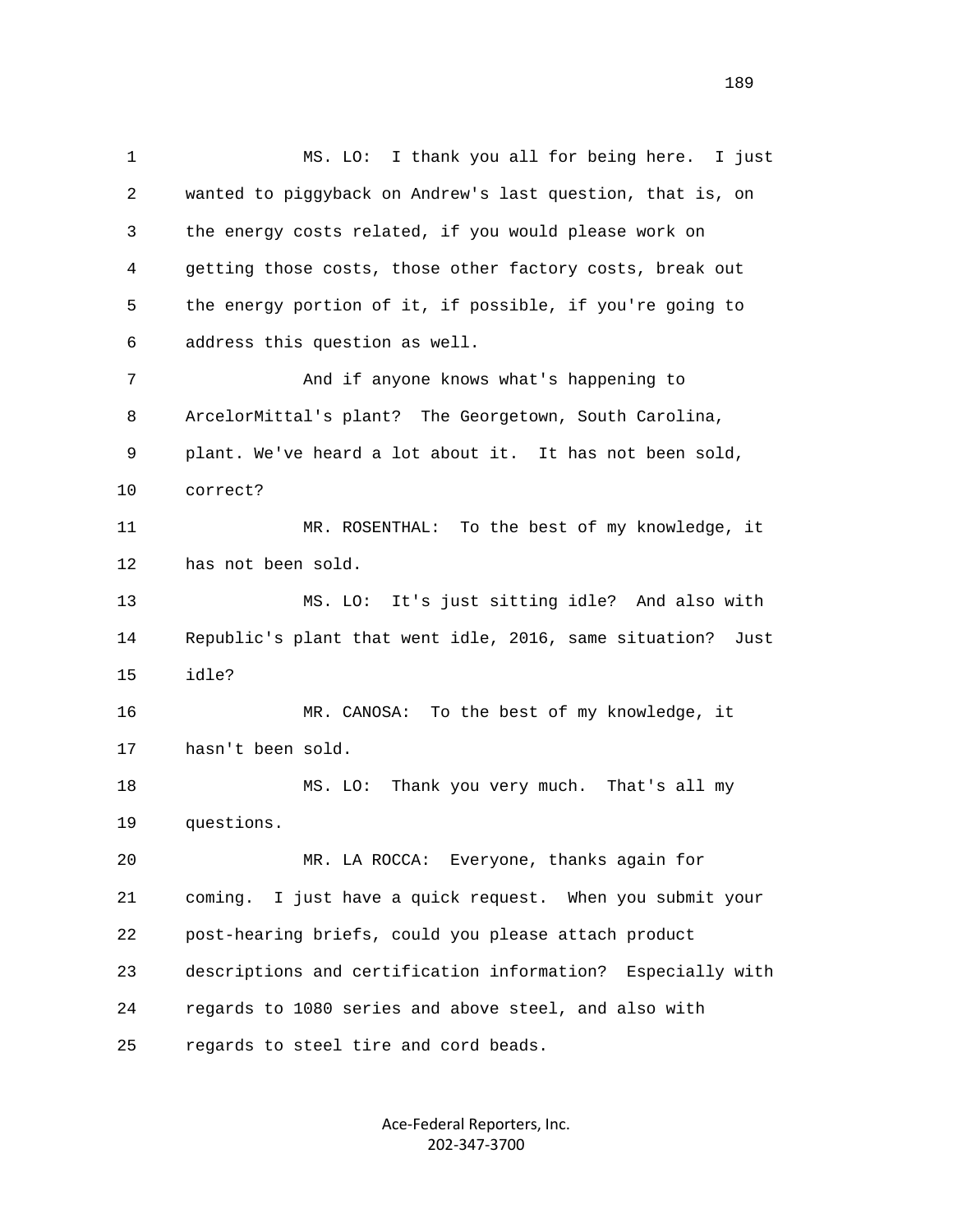MS. LO: I thank you all for being here. I just wanted to piggyback on Andrew's last question, that is, on the energy costs related, if you would please work on getting those costs, those other factory costs, break out the energy portion of it, if possible, if you're going to address this question as well.

And if anyone knows what's happening to ArcelorMittal's plant? The Georgetown, South Carolina, plant. We've heard a lot about it. It has not been sold, correct?

MR. ROSENTHAL: To the best of my knowledge, it has not been sold.

MS. LO: It's just sitting idle? And also with Republic's plant that went idle, 2016, same situation? Just idle?

MR. CANOSA: To the best of my knowledge, it hasn't been sold.

MS. LO: Thank you very much. That's all my questions.

MR. LA ROCCA: Everyone, thanks again for coming. I just have a quick request. When you submit your post-hearing briefs, could you please attach product descriptions and certification information? Especially with regards to 1080 series and above steel, and also with regards to steel tire and cord beads.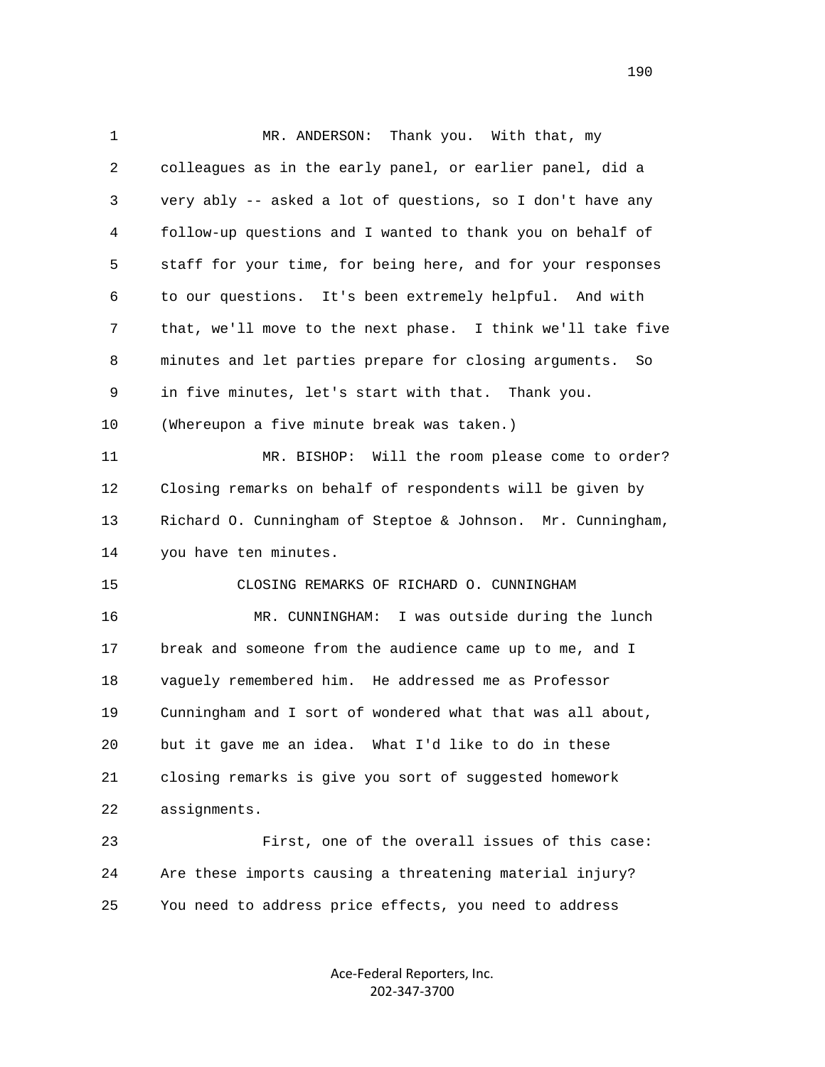MR. ANDERSON: Thank you. With that, my colleagues as in the early panel, or earlier panel, did a very ably -- asked a lot of questions, so I don't have any follow-up questions and I wanted to thank you on behalf of staff for your time, for being here, and for your responses to our questions. It's been extremely helpful. And with that, we'll move to the next phase. I think we'll take five minutes and let parties prepare for closing arguments. So in five minutes, let's start with that. Thank you.

(Whereupon a five minute break was taken.)

MR. BISHOP: Will the room please come to order? Closing remarks on behalf of respondents will be given by Richard O. Cunningham of Steptoe & Johnson. Mr. Cunningham, you have ten minutes.

CLOSING REMARKS OF RICHARD O. CUNNINGHAM

MR. CUNNINGHAM: I was outside during the lunch break and someone from the audience came up to me, and I vaguely remembered him. He addressed me as Professor Cunningham and I sort of wondered what that was all about, but it gave me an idea. What I'd like to do in these closing remarks is give you sort of suggested homework assignments.

First, one of the overall issues of this case: Are these imports causing a threatening material injury? You need to address price effects, you need to address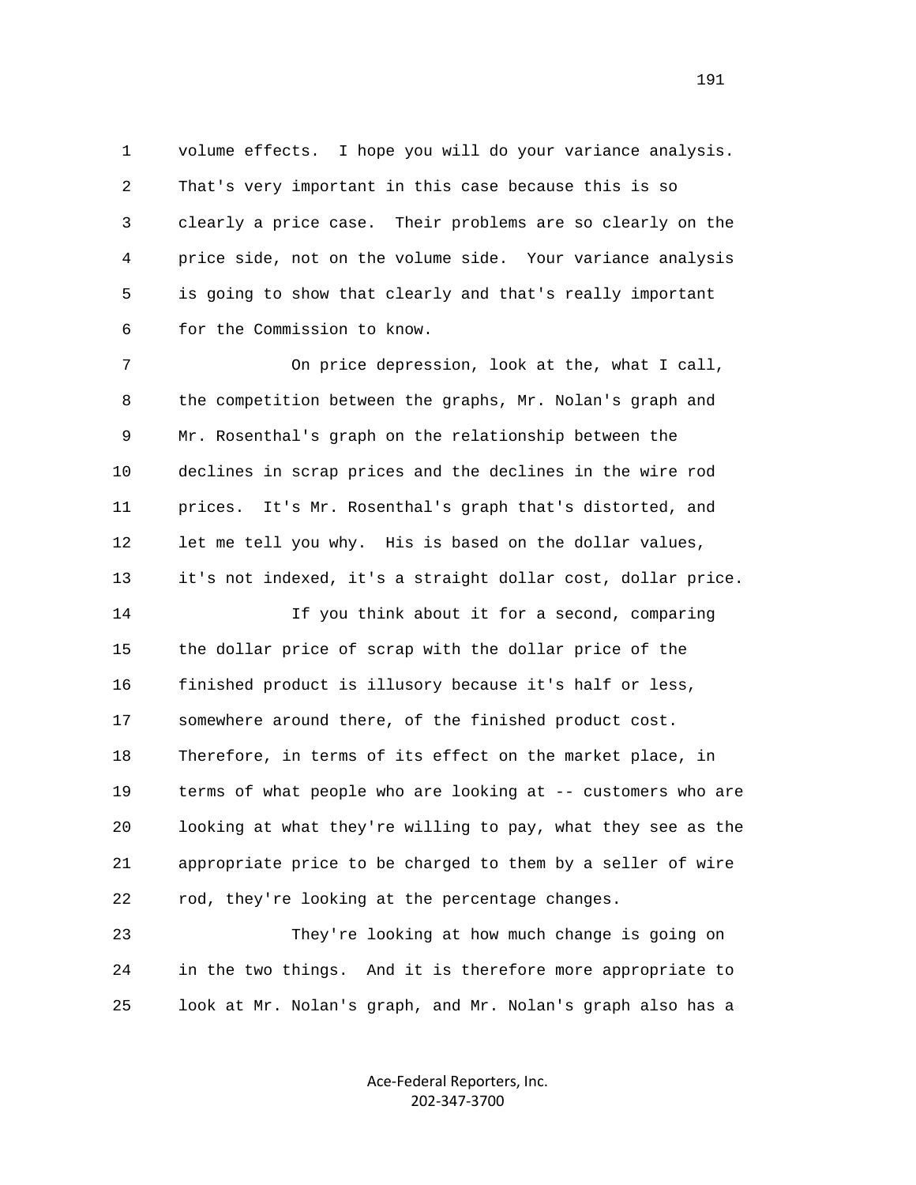volume effects. I hope you will do your variance analysis. That's very important in this case because this is so clearly a price case. Their problems are so clearly on the price side, not on the volume side. Your variance analysis is going to show that clearly and that's really important for the Commission to know.

On price depression, look at the, what I call, the competition between the graphs, Mr. Nolan's graph and Mr. Rosenthal's graph on the relationship between the declines in scrap prices and the declines in the wire rod prices. It's Mr. Rosenthal's graph that's distorted, and let me tell you why. His is based on the dollar values, it's not indexed, it's a straight dollar cost, dollar price.

If you think about it for a second, comparing the dollar price of scrap with the dollar price of the finished product is illusory because it's half or less, somewhere around there, of the finished product cost. Therefore, in terms of its effect on the market place, in terms of what people who are looking at -- customers who are looking at what they're willing to pay, what they see as the appropriate price to be charged to them by a seller of wire rod, they're looking at the percentage changes.

They're looking at how much change is going on in the two things. And it is therefore more appropriate to look at Mr. Nolan's graph, and Mr. Nolan's graph also has a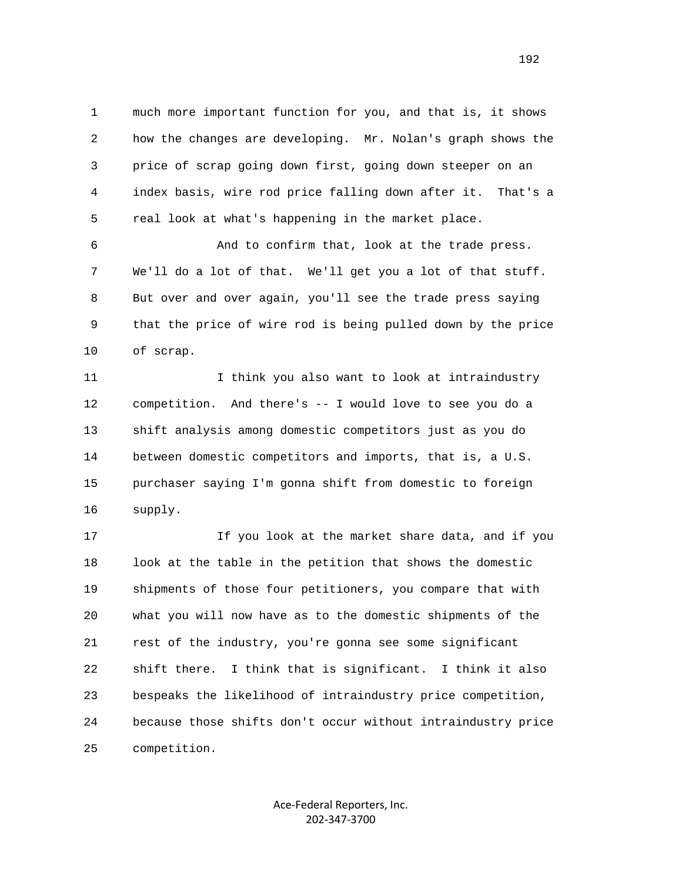much more important function for you, and that is, it shows how the changes are developing. Mr. Nolan's graph shows the price of scrap going down first, going down steeper on an index basis, wire rod price falling down after it. That's a real look at what's happening in the market place.

And to confirm that, look at the trade press. We'll do a lot of that. We'll get you a lot of that stuff. But over and over again, you'll see the trade press saying that the price of wire rod is being pulled down by the price of scrap.

I think you also want to look at intraindustry competition. And there's -- I would love to see you do a shift analysis among domestic competitors just as you do between domestic competitors and imports, that is, a U.S. purchaser saying I'm gonna shift from domestic to foreign supply.

If you look at the market share data, and if you look at the table in the petition that shows the domestic shipments of those four petitioners, you compare that with what you will now have as to the domestic shipments of the rest of the industry, you're gonna see some significant shift there. I think that is significant. I think it also bespeaks the likelihood of intraindustry price competition, because those shifts don't occur without intraindustry price competition.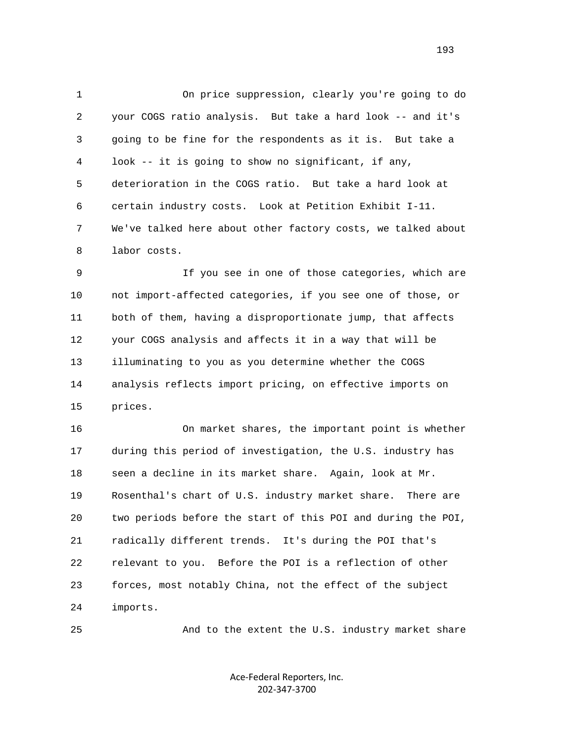On price suppression, clearly you're going to do your COGS ratio analysis. But take a hard look -- and it's going to be fine for the respondents as it is. But take a look -- it is going to show no significant, if any, deterioration in the COGS ratio. But take a hard look at certain industry costs. Look at Petition Exhibit I-11. We've talked here about other factory costs, we talked about labor costs.

If you see in one of those categories, which are not import-affected categories, if you see one of those, or both of them, having a disproportionate jump, that affects your COGS analysis and affects it in a way that will be illuminating to you as you determine whether the COGS analysis reflects import pricing, on effective imports on prices.

On market shares, the important point is whether during this period of investigation, the U.S. industry has seen a decline in its market share. Again, look at Mr. Rosenthal's chart of U.S. industry market share. There are two periods before the start of this POI and during the POI, radically different trends. It's during the POI that's relevant to you. Before the POI is a reflection of other forces, most notably China, not the effect of the subject imports.

And to the extent the U.S. industry market share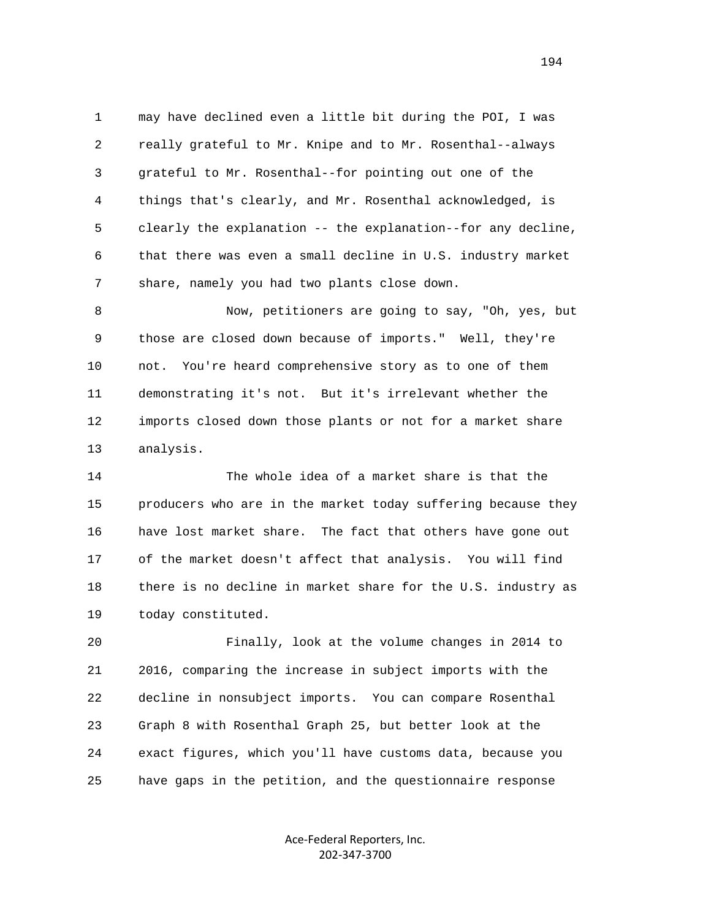may have declined even a little bit during the POI, I was really grateful to Mr. Knipe and to Mr. Rosenthal--always grateful to Mr. Rosenthal--for pointing out one of the things that's clearly, and Mr. Rosenthal acknowledged, is clearly the explanation -- the explanation--for any decline, that there was even a small decline in U.S. industry market share, namely you had two plants close down.

Now, petitioners are going to say, "Oh, yes, but those are closed down because of imports." Well, they're not. You're heard comprehensive story as to one of them demonstrating it's not. But it's irrelevant whether the imports closed down those plants or not for a market share analysis.

The whole idea of a market share is that the producers who are in the market today suffering because they have lost market share. The fact that others have gone out of the market doesn't affect that analysis. You will find there is no decline in market share for the U.S. industry as today constituted.

Finally, look at the volume changes in 2014 to 2016, comparing the increase in subject imports with the decline in nonsubject imports. You can compare Rosenthal Graph 8 with Rosenthal Graph 25, but better look at the exact figures, which you'll have customs data, because you have gaps in the petition, and the questionnaire response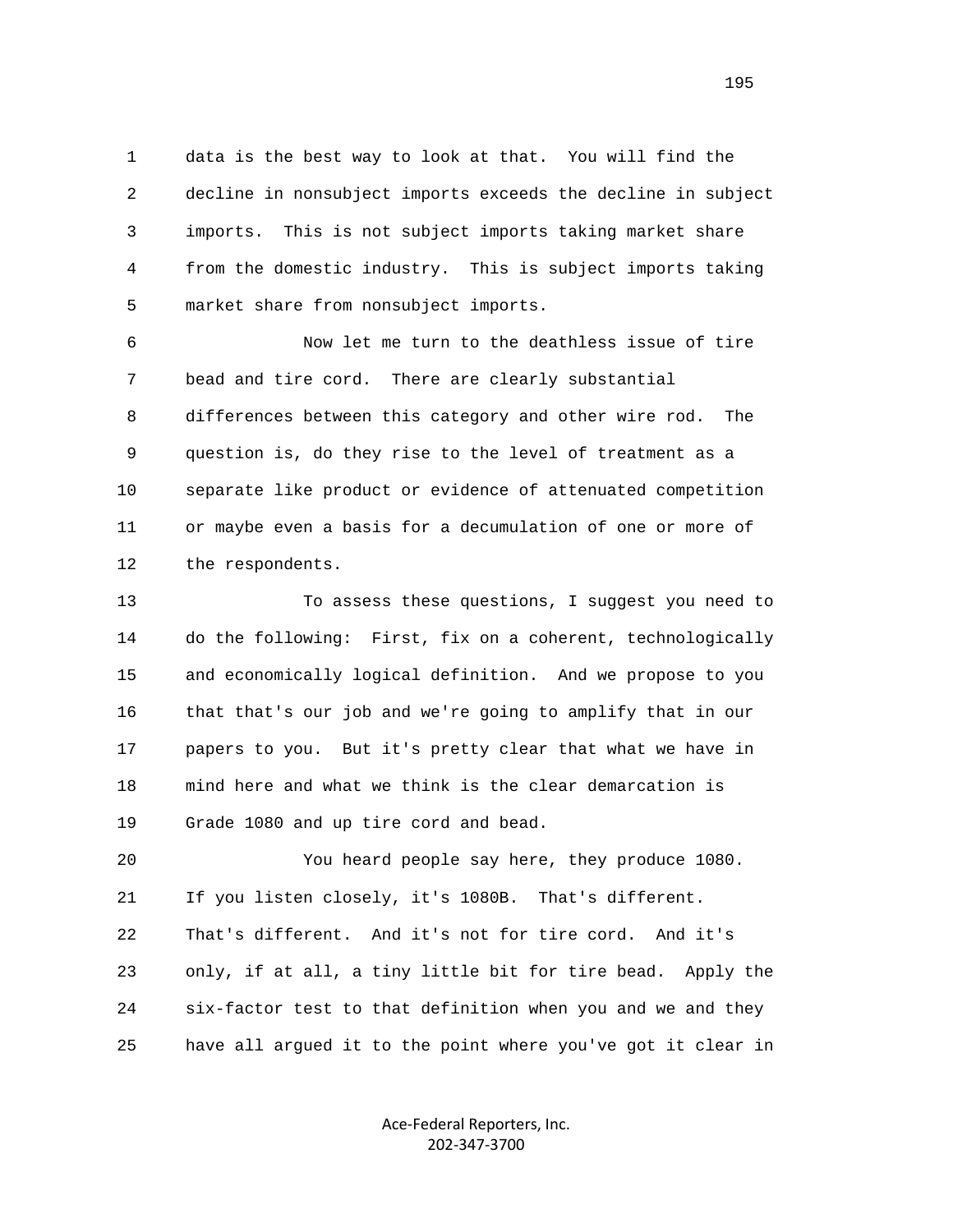data is the best way to look at that. You will find the decline in nonsubject imports exceeds the decline in subject imports. This is not subject imports taking market share from the domestic industry. This is subject imports taking market share from nonsubject imports.

Now let me turn to the deathless issue of tire bead and tire cord. There are clearly substantial differences between this category and other wire rod. The question is, do they rise to the level of treatment as a separate like product or evidence of attenuated competition or maybe even a basis for a decumulation of one or more of the respondents.

To assess these questions, I suggest you need to do the following: First, fix on a coherent, technologically and economically logical definition. And we propose to you that that's our job and we're going to amplify that in our papers to you. But it's pretty clear that what we have in mind here and what we think is the clear demarcation is Grade 1080 and up tire cord and bead.

You heard people say here, they produce 1080. If you listen closely, it's 1080B. That's different. That's different. And it's not for tire cord. And it's only, if at all, a tiny little bit for tire bead. Apply the six-factor test to that definition when you and we and they have all argued it to the point where you've got it clear in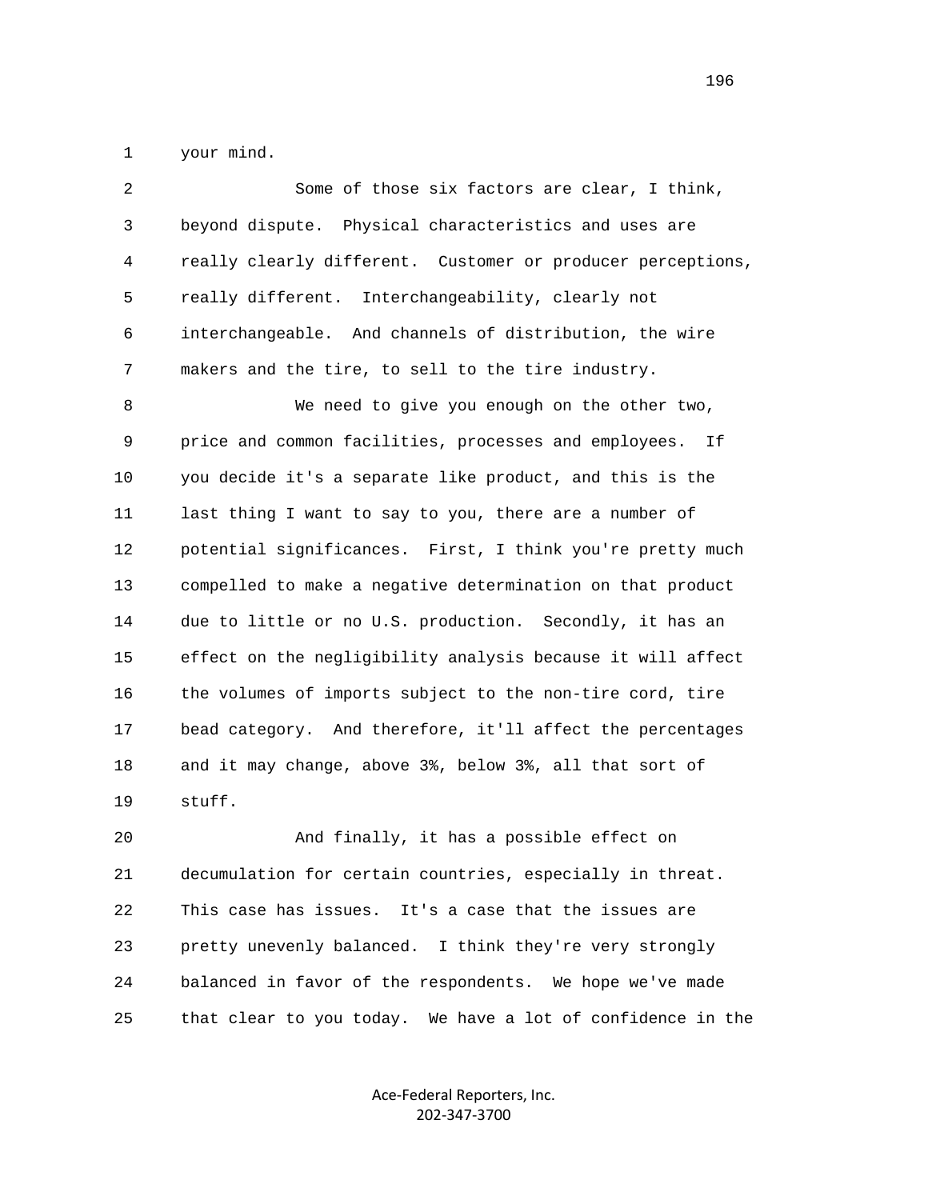your mind.

Some of those six factors are clear, I think, beyond dispute. Physical characteristics and uses are really clearly different. Customer or producer perceptions, really different. Interchangeability, clearly not interchangeable. And channels of distribution, the wire makers and the tire, to sell to the tire industry.

We need to give you enough on the other two, price and common facilities, processes and employees. If you decide it's a separate like product, and this is the last thing I want to say to you, there are a number of potential significances. First, I think you're pretty much compelled to make a negative determination on that product due to little or no U.S. production. Secondly, it has an effect on the negligibility analysis because it will affect the volumes of imports subject to the non-tire cord, tire bead category. And therefore, it'll affect the percentages and it may change, above 3%, below 3%, all that sort of stuff.

And finally, it has a possible effect on decumulation for certain countries, especially in threat. This case has issues. It's a case that the issues are pretty unevenly balanced. I think they're very strongly balanced in favor of the respondents. We hope we've made that clear to you today. We have a lot of confidence in the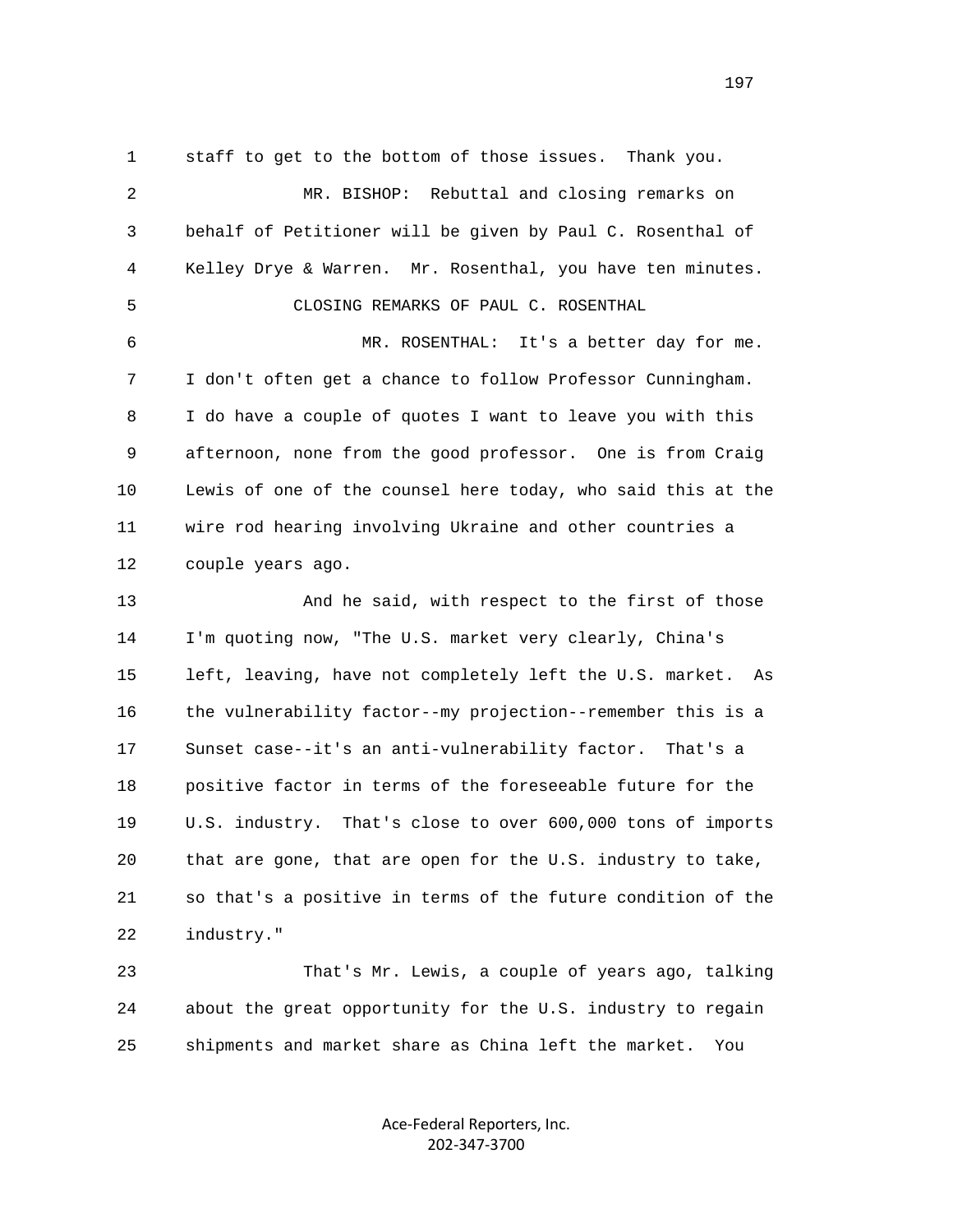staff to get to the bottom of those issues. Thank you.

MR. BISHOP: Rebuttal and closing remarks on behalf of Petitioner will be given by Paul C. Rosenthal of Kelley Drye & Warren. Mr. Rosenthal, you have ten minutes.

CLOSING REMARKS OF PAUL C. ROSENTHAL

MR. ROSENTHAL: It's a better day for me. I don't often get a chance to follow Professor Cunningham. I do have a couple of quotes I want to leave you with this afternoon, none from the good professor. One is from Craig Lewis of one of the counsel here today, who said this at the wire rod hearing involving Ukraine and other countries a couple years ago.

And he said, with respect to the first of those I'm quoting now, "The U.S. market very clearly, China's left, leaving, have not completely left the U.S. market. As the vulnerability factor--my projection--remember this is a Sunset case--it's an anti-vulnerability factor. That's a positive factor in terms of the foreseeable future for the U.S. industry. That's close to over 600,000 tons of imports that are gone, that are open for the U.S. industry to take, so that's a positive in terms of the future condition of the industry."

That's Mr. Lewis, a couple of years ago, talking about the great opportunity for the U.S. industry to regain shipments and market share as China left the market. You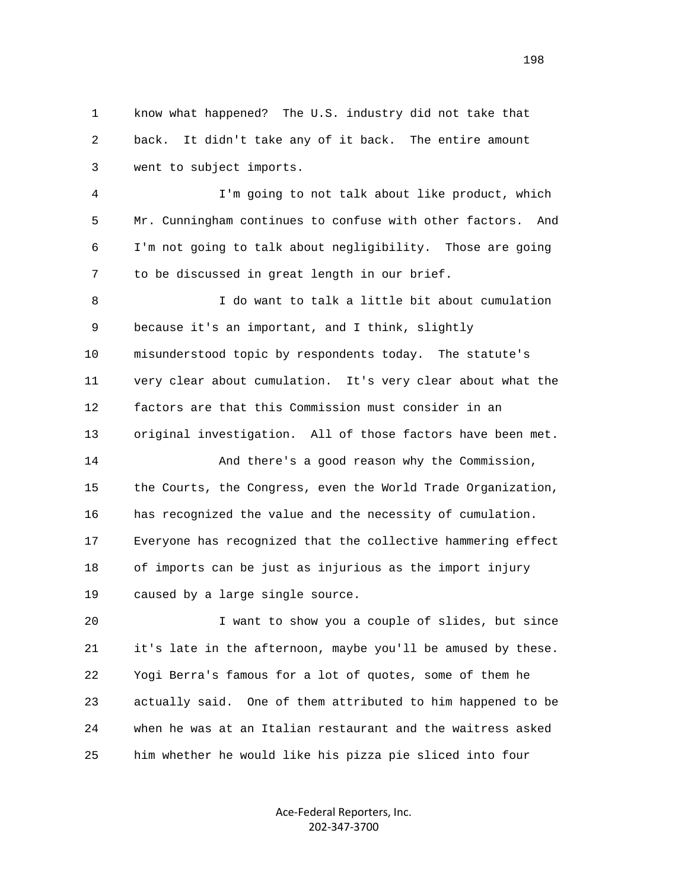know what happened? The U.S. industry did not take that back. It didn't take any of it back. The entire amount went to subject imports.

I'm going to not talk about like product, which Mr. Cunningham continues to confuse with other factors. And I'm not going to talk about negligibility. Those are going to be discussed in great length in our brief.

I do want to talk a little bit about cumulation because it's an important, and I think, slightly misunderstood topic by respondents today. The statute's very clear about cumulation. It's very clear about what the factors are that this Commission must consider in an original investigation. All of those factors have been met.

And there's a good reason why the Commission, the Courts, the Congress, even the World Trade Organization, has recognized the value and the necessity of cumulation. Everyone has recognized that the collective hammering effect of imports can be just as injurious as the import injury caused by a large single source.

I want to show you a couple of slides, but since it's late in the afternoon, maybe you'll be amused by these. Yogi Berra's famous for a lot of quotes, some of them he actually said. One of them attributed to him happened to be when he was at an Italian restaurant and the waitress asked him whether he would like his pizza pie sliced into four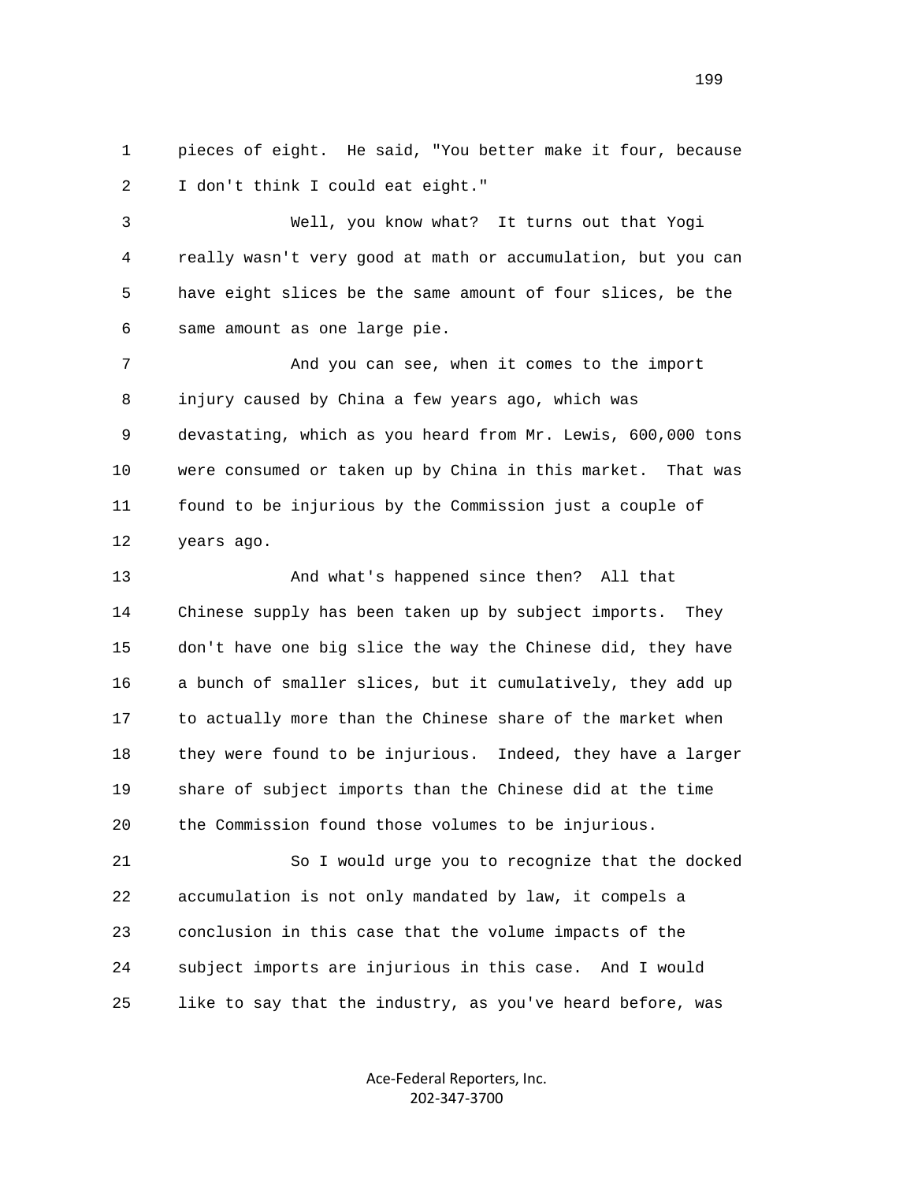pieces of eight. He said, "You better make it four, because I don't think I could eat eight."

Well, you know what? It turns out that Yogi really wasn't very good at math or accumulation, but you can have eight slices be the same amount of four slices, be the same amount as one large pie.

And you can see, when it comes to the import injury caused by China a few years ago, which was devastating, which as you heard from Mr. Lewis, 600,000 tons were consumed or taken up by China in this market. That was found to be injurious by the Commission just a couple of years ago.

And what's happened since then? All that Chinese supply has been taken up by subject imports. They don't have one big slice the way the Chinese did, they have a bunch of smaller slices, but it cumulatively, they add up to actually more than the Chinese share of the market when they were found to be injurious. Indeed, they have a larger share of subject imports than the Chinese did at the time the Commission found those volumes to be injurious.

So I would urge you to recognize that the docked accumulation is not only mandated by law, it compels a conclusion in this case that the volume impacts of the subject imports are injurious in this case. And I would like to say that the industry, as you've heard before, was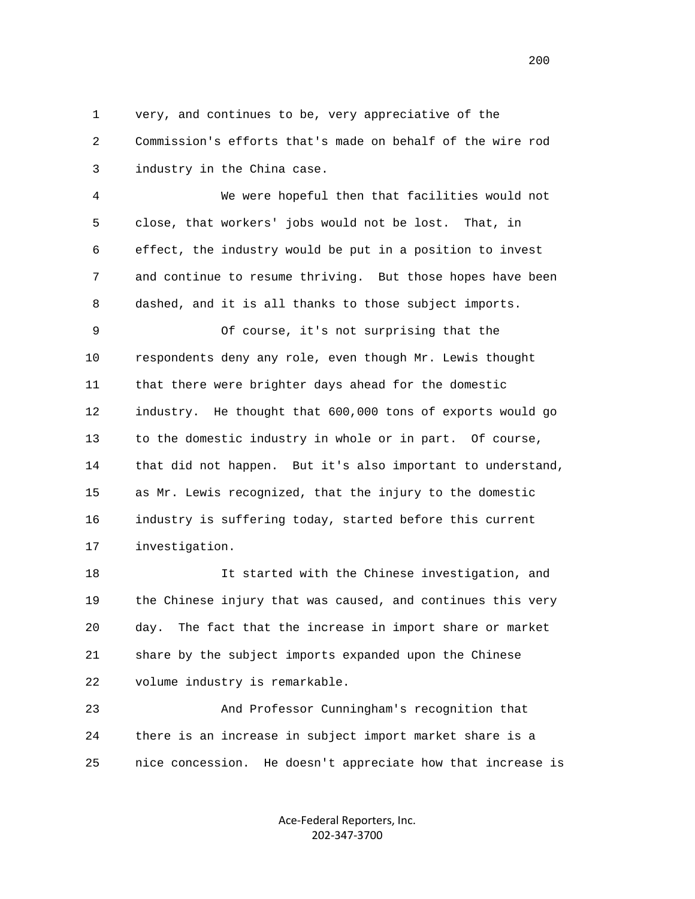1 very, and continues to be, very appreciative of the
2 Commission's efforts that's made on behalf of the wire rod
3 industry in the China case.

4 We were hopeful then that facilities would not
5 close, that workers' jobs would not be lost. That, in
6 effect, the industry would be put in a position to invest
7 and continue to resume thriving. But those hopes have been
8 dashed, and it is all thanks to those subject imports.

9 Of course, it's not surprising that the
10 respondents deny any role, even though Mr. Lewis thought
11 that there were brighter days ahead for the domestic
12 industry. He thought that 600,000 tons of exports would go
13 to the domestic industry in whole or in part. Of course,
14 that did not happen. But it's also important to understand,
15 as Mr. Lewis recognized, that the injury to the domestic
16 industry is suffering today, started before this current
17 investigation.

18 It started with the Chinese investigation, and
19 the Chinese injury that was caused, and continues this very
20 day. The fact that the increase in import share or market
21 share by the subject imports expanded upon the Chinese
22 volume industry is remarkable.

23 And Professor Cunningham's recognition that
24 there is an increase in subject import market share is a
25 nice concession. He doesn't appreciate how that increase is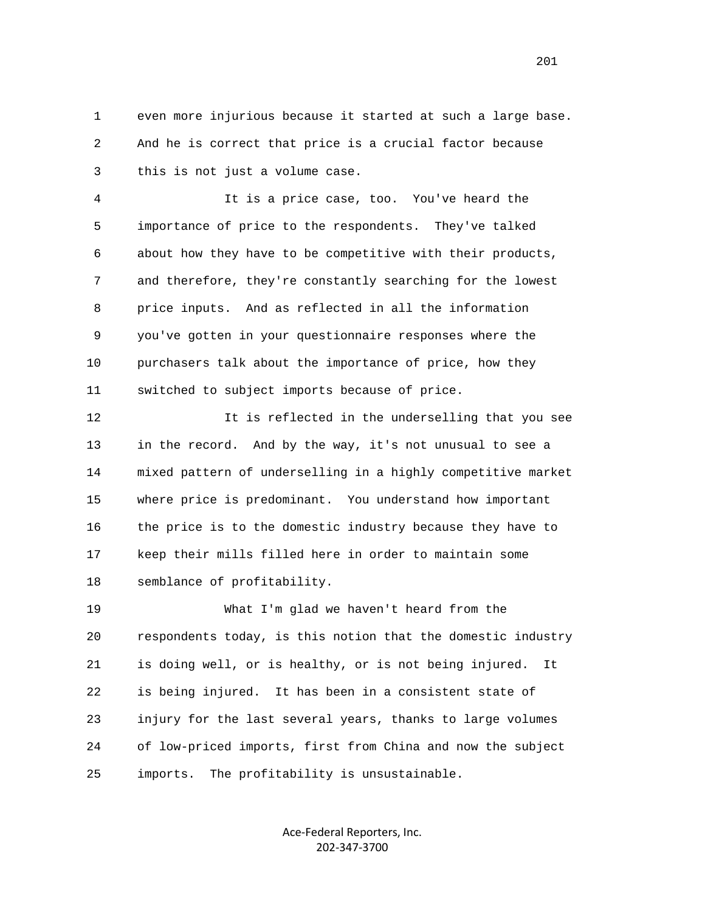even more injurious because it started at such a large base. And he is correct that price is a crucial factor because this is not just a volume case.

It is a price case, too. You've heard the importance of price to the respondents. They've talked about how they have to be competitive with their products, and therefore, they're constantly searching for the lowest price inputs. And as reflected in all the information you've gotten in your questionnaire responses where the purchasers talk about the importance of price, how they switched to subject imports because of price.

It is reflected in the underselling that you see in the record. And by the way, it's not unusual to see a mixed pattern of underselling in a highly competitive market where price is predominant. You understand how important the price is to the domestic industry because they have to keep their mills filled here in order to maintain some semblance of profitability.

What I'm glad we haven't heard from the respondents today, is this notion that the domestic industry is doing well, or is healthy, or is not being injured. It is being injured. It has been in a consistent state of injury for the last several years, thanks to large volumes of low-priced imports, first from China and now the subject imports. The profitability is unsustainable.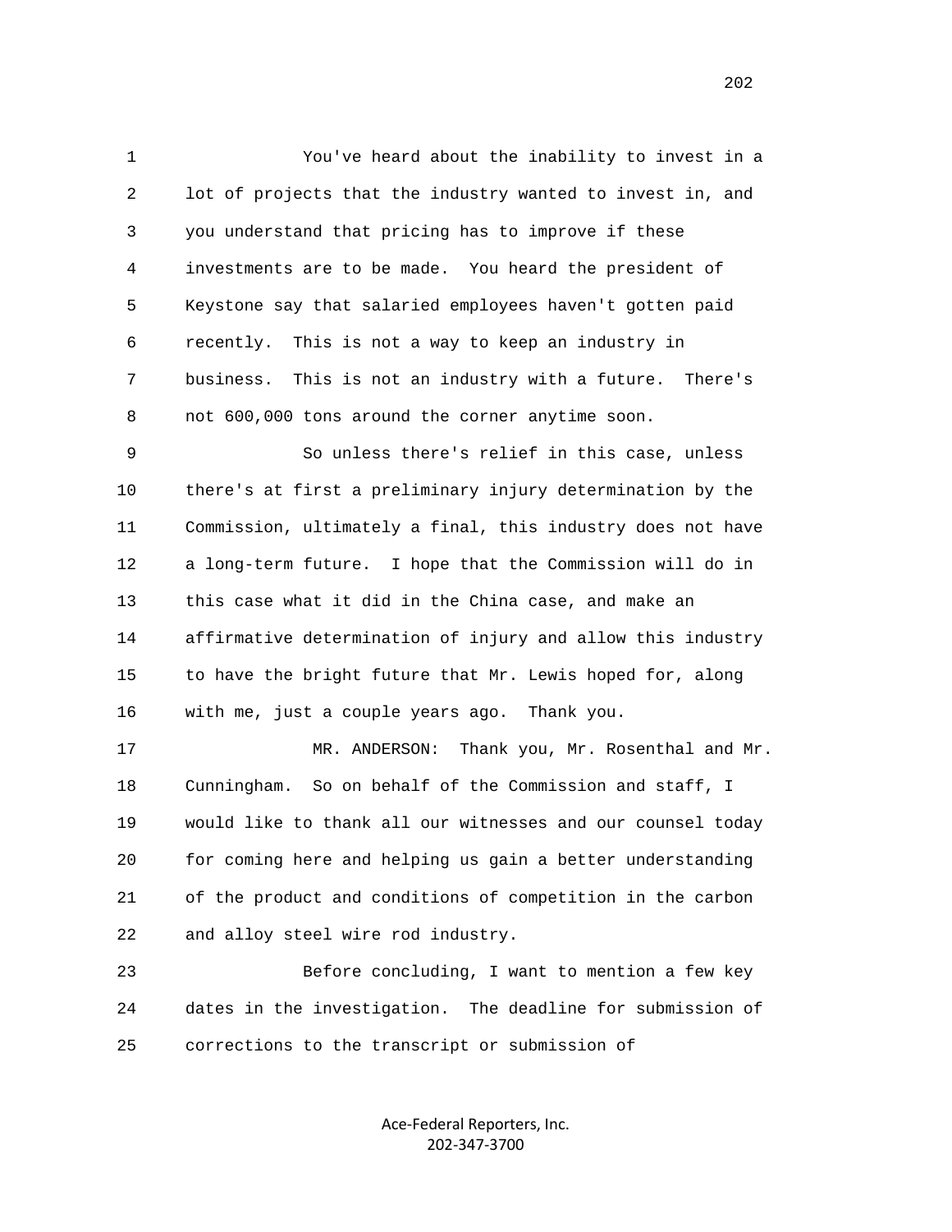You've heard about the inability to invest in a lot of projects that the industry wanted to invest in, and you understand that pricing has to improve if these investments are to be made. You heard the president of Keystone say that salaried employees haven't gotten paid recently. This is not a way to keep an industry in business. This is not an industry with a future. There's not 600,000 tons around the corner anytime soon.

So unless there's relief in this case, unless there's at first a preliminary injury determination by the Commission, ultimately a final, this industry does not have a long-term future. I hope that the Commission will do in this case what it did in the China case, and make an affirmative determination of injury and allow this industry to have the bright future that Mr. Lewis hoped for, along with me, just a couple years ago. Thank you.

MR. ANDERSON: Thank you, Mr. Rosenthal and Mr. Cunningham. So on behalf of the Commission and staff, I would like to thank all our witnesses and our counsel today for coming here and helping us gain a better understanding of the product and conditions of competition in the carbon and alloy steel wire rod industry.

Before concluding, I want to mention a few key dates in the investigation. The deadline for submission of corrections to the transcript or submission of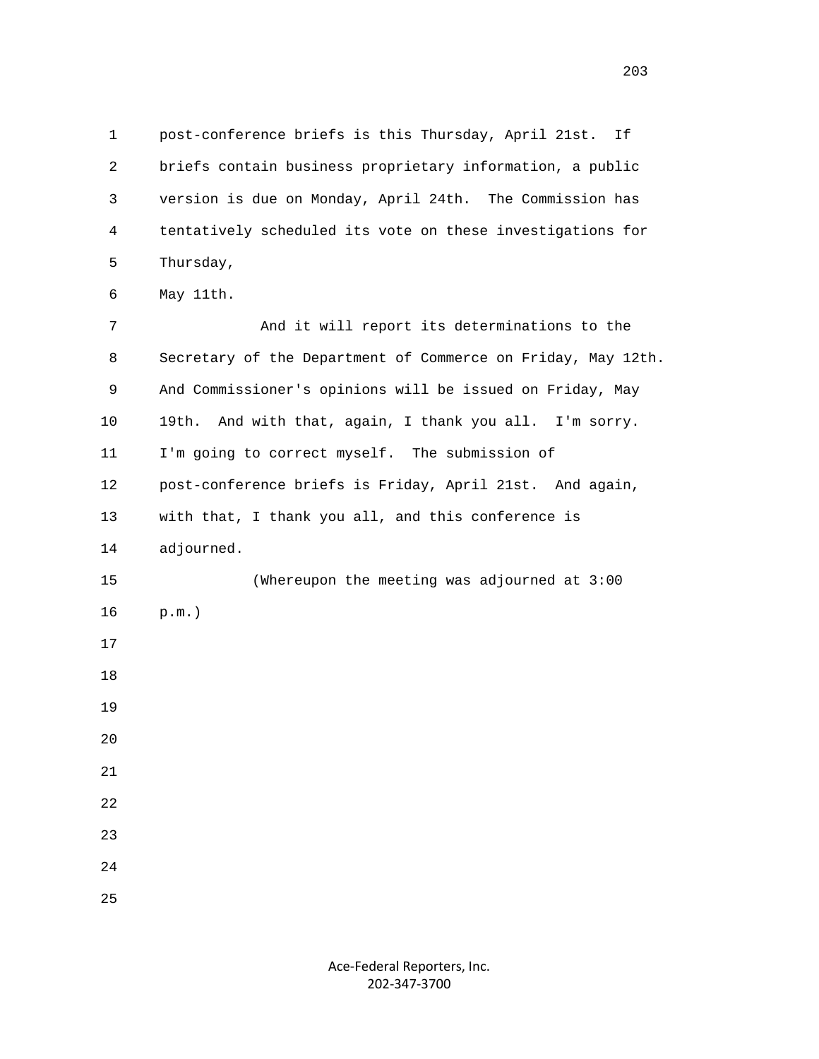post-conference briefs is this Thursday, April 21st. If briefs contain business proprietary information, a public version is due on Monday, April 24th. The Commission has tentatively scheduled its vote on these investigations for Thursday, May 11th.

And it will report its determinations to the Secretary of the Department of Commerce on Friday, May 12th. And Commissioner's opinions will be issued on Friday, May 19th. And with that, again, I thank you all. I'm sorry. I'm going to correct myself. The submission of post-conference briefs is Friday, April 21st. And again, with that, I thank you all, and this conference is adjourned.

(Whereupon the meeting was adjourned at 3:00 p.m.)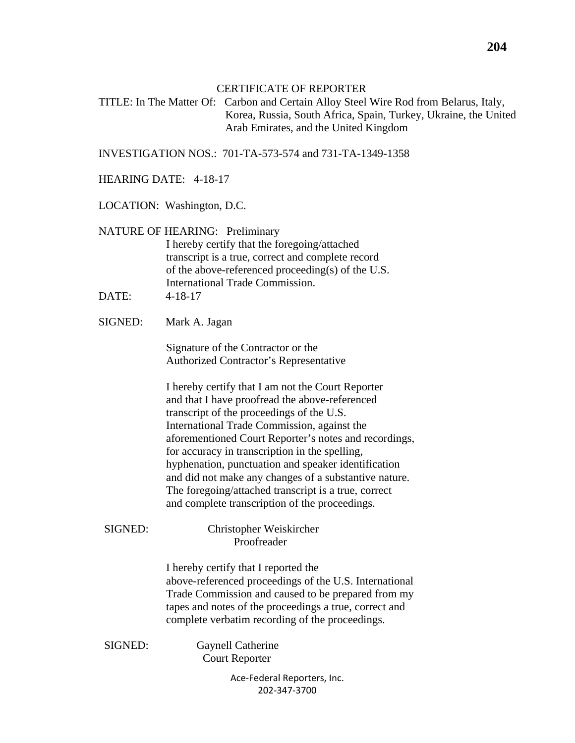# CERTIFICATE OF REPORTER

TITLE: In The Matter Of: Carbon and Certain Alloy Steel Wire Rod from Belarus, Italy, Korea, Russia, South Africa, Spain, Turkey, Ukraine, the United Arab Emirates, and the United Kingdom

INVESTIGATION NOS.: 701-TA-573-574 and 731-TA-1349-1358

HEARING DATE: 4-18-17

LOCATION: Washington, D.C.

NATURE OF HEARING: Preliminary

I hereby certify that the foregoing/attached transcript is a true, correct and complete record of the above-referenced proceeding(s) of the U.S. International Trade Commission.

DATE: 4-18-17

SIGNED: Mark A. Jagan

Signature of the Contractor or the Authorized Contractor's Representative

I hereby certify that I am not the Court Reporter and that I have proofread the above-referenced transcript of the proceedings of the U.S. International Trade Commission, against the aforementioned Court Reporter's notes and recordings, for accuracy in transcription in the spelling, hyphenation, punctuation and speaker identification and did not make any changes of a substantive nature. The foregoing/attached transcript is a true, correct and complete transcription of the proceedings.

SIGNED: Christopher Weiskircher
Proofreader

I hereby certify that I reported the above-referenced proceedings of the U.S. International Trade Commission and caused to be prepared from my tapes and notes of the proceedings a true, correct and complete verbatim recording of the proceedings.

SIGNED: Gaynell Catherine
Court Reporter